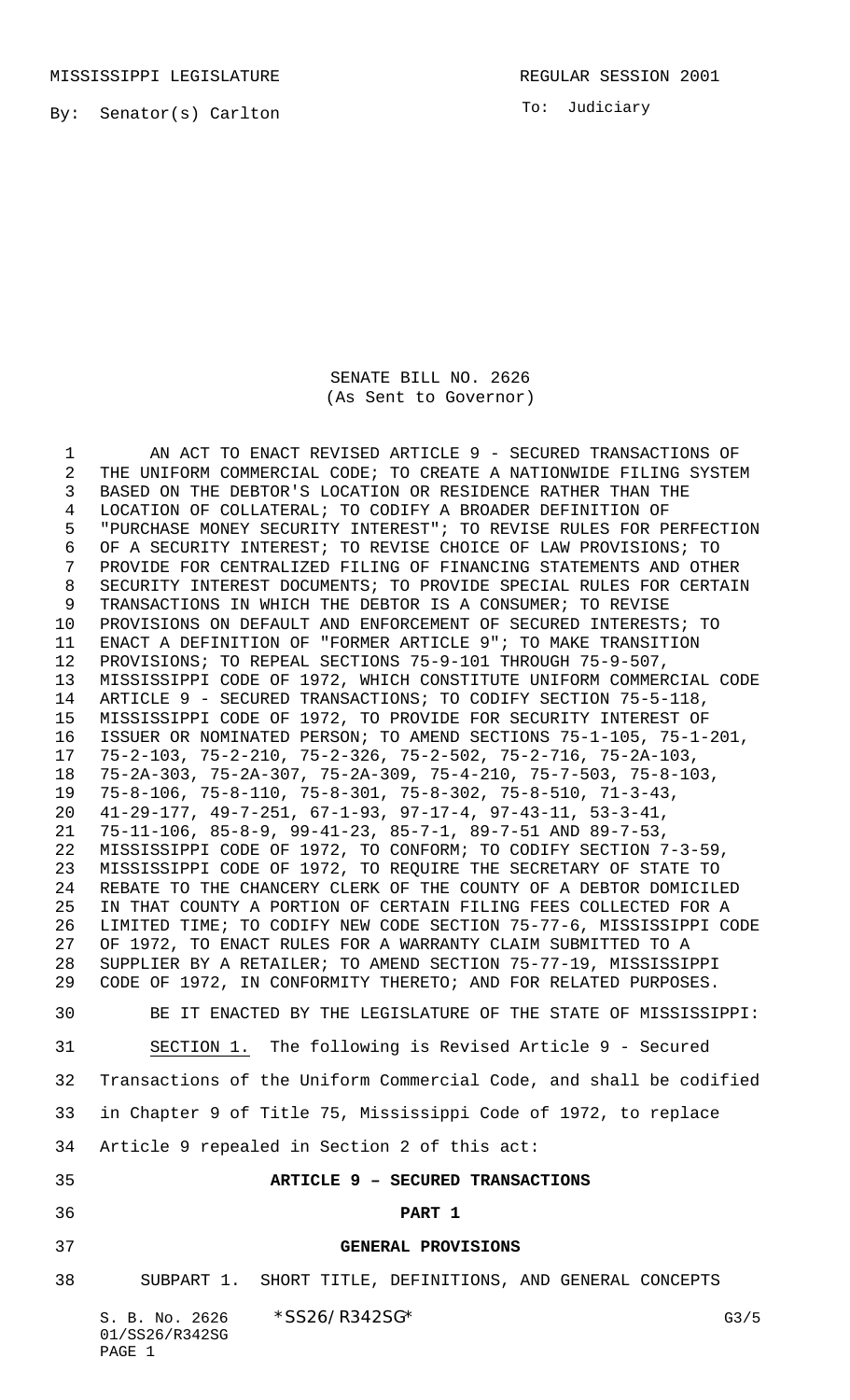MISSISSIPPI LEGISLATURE REGULAR SESSION 2001

By: Senator(s) Carlton

To: Judiciary

SENATE BILL NO. 2626
(As Sent to Governor)

AN ACT TO ENACT REVISED ARTICLE 9 - SECURED TRANSACTIONS OF THE UNIFORM COMMERCIAL CODE; TO CREATE A NATIONWIDE FILING SYSTEM BASED ON THE DEBTOR'S LOCATION OR RESIDENCE RATHER THAN THE LOCATION OF COLLATERAL; TO CODIFY A BROADER DEFINITION OF "PURCHASE MONEY SECURITY INTEREST"; TO REVISE RULES FOR PERFECTION OF A SECURITY INTEREST; TO REVISE CHOICE OF LAW PROVISIONS; TO PROVIDE FOR CENTRALIZED FILING OF FINANCING STATEMENTS AND OTHER SECURITY INTEREST DOCUMENTS; TO PROVIDE SPECIAL RULES FOR CERTAIN TRANSACTIONS IN WHICH THE DEBTOR IS A CONSUMER; TO REVISE PROVISIONS ON DEFAULT AND ENFORCEMENT OF SECURED INTERESTS; TO ENACT A DEFINITION OF "FORMER ARTICLE 9"; TO MAKE TRANSITION PROVISIONS; TO REPEAL SECTIONS 75-9-101 THROUGH 75-9-507, MISSISSIPPI CODE OF 1972, WHICH CONSTITUTE UNIFORM COMMERCIAL CODE ARTICLE 9 - SECURED TRANSACTIONS; TO CODIFY SECTION 75-5-118, MISSISSIPPI CODE OF 1972, TO PROVIDE FOR SECURITY INTEREST OF ISSUER OR NOMINATED PERSON; TO AMEND SECTIONS 75-1-105, 75-1-201, 75-2-103, 75-2-210, 75-2-326, 75-2-502, 75-2-716, 75-2A-103, 75-2A-303, 75-2A-307, 75-2A-309, 75-4-210, 75-7-503, 75-8-103, 75-8-106, 75-8-110, 75-8-301, 75-8-302, 75-8-510, 71-3-43, 41-29-177, 49-7-251, 67-1-93, 97-17-4, 97-43-11, 53-3-41, 75-11-106, 85-8-9, 99-41-23, 85-7-1, 89-7-51 AND 89-7-53, MISSISSIPPI CODE OF 1972, TO CONFORM; TO CODIFY SECTION 7-3-59, MISSISSIPPI CODE OF 1972, TO REQUIRE THE SECRETARY OF STATE TO REBATE TO THE CHANCERY CLERK OF THE COUNTY OF A DEBTOR DOMICILED IN THAT COUNTY A PORTION OF CERTAIN FILING FEES COLLECTED FOR A LIMITED TIME; TO CODIFY NEW CODE SECTION 75-77-6, MISSISSIPPI CODE OF 1972, TO ENACT RULES FOR A WARRANTY CLAIM SUBMITTED TO A SUPPLIER BY A RETAILER; TO AMEND SECTION 75-77-19, MISSISSIPPI CODE OF 1972, IN CONFORMITY THERETO; AND FOR RELATED PURPOSES.

BE IT ENACTED BY THE LEGISLATURE OF THE STATE OF MISSISSIPPI:

SECTION 1. The following is Revised Article 9 - Secured Transactions of the Uniform Commercial Code, and shall be codified in Chapter 9 of Title 75, Mississippi Code of 1972, to replace Article 9 repealed in Section 2 of this act:

**ARTICLE 9 – SECURED TRANSACTIONS**

**PART 1**

**GENERAL PROVISIONS**

SUBPART 1. SHORT TITLE, DEFINITIONS, AND GENERAL CONCEPTS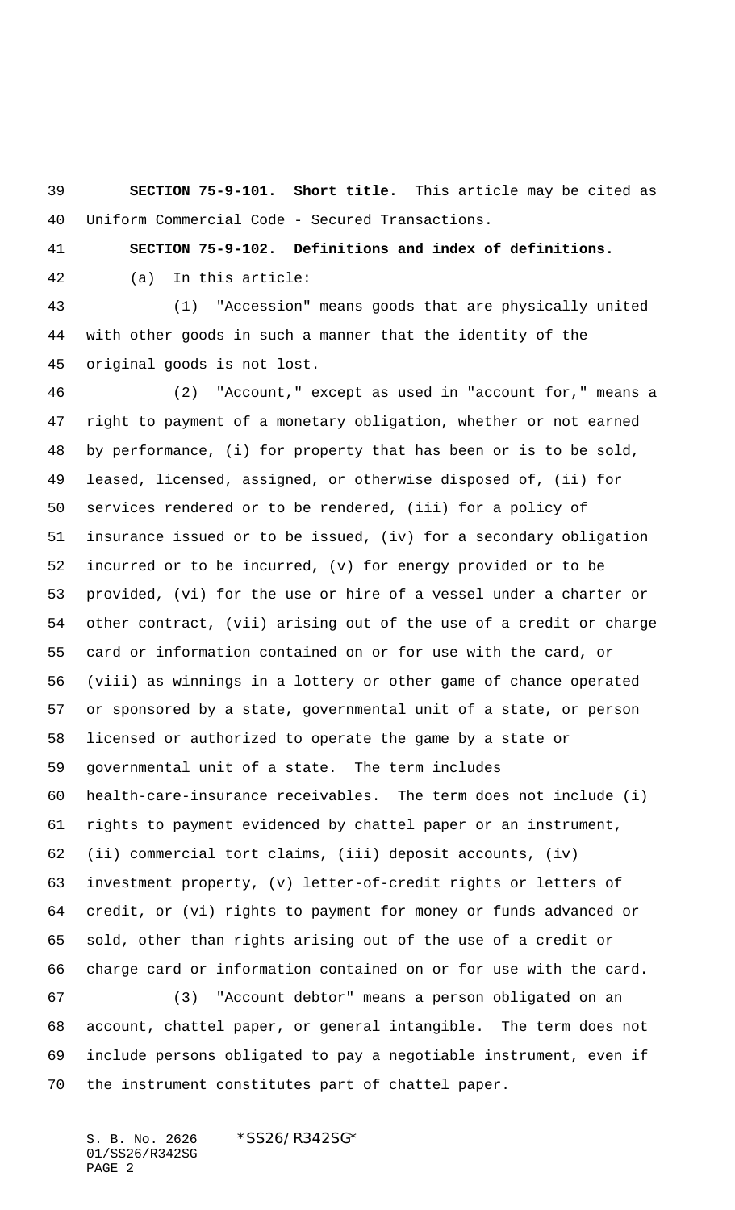**SECTION 75-9-101. Short title.** This article may be cited as Uniform Commercial Code - Secured Transactions.

**SECTION 75-9-102. Definitions and index of definitions.**

(a) In this article:

(1) "Accession" means goods that are physically united with other goods in such a manner that the identity of the original goods is not lost.

(2) "Account," except as used in "account for," means a right to payment of a monetary obligation, whether or not earned by performance, (i) for property that has been or is to be sold, leased, licensed, assigned, or otherwise disposed of, (ii) for services rendered or to be rendered, (iii) for a policy of insurance issued or to be issued, (iv) for a secondary obligation incurred or to be incurred, (v) for energy provided or to be provided, (vi) for the use or hire of a vessel under a charter or other contract, (vii) arising out of the use of a credit or charge card or information contained on or for use with the card, or (viii) as winnings in a lottery or other game of chance operated or sponsored by a state, governmental unit of a state, or person licensed or authorized to operate the game by a state or governmental unit of a state. The term includes health-care-insurance receivables. The term does not include (i) rights to payment evidenced by chattel paper or an instrument, (ii) commercial tort claims, (iii) deposit accounts, (iv) investment property, (v) letter-of-credit rights or letters of credit, or (vi) rights to payment for money or funds advanced or sold, other than rights arising out of the use of a credit or charge card or information contained on or for use with the card.

(3) "Account debtor" means a person obligated on an account, chattel paper, or general intangible. The term does not include persons obligated to pay a negotiable instrument, even if the instrument constitutes part of chattel paper.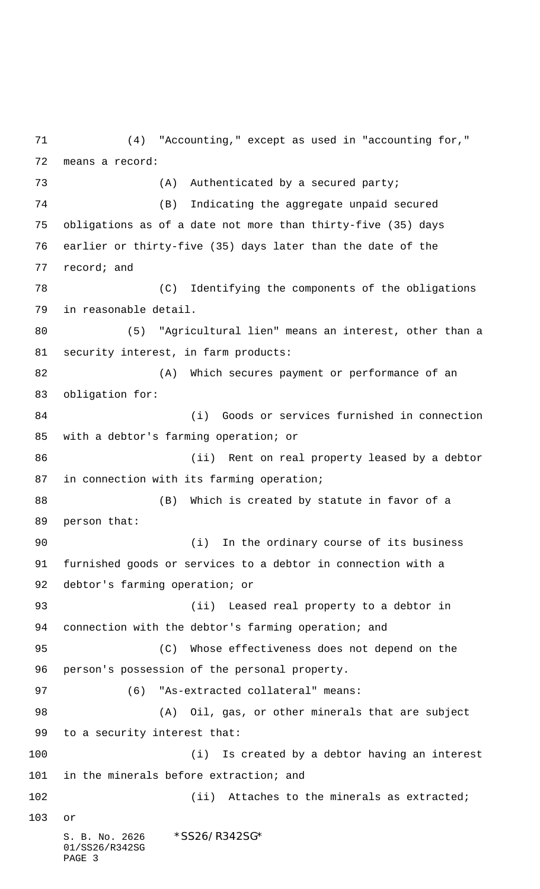(4) "Accounting," except as used in "accounting for," means a record:

(A) Authenticated by a secured party;

(B) Indicating the aggregate unpaid secured obligations as of a date not more than thirty-five (35) days earlier or thirty-five (35) days later than the date of the record; and

(C) Identifying the components of the obligations in reasonable detail.

(5) "Agricultural lien" means an interest, other than a security interest, in farm products:

(A) Which secures payment or performance of an obligation for:

(i) Goods or services furnished in connection with a debtor's farming operation; or

(ii) Rent on real property leased by a debtor in connection with its farming operation;

(B) Which is created by statute in favor of a person that:

(i) In the ordinary course of its business furnished goods or services to a debtor in connection with a debtor's farming operation; or

(ii) Leased real property to a debtor in connection with the debtor's farming operation; and

(C) Whose effectiveness does not depend on the person's possession of the personal property.

(6) "As-extracted collateral" means:

(A) Oil, gas, or other minerals that are subject to a security interest that:

(i) Is created by a debtor having an interest in the minerals before extraction; and

(ii) Attaches to the minerals as extracted; or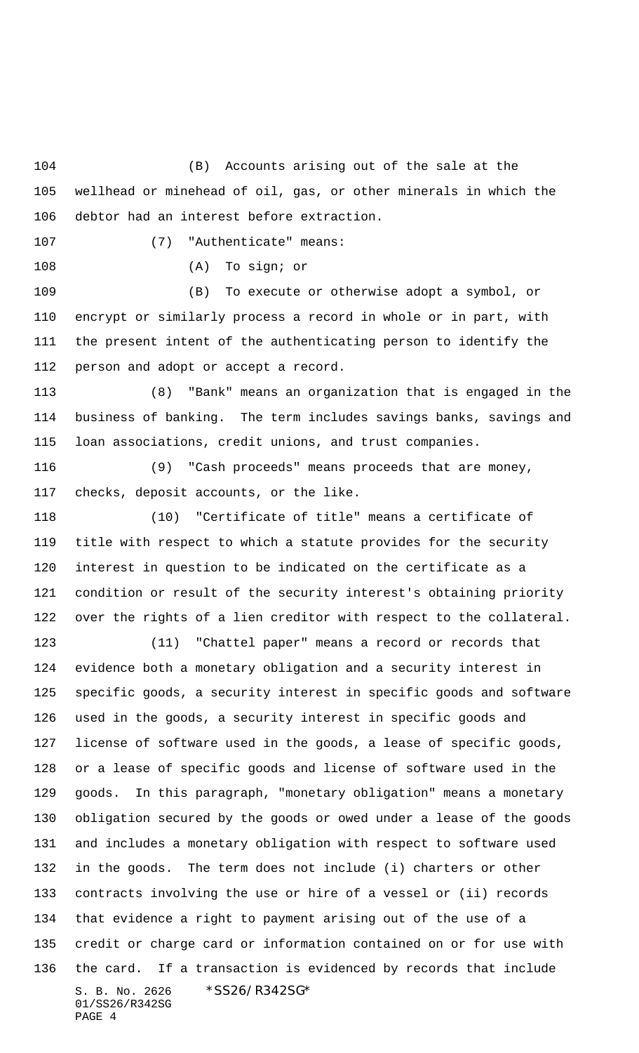(B) Accounts arising out of the sale at the wellhead or minehead of oil, gas, or other minerals in which the debtor had an interest before extraction.

(7) "Authenticate" means:

(A) To sign; or

(B) To execute or otherwise adopt a symbol, or encrypt or similarly process a record in whole or in part, with the present intent of the authenticating person to identify the person and adopt or accept a record.

(8) "Bank" means an organization that is engaged in the business of banking. The term includes savings banks, savings and loan associations, credit unions, and trust companies.

(9) "Cash proceeds" means proceeds that are money, checks, deposit accounts, or the like.

(10) "Certificate of title" means a certificate of title with respect to which a statute provides for the security interest in question to be indicated on the certificate as a condition or result of the security interest's obtaining priority over the rights of a lien creditor with respect to the collateral.

(11) "Chattel paper" means a record or records that evidence both a monetary obligation and a security interest in specific goods, a security interest in specific goods and software used in the goods, a security interest in specific goods and license of software used in the goods, a lease of specific goods, or a lease of specific goods and license of software used in the goods. In this paragraph, "monetary obligation" means a monetary obligation secured by the goods or owed under a lease of the goods and includes a monetary obligation with respect to software used in the goods. The term does not include (i) charters or other contracts involving the use or hire of a vessel or (ii) records that evidence a right to payment arising out of the use of a credit or charge card or information contained on or for use with the card. If a transaction is evidenced by records that include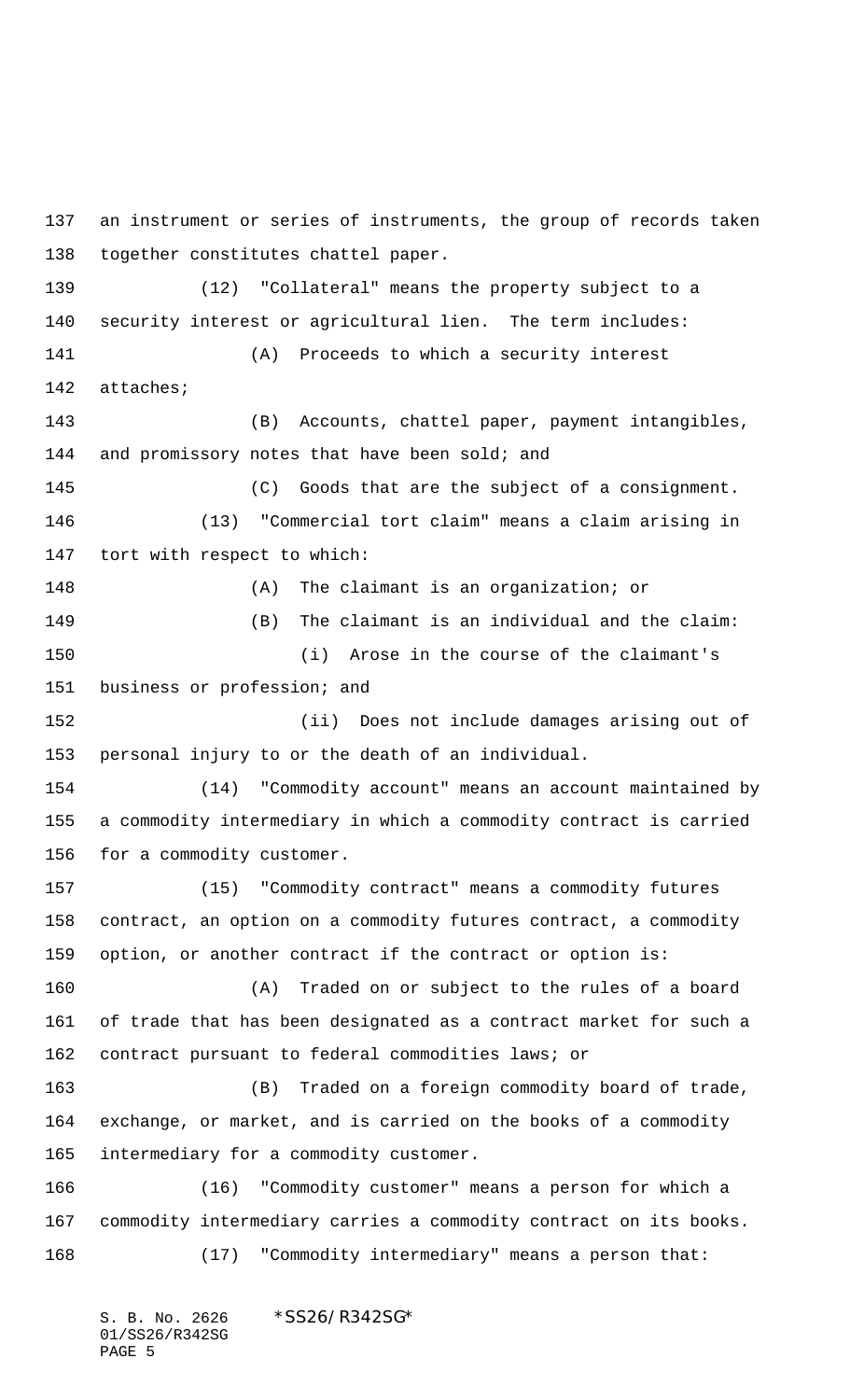an instrument or series of instruments, the group of records taken together constitutes chattel paper.

(12) "Collateral" means the property subject to a security interest or agricultural lien. The term includes:

(A) Proceeds to which a security interest attaches;

(B) Accounts, chattel paper, payment intangibles, and promissory notes that have been sold; and

(C) Goods that are the subject of a consignment.

(13) "Commercial tort claim" means a claim arising in tort with respect to which:

(A) The claimant is an organization; or

(B) The claimant is an individual and the claim:

(i) Arose in the course of the claimant's business or profession; and

(ii) Does not include damages arising out of personal injury to or the death of an individual.

(14) "Commodity account" means an account maintained by a commodity intermediary in which a commodity contract is carried for a commodity customer.

(15) "Commodity contract" means a commodity futures contract, an option on a commodity futures contract, a commodity option, or another contract if the contract or option is:

(A) Traded on or subject to the rules of a board of trade that has been designated as a contract market for such a contract pursuant to federal commodities laws; or

(B) Traded on a foreign commodity board of trade, exchange, or market, and is carried on the books of a commodity intermediary for a commodity customer.

(16) "Commodity customer" means a person for which a commodity intermediary carries a commodity contract on its books.

(17) "Commodity intermediary" means a person that: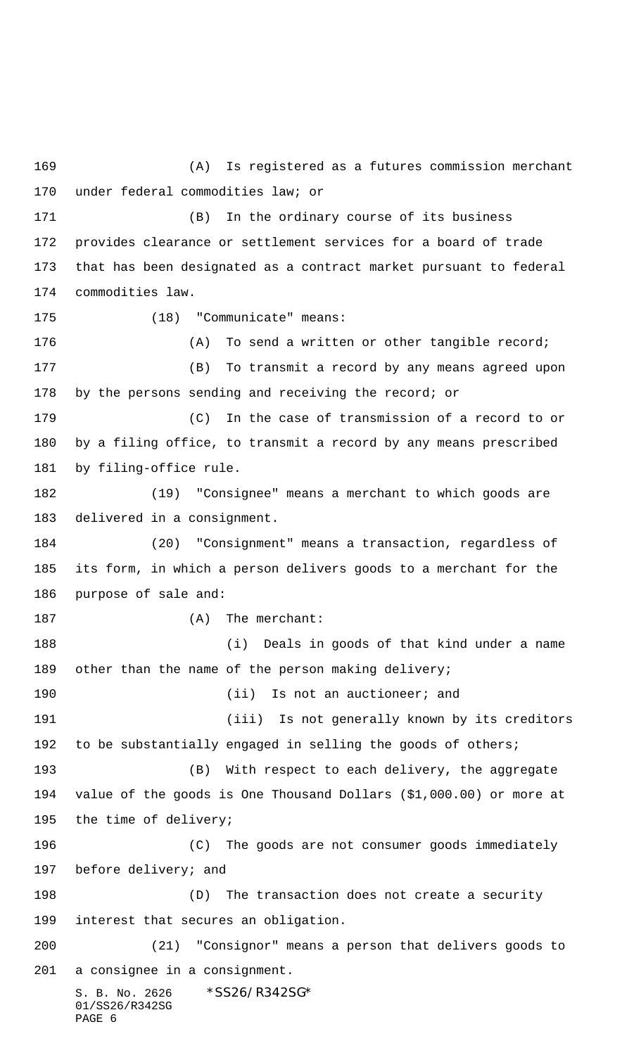(A) Is registered as a futures commission merchant under federal commodities law; or

(B) In the ordinary course of its business provides clearance or settlement services for a board of trade that has been designated as a contract market pursuant to federal commodities law.

(18) "Communicate" means:

(A) To send a written or other tangible record;

(B) To transmit a record by any means agreed upon by the persons sending and receiving the record; or

(C) In the case of transmission of a record to or by a filing office, to transmit a record by any means prescribed by filing-office rule.

(19) "Consignee" means a merchant to which goods are delivered in a consignment.

(20) "Consignment" means a transaction, regardless of its form, in which a person delivers goods to a merchant for the purpose of sale and:

(A) The merchant:

(i) Deals in goods of that kind under a name other than the name of the person making delivery;

(ii) Is not an auctioneer; and

(iii) Is not generally known by its creditors to be substantially engaged in selling the goods of others;

(B) With respect to each delivery, the aggregate value of the goods is One Thousand Dollars ($1,000.00) or more at the time of delivery;

(C) The goods are not consumer goods immediately before delivery; and

(D) The transaction does not create a security interest that secures an obligation.

(21) "Consignor" means a person that delivers goods to a consignee in a consignment.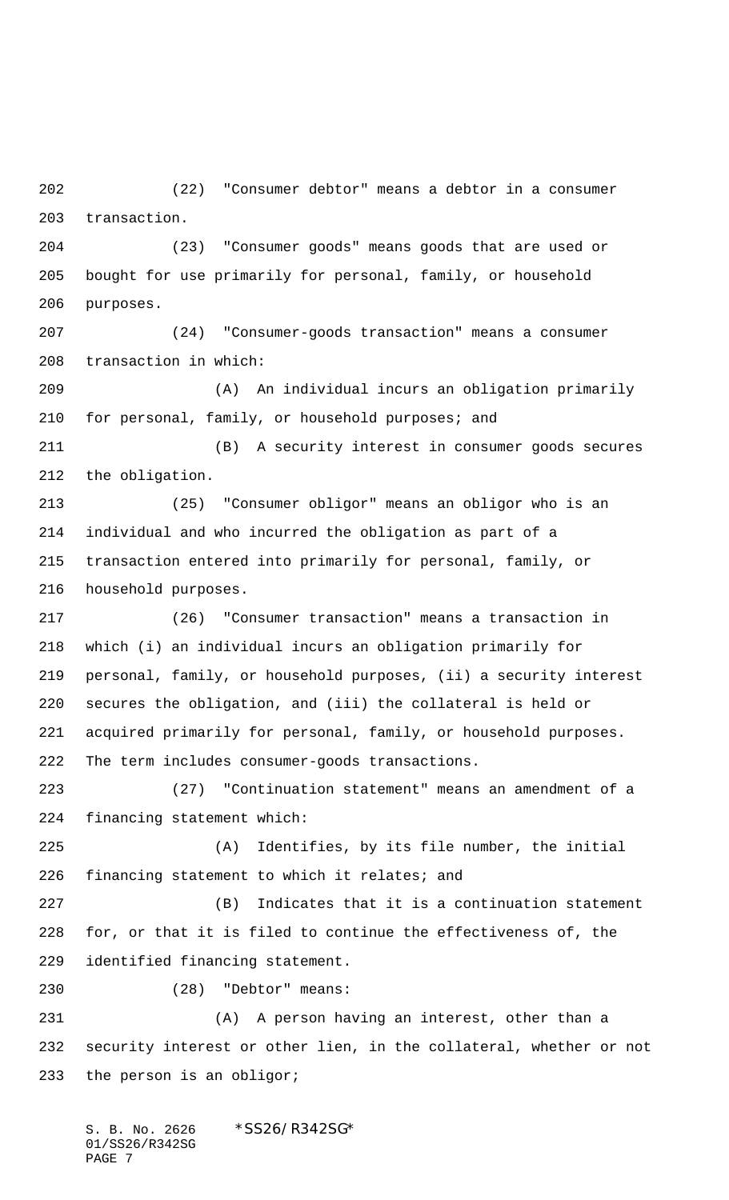(22) "Consumer debtor" means a debtor in a consumer transaction.

(23) "Consumer goods" means goods that are used or bought for use primarily for personal, family, or household purposes.

(24) "Consumer-goods transaction" means a consumer transaction in which:

(A) An individual incurs an obligation primarily for personal, family, or household purposes; and

(B) A security interest in consumer goods secures the obligation.

(25) "Consumer obligor" means an obligor who is an individual and who incurred the obligation as part of a transaction entered into primarily for personal, family, or household purposes.

(26) "Consumer transaction" means a transaction in which (i) an individual incurs an obligation primarily for personal, family, or household purposes, (ii) a security interest secures the obligation, and (iii) the collateral is held or acquired primarily for personal, family, or household purposes. The term includes consumer-goods transactions.

(27) "Continuation statement" means an amendment of a financing statement which:

(A) Identifies, by its file number, the initial financing statement to which it relates; and

(B) Indicates that it is a continuation statement for, or that it is filed to continue the effectiveness of, the identified financing statement.

(28) "Debtor" means:

(A) A person having an interest, other than a security interest or other lien, in the collateral, whether or not the person is an obligor;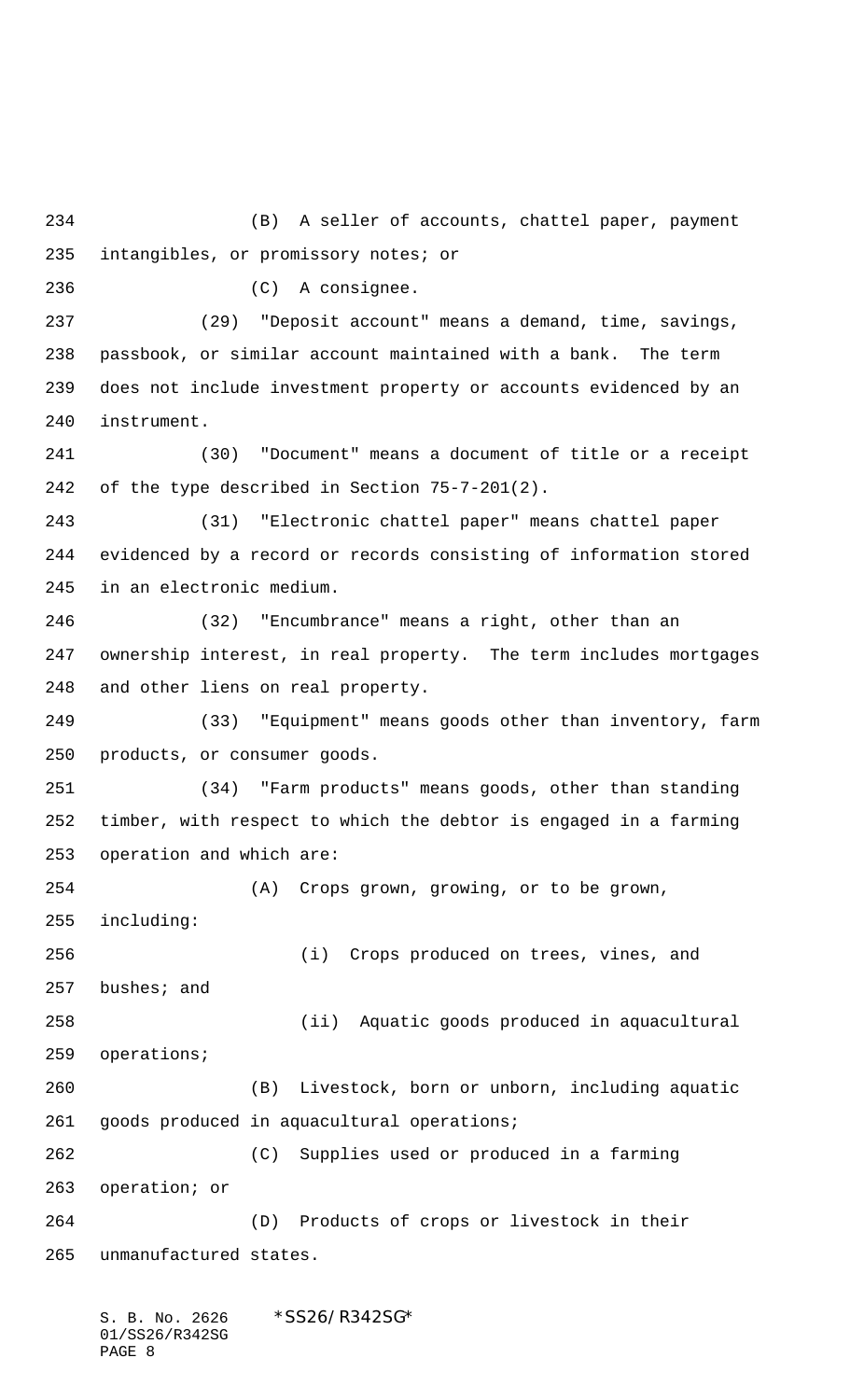(B) A seller of accounts, chattel paper, payment intangibles, or promissory notes; or

(C) A consignee.

(29) "Deposit account" means a demand, time, savings, passbook, or similar account maintained with a bank. The term does not include investment property or accounts evidenced by an instrument.

(30) "Document" means a document of title or a receipt of the type described in Section 75-7-201(2).

(31) "Electronic chattel paper" means chattel paper evidenced by a record or records consisting of information stored in an electronic medium.

(32) "Encumbrance" means a right, other than an ownership interest, in real property. The term includes mortgages and other liens on real property.

(33) "Equipment" means goods other than inventory, farm products, or consumer goods.

(34) "Farm products" means goods, other than standing timber, with respect to which the debtor is engaged in a farming operation and which are:

(A) Crops grown, growing, or to be grown, including:

(i) Crops produced on trees, vines, and bushes; and

(ii) Aquatic goods produced in aquacultural operations;

(B) Livestock, born or unborn, including aquatic goods produced in aquacultural operations;

(C) Supplies used or produced in a farming operation; or

(D) Products of crops or livestock in their unmanufactured states.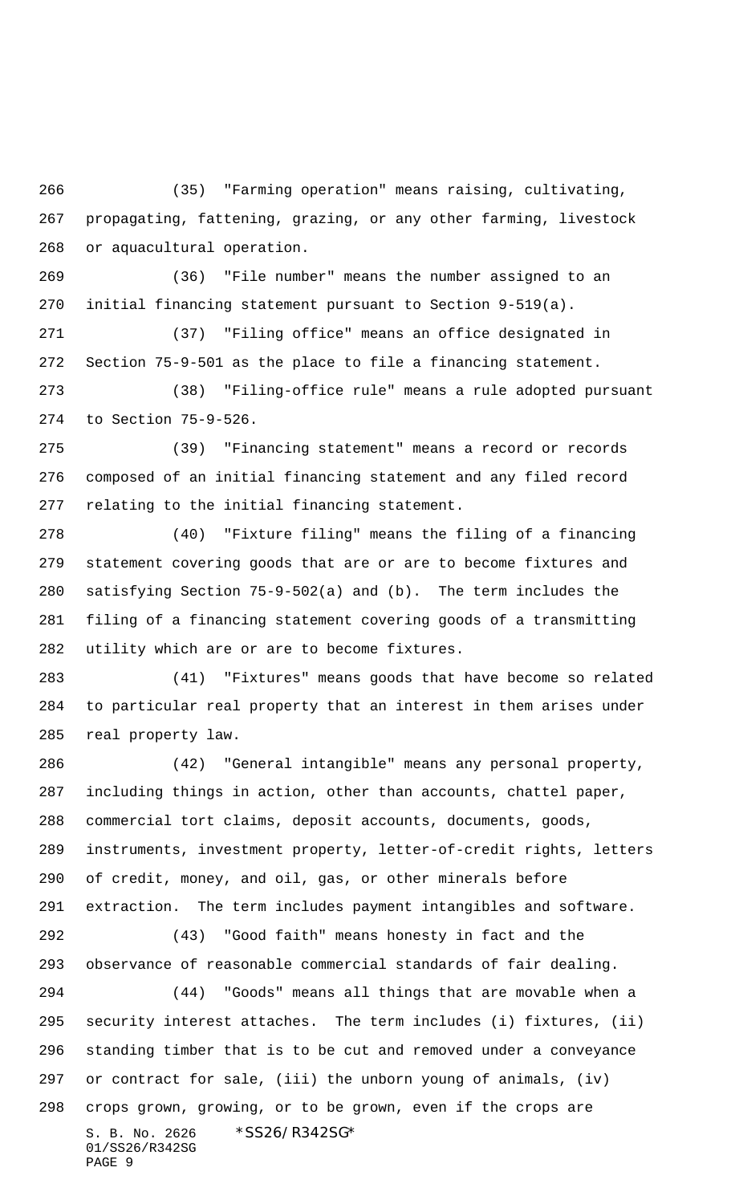(35) "Farming operation" means raising, cultivating, propagating, fattening, grazing, or any other farming, livestock or aquacultural operation.

(36) "File number" means the number assigned to an initial financing statement pursuant to Section 9-519(a).

(37) "Filing office" means an office designated in Section 75-9-501 as the place to file a financing statement.

(38) "Filing-office rule" means a rule adopted pursuant to Section 75-9-526.

(39) "Financing statement" means a record or records composed of an initial financing statement and any filed record relating to the initial financing statement.

(40) "Fixture filing" means the filing of a financing statement covering goods that are or are to become fixtures and satisfying Section 75-9-502(a) and (b). The term includes the filing of a financing statement covering goods of a transmitting utility which are or are to become fixtures.

(41) "Fixtures" means goods that have become so related to particular real property that an interest in them arises under real property law.

(42) "General intangible" means any personal property, including things in action, other than accounts, chattel paper, commercial tort claims, deposit accounts, documents, goods, instruments, investment property, letter-of-credit rights, letters of credit, money, and oil, gas, or other minerals before extraction. The term includes payment intangibles and software.

(43) "Good faith" means honesty in fact and the observance of reasonable commercial standards of fair dealing.

(44) "Goods" means all things that are movable when a security interest attaches. The term includes (i) fixtures, (ii) standing timber that is to be cut and removed under a conveyance or contract for sale, (iii) the unborn young of animals, (iv) crops grown, growing, or to be grown, even if the crops are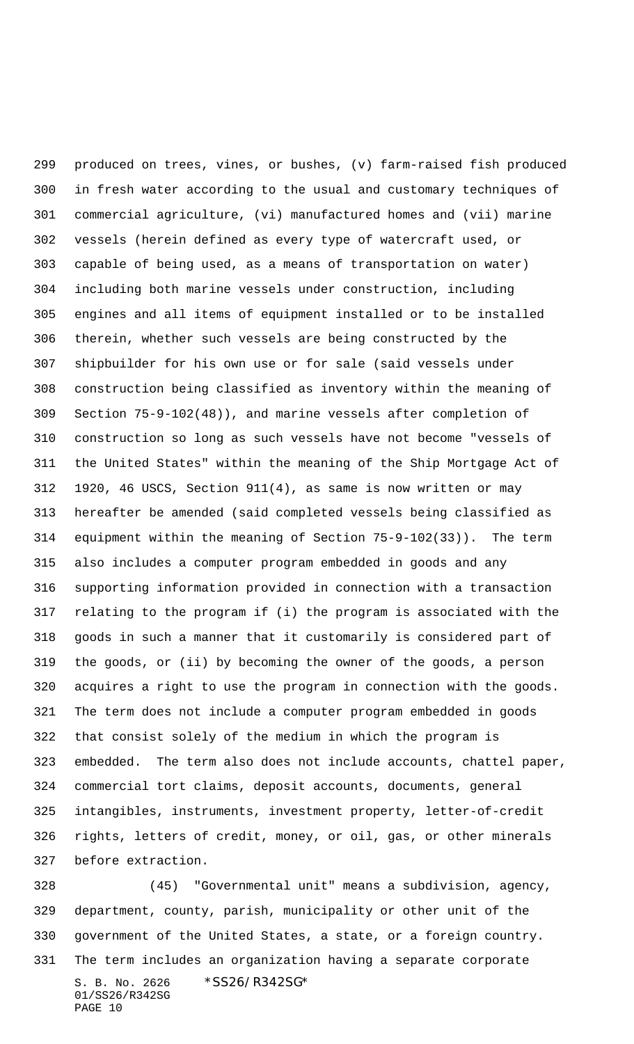produced on trees, vines, or bushes, (v) farm-raised fish produced in fresh water according to the usual and customary techniques of commercial agriculture, (vi) manufactured homes and (vii) marine vessels (herein defined as every type of watercraft used, or capable of being used, as a means of transportation on water) including both marine vessels under construction, including engines and all items of equipment installed or to be installed therein, whether such vessels are being constructed by the shipbuilder for his own use or for sale (said vessels under construction being classified as inventory within the meaning of Section 75-9-102(48)), and marine vessels after completion of construction so long as such vessels have not become "vessels of the United States" within the meaning of the Ship Mortgage Act of 1920, 46 USCS, Section 911(4), as same is now written or may hereafter be amended (said completed vessels being classified as equipment within the meaning of Section 75-9-102(33)). The term also includes a computer program embedded in goods and any supporting information provided in connection with a transaction relating to the program if (i) the program is associated with the goods in such a manner that it customarily is considered part of the goods, or (ii) by becoming the owner of the goods, a person acquires a right to use the program in connection with the goods. The term does not include a computer program embedded in goods that consist solely of the medium in which the program is embedded. The term also does not include accounts, chattel paper, commercial tort claims, deposit accounts, documents, general intangibles, instruments, investment property, letter-of-credit rights, letters of credit, money, or oil, gas, or other minerals before extraction.

(45) "Governmental unit" means a subdivision, agency, department, county, parish, municipality or other unit of the government of the United States, a state, or a foreign country. The term includes an organization having a separate corporate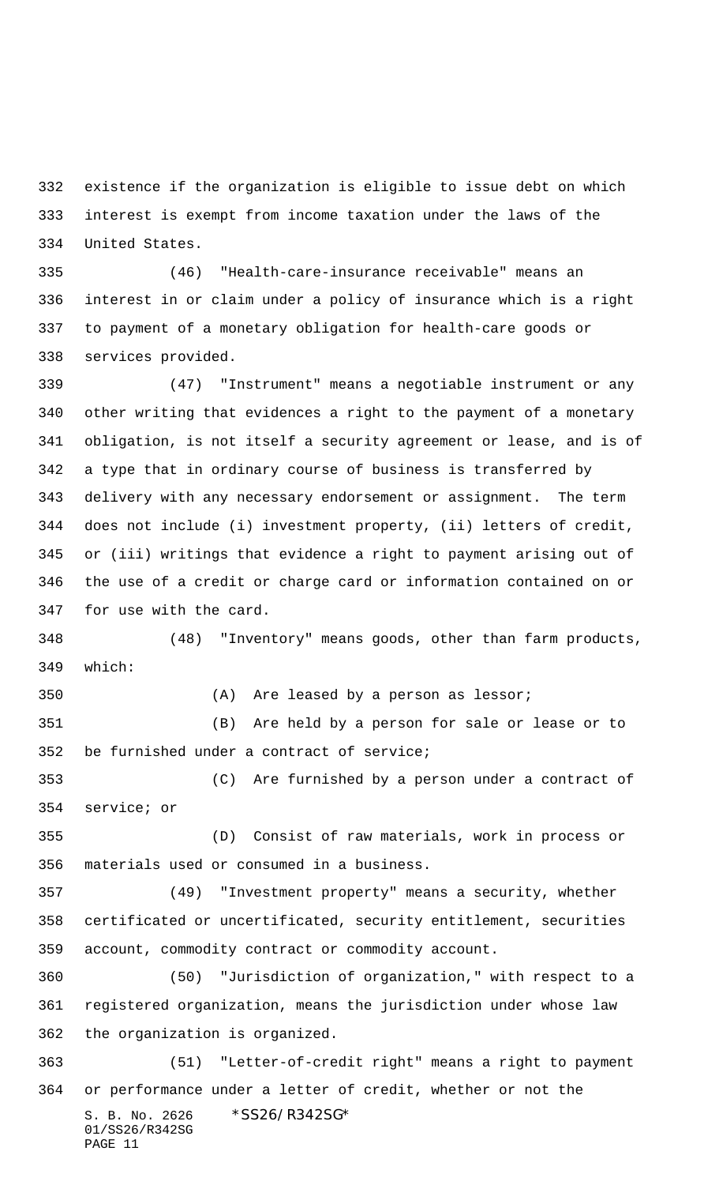existence if the organization is eligible to issue debt on which interest is exempt from income taxation under the laws of the United States.

(46) "Health-care-insurance receivable" means an interest in or claim under a policy of insurance which is a right to payment of a monetary obligation for health-care goods or services provided.

(47) "Instrument" means a negotiable instrument or any other writing that evidences a right to the payment of a monetary obligation, is not itself a security agreement or lease, and is of a type that in ordinary course of business is transferred by delivery with any necessary endorsement or assignment. The term does not include (i) investment property, (ii) letters of credit, or (iii) writings that evidence a right to payment arising out of the use of a credit or charge card or information contained on or for use with the card.

(48) "Inventory" means goods, other than farm products, which:

(A) Are leased by a person as lessor;

(B) Are held by a person for sale or lease or to be furnished under a contract of service;

(C) Are furnished by a person under a contract of service; or

(D) Consist of raw materials, work in process or materials used or consumed in a business.

(49) "Investment property" means a security, whether certificated or uncertificated, security entitlement, securities account, commodity contract or commodity account.

(50) "Jurisdiction of organization," with respect to a registered organization, means the jurisdiction under whose law the organization is organized.

(51) "Letter-of-credit right" means a right to payment or performance under a letter of credit, whether or not the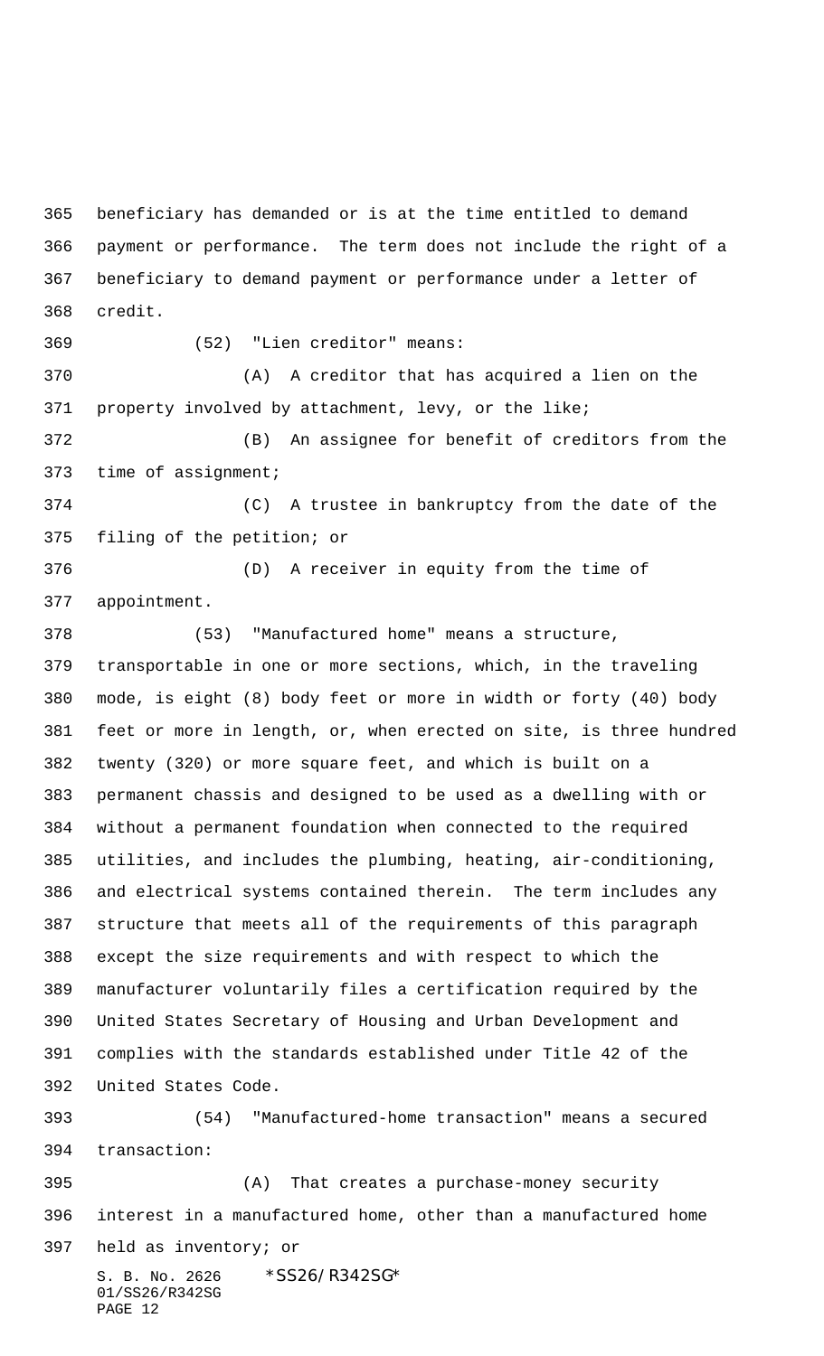beneficiary has demanded or is at the time entitled to demand payment or performance. The term does not include the right of a beneficiary to demand payment or performance under a letter of credit.

(52) "Lien creditor" means:

(A) A creditor that has acquired a lien on the property involved by attachment, levy, or the like;

(B) An assignee for benefit of creditors from the time of assignment;

(C) A trustee in bankruptcy from the date of the filing of the petition; or

(D) A receiver in equity from the time of appointment.

(53) "Manufactured home" means a structure, transportable in one or more sections, which, in the traveling mode, is eight (8) body feet or more in width or forty (40) body feet or more in length, or, when erected on site, is three hundred twenty (320) or more square feet, and which is built on a permanent chassis and designed to be used as a dwelling with or without a permanent foundation when connected to the required utilities, and includes the plumbing, heating, air-conditioning, and electrical systems contained therein. The term includes any structure that meets all of the requirements of this paragraph except the size requirements and with respect to which the manufacturer voluntarily files a certification required by the United States Secretary of Housing and Urban Development and complies with the standards established under Title 42 of the United States Code.

(54) "Manufactured-home transaction" means a secured transaction:

(A) That creates a purchase-money security interest in a manufactured home, other than a manufactured home held as inventory; or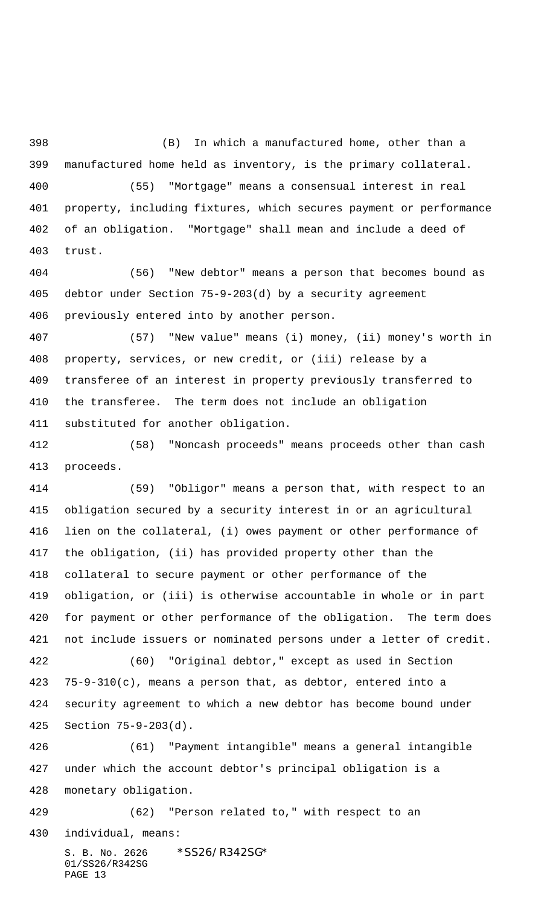(B) In which a manufactured home, other than a manufactured home held as inventory, is the primary collateral.

(55) "Mortgage" means a consensual interest in real property, including fixtures, which secures payment or performance of an obligation. "Mortgage" shall mean and include a deed of trust.

(56) "New debtor" means a person that becomes bound as debtor under Section 75-9-203(d) by a security agreement previously entered into by another person.

(57) "New value" means (i) money, (ii) money's worth in property, services, or new credit, or (iii) release by a transferee of an interest in property previously transferred to the transferee. The term does not include an obligation substituted for another obligation.

(58) "Noncash proceeds" means proceeds other than cash proceeds.

(59) "Obligor" means a person that, with respect to an obligation secured by a security interest in or an agricultural lien on the collateral, (i) owes payment or other performance of the obligation, (ii) has provided property other than the collateral to secure payment or other performance of the obligation, or (iii) is otherwise accountable in whole or in part for payment or other performance of the obligation. The term does not include issuers or nominated persons under a letter of credit.

(60) "Original debtor," except as used in Section 75-9-310(c), means a person that, as debtor, entered into a security agreement to which a new debtor has become bound under Section 75-9-203(d).

(61) "Payment intangible" means a general intangible under which the account debtor's principal obligation is a monetary obligation.

(62) "Person related to," with respect to an individual, means: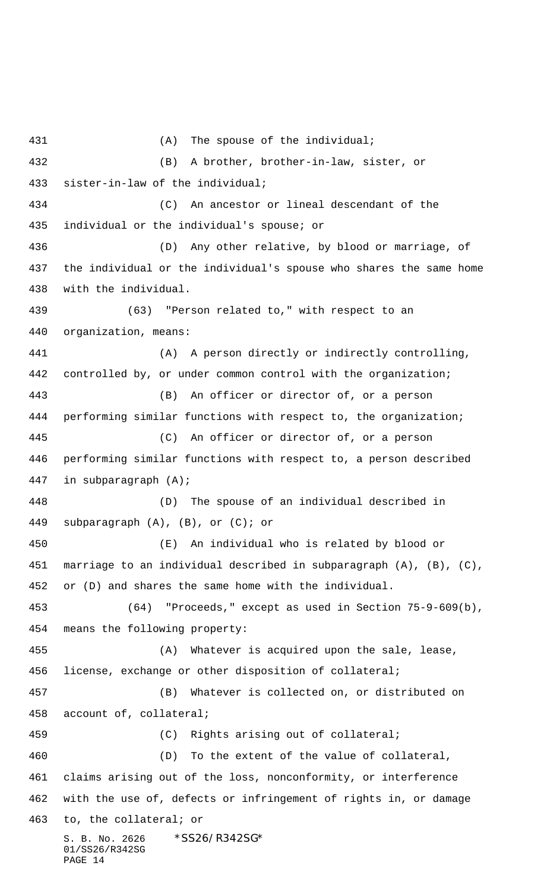(A) The spouse of the individual;

(B) A brother, brother-in-law, sister, or sister-in-law of the individual;

(C) An ancestor or lineal descendant of the individual or the individual's spouse; or

(D) Any other relative, by blood or marriage, of the individual or the individual's spouse who shares the same home with the individual.

(63) "Person related to," with respect to an organization, means:

(A) A person directly or indirectly controlling, controlled by, or under common control with the organization;

(B) An officer or director of, or a person performing similar functions with respect to, the organization;

(C) An officer or director of, or a person performing similar functions with respect to, a person described in subparagraph (A);

(D) The spouse of an individual described in subparagraph (A), (B), or (C); or

(E) An individual who is related by blood or marriage to an individual described in subparagraph (A), (B), (C), or (D) and shares the same home with the individual.

(64) "Proceeds," except as used in Section 75-9-609(b), means the following property:

(A) Whatever is acquired upon the sale, lease, license, exchange or other disposition of collateral;

(B) Whatever is collected on, or distributed on account of, collateral;

(C) Rights arising out of collateral;

(D) To the extent of the value of collateral, claims arising out of the loss, nonconformity, or interference with the use of, defects or infringement of rights in, or damage to, the collateral; or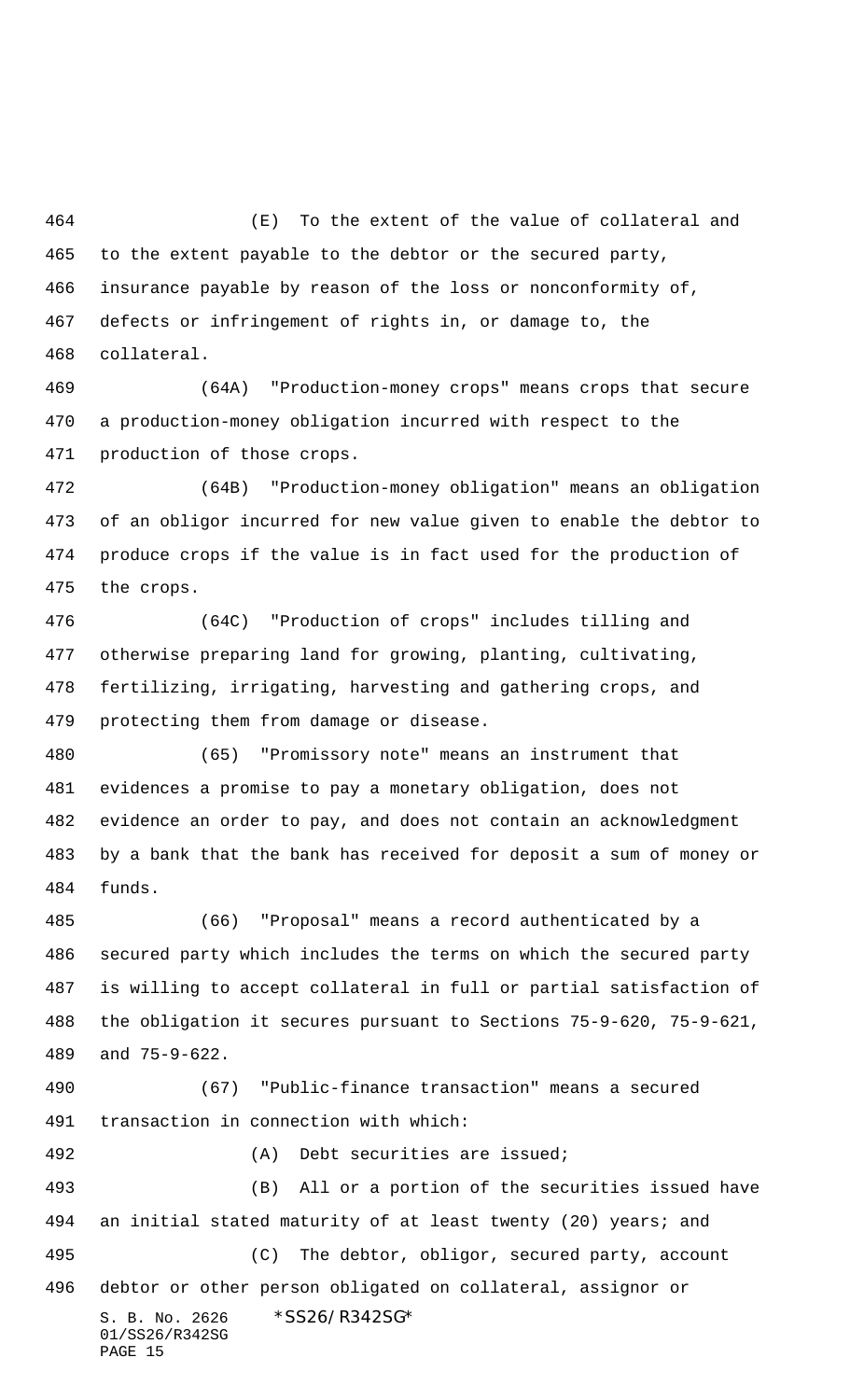(E) To the extent of the value of collateral and to the extent payable to the debtor or the secured party, insurance payable by reason of the loss or nonconformity of, defects or infringement of rights in, or damage to, the collateral.

(64A) "Production-money crops" means crops that secure a production-money obligation incurred with respect to the production of those crops.

(64B) "Production-money obligation" means an obligation of an obligor incurred for new value given to enable the debtor to produce crops if the value is in fact used for the production of the crops.

(64C) "Production of crops" includes tilling and otherwise preparing land for growing, planting, cultivating, fertilizing, irrigating, harvesting and gathering crops, and protecting them from damage or disease.

(65) "Promissory note" means an instrument that evidences a promise to pay a monetary obligation, does not evidence an order to pay, and does not contain an acknowledgment by a bank that the bank has received for deposit a sum of money or funds.

(66) "Proposal" means a record authenticated by a secured party which includes the terms on which the secured party is willing to accept collateral in full or partial satisfaction of the obligation it secures pursuant to Sections 75-9-620, 75-9-621, and 75-9-622.

(67) "Public-finance transaction" means a secured transaction in connection with which:

(A) Debt securities are issued;

(B) All or a portion of the securities issued have an initial stated maturity of at least twenty (20) years; and

(C) The debtor, obligor, secured party, account debtor or other person obligated on collateral, assignor or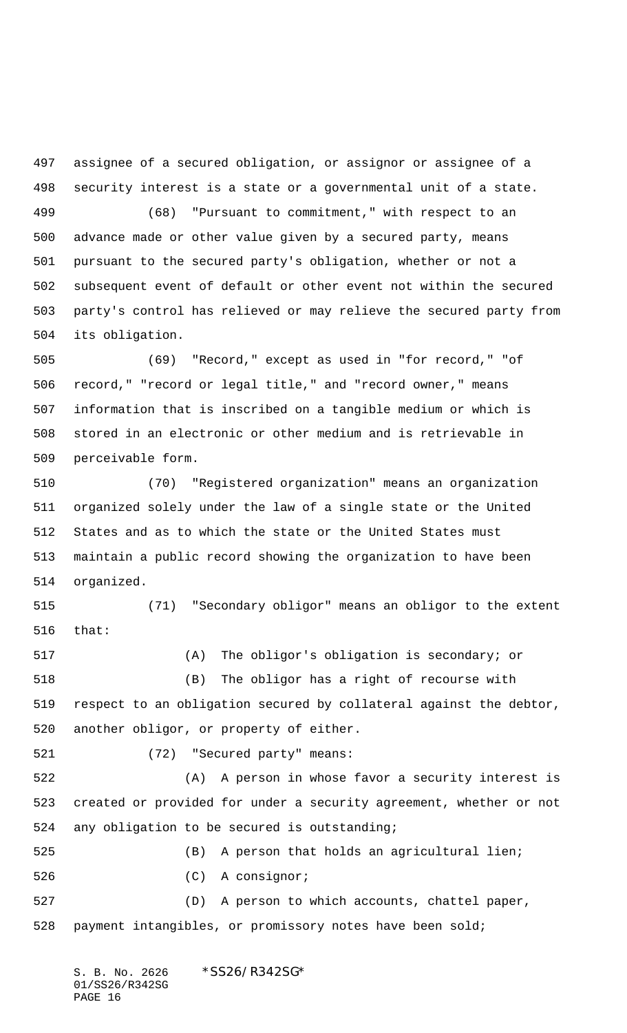assignee of a secured obligation, or assignor or assignee of a security interest is a state or a governmental unit of a state.

(68) "Pursuant to commitment," with respect to an advance made or other value given by a secured party, means pursuant to the secured party's obligation, whether or not a subsequent event of default or other event not within the secured party's control has relieved or may relieve the secured party from its obligation.

(69) "Record," except as used in "for record," "of record," "record or legal title," and "record owner," means information that is inscribed on a tangible medium or which is stored in an electronic or other medium and is retrievable in perceivable form.

(70) "Registered organization" means an organization organized solely under the law of a single state or the United States and as to which the state or the United States must maintain a public record showing the organization to have been organized.

(71) "Secondary obligor" means an obligor to the extent that:

(A) The obligor's obligation is secondary; or

(B) The obligor has a right of recourse with respect to an obligation secured by collateral against the debtor, another obligor, or property of either.

(72) "Secured party" means:

(A) A person in whose favor a security interest is created or provided for under a security agreement, whether or not any obligation to be secured is outstanding;

(B) A person that holds an agricultural lien;

(C) A consignor;

(D) A person to which accounts, chattel paper, payment intangibles, or promissory notes have been sold;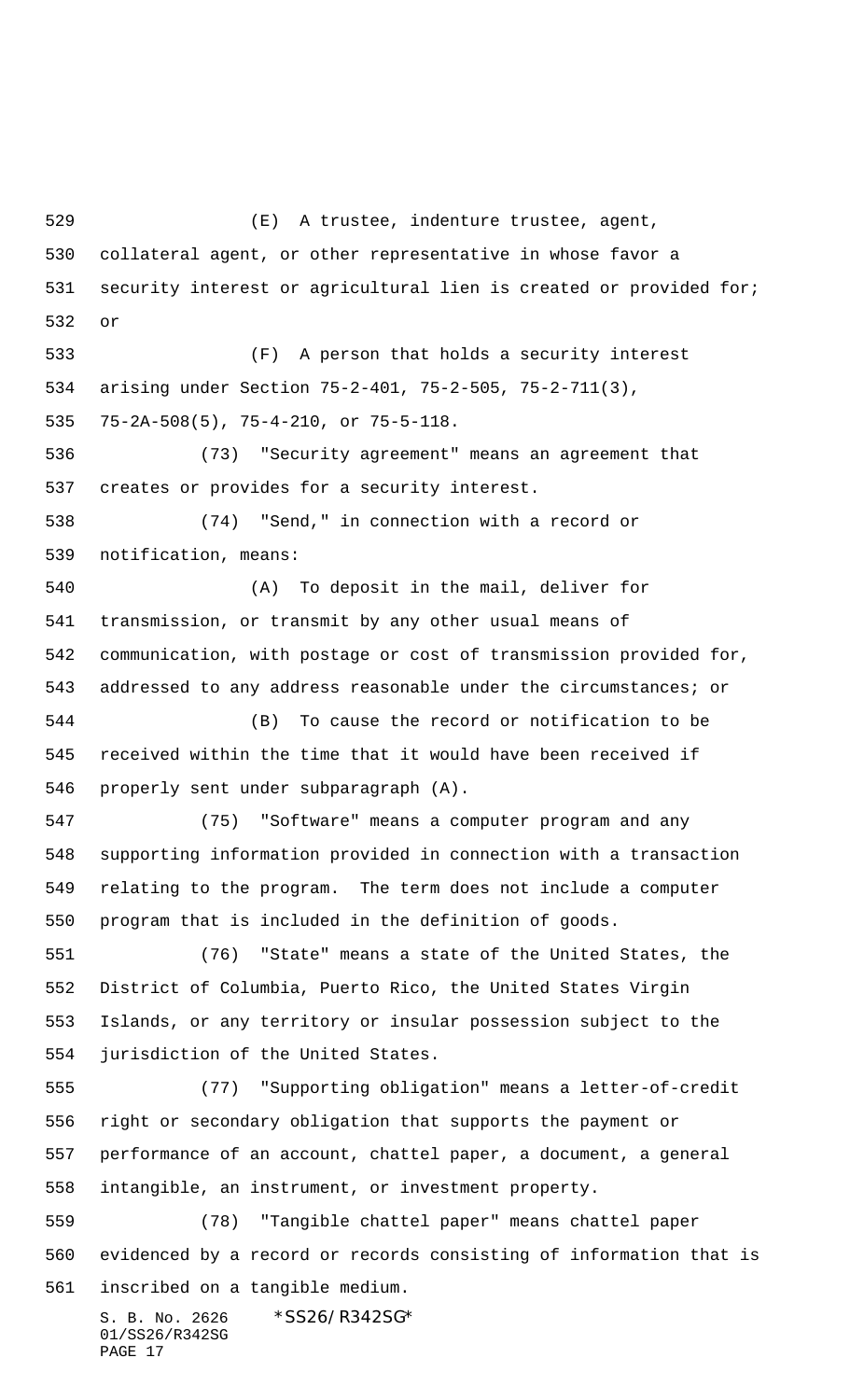(E) A trustee, indenture trustee, agent, collateral agent, or other representative in whose favor a security interest or agricultural lien is created or provided for; or

(F) A person that holds a security interest arising under Section 75-2-401, 75-2-505, 75-2-711(3), 75-2A-508(5), 75-4-210, or 75-5-118.

(73) "Security agreement" means an agreement that creates or provides for a security interest.

(74) "Send," in connection with a record or notification, means:

(A) To deposit in the mail, deliver for transmission, or transmit by any other usual means of communication, with postage or cost of transmission provided for, addressed to any address reasonable under the circumstances; or

(B) To cause the record or notification to be received within the time that it would have been received if properly sent under subparagraph (A).

(75) "Software" means a computer program and any supporting information provided in connection with a transaction relating to the program. The term does not include a computer program that is included in the definition of goods.

(76) "State" means a state of the United States, the District of Columbia, Puerto Rico, the United States Virgin Islands, or any territory or insular possession subject to the jurisdiction of the United States.

(77) "Supporting obligation" means a letter-of-credit right or secondary obligation that supports the payment or performance of an account, chattel paper, a document, a general intangible, an instrument, or investment property.

(78) "Tangible chattel paper" means chattel paper evidenced by a record or records consisting of information that is inscribed on a tangible medium.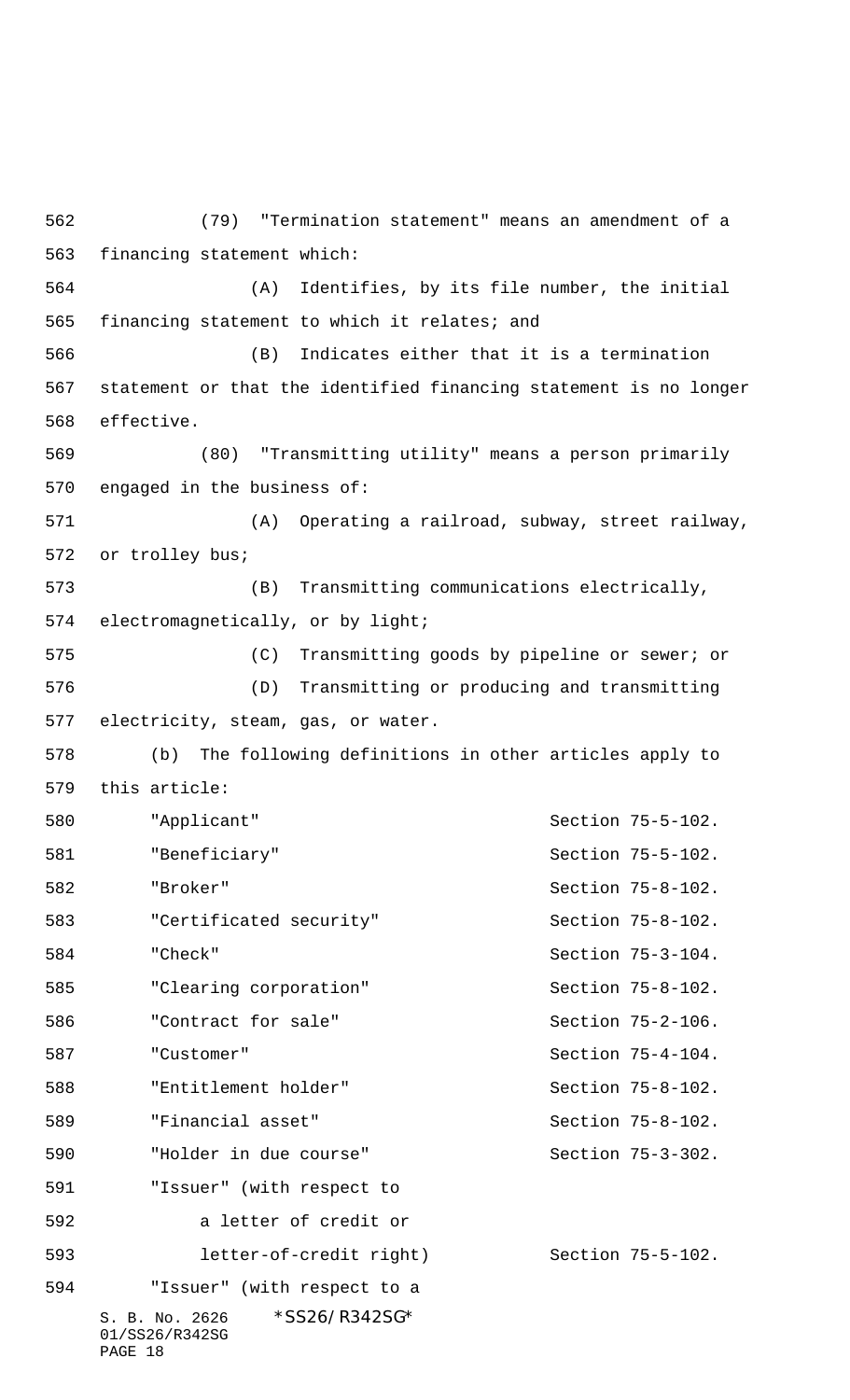(79) "Termination statement" means an amendment of a financing statement which:

(A) Identifies, by its file number, the initial financing statement to which it relates; and

(B) Indicates either that it is a termination statement or that the identified financing statement is no longer effective.

(80) "Transmitting utility" means a person primarily engaged in the business of:

(A) Operating a railroad, subway, street railway, or trolley bus;

(B) Transmitting communications electrically, electromagnetically, or by light;

(C) Transmitting goods by pipeline or sewer; or

(D) Transmitting or producing and transmitting electricity, steam, gas, or water.

(b) The following definitions in other articles apply to this article:

| | |
|---|---|
| "Applicant" | Section 75-5-102. |
| "Beneficiary" | Section 75-5-102. |
| "Broker" | Section 75-8-102. |
| "Certificated security" | Section 75-8-102. |
| "Check" | Section 75-3-104. |
| "Clearing corporation" | Section 75-8-102. |
| "Contract for sale" | Section 75-2-106. |
| "Customer" | Section 75-4-104. |
| "Entitlement holder" | Section 75-8-102. |
| "Financial asset" | Section 75-8-102. |
| "Holder in due course" | Section 75-3-302. |
| "Issuer" (with respect to a letter of credit or letter-of-credit right) | Section 75-5-102. |
| "Issuer" (with respect to a | |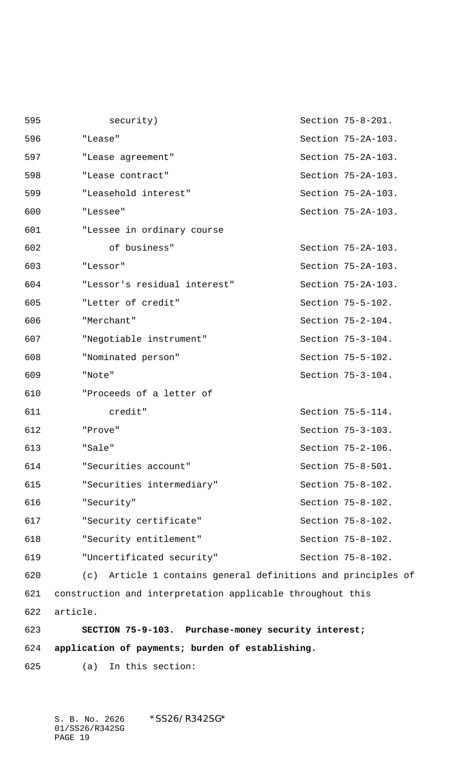| | |
|---|---|
| security) | Section 75-8-201. |
| "Lease" | Section 75-2A-103. |
| "Lease agreement" | Section 75-2A-103. |
| "Lease contract" | Section 75-2A-103. |
| "Leasehold interest" | Section 75-2A-103. |
| "Lessee" | Section 75-2A-103. |
| "Lessee in ordinary course of business" | Section 75-2A-103. |
| "Lessor" | Section 75-2A-103. |
| "Lessor's residual interest" | Section 75-2A-103. |
| "Letter of credit" | Section 75-5-102. |
| "Merchant" | Section 75-2-104. |
| "Negotiable instrument" | Section 75-3-104. |
| "Nominated person" | Section 75-5-102. |
| "Note" | Section 75-3-104. |
| "Proceeds of a letter of credit" | Section 75-5-114. |
| "Prove" | Section 75-3-103. |
| "Sale" | Section 75-2-106. |
| "Securities account" | Section 75-8-501. |
| "Securities intermediary" | Section 75-8-102. |
| "Security" | Section 75-8-102. |
| "Security certificate" | Section 75-8-102. |
| "Security entitlement" | Section 75-8-102. |
| "Uncertificated security" | Section 75-8-102. |

(c) Article 1 contains general definitions and principles of construction and interpretation applicable throughout this article.

**SECTION 75-9-103. Purchase-money security interest; application of payments; burden of establishing.**

(a) In this section: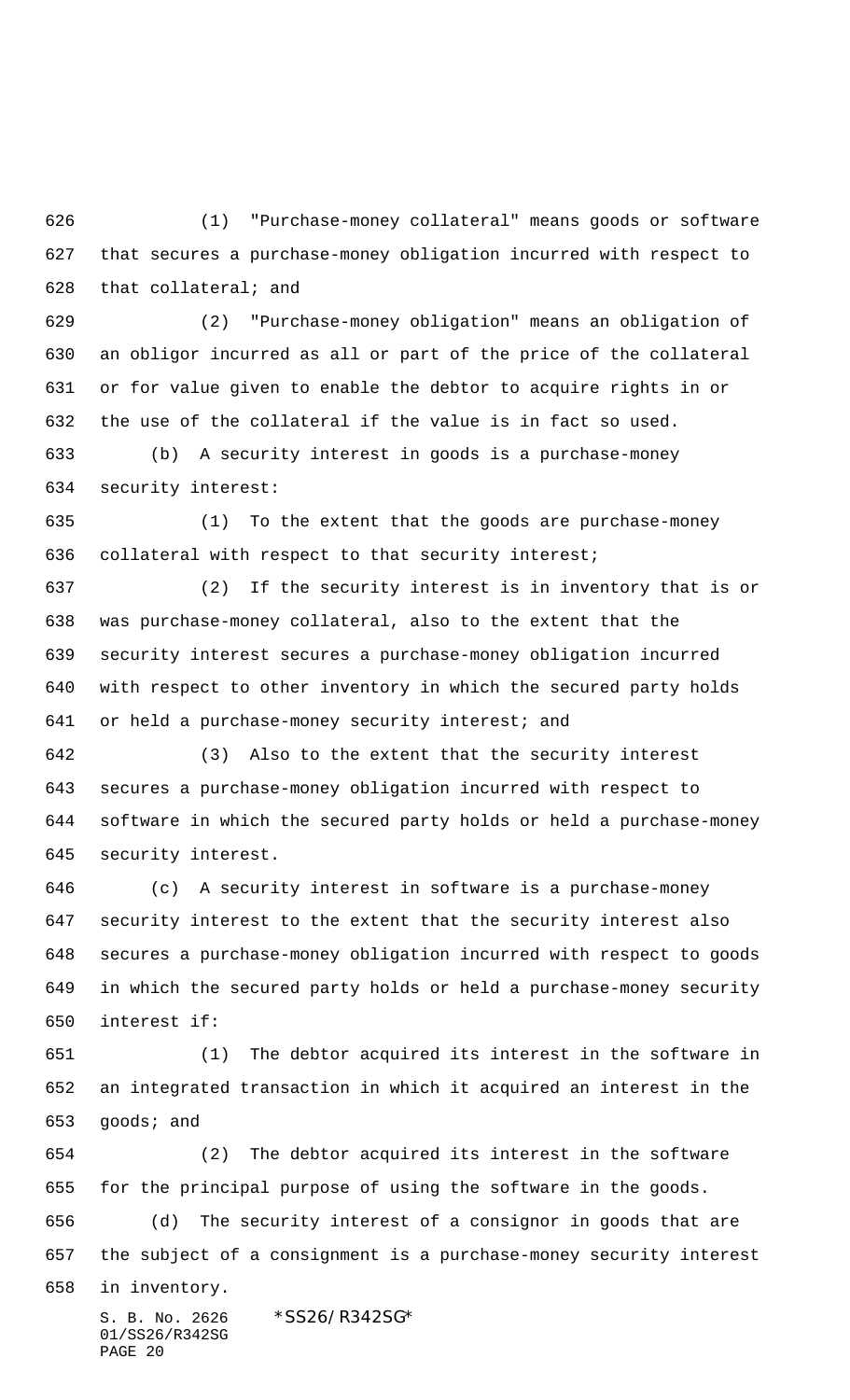(1) "Purchase-money collateral" means goods or software that secures a purchase-money obligation incurred with respect to that collateral; and

(2) "Purchase-money obligation" means an obligation of an obligor incurred as all or part of the price of the collateral or for value given to enable the debtor to acquire rights in or the use of the collateral if the value is in fact so used.

(b) A security interest in goods is a purchase-money security interest:

(1) To the extent that the goods are purchase-money collateral with respect to that security interest;

(2) If the security interest is in inventory that is or was purchase-money collateral, also to the extent that the security interest secures a purchase-money obligation incurred with respect to other inventory in which the secured party holds or held a purchase-money security interest; and

(3) Also to the extent that the security interest secures a purchase-money obligation incurred with respect to software in which the secured party holds or held a purchase-money security interest.

(c) A security interest in software is a purchase-money security interest to the extent that the security interest also secures a purchase-money obligation incurred with respect to goods in which the secured party holds or held a purchase-money security interest if:

(1) The debtor acquired its interest in the software in an integrated transaction in which it acquired an interest in the goods; and

(2) The debtor acquired its interest in the software for the principal purpose of using the software in the goods.

(d) The security interest of a consignor in goods that are the subject of a consignment is a purchase-money security interest in inventory.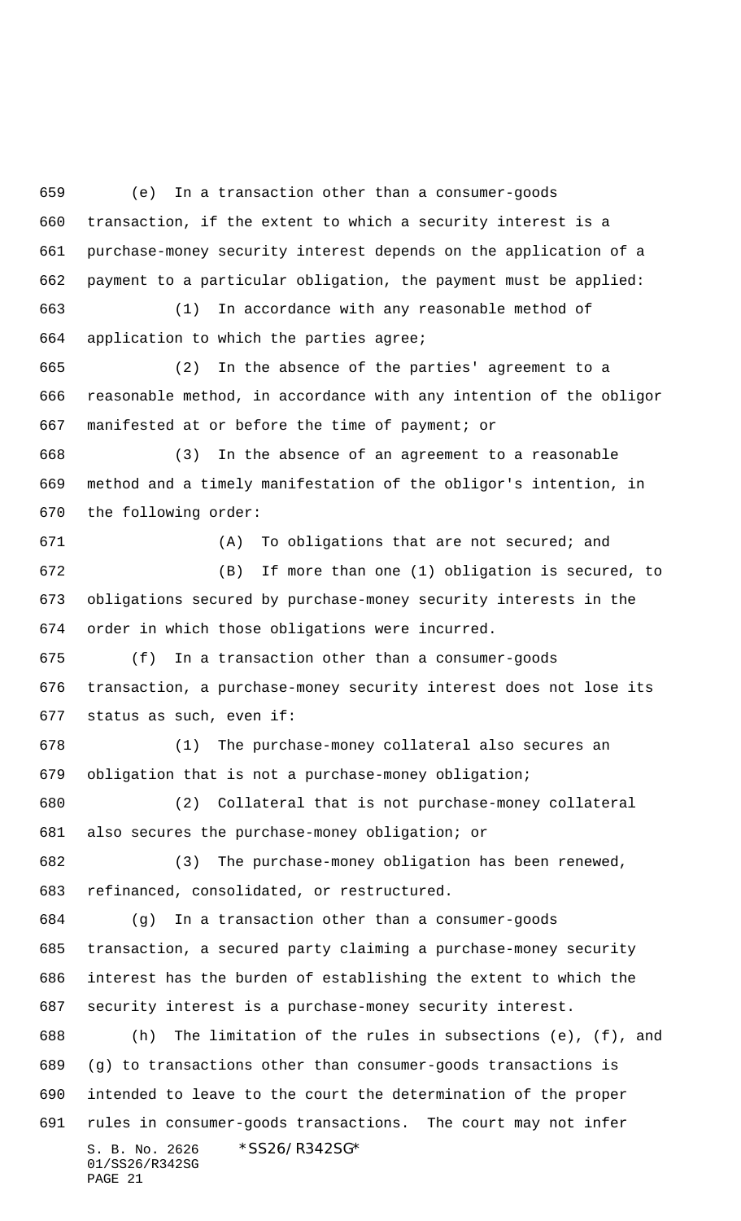(e) In a transaction other than a consumer-goods transaction, if the extent to which a security interest is a purchase-money security interest depends on the application of a payment to a particular obligation, the payment must be applied:

(1) In accordance with any reasonable method of application to which the parties agree;

(2) In the absence of the parties' agreement to a reasonable method, in accordance with any intention of the obligor manifested at or before the time of payment; or

(3) In the absence of an agreement to a reasonable method and a timely manifestation of the obligor's intention, in the following order:

(A) To obligations that are not secured; and

(B) If more than one (1) obligation is secured, to obligations secured by purchase-money security interests in the order in which those obligations were incurred.

(f) In a transaction other than a consumer-goods transaction, a purchase-money security interest does not lose its status as such, even if:

(1) The purchase-money collateral also secures an obligation that is not a purchase-money obligation;

(2) Collateral that is not purchase-money collateral also secures the purchase-money obligation; or

(3) The purchase-money obligation has been renewed, refinanced, consolidated, or restructured.

(g) In a transaction other than a consumer-goods transaction, a secured party claiming a purchase-money security interest has the burden of establishing the extent to which the security interest is a purchase-money security interest.

(h) The limitation of the rules in subsections (e), (f), and (g) to transactions other than consumer-goods transactions is intended to leave to the court the determination of the proper rules in consumer-goods transactions. The court may not infer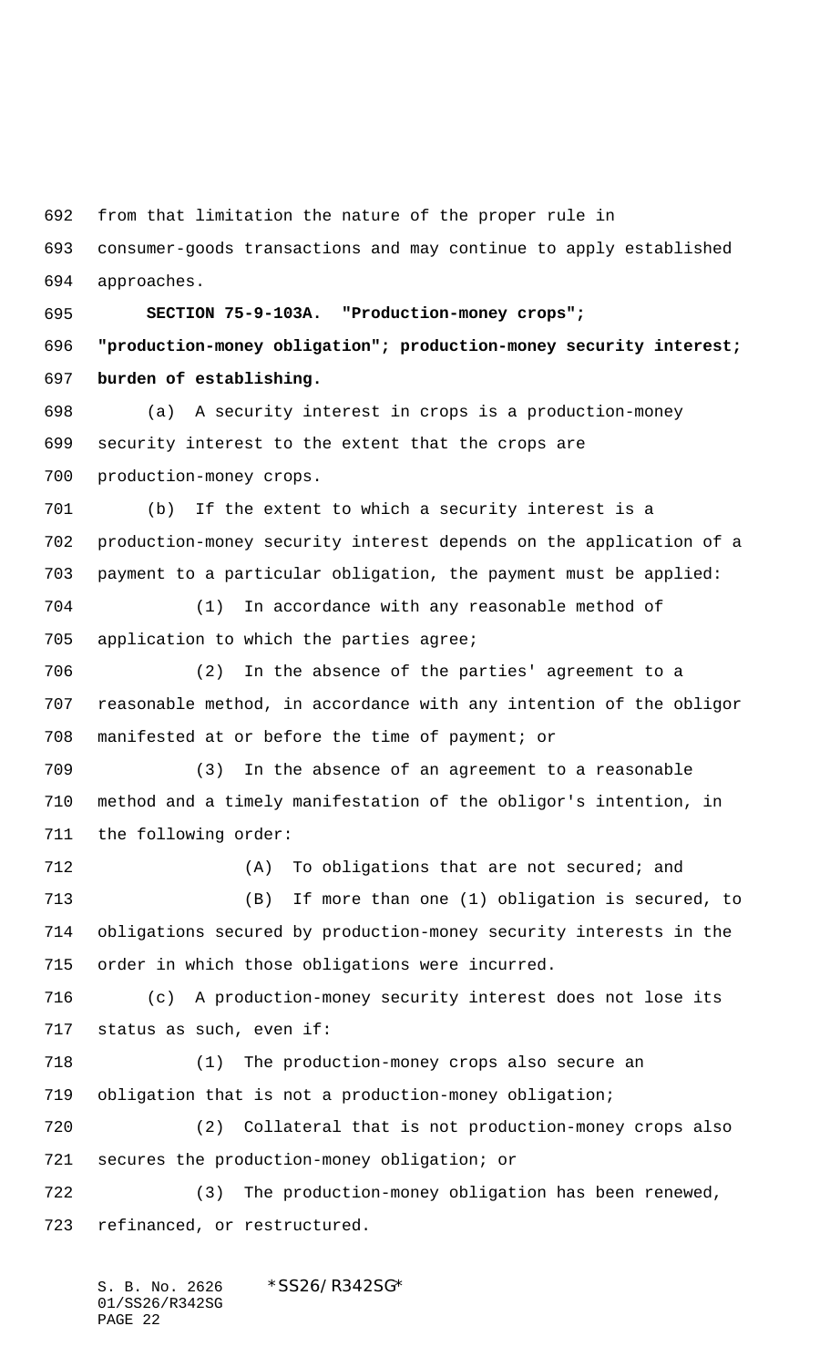from that limitation the nature of the proper rule in consumer-goods transactions and may continue to apply established approaches.

**SECTION 75-9-103A. "Production-money crops"; "production-money obligation"; production-money security interest; burden of establishing.**

(a) A security interest in crops is a production-money security interest to the extent that the crops are production-money crops.

(b) If the extent to which a security interest is a production-money security interest depends on the application of a payment to a particular obligation, the payment must be applied:

(1) In accordance with any reasonable method of application to which the parties agree;

(2) In the absence of the parties' agreement to a reasonable method, in accordance with any intention of the obligor manifested at or before the time of payment; or

(3) In the absence of an agreement to a reasonable method and a timely manifestation of the obligor's intention, in the following order:

(A) To obligations that are not secured; and

(B) If more than one (1) obligation is secured, to obligations secured by production-money security interests in the order in which those obligations were incurred.

(c) A production-money security interest does not lose its status as such, even if:

(1) The production-money crops also secure an obligation that is not a production-money obligation;

(2) Collateral that is not production-money crops also secures the production-money obligation; or

(3) The production-money obligation has been renewed, refinanced, or restructured.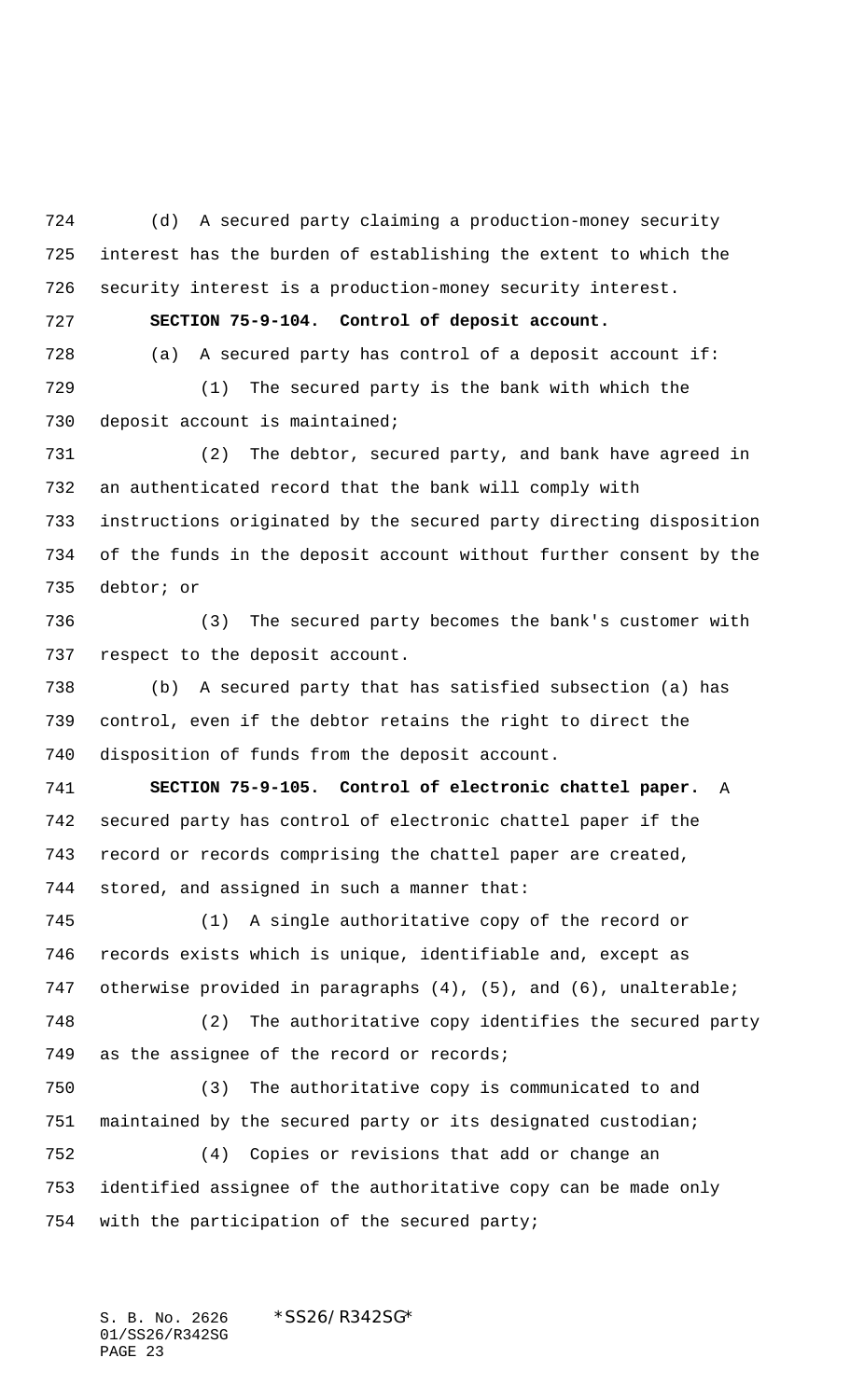(d) A secured party claiming a production-money security interest has the burden of establishing the extent to which the security interest is a production-money security interest.

**SECTION 75-9-104. Control of deposit account.**

(a) A secured party has control of a deposit account if:

(1) The secured party is the bank with which the deposit account is maintained;

(2) The debtor, secured party, and bank have agreed in an authenticated record that the bank will comply with instructions originated by the secured party directing disposition of the funds in the deposit account without further consent by the debtor; or

(3) The secured party becomes the bank's customer with respect to the deposit account.

(b) A secured party that has satisfied subsection (a) has control, even if the debtor retains the right to direct the disposition of funds from the deposit account.

**SECTION 75-9-105. Control of electronic chattel paper.** A secured party has control of electronic chattel paper if the record or records comprising the chattel paper are created, stored, and assigned in such a manner that:

(1) A single authoritative copy of the record or records exists which is unique, identifiable and, except as otherwise provided in paragraphs (4), (5), and (6), unalterable;

(2) The authoritative copy identifies the secured party as the assignee of the record or records;

(3) The authoritative copy is communicated to and maintained by the secured party or its designated custodian;

(4) Copies or revisions that add or change an identified assignee of the authoritative copy can be made only with the participation of the secured party;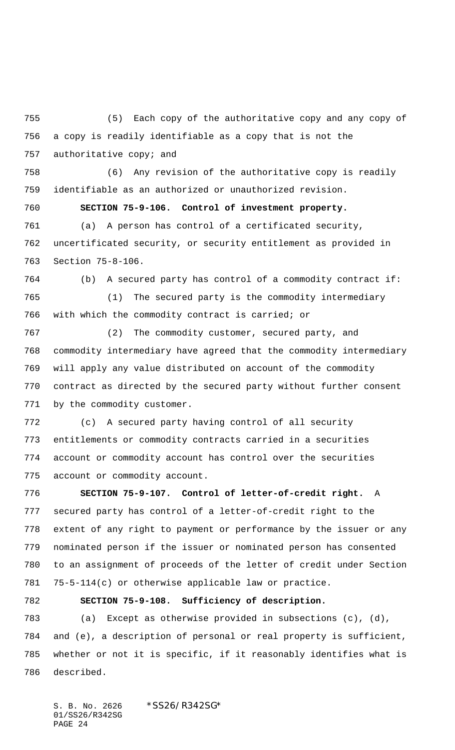(5) Each copy of the authoritative copy and any copy of a copy is readily identifiable as a copy that is not the authoritative copy; and

(6) Any revision of the authoritative copy is readily identifiable as an authorized or unauthorized revision.

**SECTION 75-9-106. Control of investment property.**

(a) A person has control of a certificated security, uncertificated security, or security entitlement as provided in Section 75-8-106.

(b) A secured party has control of a commodity contract if:

(1) The secured party is the commodity intermediary with which the commodity contract is carried; or

(2) The commodity customer, secured party, and commodity intermediary have agreed that the commodity intermediary will apply any value distributed on account of the commodity contract as directed by the secured party without further consent by the commodity customer.

(c) A secured party having control of all security entitlements or commodity contracts carried in a securities account or commodity account has control over the securities account or commodity account.

**SECTION 75-9-107. Control of letter-of-credit right.** A secured party has control of a letter-of-credit right to the extent of any right to payment or performance by the issuer or any nominated person if the issuer or nominated person has consented to an assignment of proceeds of the letter of credit under Section 75-5-114(c) or otherwise applicable law or practice.

**SECTION 75-9-108. Sufficiency of description.**

(a) Except as otherwise provided in subsections (c), (d), and (e), a description of personal or real property is sufficient, whether or not it is specific, if it reasonably identifies what is described.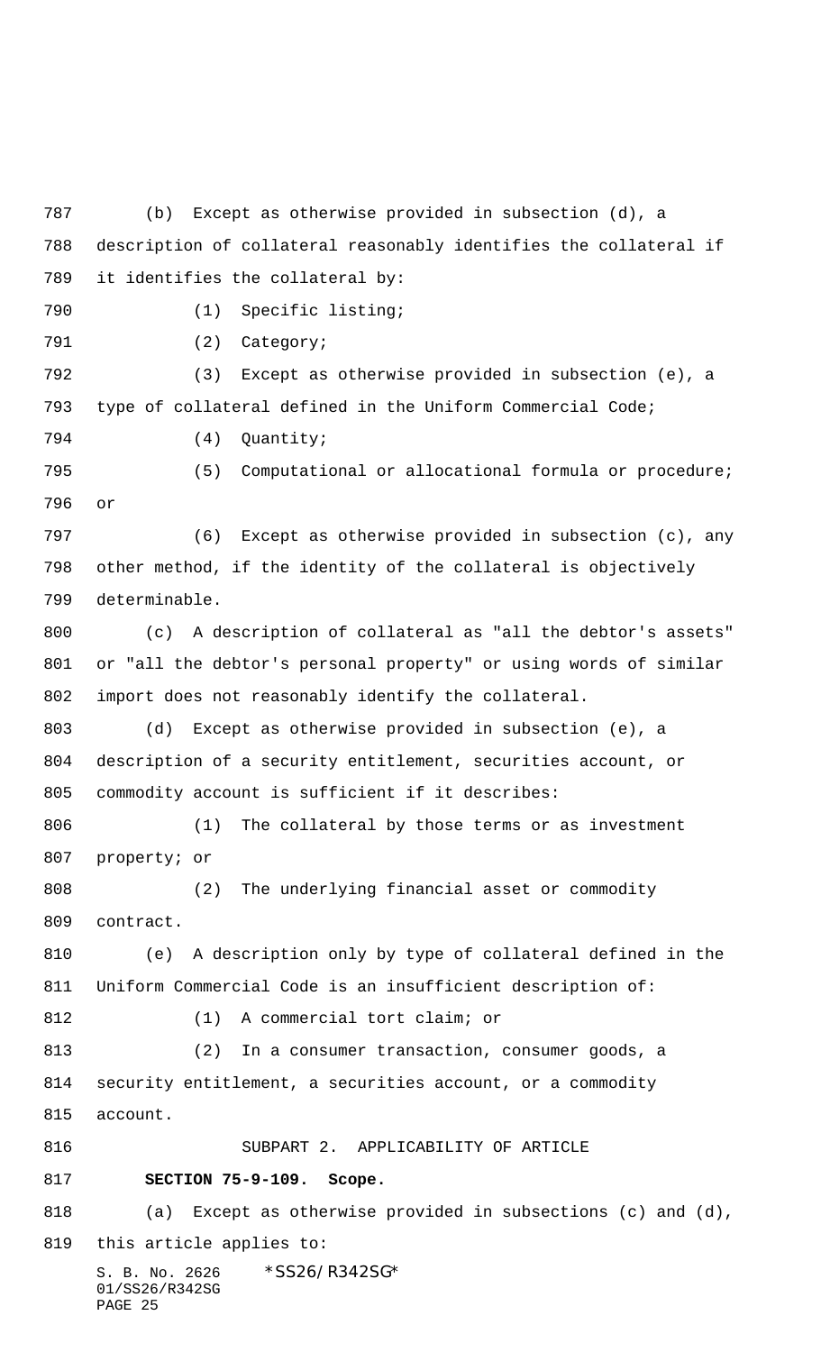(b) Except as otherwise provided in subsection (d), a description of collateral reasonably identifies the collateral if it identifies the collateral by:

(1) Specific listing;

(2) Category;

(3) Except as otherwise provided in subsection (e), a type of collateral defined in the Uniform Commercial Code;

(4) Quantity;

(5) Computational or allocational formula or procedure; or

(6) Except as otherwise provided in subsection (c), any other method, if the identity of the collateral is objectively determinable.

(c) A description of collateral as "all the debtor's assets" or "all the debtor's personal property" or using words of similar import does not reasonably identify the collateral.

(d) Except as otherwise provided in subsection (e), a description of a security entitlement, securities account, or commodity account is sufficient if it describes:

(1) The collateral by those terms or as investment property; or

(2) The underlying financial asset or commodity contract.

(e) A description only by type of collateral defined in the Uniform Commercial Code is an insufficient description of:

(1) A commercial tort claim; or

(2) In a consumer transaction, consumer goods, a security entitlement, a securities account, or a commodity account.

SUBPART 2. APPLICABILITY OF ARTICLE

**SECTION 75-9-109. Scope.**

(a) Except as otherwise provided in subsections (c) and (d), this article applies to: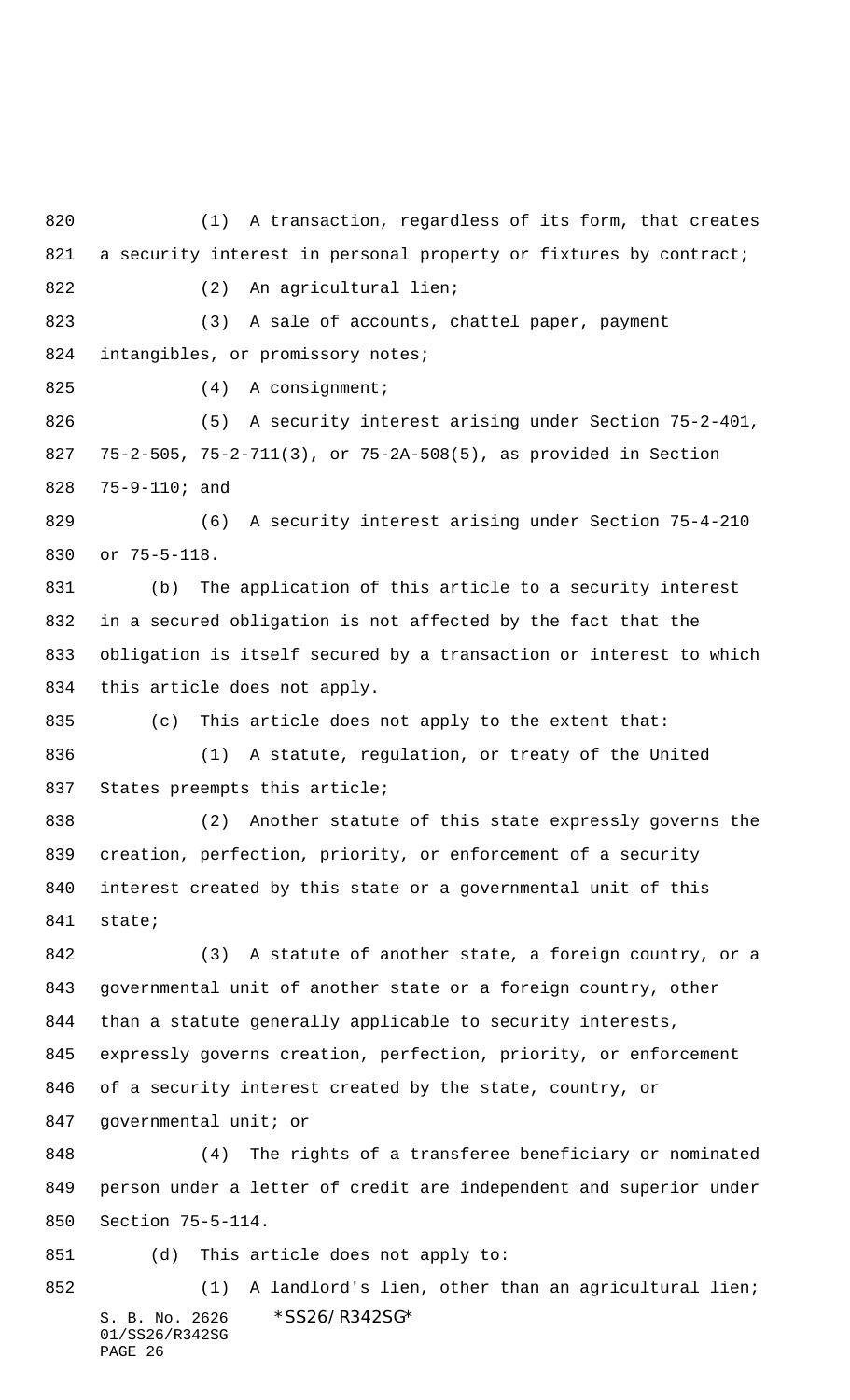(1) A transaction, regardless of its form, that creates a security interest in personal property or fixtures by contract;

(2) An agricultural lien;

(3) A sale of accounts, chattel paper, payment intangibles, or promissory notes;

(4) A consignment;

(5) A security interest arising under Section 75-2-401, 75-2-505, 75-2-711(3), or 75-2A-508(5), as provided in Section 75-9-110; and

(6) A security interest arising under Section 75-4-210 or 75-5-118.

(b) The application of this article to a security interest in a secured obligation is not affected by the fact that the obligation is itself secured by a transaction or interest to which this article does not apply.

(c) This article does not apply to the extent that:

(1) A statute, regulation, or treaty of the United States preempts this article;

(2) Another statute of this state expressly governs the creation, perfection, priority, or enforcement of a security interest created by this state or a governmental unit of this state;

(3) A statute of another state, a foreign country, or a governmental unit of another state or a foreign country, other than a statute generally applicable to security interests, expressly governs creation, perfection, priority, or enforcement of a security interest created by the state, country, or governmental unit; or

(4) The rights of a transferee beneficiary or nominated person under a letter of credit are independent and superior under Section 75-5-114.

(d) This article does not apply to:

(1) A landlord's lien, other than an agricultural lien;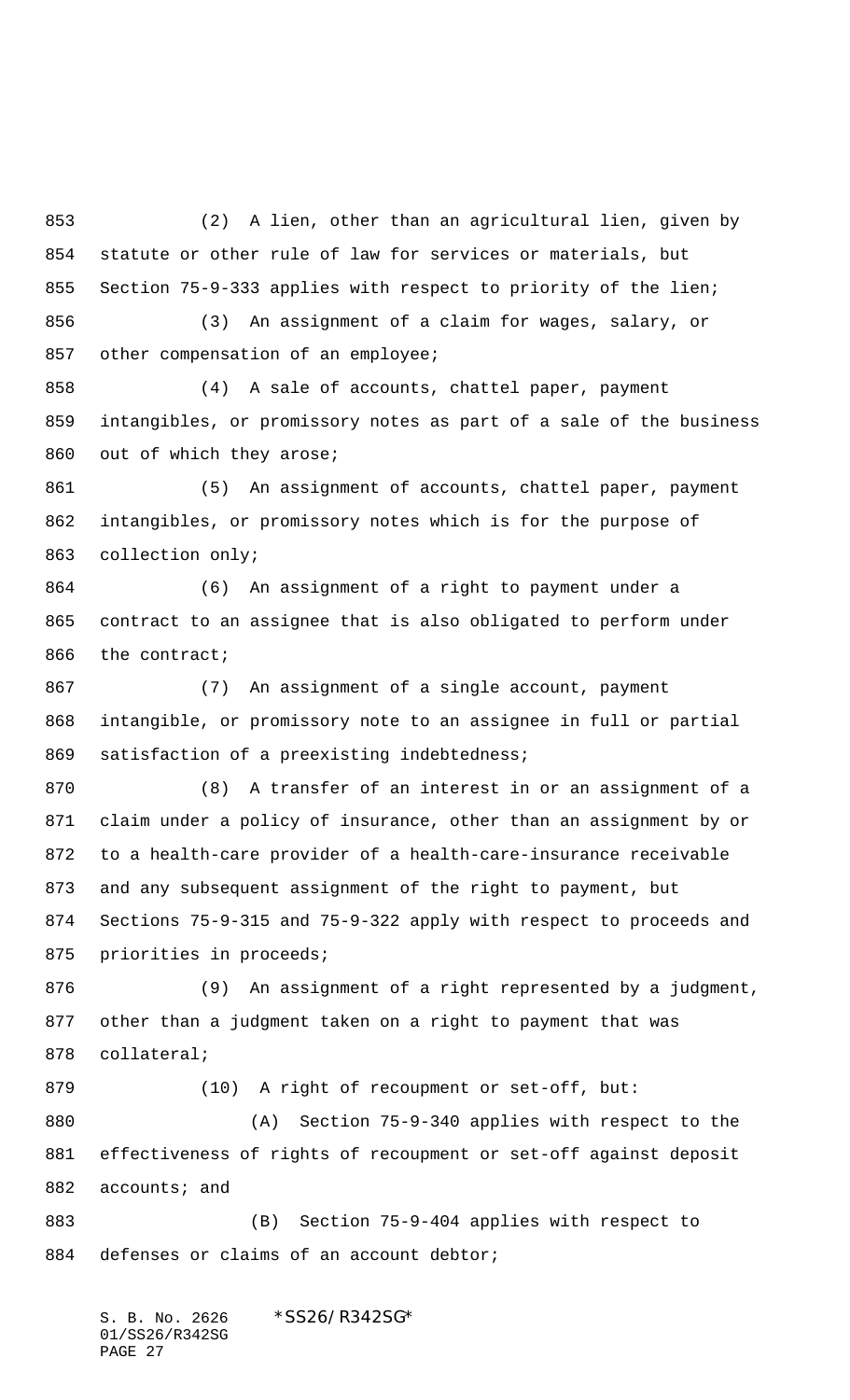(2) A lien, other than an agricultural lien, given by statute or other rule of law for services or materials, but Section 75-9-333 applies with respect to priority of the lien;

(3) An assignment of a claim for wages, salary, or other compensation of an employee;

(4) A sale of accounts, chattel paper, payment intangibles, or promissory notes as part of a sale of the business out of which they arose;

(5) An assignment of accounts, chattel paper, payment intangibles, or promissory notes which is for the purpose of collection only;

(6) An assignment of a right to payment under a contract to an assignee that is also obligated to perform under the contract;

(7) An assignment of a single account, payment intangible, or promissory note to an assignee in full or partial satisfaction of a preexisting indebtedness;

(8) A transfer of an interest in or an assignment of a claim under a policy of insurance, other than an assignment by or to a health-care provider of a health-care-insurance receivable and any subsequent assignment of the right to payment, but Sections 75-9-315 and 75-9-322 apply with respect to proceeds and priorities in proceeds;

(9) An assignment of a right represented by a judgment, other than a judgment taken on a right to payment that was collateral;

(10) A right of recoupment or set-off, but:

(A) Section 75-9-340 applies with respect to the effectiveness of rights of recoupment or set-off against deposit accounts; and

(B) Section 75-9-404 applies with respect to defenses or claims of an account debtor;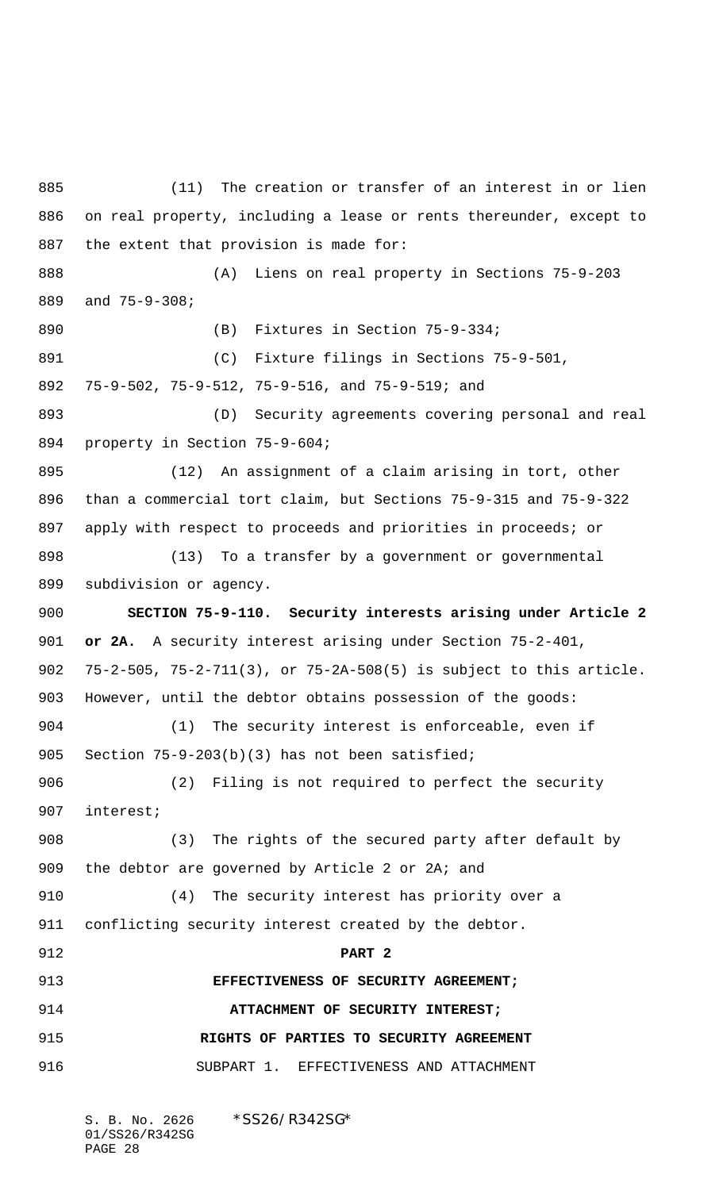(11) The creation or transfer of an interest in or lien on real property, including a lease or rents thereunder, except to the extent that provision is made for:

(A) Liens on real property in Sections 75-9-203 and 75-9-308;

(B) Fixtures in Section 75-9-334;

(C) Fixture filings in Sections 75-9-501, 75-9-502, 75-9-512, 75-9-516, and 75-9-519; and

(D) Security agreements covering personal and real property in Section 75-9-604;

(12) An assignment of a claim arising in tort, other than a commercial tort claim, but Sections 75-9-315 and 75-9-322 apply with respect to proceeds and priorities in proceeds; or

(13) To a transfer by a government or governmental subdivision or agency.

**SECTION 75-9-110. Security interests arising under Article 2 or 2A.** A security interest arising under Section 75-2-401, 75-2-505, 75-2-711(3), or 75-2A-508(5) is subject to this article. However, until the debtor obtains possession of the goods:

(1) The security interest is enforceable, even if Section 75-9-203(b)(3) has not been satisfied;

(2) Filing is not required to perfect the security interest;

(3) The rights of the secured party after default by the debtor are governed by Article 2 or 2A; and

(4) The security interest has priority over a conflicting security interest created by the debtor.

## PART 2

## EFFECTIVENESS OF SECURITY AGREEMENT; ATTACHMENT OF SECURITY INTEREST; RIGHTS OF PARTIES TO SECURITY AGREEMENT

### SUBPART 1. EFFECTIVENESS AND ATTACHMENT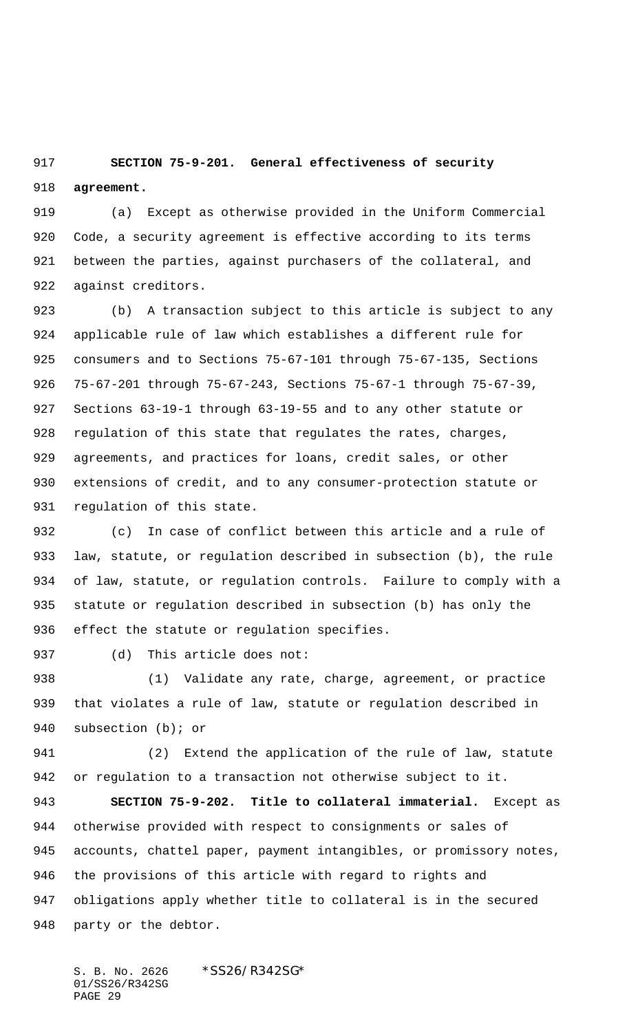**SECTION 75-9-201. General effectiveness of security agreement.**

(a) Except as otherwise provided in the Uniform Commercial Code, a security agreement is effective according to its terms between the parties, against purchasers of the collateral, and against creditors.

(b) A transaction subject to this article is subject to any applicable rule of law which establishes a different rule for consumers and to Sections 75-67-101 through 75-67-135, Sections 75-67-201 through 75-67-243, Sections 75-67-1 through 75-67-39, Sections 63-19-1 through 63-19-55 and to any other statute or regulation of this state that regulates the rates, charges, agreements, and practices for loans, credit sales, or other extensions of credit, and to any consumer-protection statute or regulation of this state.

(c) In case of conflict between this article and a rule of law, statute, or regulation described in subsection (b), the rule of law, statute, or regulation controls. Failure to comply with a statute or regulation described in subsection (b) has only the effect the statute or regulation specifies.

(d) This article does not:

(1) Validate any rate, charge, agreement, or practice that violates a rule of law, statute or regulation described in subsection (b); or

(2) Extend the application of the rule of law, statute or regulation to a transaction not otherwise subject to it.

**SECTION 75-9-202. Title to collateral immaterial.** Except as otherwise provided with respect to consignments or sales of accounts, chattel paper, payment intangibles, or promissory notes, the provisions of this article with regard to rights and obligations apply whether title to collateral is in the secured party or the debtor.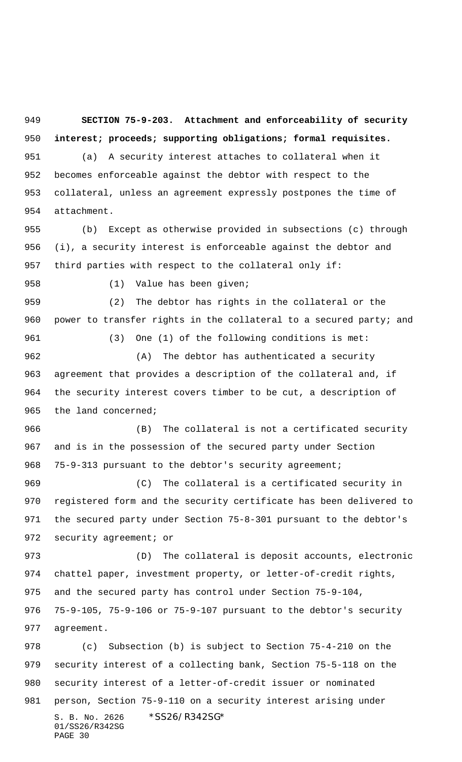**SECTION 75-9-203. Attachment and enforceability of security interest; proceeds; supporting obligations; formal requisites.**

(a) A security interest attaches to collateral when it becomes enforceable against the debtor with respect to the collateral, unless an agreement expressly postpones the time of attachment.

(b) Except as otherwise provided in subsections (c) through (i), a security interest is enforceable against the debtor and third parties with respect to the collateral only if:

(1) Value has been given;

(2) The debtor has rights in the collateral or the power to transfer rights in the collateral to a secured party; and

(3) One (1) of the following conditions is met:

(A) The debtor has authenticated a security agreement that provides a description of the collateral and, if the security interest covers timber to be cut, a description of the land concerned;

(B) The collateral is not a certificated security and is in the possession of the secured party under Section 75-9-313 pursuant to the debtor's security agreement;

(C) The collateral is a certificated security in registered form and the security certificate has been delivered to the secured party under Section 75-8-301 pursuant to the debtor's security agreement; or

(D) The collateral is deposit accounts, electronic chattel paper, investment property, or letter-of-credit rights, and the secured party has control under Section 75-9-104, 75-9-105, 75-9-106 or 75-9-107 pursuant to the debtor's security agreement.

(c) Subsection (b) is subject to Section 75-4-210 on the security interest of a collecting bank, Section 75-5-118 on the security interest of a letter-of-credit issuer or nominated person, Section 75-9-110 on a security interest arising under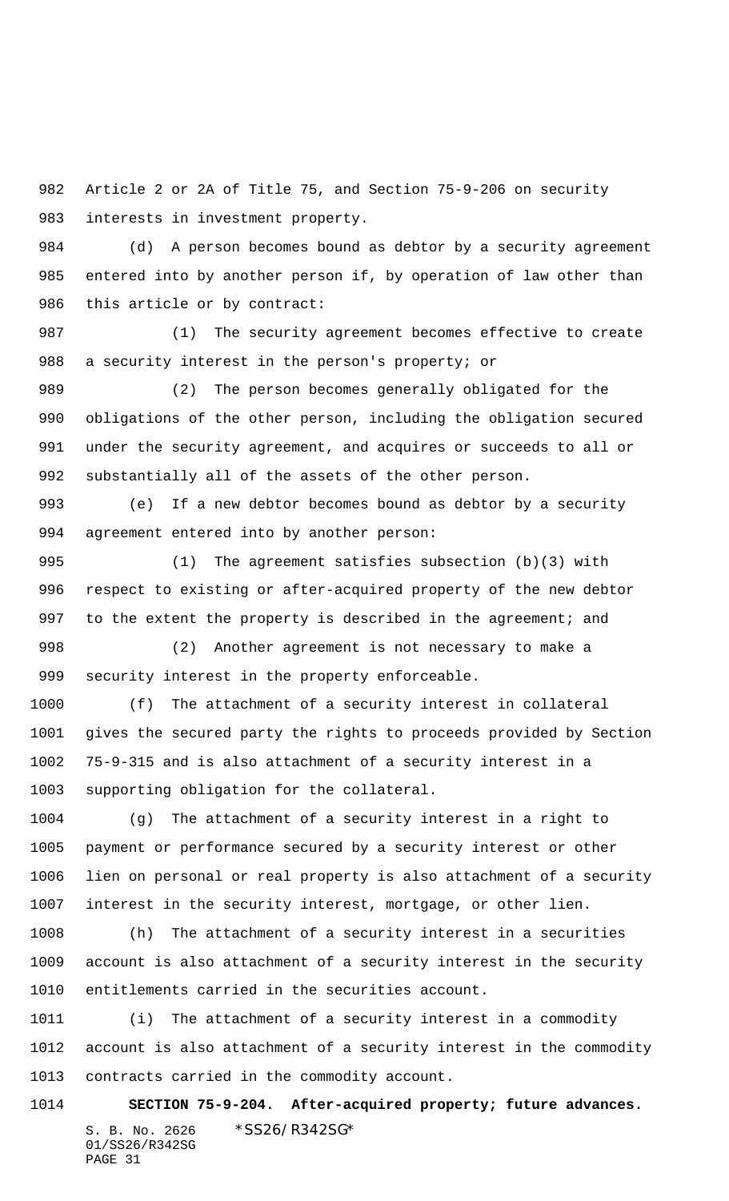Article 2 or 2A of Title 75, and Section 75-9-206 on security interests in investment property.

(d) A person becomes bound as debtor by a security agreement entered into by another person if, by operation of law other than this article or by contract:

(1) The security agreement becomes effective to create a security interest in the person's property; or

(2) The person becomes generally obligated for the obligations of the other person, including the obligation secured under the security agreement, and acquires or succeeds to all or substantially all of the assets of the other person.

(e) If a new debtor becomes bound as debtor by a security agreement entered into by another person:

(1) The agreement satisfies subsection (b)(3) with respect to existing or after-acquired property of the new debtor to the extent the property is described in the agreement; and

(2) Another agreement is not necessary to make a security interest in the property enforceable.

(f) The attachment of a security interest in collateral gives the secured party the rights to proceeds provided by Section 75-9-315 and is also attachment of a security interest in a supporting obligation for the collateral.

(g) The attachment of a security interest in a right to payment or performance secured by a security interest or other lien on personal or real property is also attachment of a security interest in the security interest, mortgage, or other lien.

(h) The attachment of a security interest in a securities account is also attachment of a security interest in the security entitlements carried in the securities account.

(i) The attachment of a security interest in a commodity account is also attachment of a security interest in the commodity contracts carried in the commodity account.

**SECTION 75-9-204. After-acquired property; future advances.**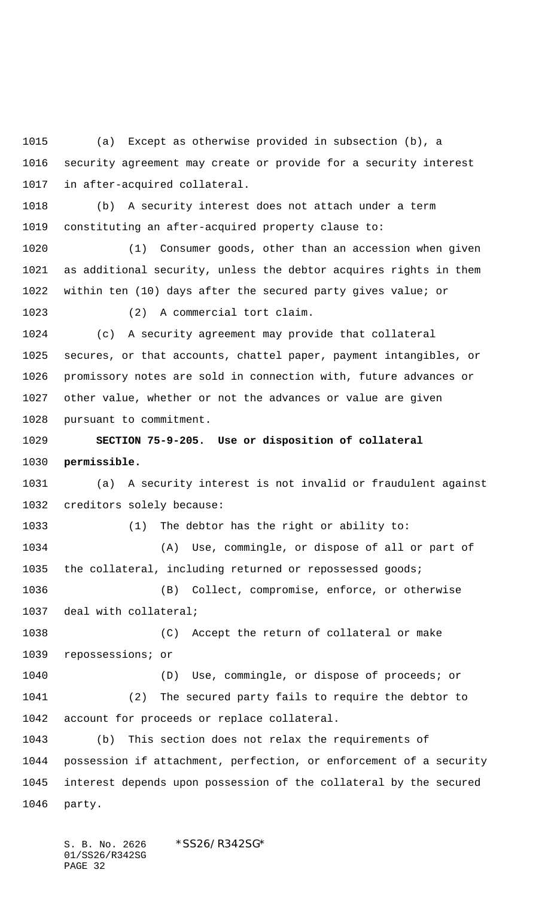(a) Except as otherwise provided in subsection (b), a security agreement may create or provide for a security interest in after-acquired collateral.

(b) A security interest does not attach under a term constituting an after-acquired property clause to:

(1) Consumer goods, other than an accession when given as additional security, unless the debtor acquires rights in them within ten (10) days after the secured party gives value; or

(2) A commercial tort claim.

(c) A security agreement may provide that collateral secures, or that accounts, chattel paper, payment intangibles, or promissory notes are sold in connection with, future advances or other value, whether or not the advances or value are given pursuant to commitment.

**SECTION 75-9-205. Use or disposition of collateral permissible.**

(a) A security interest is not invalid or fraudulent against creditors solely because:

(1) The debtor has the right or ability to:

(A) Use, commingle, or dispose of all or part of the collateral, including returned or repossessed goods;

(B) Collect, compromise, enforce, or otherwise deal with collateral;

(C) Accept the return of collateral or make repossessions; or

(D) Use, commingle, or dispose of proceeds; or

(2) The secured party fails to require the debtor to account for proceeds or replace collateral.

(b) This section does not relax the requirements of possession if attachment, perfection, or enforcement of a security interest depends upon possession of the collateral by the secured party.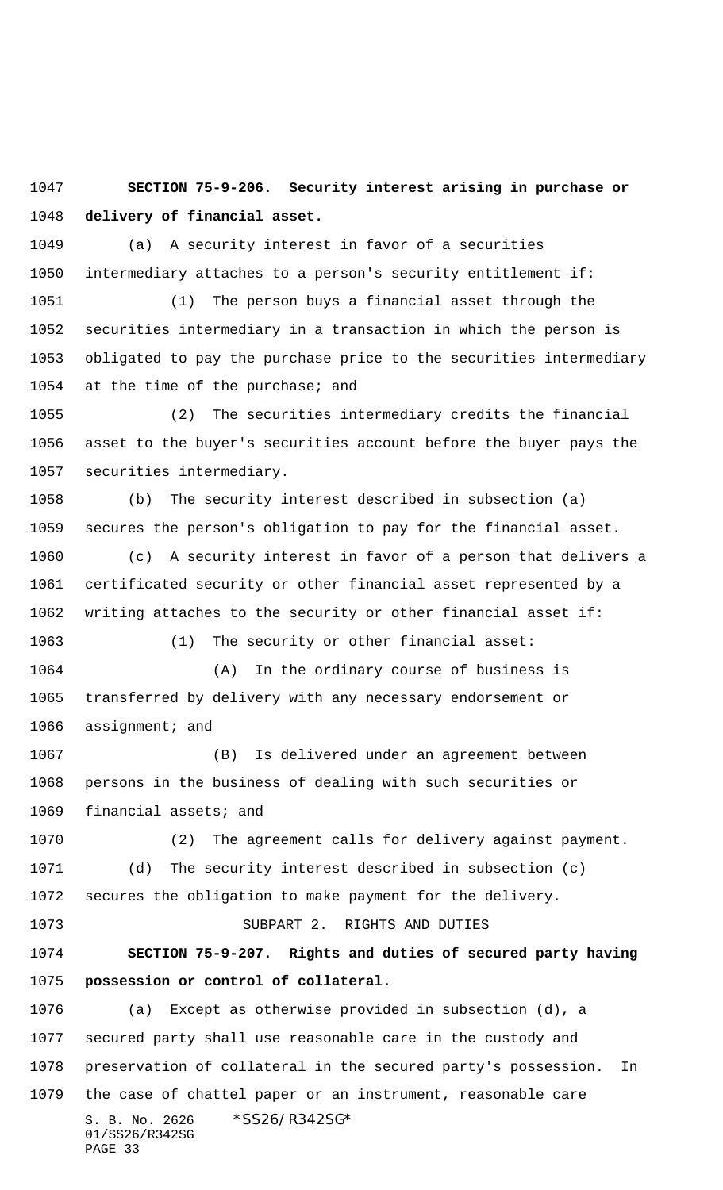**SECTION 75-9-206. Security interest arising in purchase or delivery of financial asset.**

(a) A security interest in favor of a securities intermediary attaches to a person's security entitlement if:

(1) The person buys a financial asset through the securities intermediary in a transaction in which the person is obligated to pay the purchase price to the securities intermediary at the time of the purchase; and

(2) The securities intermediary credits the financial asset to the buyer's securities account before the buyer pays the securities intermediary.

(b) The security interest described in subsection (a) secures the person's obligation to pay for the financial asset.

(c) A security interest in favor of a person that delivers a certificated security or other financial asset represented by a writing attaches to the security or other financial asset if:

(1) The security or other financial asset:

(A) In the ordinary course of business is transferred by delivery with any necessary endorsement or assignment; and

(B) Is delivered under an agreement between persons in the business of dealing with such securities or financial assets; and

(2) The agreement calls for delivery against payment.

(d) The security interest described in subsection (c) secures the obligation to make payment for the delivery.

SUBPART 2. RIGHTS AND DUTIES

**SECTION 75-9-207. Rights and duties of secured party having possession or control of collateral.**

(a) Except as otherwise provided in subsection (d), a secured party shall use reasonable care in the custody and preservation of collateral in the secured party's possession. In the case of chattel paper or an instrument, reasonable care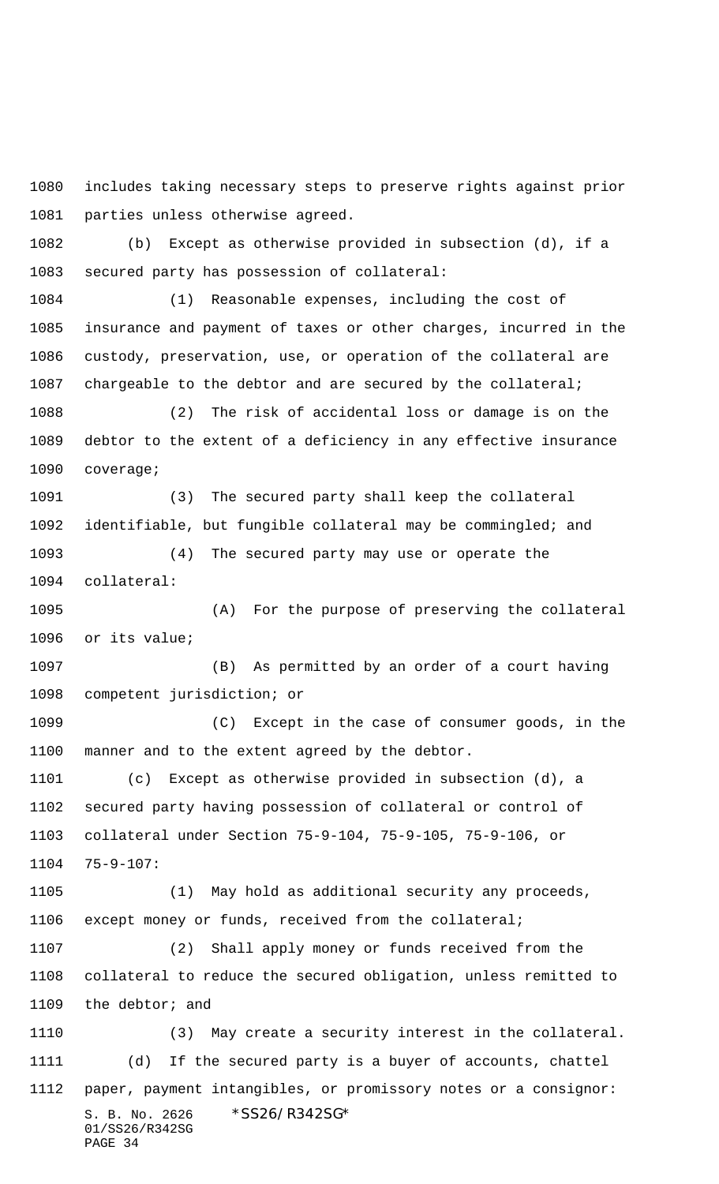includes taking necessary steps to preserve rights against prior parties unless otherwise agreed.

(b) Except as otherwise provided in subsection (d), if a secured party has possession of collateral:

(1) Reasonable expenses, including the cost of insurance and payment of taxes or other charges, incurred in the custody, preservation, use, or operation of the collateral are chargeable to the debtor and are secured by the collateral;

(2) The risk of accidental loss or damage is on the debtor to the extent of a deficiency in any effective insurance coverage;

(3) The secured party shall keep the collateral identifiable, but fungible collateral may be commingled; and

(4) The secured party may use or operate the collateral:

(A) For the purpose of preserving the collateral or its value;

(B) As permitted by an order of a court having competent jurisdiction; or

(C) Except in the case of consumer goods, in the manner and to the extent agreed by the debtor.

(c) Except as otherwise provided in subsection (d), a secured party having possession of collateral or control of collateral under Section 75-9-104, 75-9-105, 75-9-106, or 75-9-107:

(1) May hold as additional security any proceeds, except money or funds, received from the collateral;

(2) Shall apply money or funds received from the collateral to reduce the secured obligation, unless remitted to the debtor; and

(3) May create a security interest in the collateral.

(d) If the secured party is a buyer of accounts, chattel paper, payment intangibles, or promissory notes or a consignor: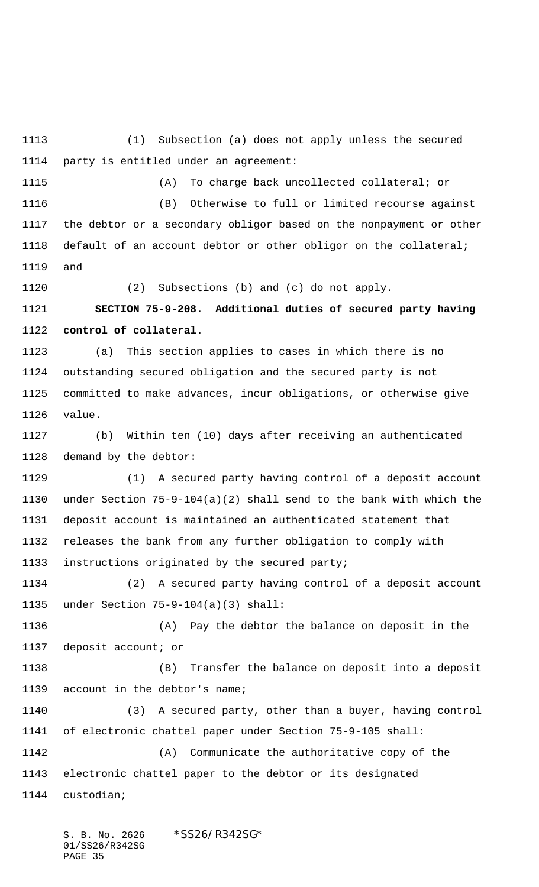(1) Subsection (a) does not apply unless the secured party is entitled under an agreement:

(A) To charge back uncollected collateral; or

(B) Otherwise to full or limited recourse against the debtor or a secondary obligor based on the nonpayment or other default of an account debtor or other obligor on the collateral; and

(2) Subsections (b) and (c) do not apply.

**SECTION 75-9-208. Additional duties of secured party having control of collateral.**

(a) This section applies to cases in which there is no outstanding secured obligation and the secured party is not committed to make advances, incur obligations, or otherwise give value.

(b) Within ten (10) days after receiving an authenticated demand by the debtor:

(1) A secured party having control of a deposit account under Section 75-9-104(a)(2) shall send to the bank with which the deposit account is maintained an authenticated statement that releases the bank from any further obligation to comply with instructions originated by the secured party;

(2) A secured party having control of a deposit account under Section 75-9-104(a)(3) shall:

(A) Pay the debtor the balance on deposit in the deposit account; or

(B) Transfer the balance on deposit into a deposit account in the debtor's name;

(3) A secured party, other than a buyer, having control of electronic chattel paper under Section 75-9-105 shall:

(A) Communicate the authoritative copy of the electronic chattel paper to the debtor or its designated custodian;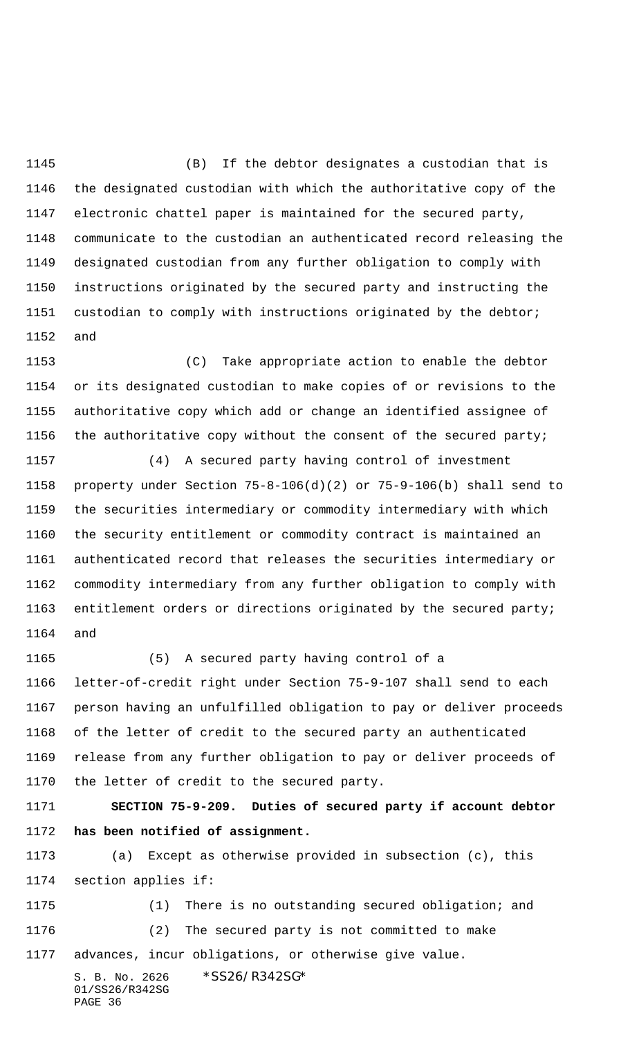(B) If the debtor designates a custodian that is the designated custodian with which the authoritative copy of the electronic chattel paper is maintained for the secured party, communicate to the custodian an authenticated record releasing the designated custodian from any further obligation to comply with instructions originated by the secured party and instructing the custodian to comply with instructions originated by the debtor; and

(C) Take appropriate action to enable the debtor or its designated custodian to make copies of or revisions to the authoritative copy which add or change an identified assignee of the authoritative copy without the consent of the secured party;

(4) A secured party having control of investment property under Section 75-8-106(d)(2) or 75-9-106(b) shall send to the securities intermediary or commodity intermediary with which the security entitlement or commodity contract is maintained an authenticated record that releases the securities intermediary or commodity intermediary from any further obligation to comply with entitlement orders or directions originated by the secured party; and

(5) A secured party having control of a letter-of-credit right under Section 75-9-107 shall send to each person having an unfulfilled obligation to pay or deliver proceeds of the letter of credit to the secured party an authenticated release from any further obligation to pay or deliver proceeds of the letter of credit to the secured party.

**SECTION 75-9-209. Duties of secured party if account debtor has been notified of assignment.**

(a) Except as otherwise provided in subsection (c), this section applies if:

(1) There is no outstanding secured obligation; and

(2) The secured party is not committed to make advances, incur obligations, or otherwise give value.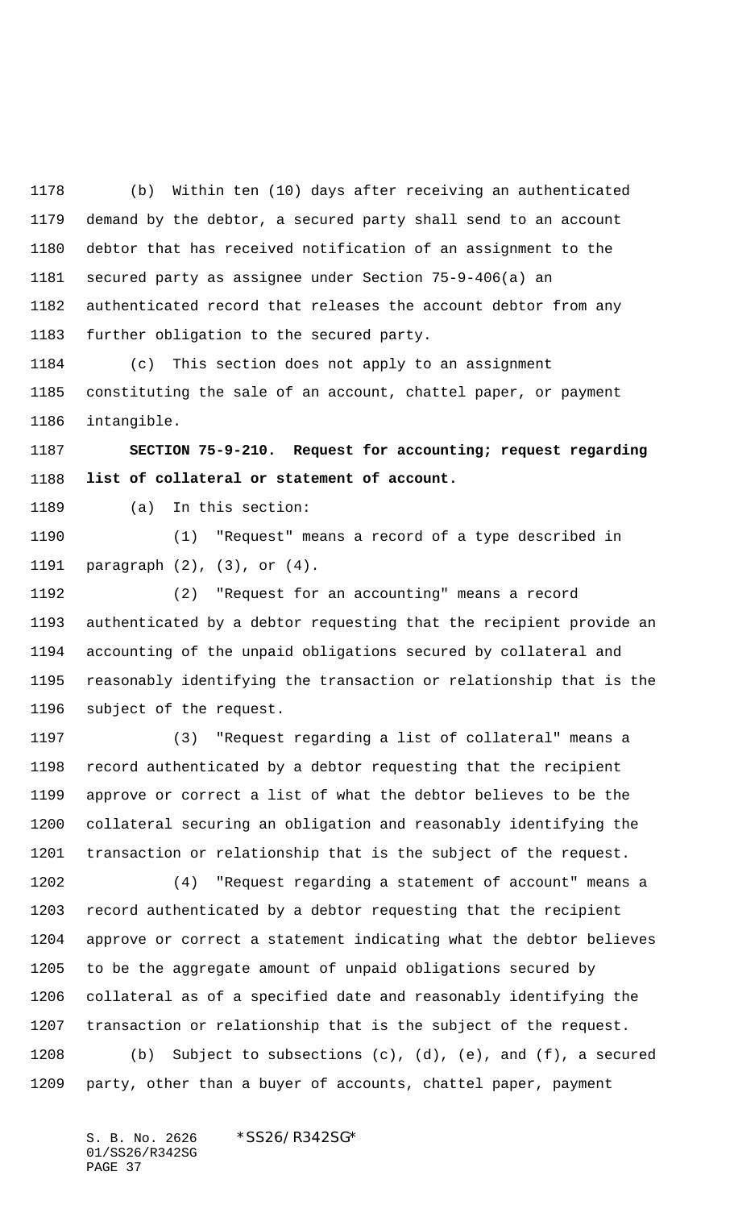(b) Within ten (10) days after receiving an authenticated demand by the debtor, a secured party shall send to an account debtor that has received notification of an assignment to the secured party as assignee under Section 75-9-406(a) an authenticated record that releases the account debtor from any further obligation to the secured party.

(c) This section does not apply to an assignment constituting the sale of an account, chattel paper, or payment intangible.

**SECTION 75-9-210. Request for accounting; request regarding list of collateral or statement of account.**

(a) In this section:

(1) "Request" means a record of a type described in paragraph (2), (3), or (4).

(2) "Request for an accounting" means a record authenticated by a debtor requesting that the recipient provide an accounting of the unpaid obligations secured by collateral and reasonably identifying the transaction or relationship that is the subject of the request.

(3) "Request regarding a list of collateral" means a record authenticated by a debtor requesting that the recipient approve or correct a list of what the debtor believes to be the collateral securing an obligation and reasonably identifying the transaction or relationship that is the subject of the request.

(4) "Request regarding a statement of account" means a record authenticated by a debtor requesting that the recipient approve or correct a statement indicating what the debtor believes to be the aggregate amount of unpaid obligations secured by collateral as of a specified date and reasonably identifying the transaction or relationship that is the subject of the request.

(b) Subject to subsections (c), (d), (e), and (f), a secured party, other than a buyer of accounts, chattel paper, payment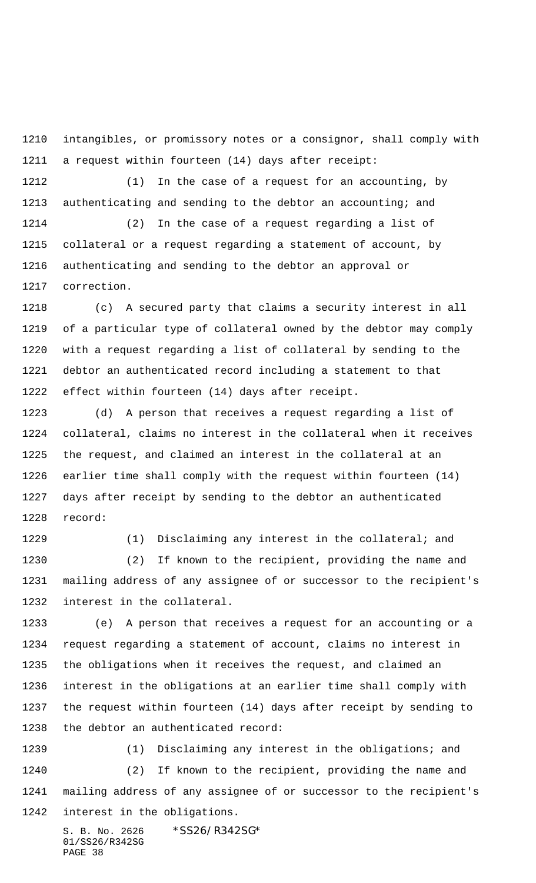intangibles, or promissory notes or a consignor, shall comply with a request within fourteen (14) days after receipt:

(1) In the case of a request for an accounting, by authenticating and sending to the debtor an accounting; and

(2) In the case of a request regarding a list of collateral or a request regarding a statement of account, by authenticating and sending to the debtor an approval or correction.

(c) A secured party that claims a security interest in all of a particular type of collateral owned by the debtor may comply with a request regarding a list of collateral by sending to the debtor an authenticated record including a statement to that effect within fourteen (14) days after receipt.

(d) A person that receives a request regarding a list of collateral, claims no interest in the collateral when it receives the request, and claimed an interest in the collateral at an earlier time shall comply with the request within fourteen (14) days after receipt by sending to the debtor an authenticated record:

(1) Disclaiming any interest in the collateral; and

(2) If known to the recipient, providing the name and mailing address of any assignee of or successor to the recipient's interest in the collateral.

(e) A person that receives a request for an accounting or a request regarding a statement of account, claims no interest in the obligations when it receives the request, and claimed an interest in the obligations at an earlier time shall comply with the request within fourteen (14) days after receipt by sending to the debtor an authenticated record:

(1) Disclaiming any interest in the obligations; and

(2) If known to the recipient, providing the name and mailing address of any assignee of or successor to the recipient's interest in the obligations.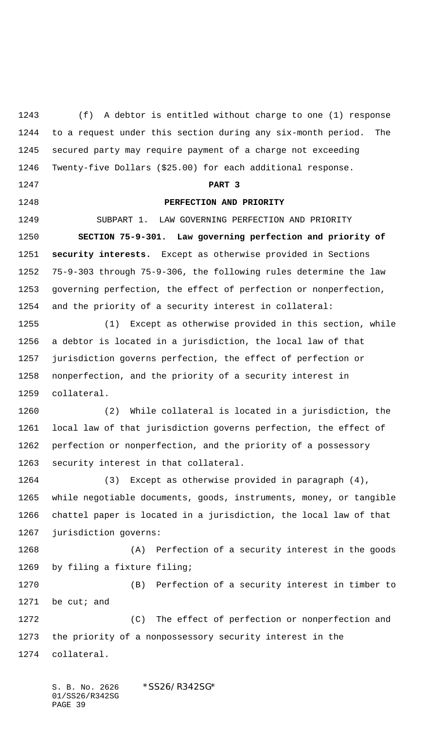(f) A debtor is entitled without charge to one (1) response to a request under this section during any six-month period. The secured party may require payment of a charge not exceeding Twenty-five Dollars ($25.00) for each additional response.

## PART 3

## PERFECTION AND PRIORITY

### SUBPART 1. LAW GOVERNING PERFECTION AND PRIORITY

**SECTION 75-9-301. Law governing perfection and priority of security interests.** Except as otherwise provided in Sections 75-9-303 through 75-9-306, the following rules determine the law governing perfection, the effect of perfection or nonperfection, and the priority of a security interest in collateral:

(1) Except as otherwise provided in this section, while a debtor is located in a jurisdiction, the local law of that jurisdiction governs perfection, the effect of perfection or nonperfection, and the priority of a security interest in collateral.

(2) While collateral is located in a jurisdiction, the local law of that jurisdiction governs perfection, the effect of perfection or nonperfection, and the priority of a possessory security interest in that collateral.

(3) Except as otherwise provided in paragraph (4), while negotiable documents, goods, instruments, money, or tangible chattel paper is located in a jurisdiction, the local law of that jurisdiction governs:

(A) Perfection of a security interest in the goods by filing a fixture filing;

(B) Perfection of a security interest in timber to be cut; and

(C) The effect of perfection or nonperfection and the priority of a nonpossessory security interest in the collateral.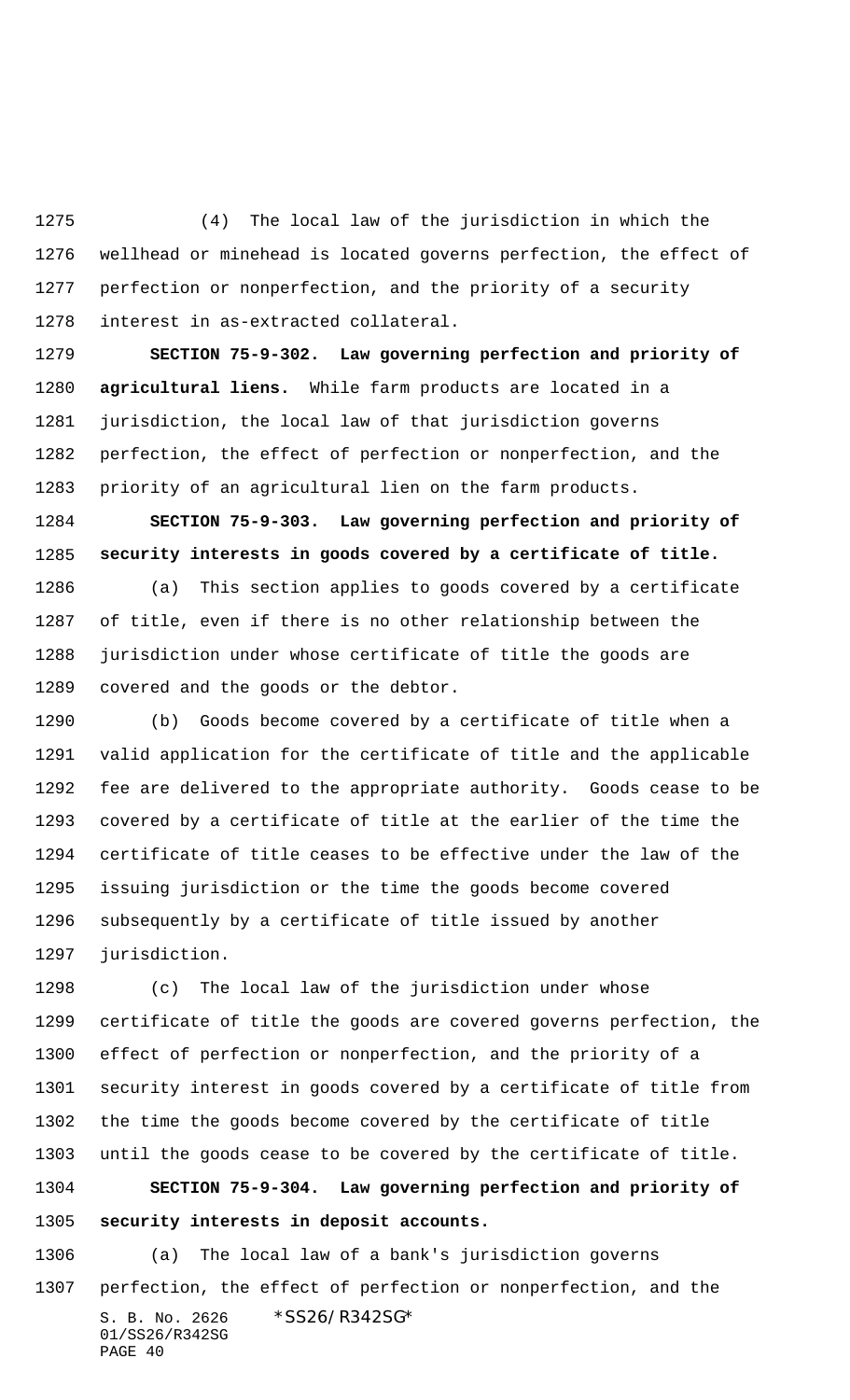(4) The local law of the jurisdiction in which the wellhead or minehead is located governs perfection, the effect of perfection or nonperfection, and the priority of a security interest in as-extracted collateral.

**SECTION 75-9-302. Law governing perfection and priority of agricultural liens.** While farm products are located in a jurisdiction, the local law of that jurisdiction governs perfection, the effect of perfection or nonperfection, and the priority of an agricultural lien on the farm products.

**SECTION 75-9-303. Law governing perfection and priority of security interests in goods covered by a certificate of title.**

(a) This section applies to goods covered by a certificate of title, even if there is no other relationship between the jurisdiction under whose certificate of title the goods are covered and the goods or the debtor.

(b) Goods become covered by a certificate of title when a valid application for the certificate of title and the applicable fee are delivered to the appropriate authority. Goods cease to be covered by a certificate of title at the earlier of the time the certificate of title ceases to be effective under the law of the issuing jurisdiction or the time the goods become covered subsequently by a certificate of title issued by another jurisdiction.

(c) The local law of the jurisdiction under whose certificate of title the goods are covered governs perfection, the effect of perfection or nonperfection, and the priority of a security interest in goods covered by a certificate of title from the time the goods become covered by the certificate of title until the goods cease to be covered by the certificate of title.

**SECTION 75-9-304. Law governing perfection and priority of security interests in deposit accounts.**

(a) The local law of a bank's jurisdiction governs perfection, the effect of perfection or nonperfection, and the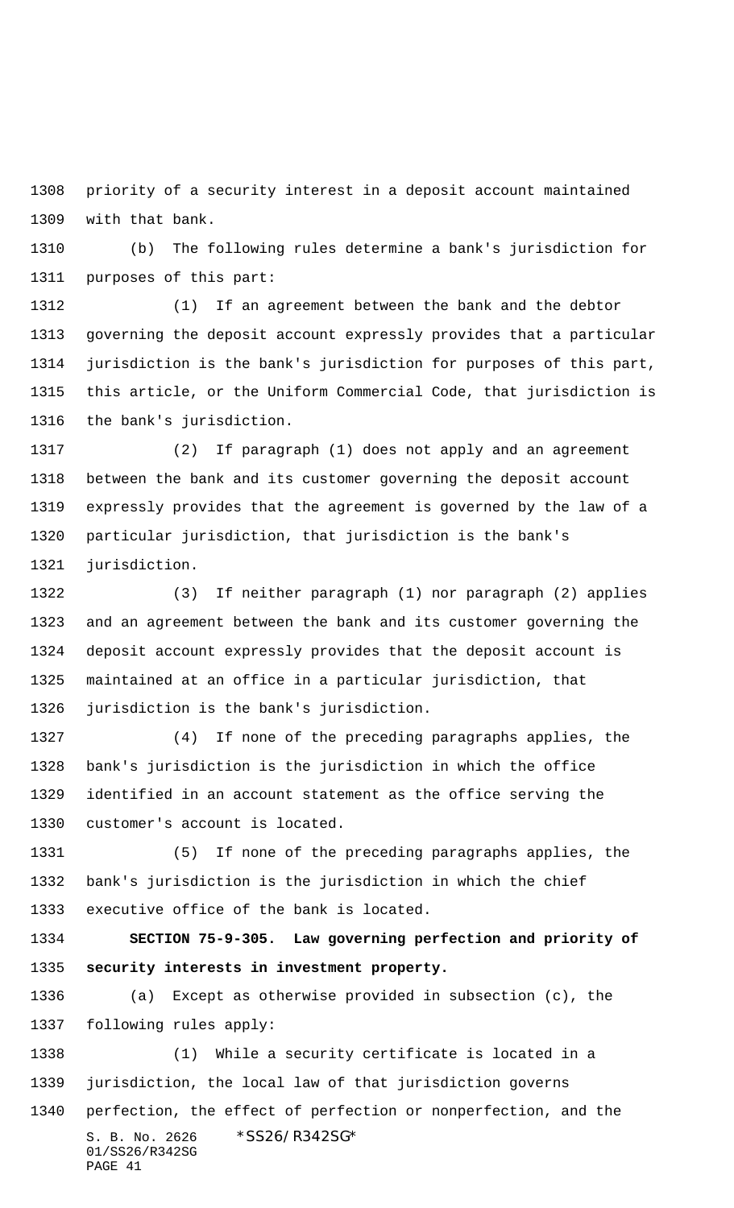priority of a security interest in a deposit account maintained with that bank.

(b) The following rules determine a bank's jurisdiction for purposes of this part:

(1) If an agreement between the bank and the debtor governing the deposit account expressly provides that a particular jurisdiction is the bank's jurisdiction for purposes of this part, this article, or the Uniform Commercial Code, that jurisdiction is the bank's jurisdiction.

(2) If paragraph (1) does not apply and an agreement between the bank and its customer governing the deposit account expressly provides that the agreement is governed by the law of a particular jurisdiction, that jurisdiction is the bank's jurisdiction.

(3) If neither paragraph (1) nor paragraph (2) applies and an agreement between the bank and its customer governing the deposit account expressly provides that the deposit account is maintained at an office in a particular jurisdiction, that jurisdiction is the bank's jurisdiction.

(4) If none of the preceding paragraphs applies, the bank's jurisdiction is the jurisdiction in which the office identified in an account statement as the office serving the customer's account is located.

(5) If none of the preceding paragraphs applies, the bank's jurisdiction is the jurisdiction in which the chief executive office of the bank is located.

**SECTION 75-9-305. Law governing perfection and priority of security interests in investment property.**

(a) Except as otherwise provided in subsection (c), the following rules apply:

(1) While a security certificate is located in a jurisdiction, the local law of that jurisdiction governs perfection, the effect of perfection or nonperfection, and the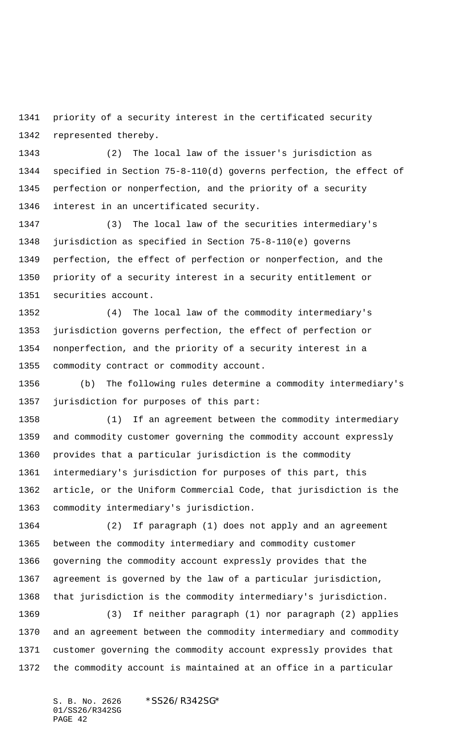priority of a security interest in the certificated security represented thereby.

(2) The local law of the issuer's jurisdiction as specified in Section 75-8-110(d) governs perfection, the effect of perfection or nonperfection, and the priority of a security interest in an uncertificated security.

(3) The local law of the securities intermediary's jurisdiction as specified in Section 75-8-110(e) governs perfection, the effect of perfection or nonperfection, and the priority of a security interest in a security entitlement or securities account.

(4) The local law of the commodity intermediary's jurisdiction governs perfection, the effect of perfection or nonperfection, and the priority of a security interest in a commodity contract or commodity account.

(b) The following rules determine a commodity intermediary's jurisdiction for purposes of this part:

(1) If an agreement between the commodity intermediary and commodity customer governing the commodity account expressly provides that a particular jurisdiction is the commodity intermediary's jurisdiction for purposes of this part, this article, or the Uniform Commercial Code, that jurisdiction is the commodity intermediary's jurisdiction.

(2) If paragraph (1) does not apply and an agreement between the commodity intermediary and commodity customer governing the commodity account expressly provides that the agreement is governed by the law of a particular jurisdiction, that jurisdiction is the commodity intermediary's jurisdiction.

(3) If neither paragraph (1) nor paragraph (2) applies and an agreement between the commodity intermediary and commodity customer governing the commodity account expressly provides that the commodity account is maintained at an office in a particular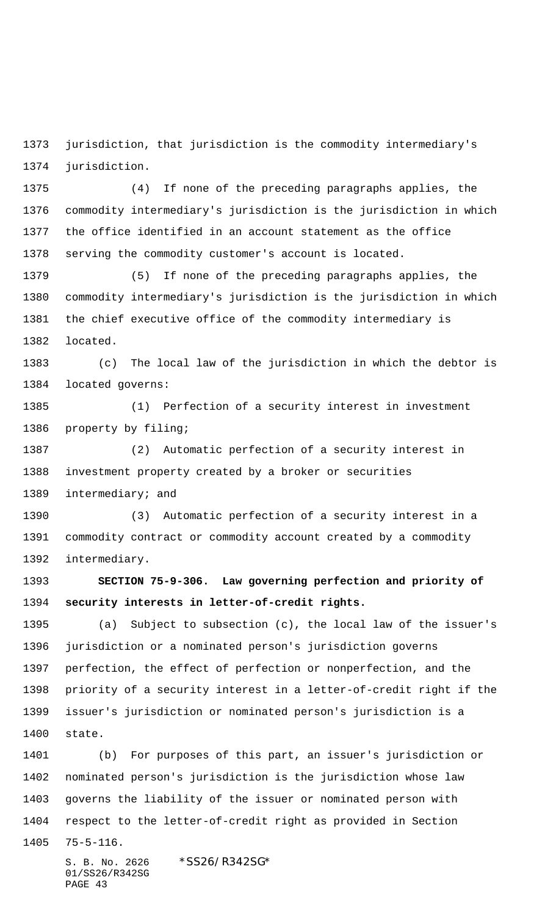jurisdiction, that jurisdiction is the commodity intermediary's jurisdiction.

(4) If none of the preceding paragraphs applies, the commodity intermediary's jurisdiction is the jurisdiction in which the office identified in an account statement as the office serving the commodity customer's account is located.

(5) If none of the preceding paragraphs applies, the commodity intermediary's jurisdiction is the jurisdiction in which the chief executive office of the commodity intermediary is located.

(c) The local law of the jurisdiction in which the debtor is located governs:

(1) Perfection of a security interest in investment property by filing;

(2) Automatic perfection of a security interest in investment property created by a broker or securities intermediary; and

(3) Automatic perfection of a security interest in a commodity contract or commodity account created by a commodity intermediary.

**SECTION 75-9-306. Law governing perfection and priority of security interests in letter-of-credit rights.**

(a) Subject to subsection (c), the local law of the issuer's jurisdiction or a nominated person's jurisdiction governs perfection, the effect of perfection or nonperfection, and the priority of a security interest in a letter-of-credit right if the issuer's jurisdiction or nominated person's jurisdiction is a state.

(b) For purposes of this part, an issuer's jurisdiction or nominated person's jurisdiction is the jurisdiction whose law governs the liability of the issuer or nominated person with respect to the letter-of-credit right as provided in Section 75-5-116.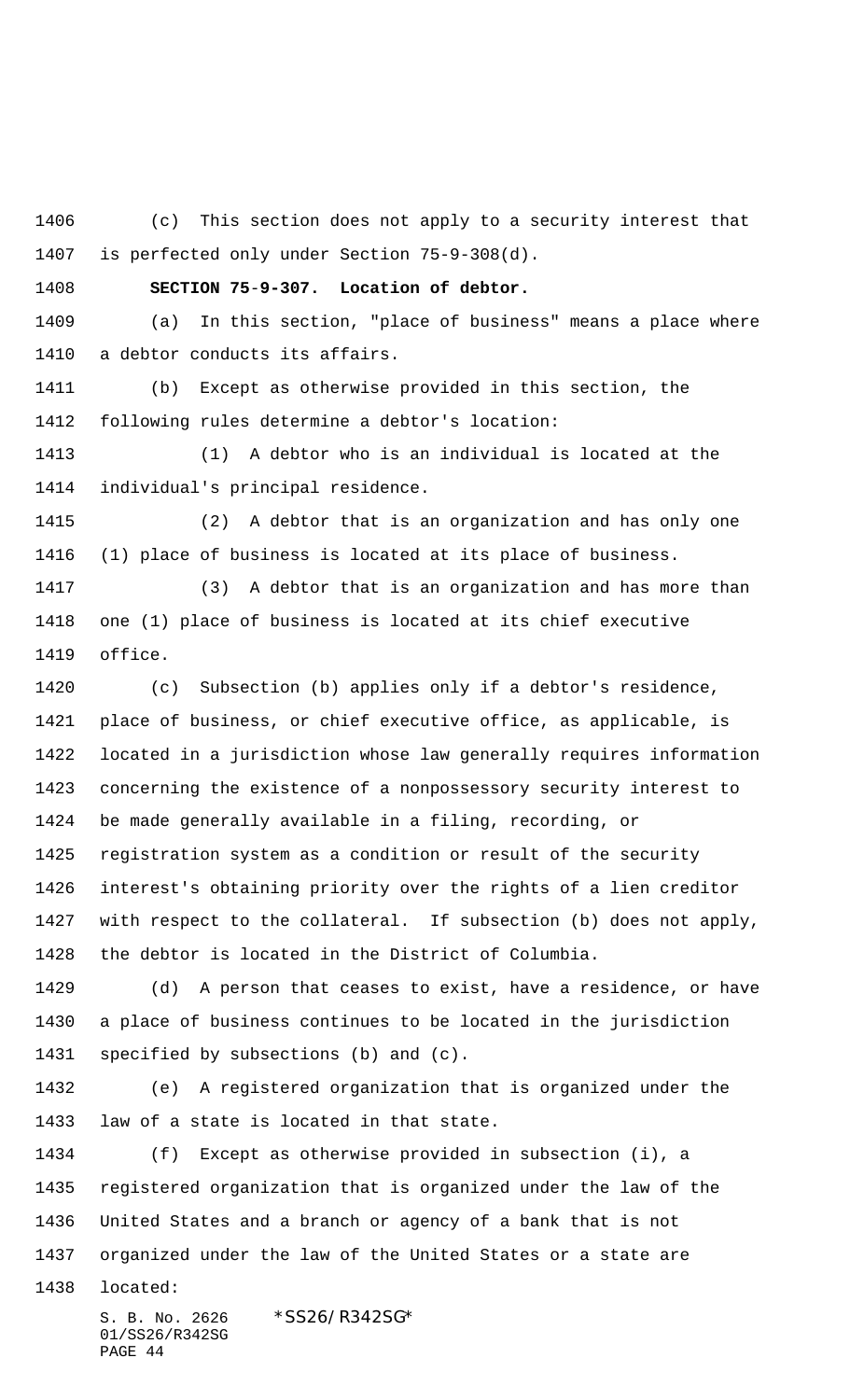(c) This section does not apply to a security interest that is perfected only under Section 75-9-308(d).

**SECTION 75-9-307. Location of debtor.**

(a) In this section, "place of business" means a place where a debtor conducts its affairs.

(b) Except as otherwise provided in this section, the following rules determine a debtor's location:

(1) A debtor who is an individual is located at the individual's principal residence.

(2) A debtor that is an organization and has only one (1) place of business is located at its place of business.

(3) A debtor that is an organization and has more than one (1) place of business is located at its chief executive office.

(c) Subsection (b) applies only if a debtor's residence, place of business, or chief executive office, as applicable, is located in a jurisdiction whose law generally requires information concerning the existence of a nonpossessory security interest to be made generally available in a filing, recording, or registration system as a condition or result of the security interest's obtaining priority over the rights of a lien creditor with respect to the collateral. If subsection (b) does not apply, the debtor is located in the District of Columbia.

(d) A person that ceases to exist, have a residence, or have a place of business continues to be located in the jurisdiction specified by subsections (b) and (c).

(e) A registered organization that is organized under the law of a state is located in that state.

(f) Except as otherwise provided in subsection (i), a registered organization that is organized under the law of the United States and a branch or agency of a bank that is not organized under the law of the United States or a state are located: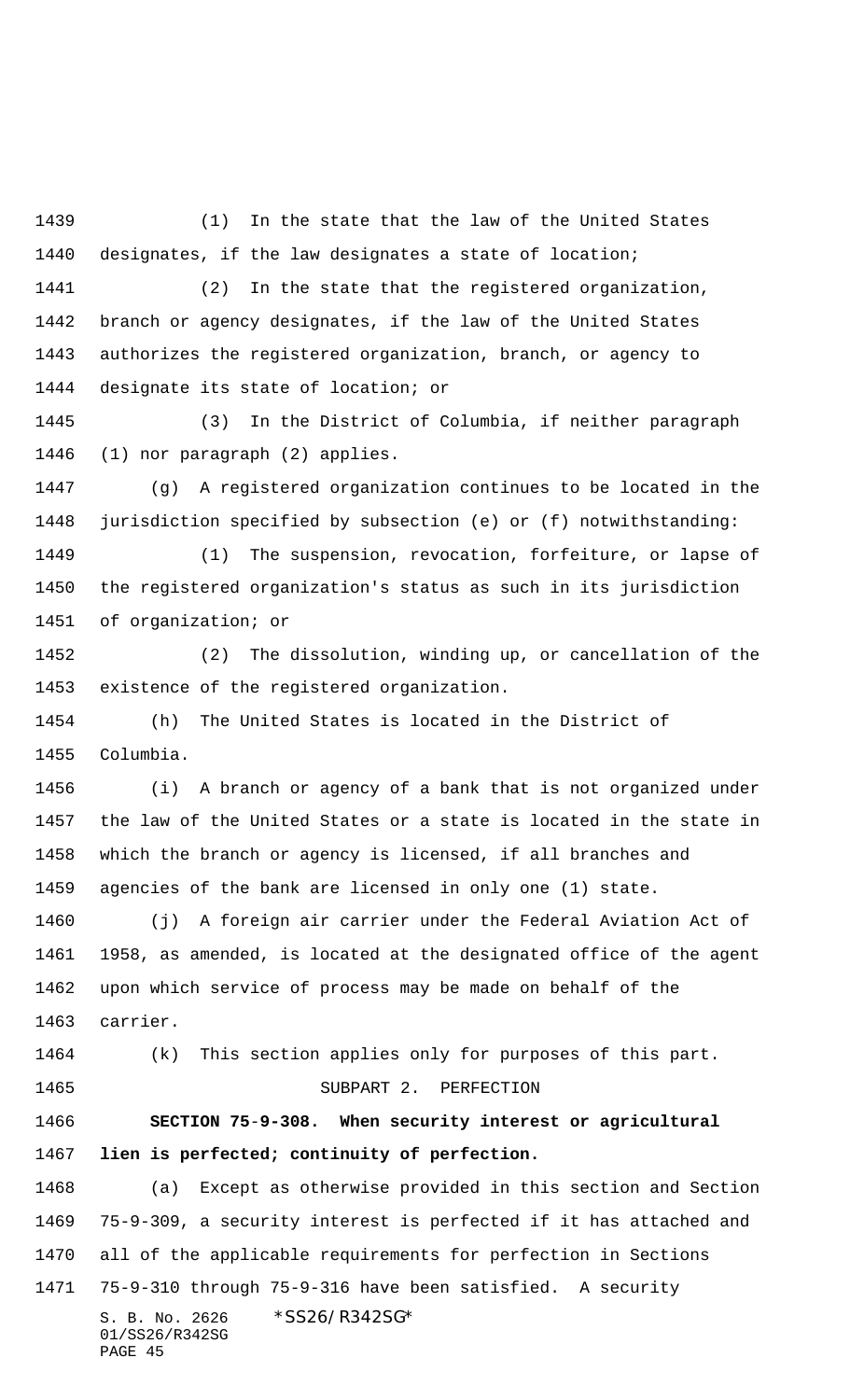(1) In the state that the law of the United States designates, if the law designates a state of location;

(2) In the state that the registered organization, branch or agency designates, if the law of the United States authorizes the registered organization, branch, or agency to designate its state of location; or

(3) In the District of Columbia, if neither paragraph (1) nor paragraph (2) applies.

(g) A registered organization continues to be located in the jurisdiction specified by subsection (e) or (f) notwithstanding:

(1) The suspension, revocation, forfeiture, or lapse of the registered organization's status as such in its jurisdiction of organization; or

(2) The dissolution, winding up, or cancellation of the existence of the registered organization.

(h) The United States is located in the District of Columbia.

(i) A branch or agency of a bank that is not organized under the law of the United States or a state is located in the state in which the branch or agency is licensed, if all branches and agencies of the bank are licensed in only one (1) state.

(j) A foreign air carrier under the Federal Aviation Act of 1958, as amended, is located at the designated office of the agent upon which service of process may be made on behalf of the carrier.

(k) This section applies only for purposes of this part.

SUBPART 2. PERFECTION

**SECTION 75-9-308. When security interest or agricultural lien is perfected; continuity of perfection.**

(a) Except as otherwise provided in this section and Section 75-9-309, a security interest is perfected if it has attached and all of the applicable requirements for perfection in Sections 75-9-310 through 75-9-316 have been satisfied. A security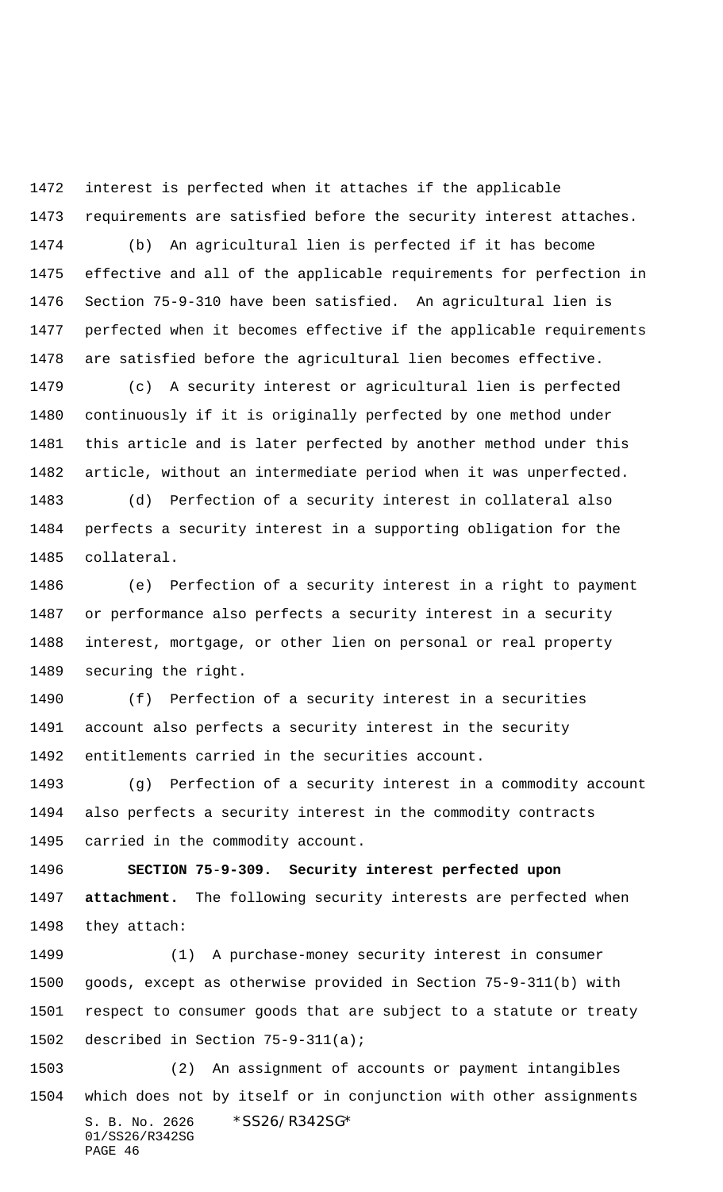interest is perfected when it attaches if the applicable requirements are satisfied before the security interest attaches.

(b) An agricultural lien is perfected if it has become effective and all of the applicable requirements for perfection in Section 75-9-310 have been satisfied. An agricultural lien is perfected when it becomes effective if the applicable requirements are satisfied before the agricultural lien becomes effective.

(c) A security interest or agricultural lien is perfected continuously if it is originally perfected by one method under this article and is later perfected by another method under this article, without an intermediate period when it was unperfected.

(d) Perfection of a security interest in collateral also perfects a security interest in a supporting obligation for the collateral.

(e) Perfection of a security interest in a right to payment or performance also perfects a security interest in a security interest, mortgage, or other lien on personal or real property securing the right.

(f) Perfection of a security interest in a securities account also perfects a security interest in the security entitlements carried in the securities account.

(g) Perfection of a security interest in a commodity account also perfects a security interest in the commodity contracts carried in the commodity account.

**SECTION 75-9-309. Security interest perfected upon attachment.** The following security interests are perfected when they attach:

(1) A purchase-money security interest in consumer goods, except as otherwise provided in Section 75-9-311(b) with respect to consumer goods that are subject to a statute or treaty described in Section 75-9-311(a);

(2) An assignment of accounts or payment intangibles which does not by itself or in conjunction with other assignments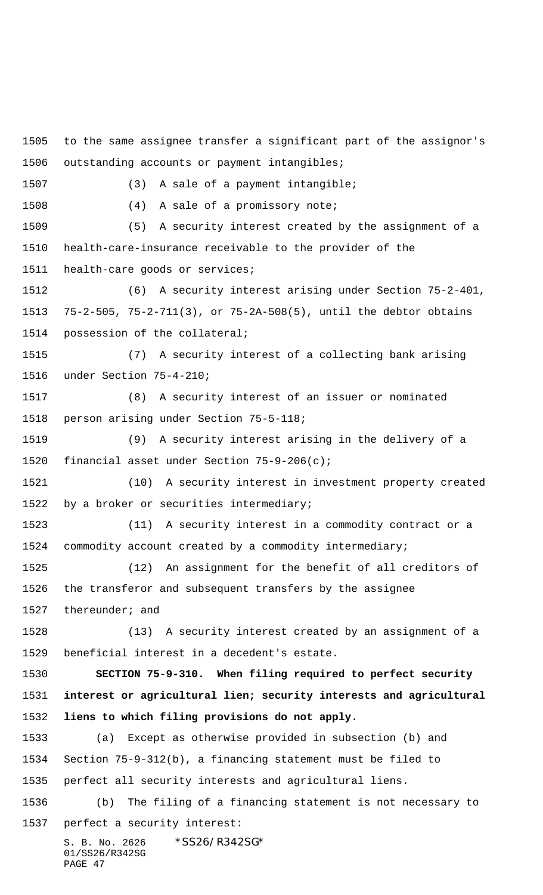to the same assignee transfer a significant part of the assignor's outstanding accounts or payment intangibles;

(3) A sale of a payment intangible;

(4) A sale of a promissory note;

(5) A security interest created by the assignment of a health-care-insurance receivable to the provider of the health-care goods or services;

(6) A security interest arising under Section 75-2-401, 75-2-505, 75-2-711(3), or 75-2A-508(5), until the debtor obtains possession of the collateral;

(7) A security interest of a collecting bank arising under Section 75-4-210;

(8) A security interest of an issuer or nominated person arising under Section 75-5-118;

(9) A security interest arising in the delivery of a financial asset under Section 75-9-206(c);

(10) A security interest in investment property created by a broker or securities intermediary;

(11) A security interest in a commodity contract or a commodity account created by a commodity intermediary;

(12) An assignment for the benefit of all creditors of the transferor and subsequent transfers by the assignee thereunder; and

(13) A security interest created by an assignment of a beneficial interest in a decedent's estate.

**SECTION 75-9-310. When filing required to perfect security interest or agricultural lien; security interests and agricultural liens to which filing provisions do not apply.**

(a) Except as otherwise provided in subsection (b) and Section 75-9-312(b), a financing statement must be filed to perfect all security interests and agricultural liens.

(b) The filing of a financing statement is not necessary to perfect a security interest: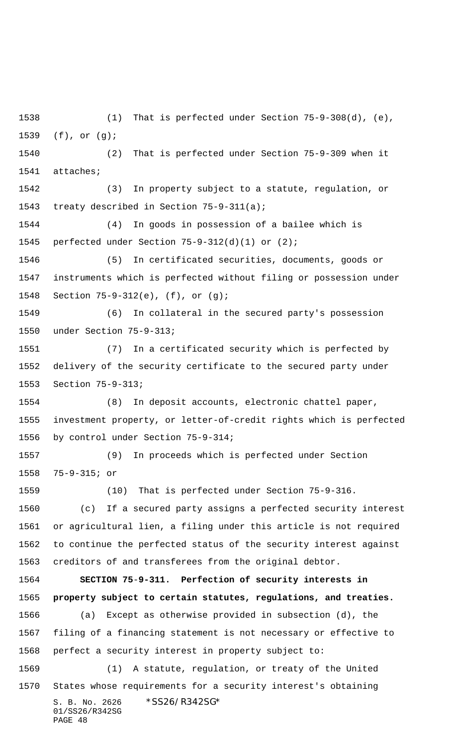(1) That is perfected under Section 75-9-308(d), (e), (f), or (g);

(2) That is perfected under Section 75-9-309 when it attaches;

(3) In property subject to a statute, regulation, or treaty described in Section 75-9-311(a);

(4) In goods in possession of a bailee which is perfected under Section 75-9-312(d)(1) or (2);

(5) In certificated securities, documents, goods or instruments which is perfected without filing or possession under Section 75-9-312(e), (f), or (g);

(6) In collateral in the secured party's possession under Section 75-9-313;

(7) In a certificated security which is perfected by delivery of the security certificate to the secured party under Section 75-9-313;

(8) In deposit accounts, electronic chattel paper, investment property, or letter-of-credit rights which is perfected by control under Section 75-9-314;

(9) In proceeds which is perfected under Section 75-9-315; or

(10) That is perfected under Section 75-9-316.

(c) If a secured party assigns a perfected security interest or agricultural lien, a filing under this article is not required to continue the perfected status of the security interest against creditors of and transferees from the original debtor.

**SECTION 75-9-311. Perfection of security interests in property subject to certain statutes, regulations, and treaties.**

(a) Except as otherwise provided in subsection (d), the filing of a financing statement is not necessary or effective to perfect a security interest in property subject to:

(1) A statute, regulation, or treaty of the United States whose requirements for a security interest's obtaining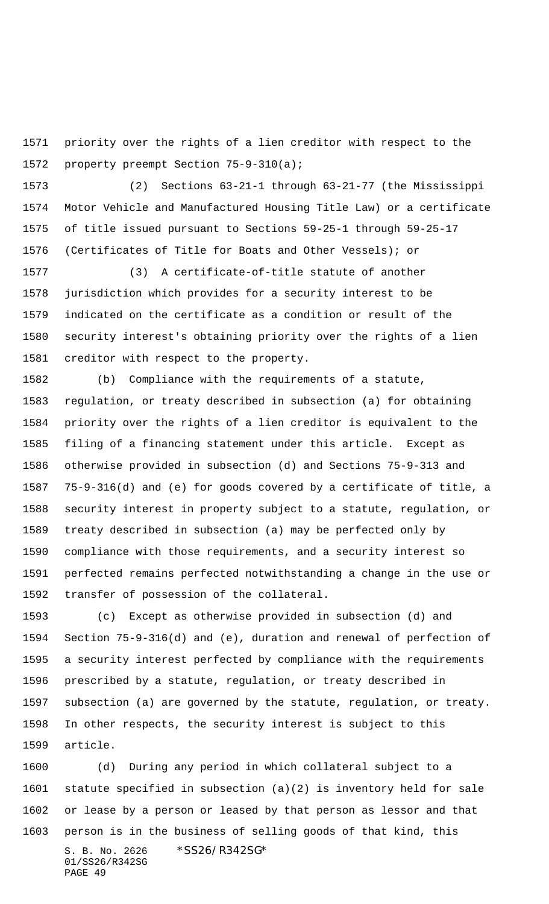priority over the rights of a lien creditor with respect to the property preempt Section 75-9-310(a);

(2) Sections 63-21-1 through 63-21-77 (the Mississippi Motor Vehicle and Manufactured Housing Title Law) or a certificate of title issued pursuant to Sections 59-25-1 through 59-25-17 (Certificates of Title for Boats and Other Vessels); or

(3) A certificate-of-title statute of another jurisdiction which provides for a security interest to be indicated on the certificate as a condition or result of the security interest's obtaining priority over the rights of a lien creditor with respect to the property.

(b) Compliance with the requirements of a statute, regulation, or treaty described in subsection (a) for obtaining priority over the rights of a lien creditor is equivalent to the filing of a financing statement under this article. Except as otherwise provided in subsection (d) and Sections 75-9-313 and 75-9-316(d) and (e) for goods covered by a certificate of title, a security interest in property subject to a statute, regulation, or treaty described in subsection (a) may be perfected only by compliance with those requirements, and a security interest so perfected remains perfected notwithstanding a change in the use or transfer of possession of the collateral.

(c) Except as otherwise provided in subsection (d) and Section 75-9-316(d) and (e), duration and renewal of perfection of a security interest perfected by compliance with the requirements prescribed by a statute, regulation, or treaty described in subsection (a) are governed by the statute, regulation, or treaty. In other respects, the security interest is subject to this article.

(d) During any period in which collateral subject to a statute specified in subsection (a)(2) is inventory held for sale or lease by a person or leased by that person as lessor and that person is in the business of selling goods of that kind, this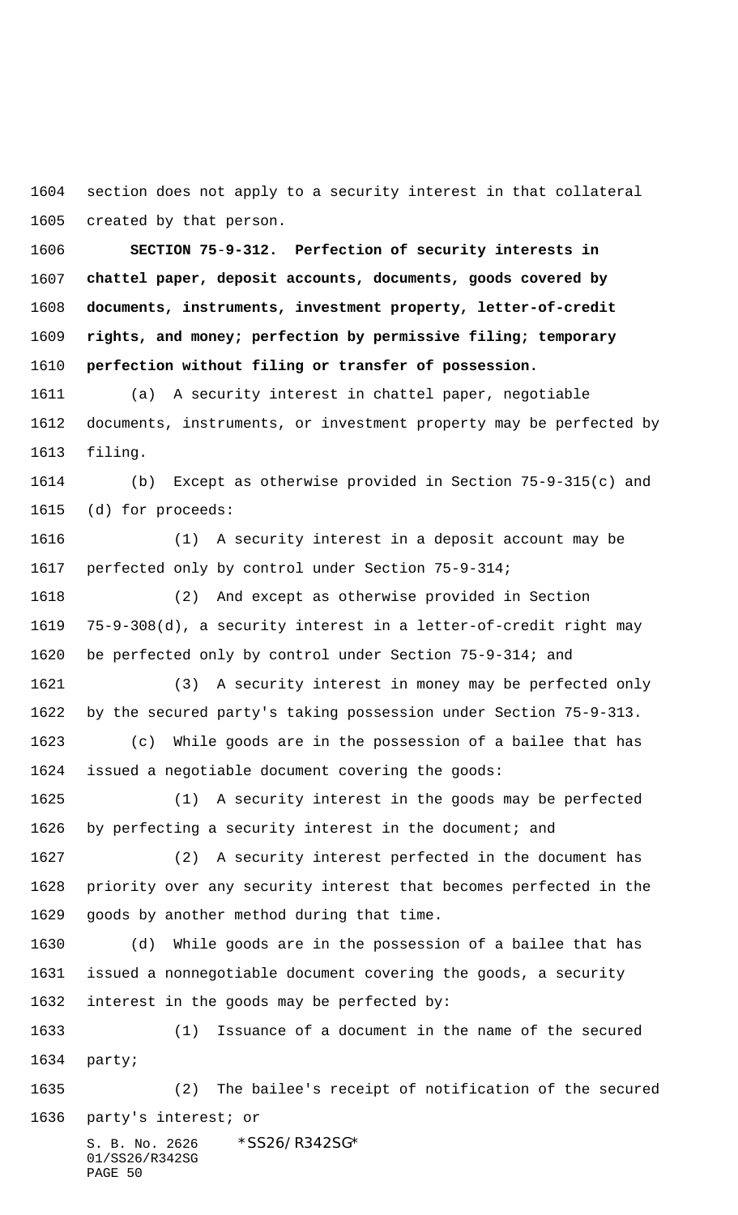section does not apply to a security interest in that collateral created by that person.

**SECTION 75-9-312. Perfection of security interests in chattel paper, deposit accounts, documents, goods covered by documents, instruments, investment property, letter-of-credit rights, and money; perfection by permissive filing; temporary perfection without filing or transfer of possession.**

(a) A security interest in chattel paper, negotiable documents, instruments, or investment property may be perfected by filing.

(b) Except as otherwise provided in Section 75-9-315(c) and (d) for proceeds:

(1) A security interest in a deposit account may be perfected only by control under Section 75-9-314;

(2) And except as otherwise provided in Section 75-9-308(d), a security interest in a letter-of-credit right may be perfected only by control under Section 75-9-314; and

(3) A security interest in money may be perfected only by the secured party's taking possession under Section 75-9-313.

(c) While goods are in the possession of a bailee that has issued a negotiable document covering the goods:

(1) A security interest in the goods may be perfected by perfecting a security interest in the document; and

(2) A security interest perfected in the document has priority over any security interest that becomes perfected in the goods by another method during that time.

(d) While goods are in the possession of a bailee that has issued a nonnegotiable document covering the goods, a security interest in the goods may be perfected by:

(1) Issuance of a document in the name of the secured party;

(2) The bailee's receipt of notification of the secured party's interest; or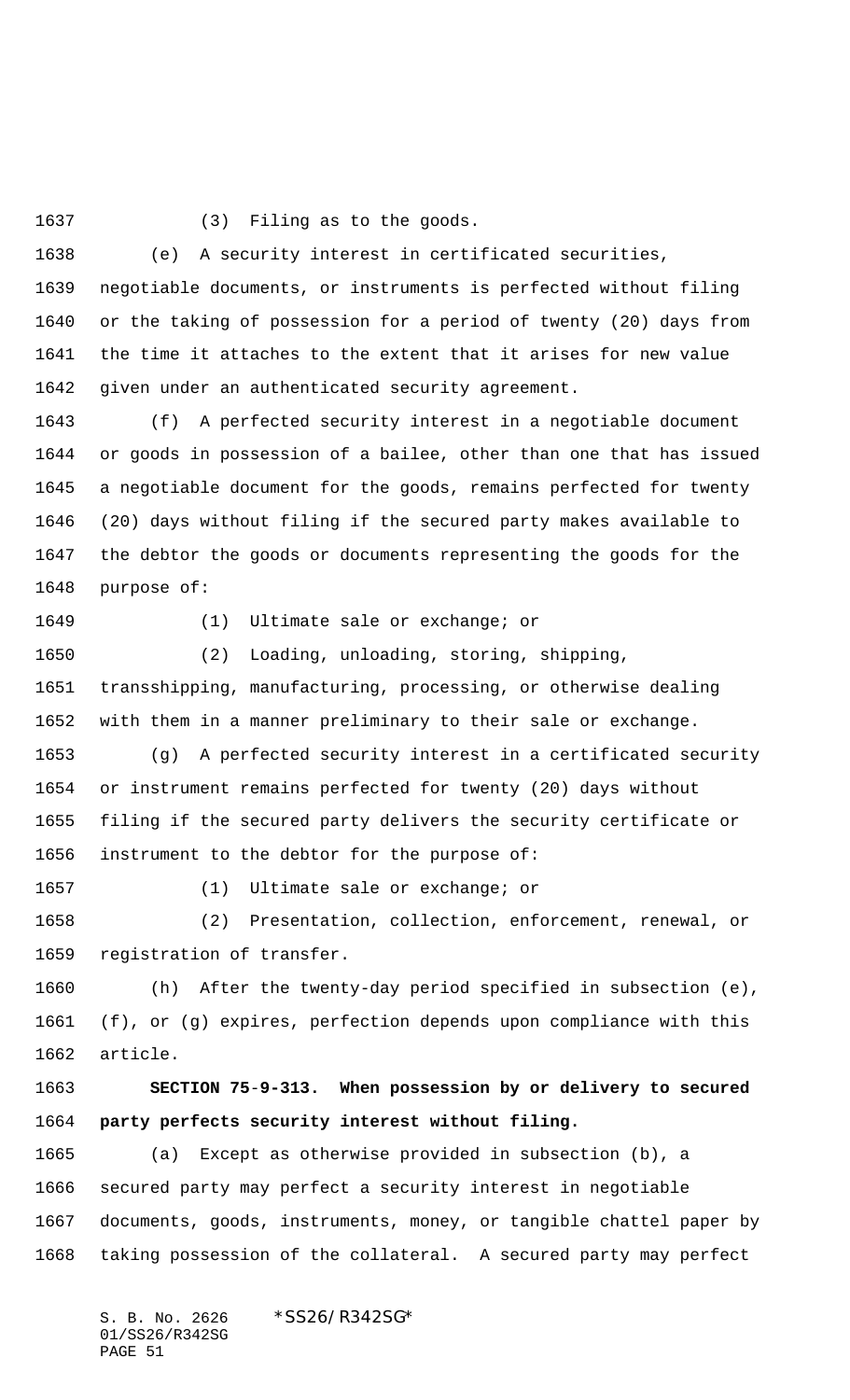(3) Filing as to the goods.

(e) A security interest in certificated securities, negotiable documents, or instruments is perfected without filing or the taking of possession for a period of twenty (20) days from the time it attaches to the extent that it arises for new value given under an authenticated security agreement.

(f) A perfected security interest in a negotiable document or goods in possession of a bailee, other than one that has issued a negotiable document for the goods, remains perfected for twenty (20) days without filing if the secured party makes available to the debtor the goods or documents representing the goods for the purpose of:

(1) Ultimate sale or exchange; or

(2) Loading, unloading, storing, shipping, transshipping, manufacturing, processing, or otherwise dealing with them in a manner preliminary to their sale or exchange.

(g) A perfected security interest in a certificated security or instrument remains perfected for twenty (20) days without filing if the secured party delivers the security certificate or instrument to the debtor for the purpose of:

(1) Ultimate sale or exchange; or

(2) Presentation, collection, enforcement, renewal, or registration of transfer.

(h) After the twenty-day period specified in subsection (e), (f), or (g) expires, perfection depends upon compliance with this article.

**SECTION 75-9-313. When possession by or delivery to secured party perfects security interest without filing.**

(a) Except as otherwise provided in subsection (b), a secured party may perfect a security interest in negotiable documents, goods, instruments, money, or tangible chattel paper by taking possession of the collateral. A secured party may perfect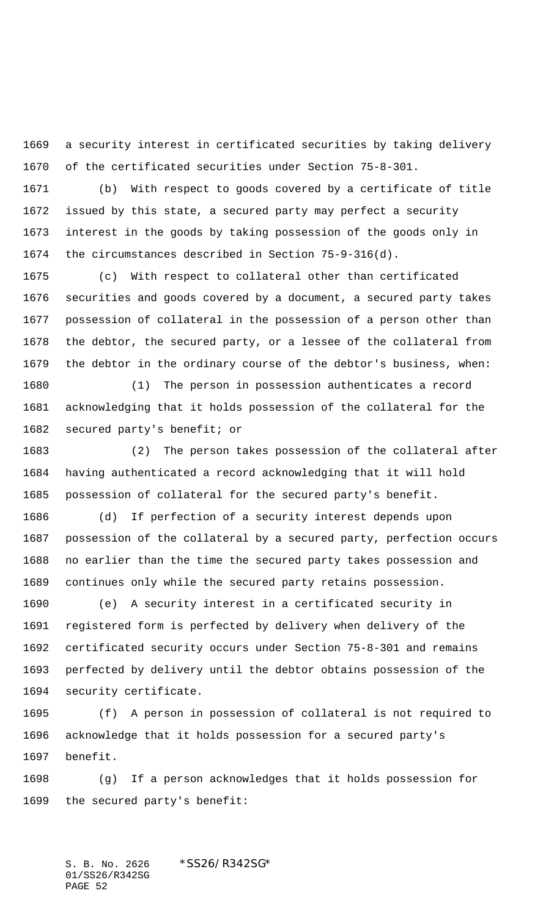a security interest in certificated securities by taking delivery of the certificated securities under Section 75-8-301.

(b) With respect to goods covered by a certificate of title issued by this state, a secured party may perfect a security interest in the goods by taking possession of the goods only in the circumstances described in Section 75-9-316(d).

(c) With respect to collateral other than certificated securities and goods covered by a document, a secured party takes possession of collateral in the possession of a person other than the debtor, the secured party, or a lessee of the collateral from the debtor in the ordinary course of the debtor's business, when:

(1) The person in possession authenticates a record acknowledging that it holds possession of the collateral for the secured party's benefit; or

(2) The person takes possession of the collateral after having authenticated a record acknowledging that it will hold possession of collateral for the secured party's benefit.

(d) If perfection of a security interest depends upon possession of the collateral by a secured party, perfection occurs no earlier than the time the secured party takes possession and continues only while the secured party retains possession.

(e) A security interest in a certificated security in registered form is perfected by delivery when delivery of the certificated security occurs under Section 75-8-301 and remains perfected by delivery until the debtor obtains possession of the security certificate.

(f) A person in possession of collateral is not required to acknowledge that it holds possession for a secured party's benefit.

(g) If a person acknowledges that it holds possession for the secured party's benefit: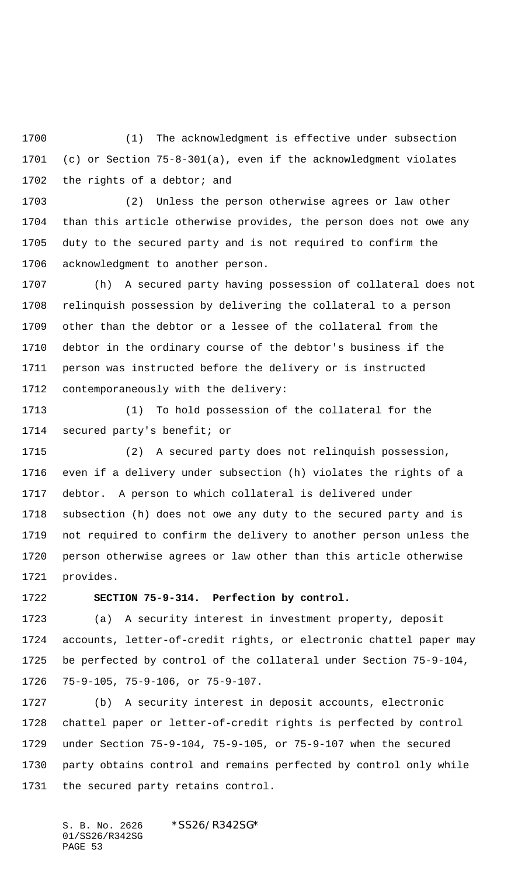(1) The acknowledgment is effective under subsection (c) or Section 75-8-301(a), even if the acknowledgment violates the rights of a debtor; and

(2) Unless the person otherwise agrees or law other than this article otherwise provides, the person does not owe any duty to the secured party and is not required to confirm the acknowledgment to another person.

(h) A secured party having possession of collateral does not relinquish possession by delivering the collateral to a person other than the debtor or a lessee of the collateral from the debtor in the ordinary course of the debtor's business if the person was instructed before the delivery or is instructed contemporaneously with the delivery:

(1) To hold possession of the collateral for the secured party's benefit; or

(2) A secured party does not relinquish possession, even if a delivery under subsection (h) violates the rights of a debtor. A person to which collateral is delivered under subsection (h) does not owe any duty to the secured party and is not required to confirm the delivery to another person unless the person otherwise agrees or law other than this article otherwise provides.

**SECTION 75-9-314. Perfection by control.**

(a) A security interest in investment property, deposit accounts, letter-of-credit rights, or electronic chattel paper may be perfected by control of the collateral under Section 75-9-104, 75-9-105, 75-9-106, or 75-9-107.

(b) A security interest in deposit accounts, electronic chattel paper or letter-of-credit rights is perfected by control under Section 75-9-104, 75-9-105, or 75-9-107 when the secured party obtains control and remains perfected by control only while the secured party retains control.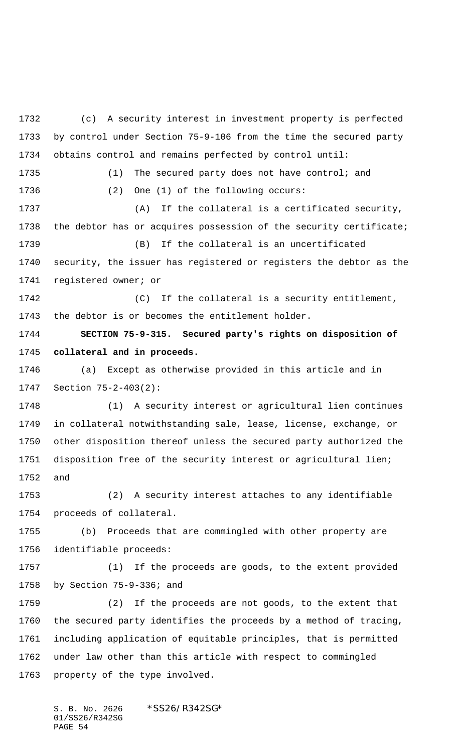(c) A security interest in investment property is perfected by control under Section 75-9-106 from the time the secured party obtains control and remains perfected by control until:

(1) The secured party does not have control; and

(2) One (1) of the following occurs:

(A) If the collateral is a certificated security, the debtor has or acquires possession of the security certificate;

(B) If the collateral is an uncertificated security, the issuer has registered or registers the debtor as the registered owner; or

(C) If the collateral is a security entitlement, the debtor is or becomes the entitlement holder.

**SECTION 75-9-315. Secured party's rights on disposition of collateral and in proceeds.**

(a) Except as otherwise provided in this article and in Section 75-2-403(2):

(1) A security interest or agricultural lien continues in collateral notwithstanding sale, lease, license, exchange, or other disposition thereof unless the secured party authorized the disposition free of the security interest or agricultural lien; and

(2) A security interest attaches to any identifiable proceeds of collateral.

(b) Proceeds that are commingled with other property are identifiable proceeds:

(1) If the proceeds are goods, to the extent provided by Section 75-9-336; and

(2) If the proceeds are not goods, to the extent that the secured party identifies the proceeds by a method of tracing, including application of equitable principles, that is permitted under law other than this article with respect to commingled property of the type involved.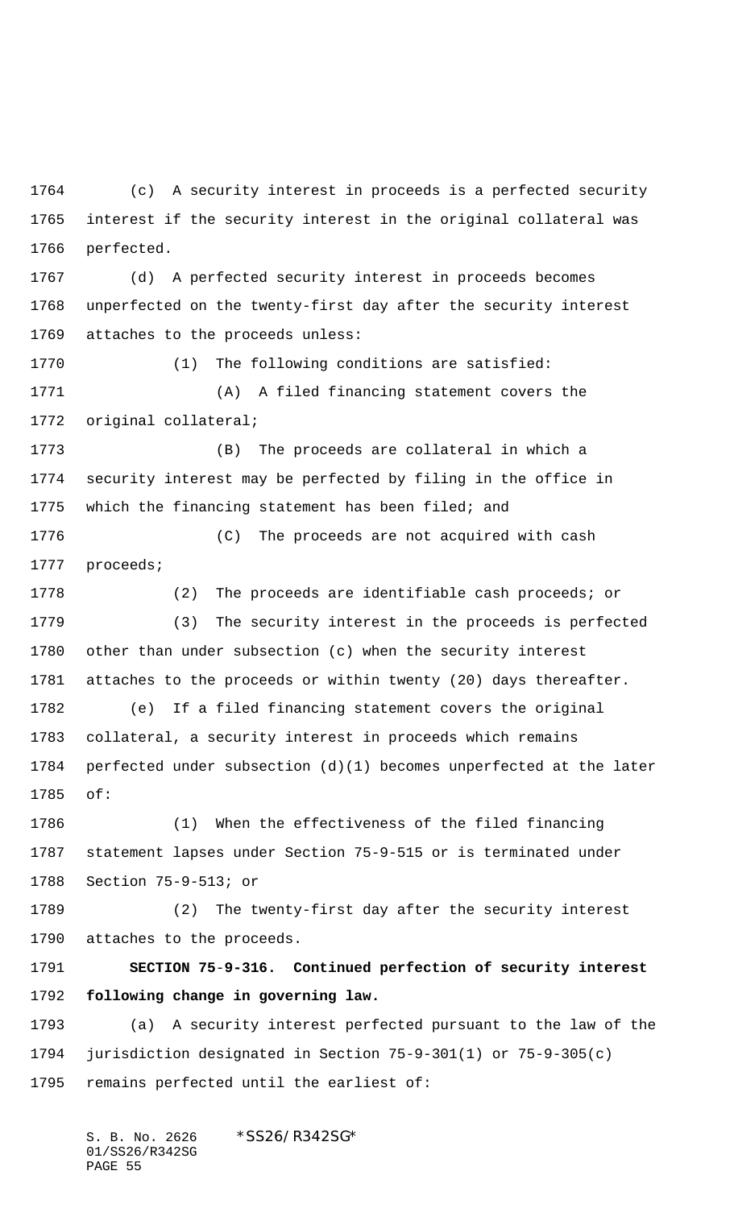(c) A security interest in proceeds is a perfected security interest if the security interest in the original collateral was perfected.

(d) A perfected security interest in proceeds becomes unperfected on the twenty-first day after the security interest attaches to the proceeds unless:

(1) The following conditions are satisfied:

(A) A filed financing statement covers the original collateral;

(B) The proceeds are collateral in which a security interest may be perfected by filing in the office in which the financing statement has been filed; and

(C) The proceeds are not acquired with cash proceeds;

(2) The proceeds are identifiable cash proceeds; or

(3) The security interest in the proceeds is perfected other than under subsection (c) when the security interest attaches to the proceeds or within twenty (20) days thereafter.

(e) If a filed financing statement covers the original collateral, a security interest in proceeds which remains perfected under subsection (d)(1) becomes unperfected at the later of:

(1) When the effectiveness of the filed financing statement lapses under Section 75-9-515 or is terminated under Section 75-9-513; or

(2) The twenty-first day after the security interest attaches to the proceeds.

**SECTION 75-9-316. Continued perfection of security interest following change in governing law.**

(a) A security interest perfected pursuant to the law of the jurisdiction designated in Section 75-9-301(1) or 75-9-305(c) remains perfected until the earliest of: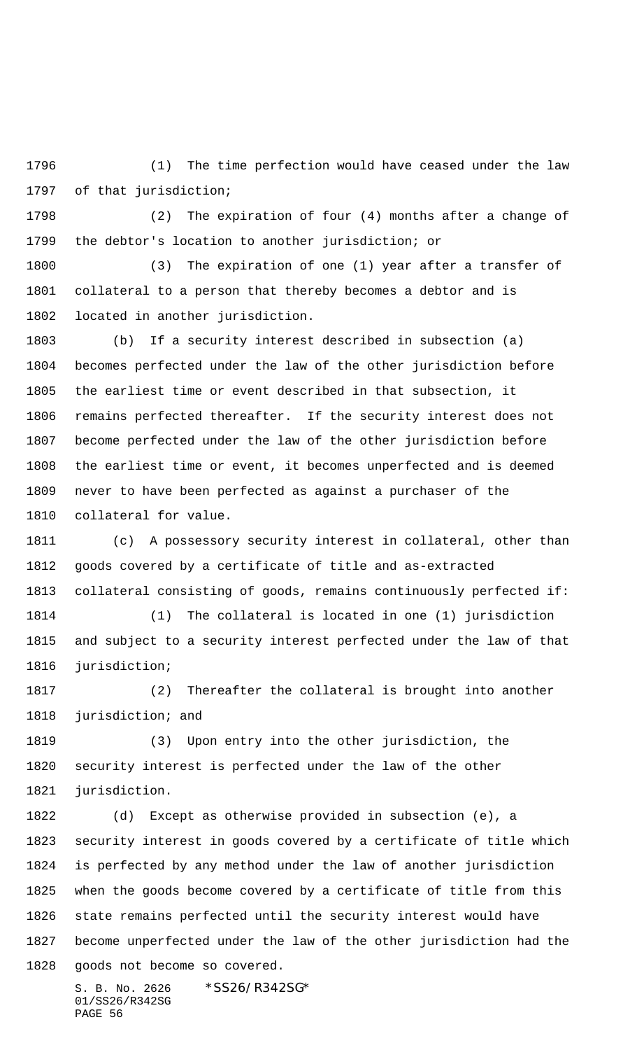(1) The time perfection would have ceased under the law of that jurisdiction;

(2) The expiration of four (4) months after a change of the debtor's location to another jurisdiction; or

(3) The expiration of one (1) year after a transfer of collateral to a person that thereby becomes a debtor and is located in another jurisdiction.

(b) If a security interest described in subsection (a) becomes perfected under the law of the other jurisdiction before the earliest time or event described in that subsection, it remains perfected thereafter. If the security interest does not become perfected under the law of the other jurisdiction before the earliest time or event, it becomes unperfected and is deemed never to have been perfected as against a purchaser of the collateral for value.

(c) A possessory security interest in collateral, other than goods covered by a certificate of title and as-extracted collateral consisting of goods, remains continuously perfected if:

(1) The collateral is located in one (1) jurisdiction and subject to a security interest perfected under the law of that jurisdiction;

(2) Thereafter the collateral is brought into another jurisdiction; and

(3) Upon entry into the other jurisdiction, the security interest is perfected under the law of the other jurisdiction.

(d) Except as otherwise provided in subsection (e), a security interest in goods covered by a certificate of title which is perfected by any method under the law of another jurisdiction when the goods become covered by a certificate of title from this state remains perfected until the security interest would have become unperfected under the law of the other jurisdiction had the goods not become so covered.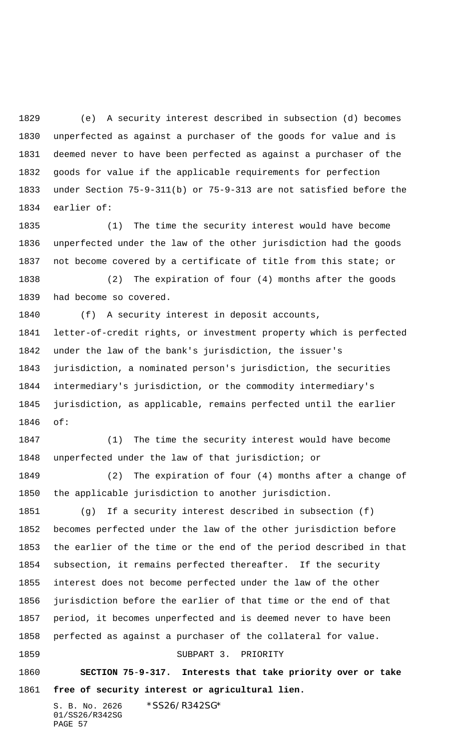(e) A security interest described in subsection (d) becomes unperfected as against a purchaser of the goods for value and is deemed never to have been perfected as against a purchaser of the goods for value if the applicable requirements for perfection under Section 75-9-311(b) or 75-9-313 are not satisfied before the earlier of:

(1) The time the security interest would have become unperfected under the law of the other jurisdiction had the goods not become covered by a certificate of title from this state; or

(2) The expiration of four (4) months after the goods had become so covered.

(f) A security interest in deposit accounts, letter-of-credit rights, or investment property which is perfected under the law of the bank's jurisdiction, the issuer's jurisdiction, a nominated person's jurisdiction, the securities intermediary's jurisdiction, or the commodity intermediary's jurisdiction, as applicable, remains perfected until the earlier of:

(1) The time the security interest would have become unperfected under the law of that jurisdiction; or

(2) The expiration of four (4) months after a change of the applicable jurisdiction to another jurisdiction.

(g) If a security interest described in subsection (f) becomes perfected under the law of the other jurisdiction before the earlier of the time or the end of the period described in that subsection, it remains perfected thereafter. If the security interest does not become perfected under the law of the other jurisdiction before the earlier of that time or the end of that period, it becomes unperfected and is deemed never to have been perfected as against a purchaser of the collateral for value.

SUBPART 3. PRIORITY

**SECTION 75-9-317. Interests that take priority over or take free of security interest or agricultural lien.**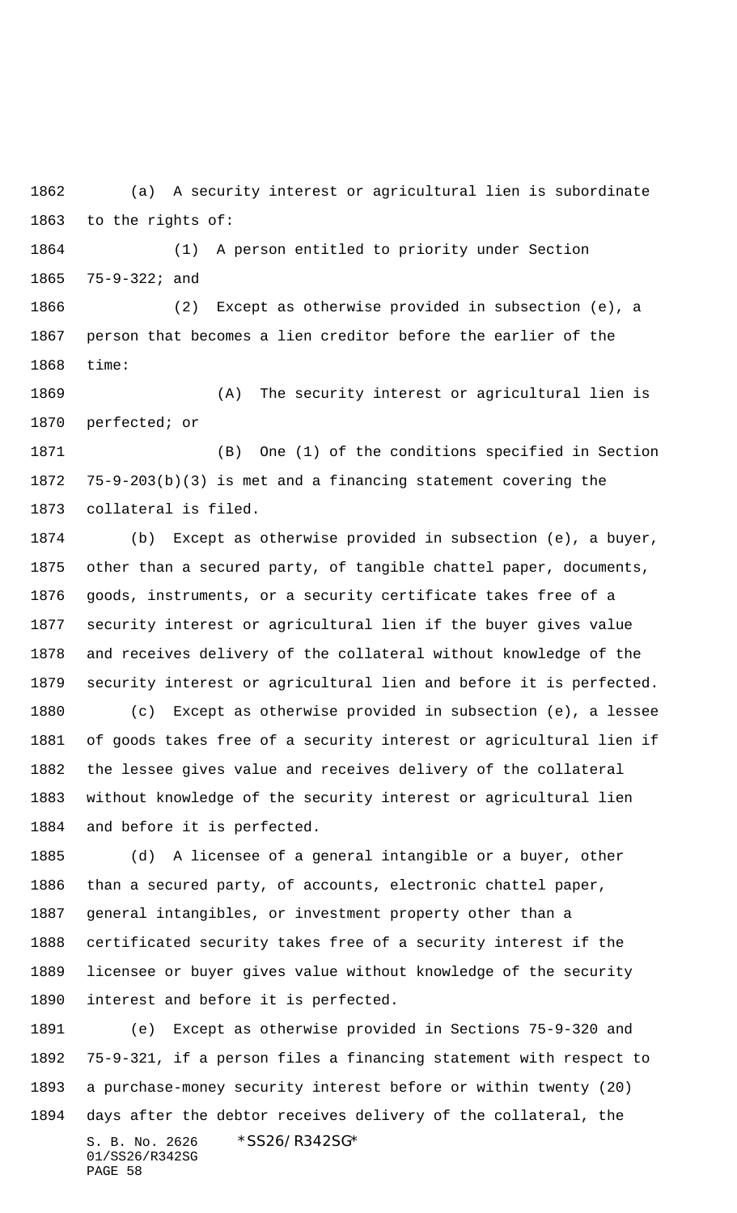(a) A security interest or agricultural lien is subordinate to the rights of:

(1) A person entitled to priority under Section 75-9-322; and

(2) Except as otherwise provided in subsection (e), a person that becomes a lien creditor before the earlier of the time:

(A) The security interest or agricultural lien is perfected; or

(B) One (1) of the conditions specified in Section 75-9-203(b)(3) is met and a financing statement covering the collateral is filed.

(b) Except as otherwise provided in subsection (e), a buyer, other than a secured party, of tangible chattel paper, documents, goods, instruments, or a security certificate takes free of a security interest or agricultural lien if the buyer gives value and receives delivery of the collateral without knowledge of the security interest or agricultural lien and before it is perfected.

(c) Except as otherwise provided in subsection (e), a lessee of goods takes free of a security interest or agricultural lien if the lessee gives value and receives delivery of the collateral without knowledge of the security interest or agricultural lien and before it is perfected.

(d) A licensee of a general intangible or a buyer, other than a secured party, of accounts, electronic chattel paper, general intangibles, or investment property other than a certificated security takes free of a security interest if the licensee or buyer gives value without knowledge of the security interest and before it is perfected.

(e) Except as otherwise provided in Sections 75-9-320 and 75-9-321, if a person files a financing statement with respect to a purchase-money security interest before or within twenty (20) days after the debtor receives delivery of the collateral, the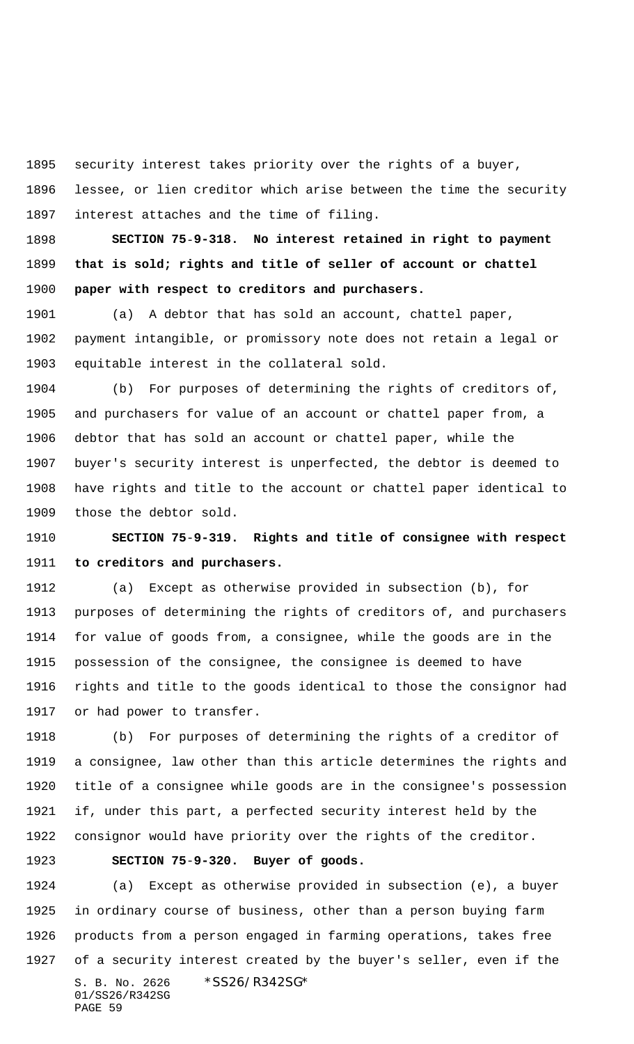security interest takes priority over the rights of a buyer, lessee, or lien creditor which arise between the time the security interest attaches and the time of filing.

**SECTION 75-9-318. No interest retained in right to payment that is sold; rights and title of seller of account or chattel paper with respect to creditors and purchasers.**

(a) A debtor that has sold an account, chattel paper, payment intangible, or promissory note does not retain a legal or equitable interest in the collateral sold.

(b) For purposes of determining the rights of creditors of, and purchasers for value of an account or chattel paper from, a debtor that has sold an account or chattel paper, while the buyer's security interest is unperfected, the debtor is deemed to have rights and title to the account or chattel paper identical to those the debtor sold.

**SECTION 75-9-319. Rights and title of consignee with respect to creditors and purchasers.**

(a) Except as otherwise provided in subsection (b), for purposes of determining the rights of creditors of, and purchasers for value of goods from, a consignee, while the goods are in the possession of the consignee, the consignee is deemed to have rights and title to the goods identical to those the consignor had or had power to transfer.

(b) For purposes of determining the rights of a creditor of a consignee, law other than this article determines the rights and title of a consignee while goods are in the consignee's possession if, under this part, a perfected security interest held by the consignor would have priority over the rights of the creditor.

**SECTION 75-9-320. Buyer of goods.**

(a) Except as otherwise provided in subsection (e), a buyer in ordinary course of business, other than a person buying farm products from a person engaged in farming operations, takes free of a security interest created by the buyer's seller, even if the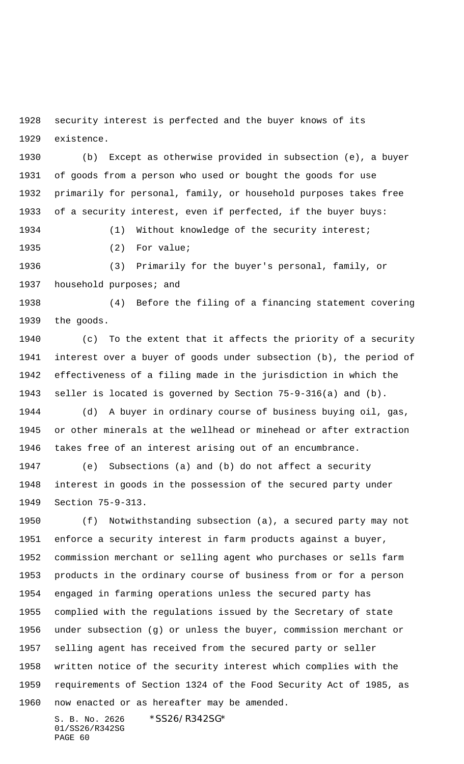security interest is perfected and the buyer knows of its existence.

(b) Except as otherwise provided in subsection (e), a buyer of goods from a person who used or bought the goods for use primarily for personal, family, or household purposes takes free of a security interest, even if perfected, if the buyer buys:

(1) Without knowledge of the security interest;

(2) For value;

(3) Primarily for the buyer's personal, family, or household purposes; and

(4) Before the filing of a financing statement covering the goods.

(c) To the extent that it affects the priority of a security interest over a buyer of goods under subsection (b), the period of effectiveness of a filing made in the jurisdiction in which the seller is located is governed by Section 75-9-316(a) and (b).

(d) A buyer in ordinary course of business buying oil, gas, or other minerals at the wellhead or minehead or after extraction takes free of an interest arising out of an encumbrance.

(e) Subsections (a) and (b) do not affect a security interest in goods in the possession of the secured party under Section 75-9-313.

(f) Notwithstanding subsection (a), a secured party may not enforce a security interest in farm products against a buyer, commission merchant or selling agent who purchases or sells farm products in the ordinary course of business from or for a person engaged in farming operations unless the secured party has complied with the regulations issued by the Secretary of state under subsection (g) or unless the buyer, commission merchant or selling agent has received from the secured party or seller written notice of the security interest which complies with the requirements of Section 1324 of the Food Security Act of 1985, as now enacted or as hereafter may be amended.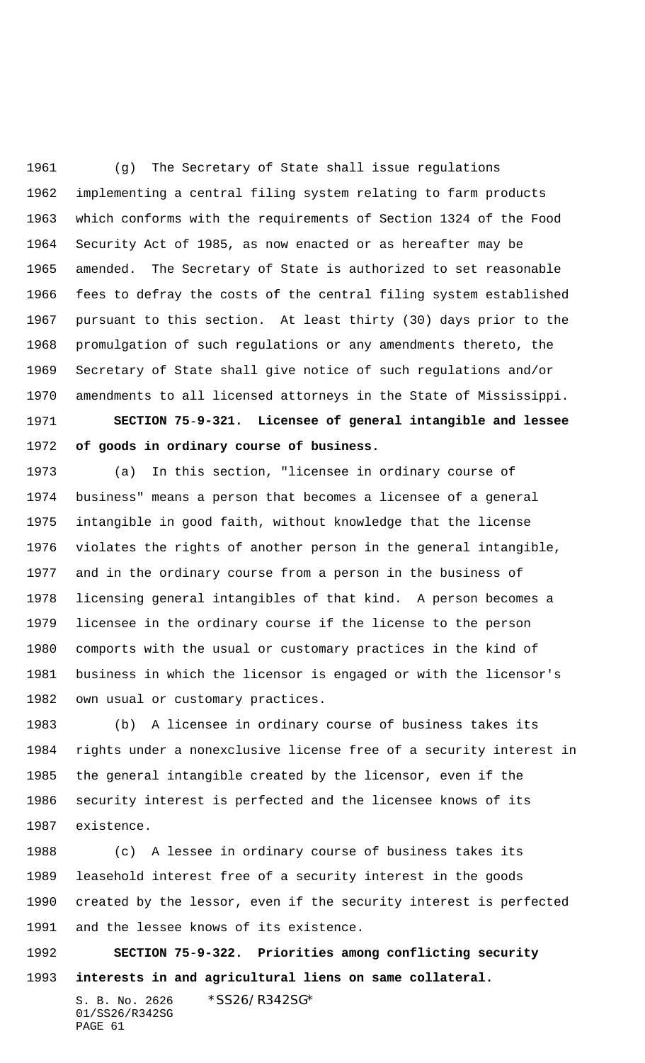(g) The Secretary of State shall issue regulations implementing a central filing system relating to farm products which conforms with the requirements of Section 1324 of the Food Security Act of 1985, as now enacted or as hereafter may be amended. The Secretary of State is authorized to set reasonable fees to defray the costs of the central filing system established pursuant to this section. At least thirty (30) days prior to the promulgation of such regulations or any amendments thereto, the Secretary of State shall give notice of such regulations and/or amendments to all licensed attorneys in the State of Mississippi.

**SECTION 75-9-321. Licensee of general intangible and lessee of goods in ordinary course of business.**

(a) In this section, "licensee in ordinary course of business" means a person that becomes a licensee of a general intangible in good faith, without knowledge that the license violates the rights of another person in the general intangible, and in the ordinary course from a person in the business of licensing general intangibles of that kind. A person becomes a licensee in the ordinary course if the license to the person comports with the usual or customary practices in the kind of business in which the licensor is engaged or with the licensor's own usual or customary practices.

(b) A licensee in ordinary course of business takes its rights under a nonexclusive license free of a security interest in the general intangible created by the licensor, even if the security interest is perfected and the licensee knows of its existence.

(c) A lessee in ordinary course of business takes its leasehold interest free of a security interest in the goods created by the lessor, even if the security interest is perfected and the lessee knows of its existence.

**SECTION 75-9-322. Priorities among conflicting security interests in and agricultural liens on same collateral.**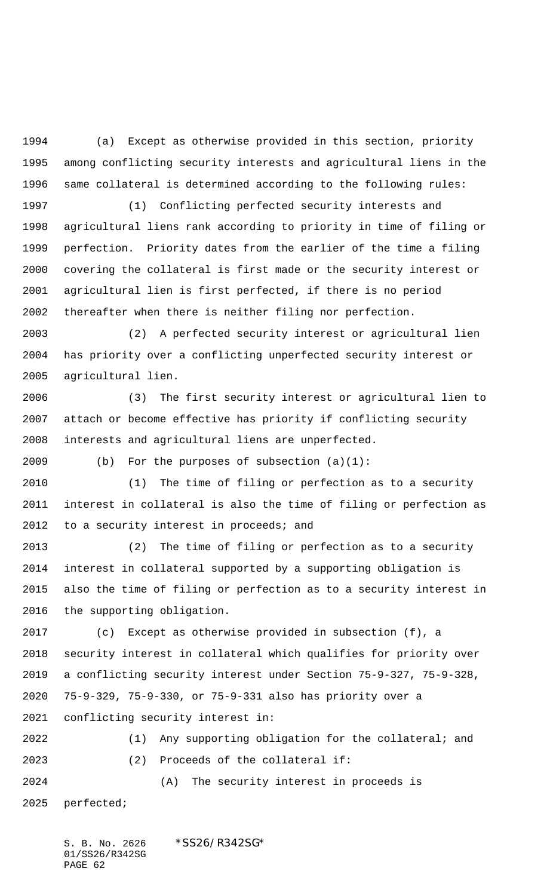(a) Except as otherwise provided in this section, priority among conflicting security interests and agricultural liens in the same collateral is determined according to the following rules:

(1) Conflicting perfected security interests and agricultural liens rank according to priority in time of filing or perfection. Priority dates from the earlier of the time a filing covering the collateral is first made or the security interest or agricultural lien is first perfected, if there is no period thereafter when there is neither filing nor perfection.

(2) A perfected security interest or agricultural lien has priority over a conflicting unperfected security interest or agricultural lien.

(3) The first security interest or agricultural lien to attach or become effective has priority if conflicting security interests and agricultural liens are unperfected.

(b) For the purposes of subsection (a)(1):

(1) The time of filing or perfection as to a security interest in collateral is also the time of filing or perfection as to a security interest in proceeds; and

(2) The time of filing or perfection as to a security interest in collateral supported by a supporting obligation is also the time of filing or perfection as to a security interest in the supporting obligation.

(c) Except as otherwise provided in subsection (f), a security interest in collateral which qualifies for priority over a conflicting security interest under Section 75-9-327, 75-9-328, 75-9-329, 75-9-330, or 75-9-331 also has priority over a conflicting security interest in:

(1) Any supporting obligation for the collateral; and

(2) Proceeds of the collateral if:

(A) The security interest in proceeds is perfected;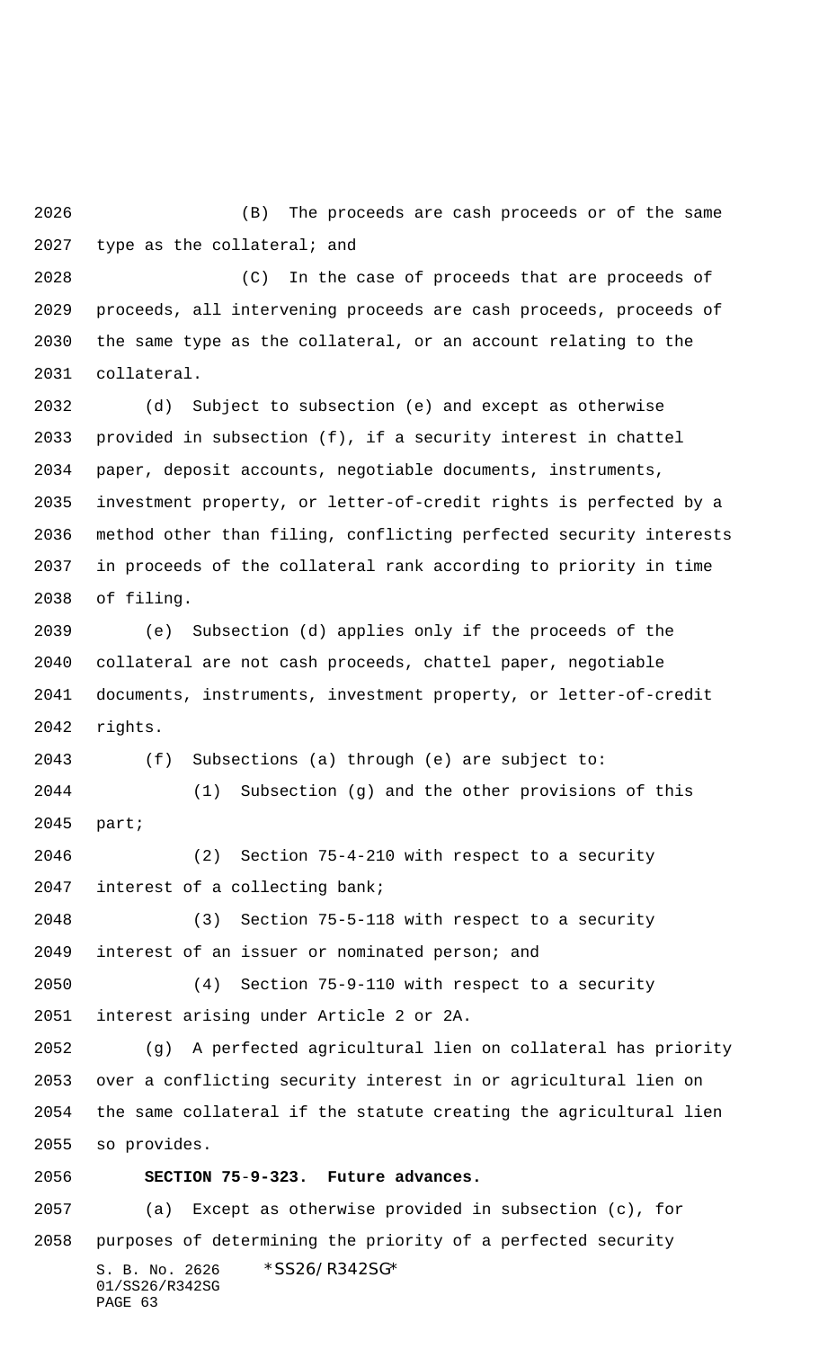(B) The proceeds are cash proceeds or of the same type as the collateral; and

(C) In the case of proceeds that are proceeds of proceeds, all intervening proceeds are cash proceeds, proceeds of the same type as the collateral, or an account relating to the collateral.

(d) Subject to subsection (e) and except as otherwise provided in subsection (f), if a security interest in chattel paper, deposit accounts, negotiable documents, instruments, investment property, or letter-of-credit rights is perfected by a method other than filing, conflicting perfected security interests in proceeds of the collateral rank according to priority in time of filing.

(e) Subsection (d) applies only if the proceeds of the collateral are not cash proceeds, chattel paper, negotiable documents, instruments, investment property, or letter-of-credit rights.

(f) Subsections (a) through (e) are subject to:

(1) Subsection (g) and the other provisions of this part;

(2) Section 75-4-210 with respect to a security interest of a collecting bank;

(3) Section 75-5-118 with respect to a security interest of an issuer or nominated person; and

(4) Section 75-9-110 with respect to a security interest arising under Article 2 or 2A.

(g) A perfected agricultural lien on collateral has priority over a conflicting security interest in or agricultural lien on the same collateral if the statute creating the agricultural lien so provides.

**SECTION 75-9-323. Future advances.**

(a) Except as otherwise provided in subsection (c), for purposes of determining the priority of a perfected security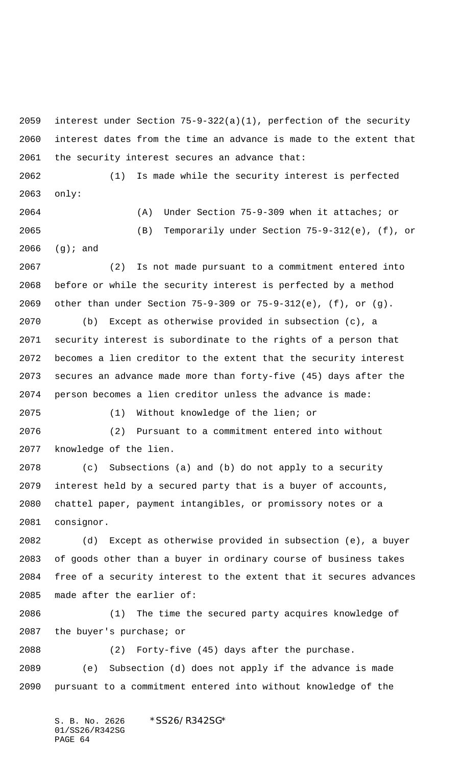interest under Section 75-9-322(a)(1), perfection of the security interest dates from the time an advance is made to the extent that the security interest secures an advance that:

(1) Is made while the security interest is perfected only:

(A) Under Section 75-9-309 when it attaches; or

(B) Temporarily under Section 75-9-312(e), (f), or (g); and

(2) Is not made pursuant to a commitment entered into before or while the security interest is perfected by a method other than under Section 75-9-309 or 75-9-312(e), (f), or (g).

(b) Except as otherwise provided in subsection (c), a security interest is subordinate to the rights of a person that becomes a lien creditor to the extent that the security interest secures an advance made more than forty-five (45) days after the person becomes a lien creditor unless the advance is made:

(1) Without knowledge of the lien; or

(2) Pursuant to a commitment entered into without knowledge of the lien.

(c) Subsections (a) and (b) do not apply to a security interest held by a secured party that is a buyer of accounts, chattel paper, payment intangibles, or promissory notes or a consignor.

(d) Except as otherwise provided in subsection (e), a buyer of goods other than a buyer in ordinary course of business takes free of a security interest to the extent that it secures advances made after the earlier of:

(1) The time the secured party acquires knowledge of the buyer's purchase; or

(2) Forty-five (45) days after the purchase.

(e) Subsection (d) does not apply if the advance is made pursuant to a commitment entered into without knowledge of the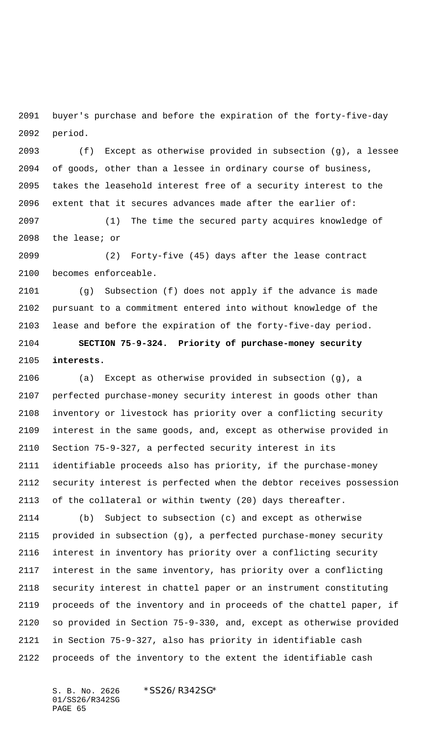buyer's purchase and before the expiration of the forty-five-day period.

(f) Except as otherwise provided in subsection (g), a lessee of goods, other than a lessee in ordinary course of business, takes the leasehold interest free of a security interest to the extent that it secures advances made after the earlier of:

(1) The time the secured party acquires knowledge of the lease; or

(2) Forty-five (45) days after the lease contract becomes enforceable.

(g) Subsection (f) does not apply if the advance is made pursuant to a commitment entered into without knowledge of the lease and before the expiration of the forty-five-day period.

**SECTION 75-9-324. Priority of purchase-money security interests.**

(a) Except as otherwise provided in subsection (g), a perfected purchase-money security interest in goods other than inventory or livestock has priority over a conflicting security interest in the same goods, and, except as otherwise provided in Section 75-9-327, a perfected security interest in its identifiable proceeds also has priority, if the purchase-money security interest is perfected when the debtor receives possession of the collateral or within twenty (20) days thereafter.

(b) Subject to subsection (c) and except as otherwise provided in subsection (g), a perfected purchase-money security interest in inventory has priority over a conflicting security interest in the same inventory, has priority over a conflicting security interest in chattel paper or an instrument constituting proceeds of the inventory and in proceeds of the chattel paper, if so provided in Section 75-9-330, and, except as otherwise provided in Section 75-9-327, also has priority in identifiable cash proceeds of the inventory to the extent the identifiable cash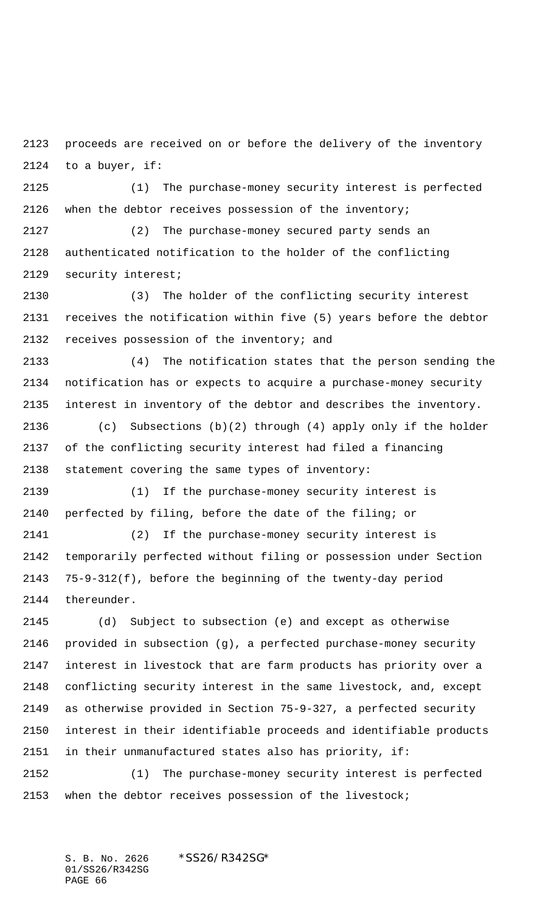proceeds are received on or before the delivery of the inventory to a buyer, if:

(1) The purchase-money security interest is perfected when the debtor receives possession of the inventory;

(2) The purchase-money secured party sends an authenticated notification to the holder of the conflicting security interest;

(3) The holder of the conflicting security interest receives the notification within five (5) years before the debtor receives possession of the inventory; and

(4) The notification states that the person sending the notification has or expects to acquire a purchase-money security interest in inventory of the debtor and describes the inventory.

(c) Subsections (b)(2) through (4) apply only if the holder of the conflicting security interest had filed a financing statement covering the same types of inventory:

(1) If the purchase-money security interest is perfected by filing, before the date of the filing; or

(2) If the purchase-money security interest is temporarily perfected without filing or possession under Section 75-9-312(f), before the beginning of the twenty-day period thereunder.

(d) Subject to subsection (e) and except as otherwise provided in subsection (g), a perfected purchase-money security interest in livestock that are farm products has priority over a conflicting security interest in the same livestock, and, except as otherwise provided in Section 75-9-327, a perfected security interest in their identifiable proceeds and identifiable products in their unmanufactured states also has priority, if:

(1) The purchase-money security interest is perfected when the debtor receives possession of the livestock;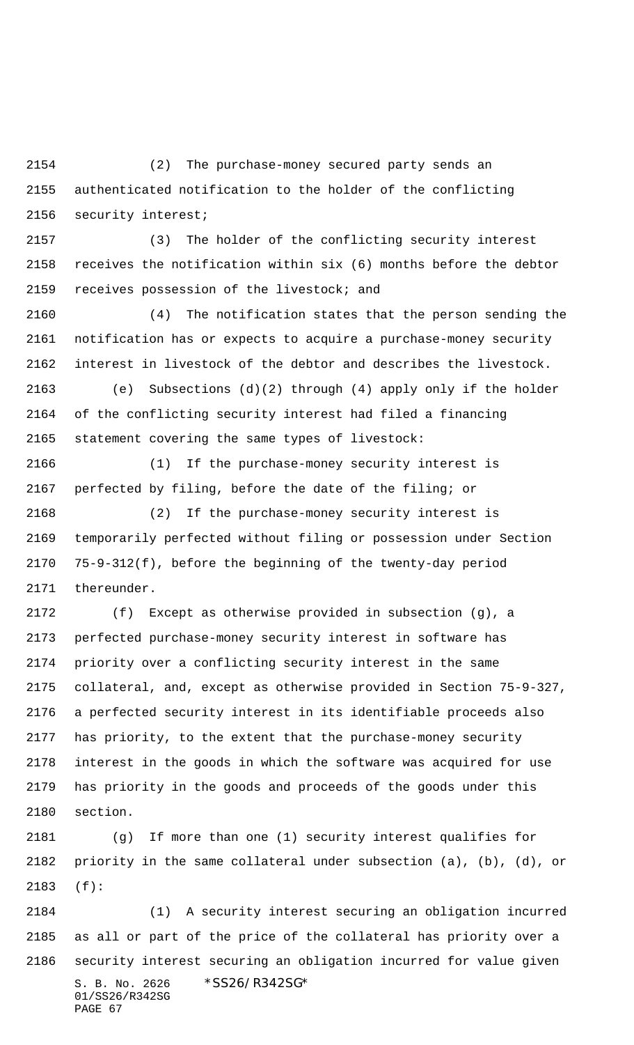(2) The purchase-money secured party sends an authenticated notification to the holder of the conflicting security interest;

(3) The holder of the conflicting security interest receives the notification within six (6) months before the debtor receives possession of the livestock; and

(4) The notification states that the person sending the notification has or expects to acquire a purchase-money security interest in livestock of the debtor and describes the livestock.

(e) Subsections (d)(2) through (4) apply only if the holder of the conflicting security interest had filed a financing statement covering the same types of livestock:

(1) If the purchase-money security interest is perfected by filing, before the date of the filing; or

(2) If the purchase-money security interest is temporarily perfected without filing or possession under Section 75-9-312(f), before the beginning of the twenty-day period thereunder.

(f) Except as otherwise provided in subsection (g), a perfected purchase-money security interest in software has priority over a conflicting security interest in the same collateral, and, except as otherwise provided in Section 75-9-327, a perfected security interest in its identifiable proceeds also has priority, to the extent that the purchase-money security interest in the goods in which the software was acquired for use has priority in the goods and proceeds of the goods under this section.

(g) If more than one (1) security interest qualifies for priority in the same collateral under subsection (a), (b), (d), or (f):

(1) A security interest securing an obligation incurred as all or part of the price of the collateral has priority over a security interest securing an obligation incurred for value given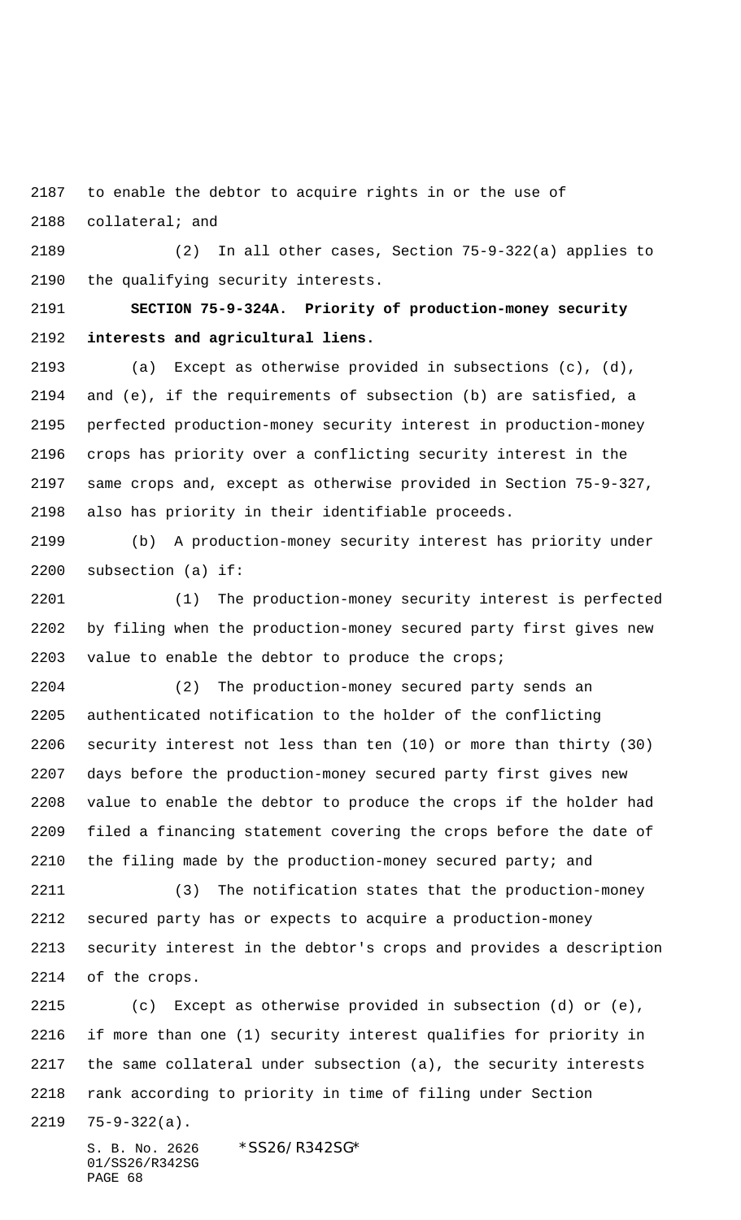to enable the debtor to acquire rights in or the use of collateral; and

(2) In all other cases, Section 75-9-322(a) applies to the qualifying security interests.

**SECTION 75-9-324A. Priority of production-money security interests and agricultural liens.**

(a) Except as otherwise provided in subsections (c), (d), and (e), if the requirements of subsection (b) are satisfied, a perfected production-money security interest in production-money crops has priority over a conflicting security interest in the same crops and, except as otherwise provided in Section 75-9-327, also has priority in their identifiable proceeds.

(b) A production-money security interest has priority under subsection (a) if:

(1) The production-money security interest is perfected by filing when the production-money secured party first gives new value to enable the debtor to produce the crops;

(2) The production-money secured party sends an authenticated notification to the holder of the conflicting security interest not less than ten (10) or more than thirty (30) days before the production-money secured party first gives new value to enable the debtor to produce the crops if the holder had filed a financing statement covering the crops before the date of the filing made by the production-money secured party; and

(3) The notification states that the production-money secured party has or expects to acquire a production-money security interest in the debtor's crops and provides a description of the crops.

(c) Except as otherwise provided in subsection (d) or (e), if more than one (1) security interest qualifies for priority in the same collateral under subsection (a), the security interests rank according to priority in time of filing under Section 75-9-322(a).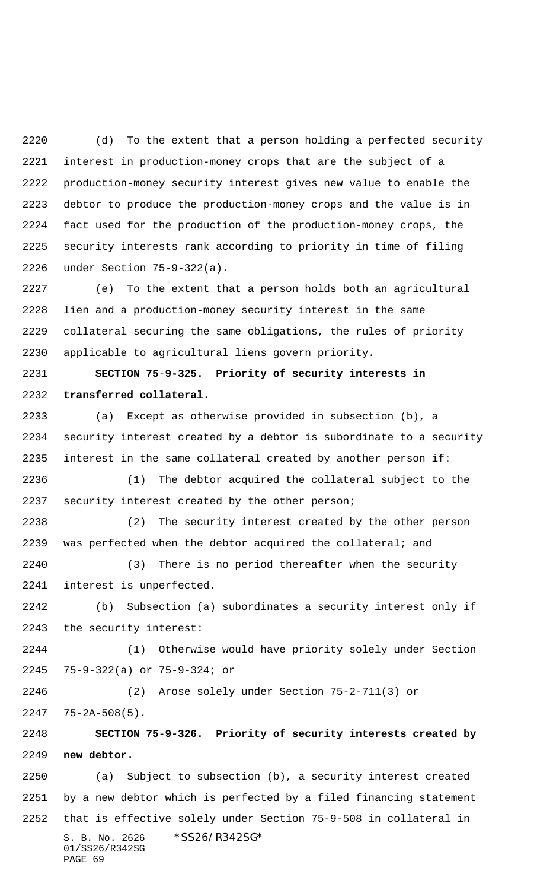(d) To the extent that a person holding a perfected security interest in production-money crops that are the subject of a production-money security interest gives new value to enable the debtor to produce the production-money crops and the value is in fact used for the production of the production-money crops, the security interests rank according to priority in time of filing under Section 75-9-322(a).

(e) To the extent that a person holds both an agricultural lien and a production-money security interest in the same collateral securing the same obligations, the rules of priority applicable to agricultural liens govern priority.

**SECTION 75-9-325. Priority of security interests in transferred collateral.**

(a) Except as otherwise provided in subsection (b), a security interest created by a debtor is subordinate to a security interest in the same collateral created by another person if:

(1) The debtor acquired the collateral subject to the security interest created by the other person;

(2) The security interest created by the other person was perfected when the debtor acquired the collateral; and

(3) There is no period thereafter when the security interest is unperfected.

(b) Subsection (a) subordinates a security interest only if the security interest:

(1) Otherwise would have priority solely under Section 75-9-322(a) or 75-9-324; or

(2) Arose solely under Section 75-2-711(3) or 75-2A-508(5).

**SECTION 75-9-326. Priority of security interests created by new debtor.**

(a) Subject to subsection (b), a security interest created by a new debtor which is perfected by a filed financing statement that is effective solely under Section 75-9-508 in collateral in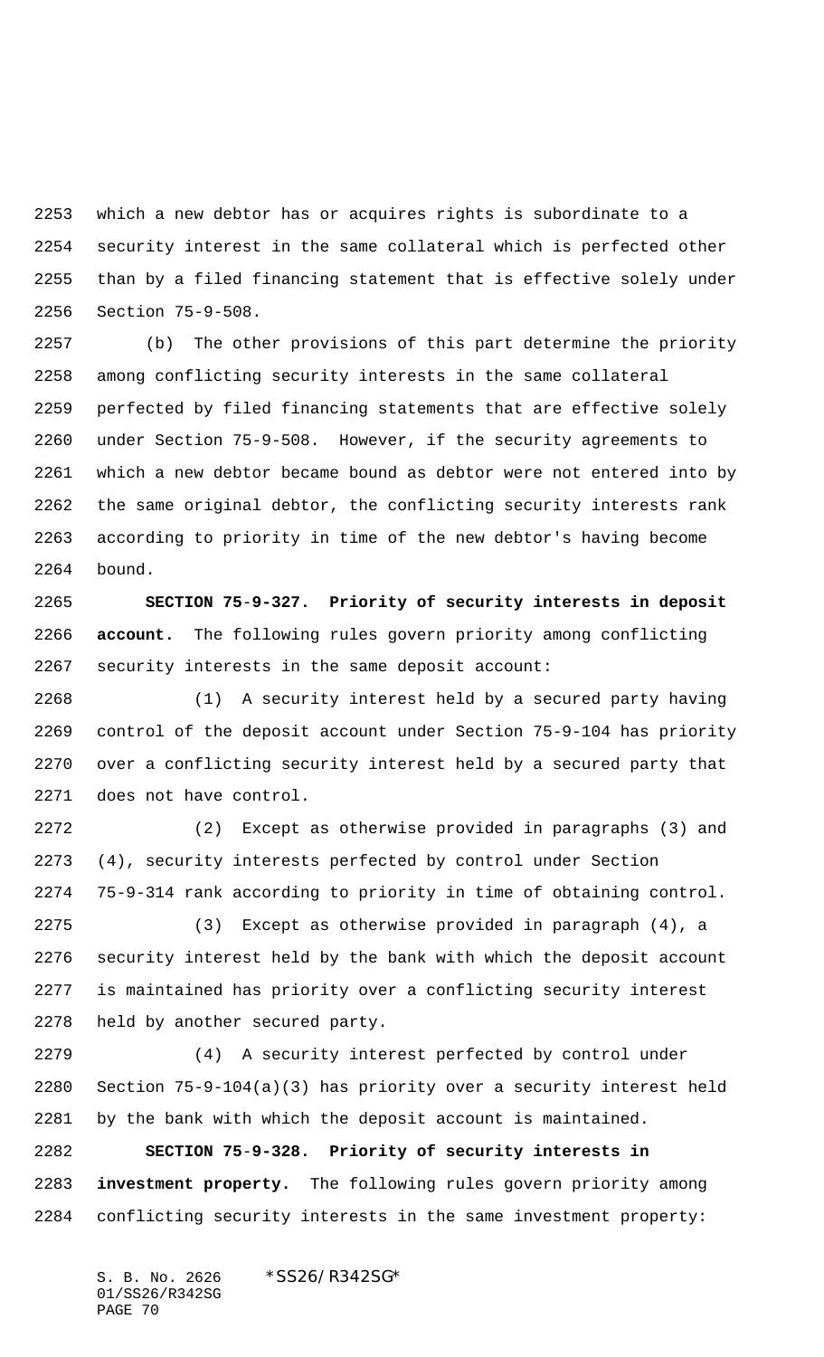which a new debtor has or acquires rights is subordinate to a security interest in the same collateral which is perfected other than by a filed financing statement that is effective solely under Section 75-9-508.

(b) The other provisions of this part determine the priority among conflicting security interests in the same collateral perfected by filed financing statements that are effective solely under Section 75-9-508. However, if the security agreements to which a new debtor became bound as debtor were not entered into by the same original debtor, the conflicting security interests rank according to priority in time of the new debtor's having become bound.

**SECTION 75-9-327. Priority of security interests in deposit account.** The following rules govern priority among conflicting security interests in the same deposit account:

(1) A security interest held by a secured party having control of the deposit account under Section 75-9-104 has priority over a conflicting security interest held by a secured party that does not have control.

(2) Except as otherwise provided in paragraphs (3) and (4), security interests perfected by control under Section 75-9-314 rank according to priority in time of obtaining control.

(3) Except as otherwise provided in paragraph (4), a security interest held by the bank with which the deposit account is maintained has priority over a conflicting security interest held by another secured party.

(4) A security interest perfected by control under Section 75-9-104(a)(3) has priority over a security interest held by the bank with which the deposit account is maintained.

**SECTION 75-9-328. Priority of security interests in investment property.** The following rules govern priority among conflicting security interests in the same investment property: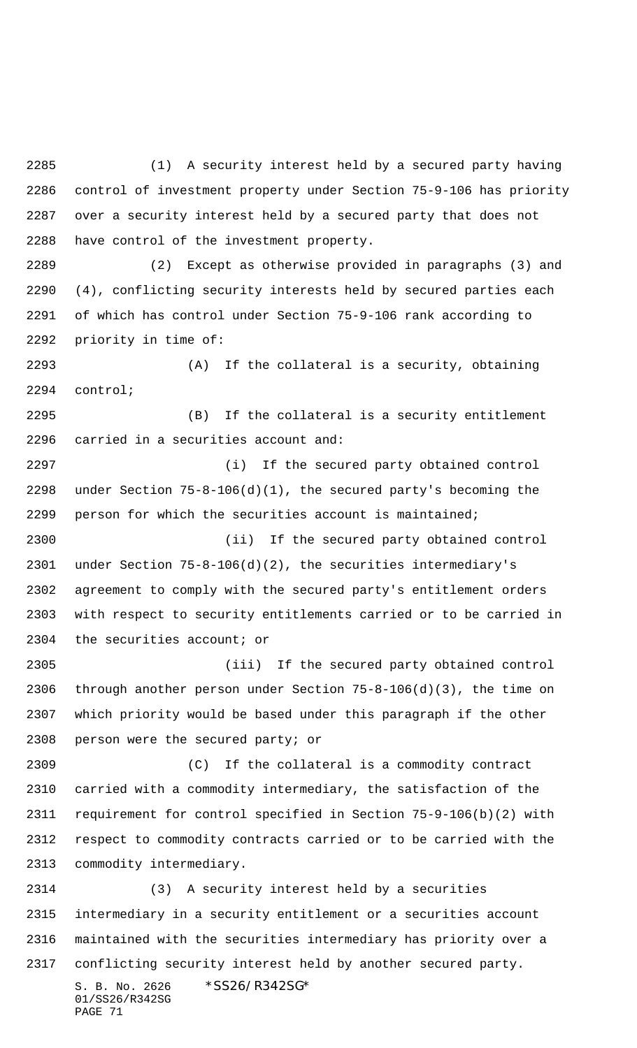(1) A security interest held by a secured party having control of investment property under Section 75-9-106 has priority over a security interest held by a secured party that does not have control of the investment property.

(2) Except as otherwise provided in paragraphs (3) and (4), conflicting security interests held by secured parties each of which has control under Section 75-9-106 rank according to priority in time of:

(A) If the collateral is a security, obtaining control;

(B) If the collateral is a security entitlement carried in a securities account and:

(i) If the secured party obtained control under Section 75-8-106(d)(1), the secured party's becoming the person for which the securities account is maintained;

(ii) If the secured party obtained control under Section 75-8-106(d)(2), the securities intermediary's agreement to comply with the secured party's entitlement orders with respect to security entitlements carried or to be carried in the securities account; or

(iii) If the secured party obtained control through another person under Section 75-8-106(d)(3), the time on which priority would be based under this paragraph if the other person were the secured party; or

(C) If the collateral is a commodity contract carried with a commodity intermediary, the satisfaction of the requirement for control specified in Section 75-9-106(b)(2) with respect to commodity contracts carried or to be carried with the commodity intermediary.

(3) A security interest held by a securities intermediary in a security entitlement or a securities account maintained with the securities intermediary has priority over a conflicting security interest held by another secured party.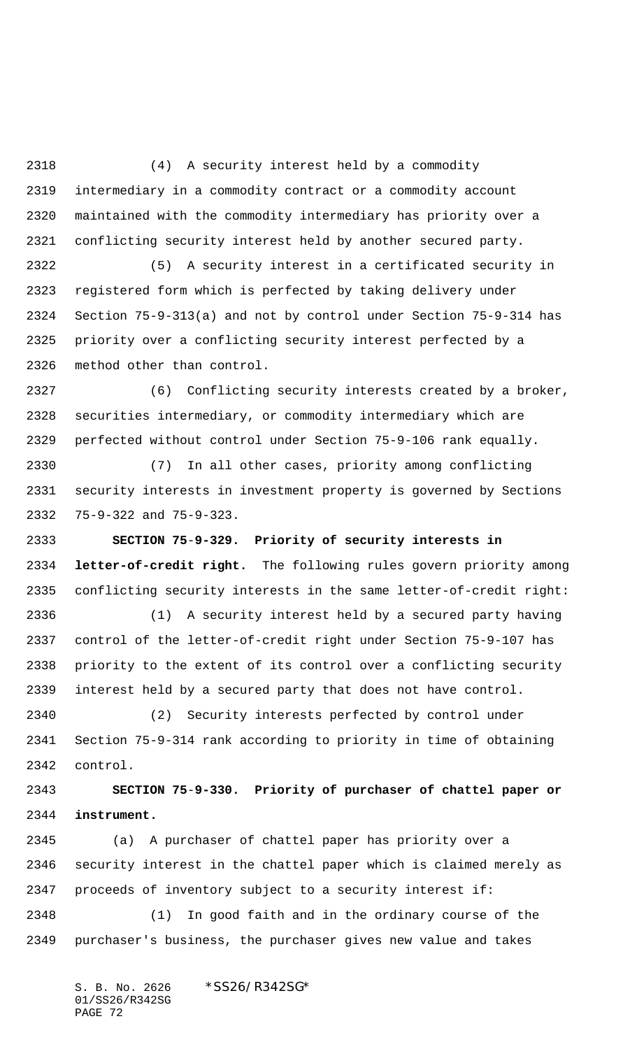(4) A security interest held by a commodity intermediary in a commodity contract or a commodity account maintained with the commodity intermediary has priority over a conflicting security interest held by another secured party.

(5) A security interest in a certificated security in registered form which is perfected by taking delivery under Section 75-9-313(a) and not by control under Section 75-9-314 has priority over a conflicting security interest perfected by a method other than control.

(6) Conflicting security interests created by a broker, securities intermediary, or commodity intermediary which are perfected without control under Section 75-9-106 rank equally.

(7) In all other cases, priority among conflicting security interests in investment property is governed by Sections 75-9-322 and 75-9-323.

**SECTION 75-9-329. Priority of security interests in letter-of-credit right.** The following rules govern priority among conflicting security interests in the same letter-of-credit right:

(1) A security interest held by a secured party having control of the letter-of-credit right under Section 75-9-107 has priority to the extent of its control over a conflicting security interest held by a secured party that does not have control.

(2) Security interests perfected by control under Section 75-9-314 rank according to priority in time of obtaining control.

**SECTION 75-9-330. Priority of purchaser of chattel paper or instrument.**

(a) A purchaser of chattel paper has priority over a security interest in the chattel paper which is claimed merely as proceeds of inventory subject to a security interest if:

(1) In good faith and in the ordinary course of the purchaser's business, the purchaser gives new value and takes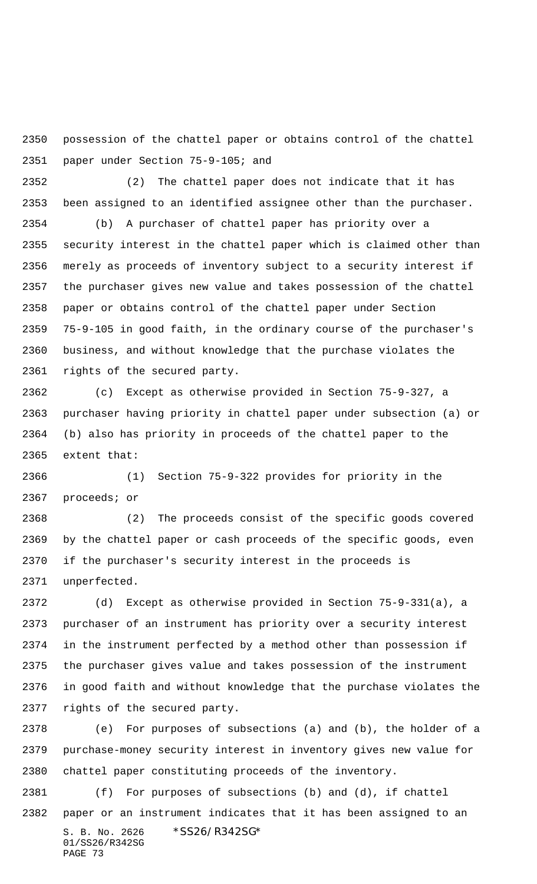possession of the chattel paper or obtains control of the chattel paper under Section 75-9-105; and

(2) The chattel paper does not indicate that it has been assigned to an identified assignee other than the purchaser.

(b) A purchaser of chattel paper has priority over a security interest in the chattel paper which is claimed other than merely as proceeds of inventory subject to a security interest if the purchaser gives new value and takes possession of the chattel paper or obtains control of the chattel paper under Section 75-9-105 in good faith, in the ordinary course of the purchaser's business, and without knowledge that the purchase violates the rights of the secured party.

(c) Except as otherwise provided in Section 75-9-327, a purchaser having priority in chattel paper under subsection (a) or (b) also has priority in proceeds of the chattel paper to the extent that:

(1) Section 75-9-322 provides for priority in the proceeds; or

(2) The proceeds consist of the specific goods covered by the chattel paper or cash proceeds of the specific goods, even if the purchaser's security interest in the proceeds is unperfected.

(d) Except as otherwise provided in Section 75-9-331(a), a purchaser of an instrument has priority over a security interest in the instrument perfected by a method other than possession if the purchaser gives value and takes possession of the instrument in good faith and without knowledge that the purchase violates the rights of the secured party.

(e) For purposes of subsections (a) and (b), the holder of a purchase-money security interest in inventory gives new value for chattel paper constituting proceeds of the inventory.

(f) For purposes of subsections (b) and (d), if chattel paper or an instrument indicates that it has been assigned to an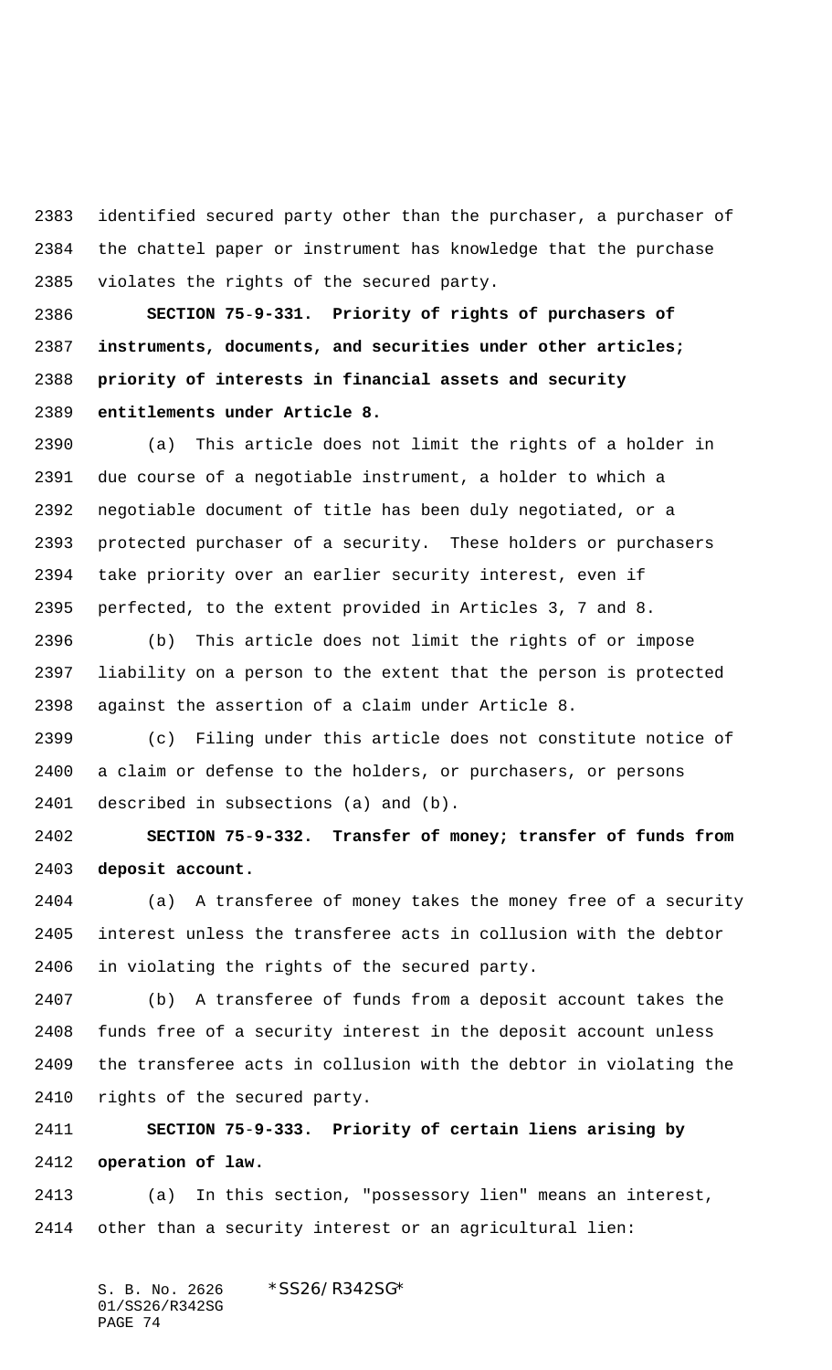identified secured party other than the purchaser, a purchaser of the chattel paper or instrument has knowledge that the purchase violates the rights of the secured party.

**SECTION 75-9-331. Priority of rights of purchasers of instruments, documents, and securities under other articles; priority of interests in financial assets and security entitlements under Article 8.**

(a) This article does not limit the rights of a holder in due course of a negotiable instrument, a holder to which a negotiable document of title has been duly negotiated, or a protected purchaser of a security. These holders or purchasers take priority over an earlier security interest, even if perfected, to the extent provided in Articles 3, 7 and 8.

(b) This article does not limit the rights of or impose liability on a person to the extent that the person is protected against the assertion of a claim under Article 8.

(c) Filing under this article does not constitute notice of a claim or defense to the holders, or purchasers, or persons described in subsections (a) and (b).

**SECTION 75-9-332. Transfer of money; transfer of funds from deposit account.**

(a) A transferee of money takes the money free of a security interest unless the transferee acts in collusion with the debtor in violating the rights of the secured party.

(b) A transferee of funds from a deposit account takes the funds free of a security interest in the deposit account unless the transferee acts in collusion with the debtor in violating the rights of the secured party.

**SECTION 75-9-333. Priority of certain liens arising by operation of law.**

(a) In this section, "possessory lien" means an interest, other than a security interest or an agricultural lien: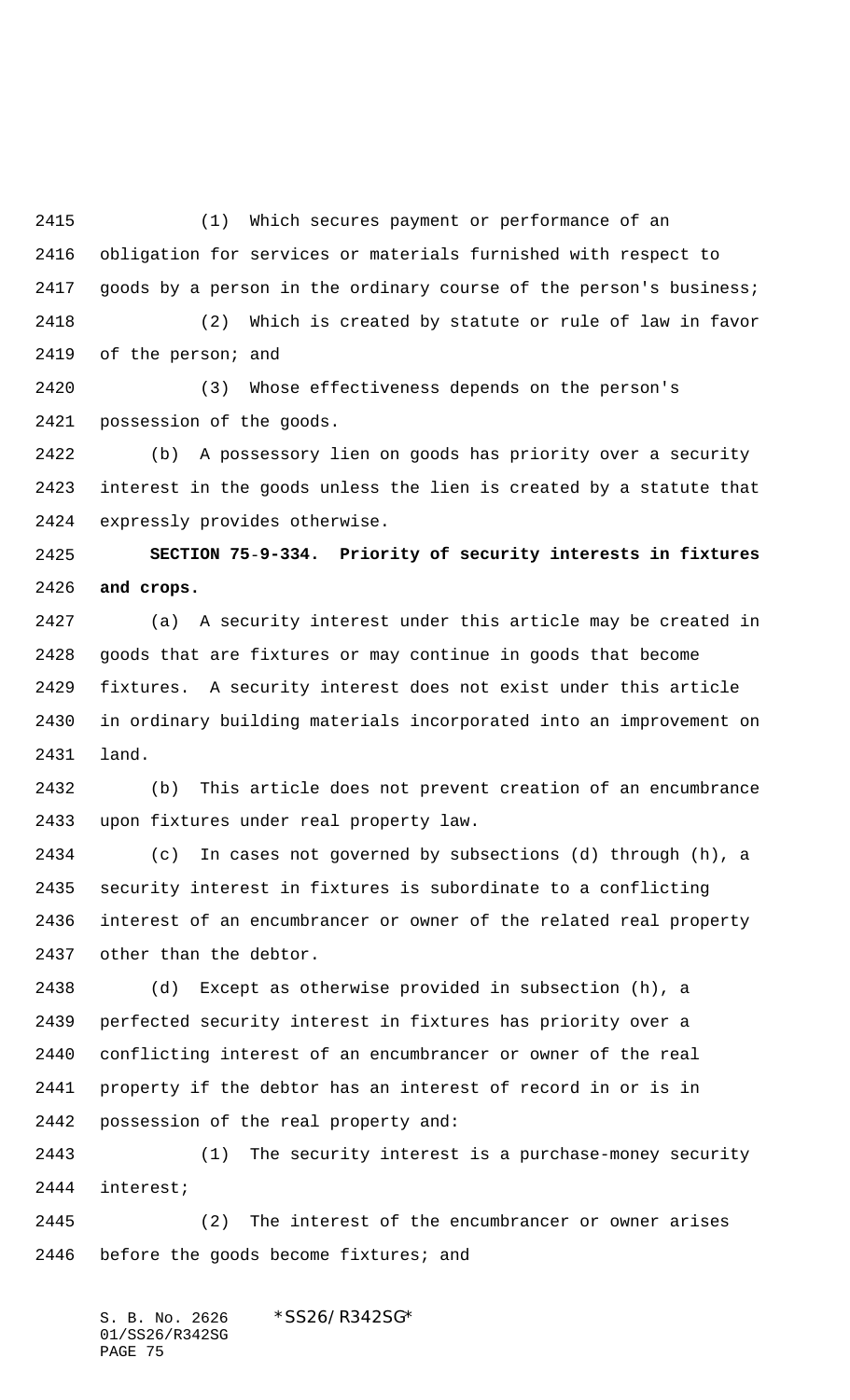(1) Which secures payment or performance of an obligation for services or materials furnished with respect to goods by a person in the ordinary course of the person's business;

(2) Which is created by statute or rule of law in favor of the person; and

(3) Whose effectiveness depends on the person's possession of the goods.

(b) A possessory lien on goods has priority over a security interest in the goods unless the lien is created by a statute that expressly provides otherwise.

**SECTION 75-9-334. Priority of security interests in fixtures and crops.**

(a) A security interest under this article may be created in goods that are fixtures or may continue in goods that become fixtures. A security interest does not exist under this article in ordinary building materials incorporated into an improvement on land.

(b) This article does not prevent creation of an encumbrance upon fixtures under real property law.

(c) In cases not governed by subsections (d) through (h), a security interest in fixtures is subordinate to a conflicting interest of an encumbrancer or owner of the related real property other than the debtor.

(d) Except as otherwise provided in subsection (h), a perfected security interest in fixtures has priority over a conflicting interest of an encumbrancer or owner of the real property if the debtor has an interest of record in or is in possession of the real property and:

(1) The security interest is a purchase-money security interest;

(2) The interest of the encumbrancer or owner arises before the goods become fixtures; and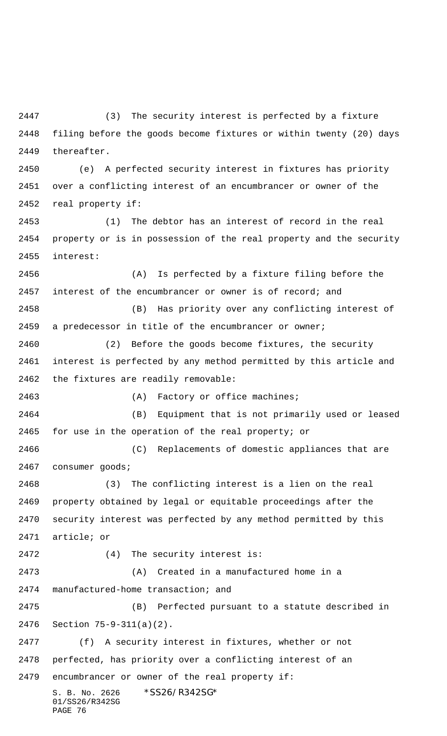(3) The security interest is perfected by a fixture filing before the goods become fixtures or within twenty (20) days thereafter.

(e) A perfected security interest in fixtures has priority over a conflicting interest of an encumbrancer or owner of the real property if:

(1) The debtor has an interest of record in the real property or is in possession of the real property and the security interest:

(A) Is perfected by a fixture filing before the interest of the encumbrancer or owner is of record; and

(B) Has priority over any conflicting interest of a predecessor in title of the encumbrancer or owner;

(2) Before the goods become fixtures, the security interest is perfected by any method permitted by this article and the fixtures are readily removable:

(A) Factory or office machines;

(B) Equipment that is not primarily used or leased for use in the operation of the real property; or

(C) Replacements of domestic appliances that are consumer goods;

(3) The conflicting interest is a lien on the real property obtained by legal or equitable proceedings after the security interest was perfected by any method permitted by this article; or

(4) The security interest is:

(A) Created in a manufactured home in a manufactured-home transaction; and

(B) Perfected pursuant to a statute described in Section 75-9-311(a)(2).

(f) A security interest in fixtures, whether or not perfected, has priority over a conflicting interest of an encumbrancer or owner of the real property if: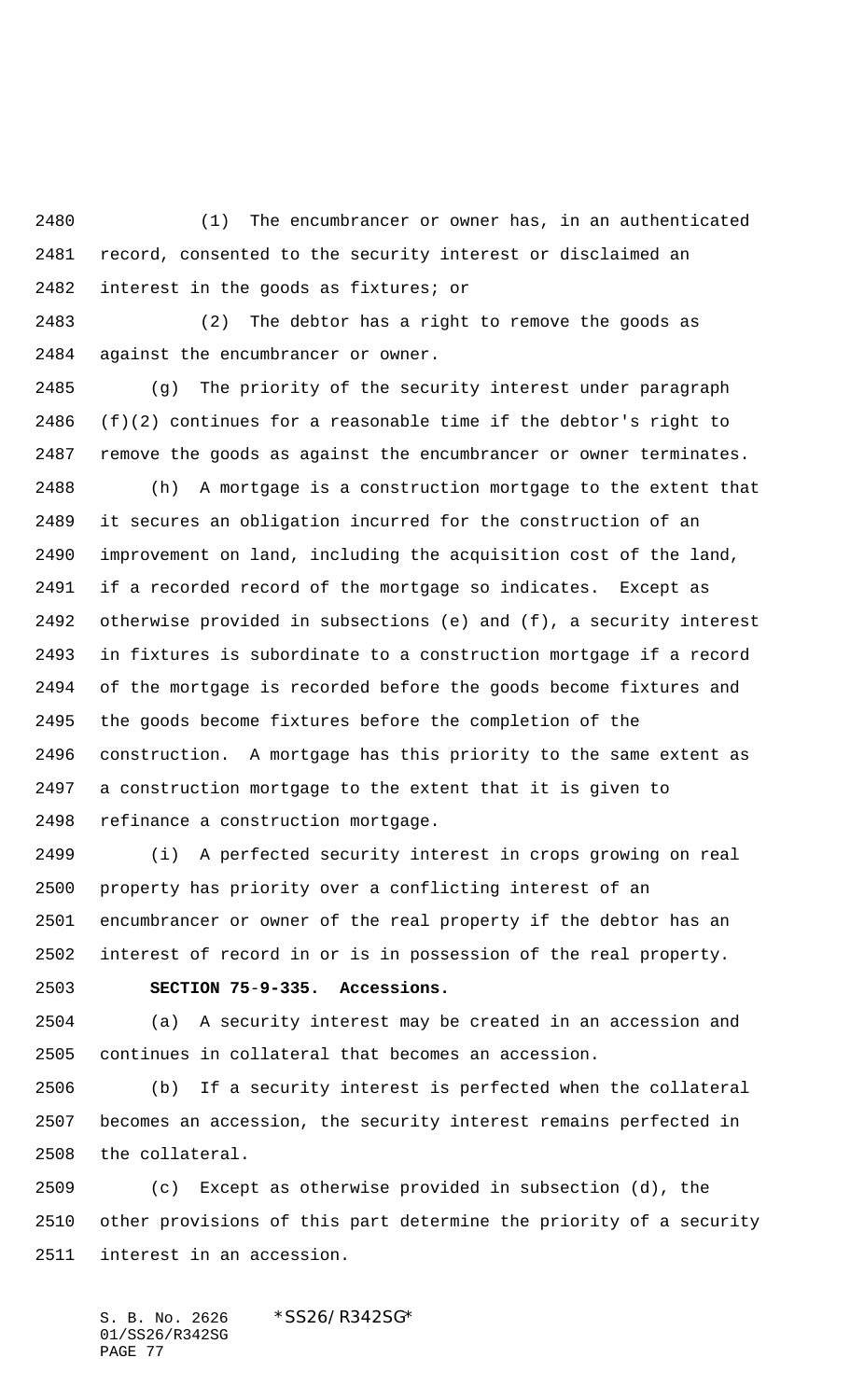(1) The encumbrancer or owner has, in an authenticated record, consented to the security interest or disclaimed an interest in the goods as fixtures; or

(2) The debtor has a right to remove the goods as against the encumbrancer or owner.

(g) The priority of the security interest under paragraph (f)(2) continues for a reasonable time if the debtor's right to remove the goods as against the encumbrancer or owner terminates.

(h) A mortgage is a construction mortgage to the extent that it secures an obligation incurred for the construction of an improvement on land, including the acquisition cost of the land, if a recorded record of the mortgage so indicates. Except as otherwise provided in subsections (e) and (f), a security interest in fixtures is subordinate to a construction mortgage if a record of the mortgage is recorded before the goods become fixtures and the goods become fixtures before the completion of the construction. A mortgage has this priority to the same extent as a construction mortgage to the extent that it is given to refinance a construction mortgage.

(i) A perfected security interest in crops growing on real property has priority over a conflicting interest of an encumbrancer or owner of the real property if the debtor has an interest of record in or is in possession of the real property.

**SECTION 75-9-335. Accessions.**

(a) A security interest may be created in an accession and continues in collateral that becomes an accession.

(b) If a security interest is perfected when the collateral becomes an accession, the security interest remains perfected in the collateral.

(c) Except as otherwise provided in subsection (d), the other provisions of this part determine the priority of a security interest in an accession.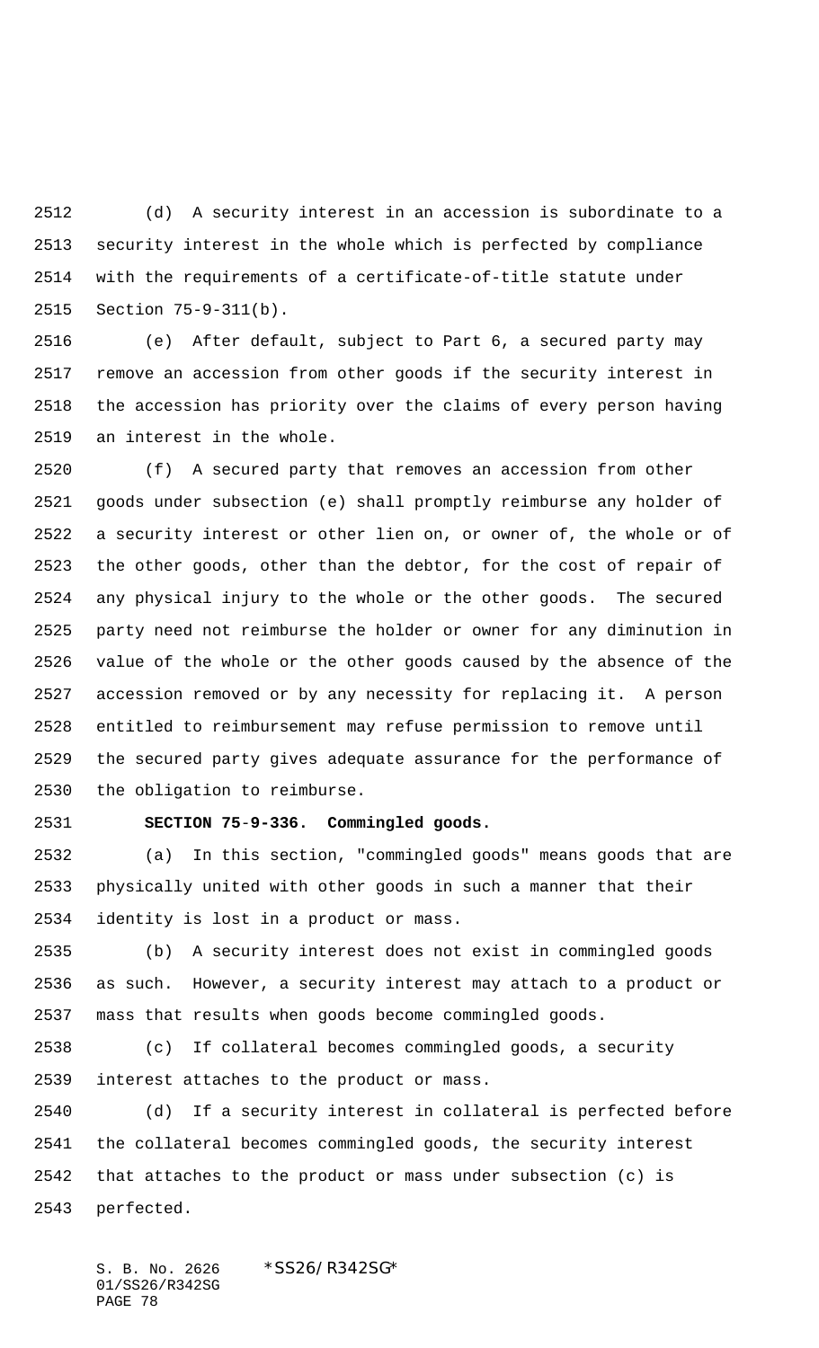(d) A security interest in an accession is subordinate to a security interest in the whole which is perfected by compliance with the requirements of a certificate-of-title statute under Section 75-9-311(b).

(e) After default, subject to Part 6, a secured party may remove an accession from other goods if the security interest in the accession has priority over the claims of every person having an interest in the whole.

(f) A secured party that removes an accession from other goods under subsection (e) shall promptly reimburse any holder of a security interest or other lien on, or owner of, the whole or of the other goods, other than the debtor, for the cost of repair of any physical injury to the whole or the other goods. The secured party need not reimburse the holder or owner for any diminution in value of the whole or the other goods caused by the absence of the accession removed or by any necessity for replacing it. A person entitled to reimbursement may refuse permission to remove until the secured party gives adequate assurance for the performance of the obligation to reimburse.

**SECTION 75-9-336. Commingled goods.**

(a) In this section, "commingled goods" means goods that are physically united with other goods in such a manner that their identity is lost in a product or mass.

(b) A security interest does not exist in commingled goods as such. However, a security interest may attach to a product or mass that results when goods become commingled goods.

(c) If collateral becomes commingled goods, a security interest attaches to the product or mass.

(d) If a security interest in collateral is perfected before the collateral becomes commingled goods, the security interest that attaches to the product or mass under subsection (c) is perfected.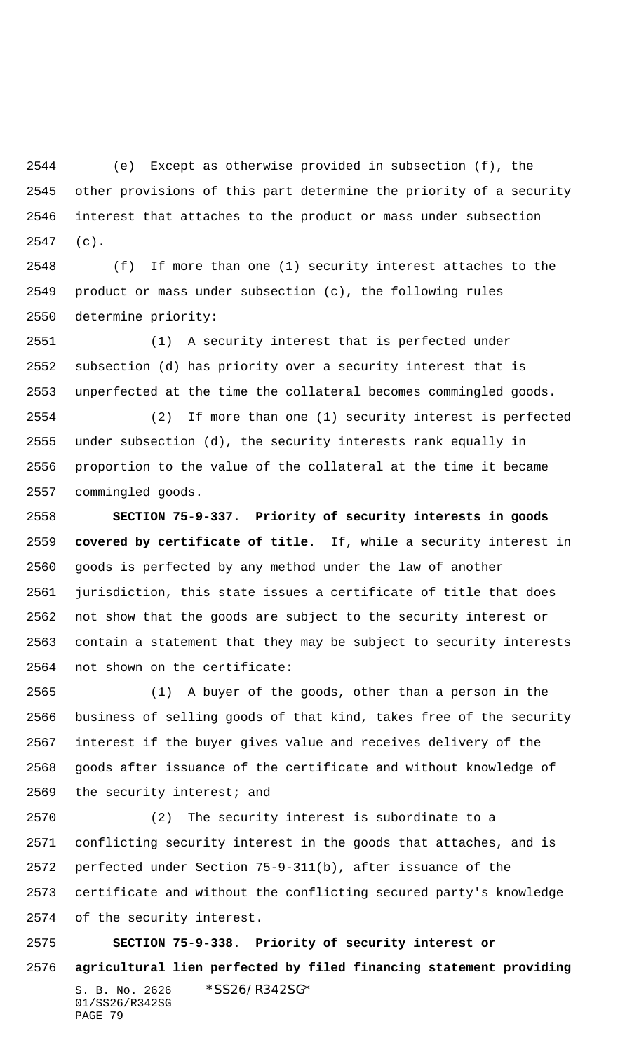(e) Except as otherwise provided in subsection (f), the other provisions of this part determine the priority of a security interest that attaches to the product or mass under subsection (c).

(f) If more than one (1) security interest attaches to the product or mass under subsection (c), the following rules determine priority:

(1) A security interest that is perfected under subsection (d) has priority over a security interest that is unperfected at the time the collateral becomes commingled goods.

(2) If more than one (1) security interest is perfected under subsection (d), the security interests rank equally in proportion to the value of the collateral at the time it became commingled goods.

**SECTION 75-9-337. Priority of security interests in goods covered by certificate of title.** If, while a security interest in goods is perfected by any method under the law of another jurisdiction, this state issues a certificate of title that does not show that the goods are subject to the security interest or contain a statement that they may be subject to security interests not shown on the certificate:

(1) A buyer of the goods, other than a person in the business of selling goods of that kind, takes free of the security interest if the buyer gives value and receives delivery of the goods after issuance of the certificate and without knowledge of the security interest; and

(2) The security interest is subordinate to a conflicting security interest in the goods that attaches, and is perfected under Section 75-9-311(b), after issuance of the certificate and without the conflicting secured party's knowledge of the security interest.

**SECTION 75-9-338. Priority of security interest or agricultural lien perfected by filed financing statement providing**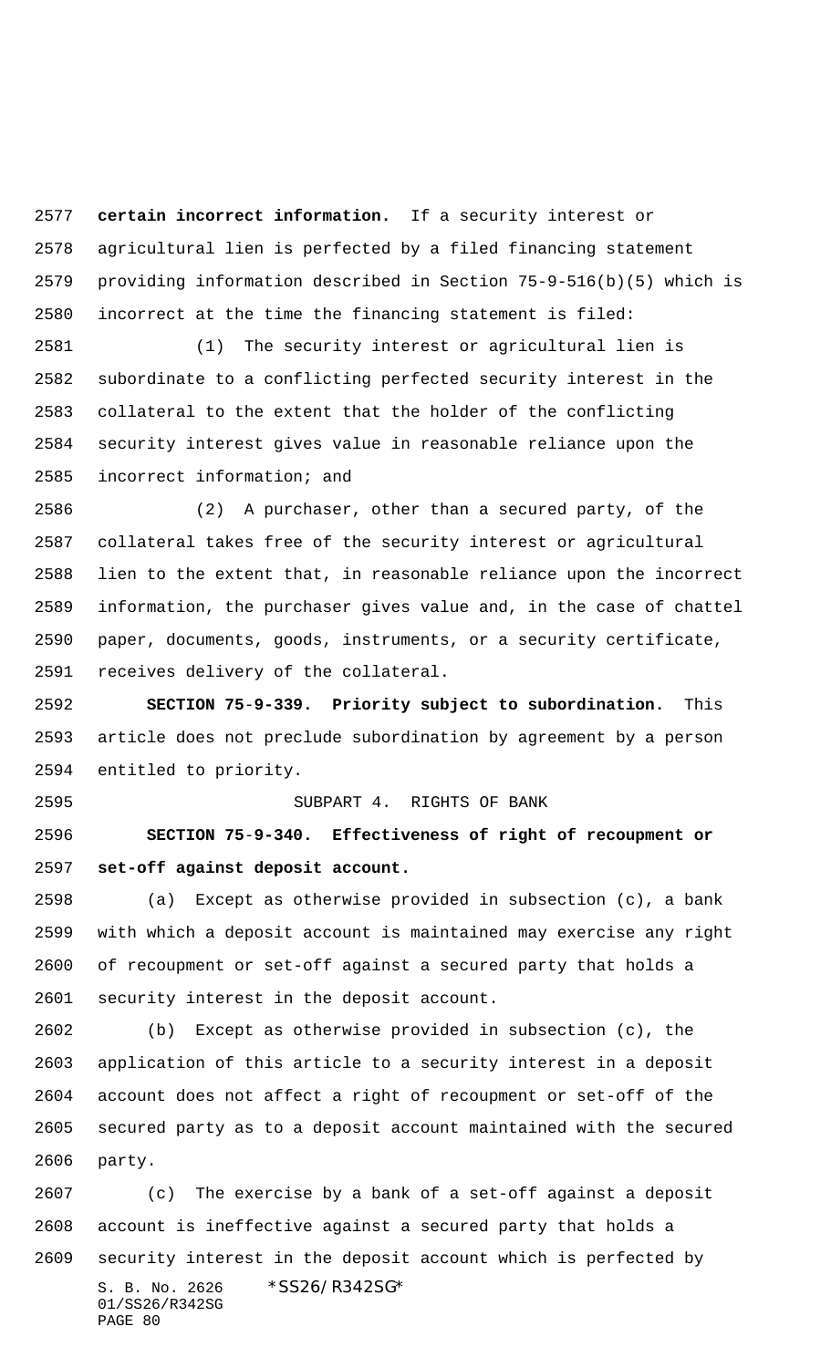**certain incorrect information.** If a security interest or agricultural lien is perfected by a filed financing statement providing information described in Section 75-9-516(b)(5) which is incorrect at the time the financing statement is filed:

(1) The security interest or agricultural lien is subordinate to a conflicting perfected security interest in the collateral to the extent that the holder of the conflicting security interest gives value in reasonable reliance upon the incorrect information; and

(2) A purchaser, other than a secured party, of the collateral takes free of the security interest or agricultural lien to the extent that, in reasonable reliance upon the incorrect information, the purchaser gives value and, in the case of chattel paper, documents, goods, instruments, or a security certificate, receives delivery of the collateral.

**SECTION 75-9-339. Priority subject to subordination.** This article does not preclude subordination by agreement by a person entitled to priority.

SUBPART 4. RIGHTS OF BANK

**SECTION 75-9-340. Effectiveness of right of recoupment or set-off against deposit account.**

(a) Except as otherwise provided in subsection (c), a bank with which a deposit account is maintained may exercise any right of recoupment or set-off against a secured party that holds a security interest in the deposit account.

(b) Except as otherwise provided in subsection (c), the application of this article to a security interest in a deposit account does not affect a right of recoupment or set-off of the secured party as to a deposit account maintained with the secured party.

(c) The exercise by a bank of a set-off against a deposit account is ineffective against a secured party that holds a security interest in the deposit account which is perfected by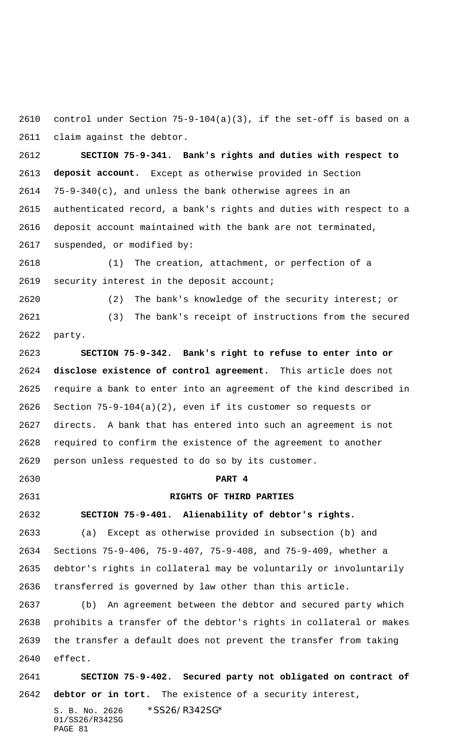control under Section 75-9-104(a)(3), if the set-off is based on a claim against the debtor.

**SECTION 75-9-341. Bank's rights and duties with respect to deposit account.** Except as otherwise provided in Section 75-9-340(c), and unless the bank otherwise agrees in an authenticated record, a bank's rights and duties with respect to a deposit account maintained with the bank are not terminated, suspended, or modified by:

(1) The creation, attachment, or perfection of a security interest in the deposit account;

(2) The bank's knowledge of the security interest; or

(3) The bank's receipt of instructions from the secured party.

**SECTION 75-9-342. Bank's right to refuse to enter into or disclose existence of control agreement.** This article does not require a bank to enter into an agreement of the kind described in Section 75-9-104(a)(2), even if its customer so requests or directs. A bank that has entered into such an agreement is not required to confirm the existence of the agreement to another person unless requested to do so by its customer.

## PART 4

## RIGHTS OF THIRD PARTIES

**SECTION 75-9-401. Alienability of debtor's rights.**

(a) Except as otherwise provided in subsection (b) and Sections 75-9-406, 75-9-407, 75-9-408, and 75-9-409, whether a debtor's rights in collateral may be voluntarily or involuntarily transferred is governed by law other than this article.

(b) An agreement between the debtor and secured party which prohibits a transfer of the debtor's rights in collateral or makes the transfer a default does not prevent the transfer from taking effect.

**SECTION 75-9-402. Secured party not obligated on contract of debtor or in tort.** The existence of a security interest,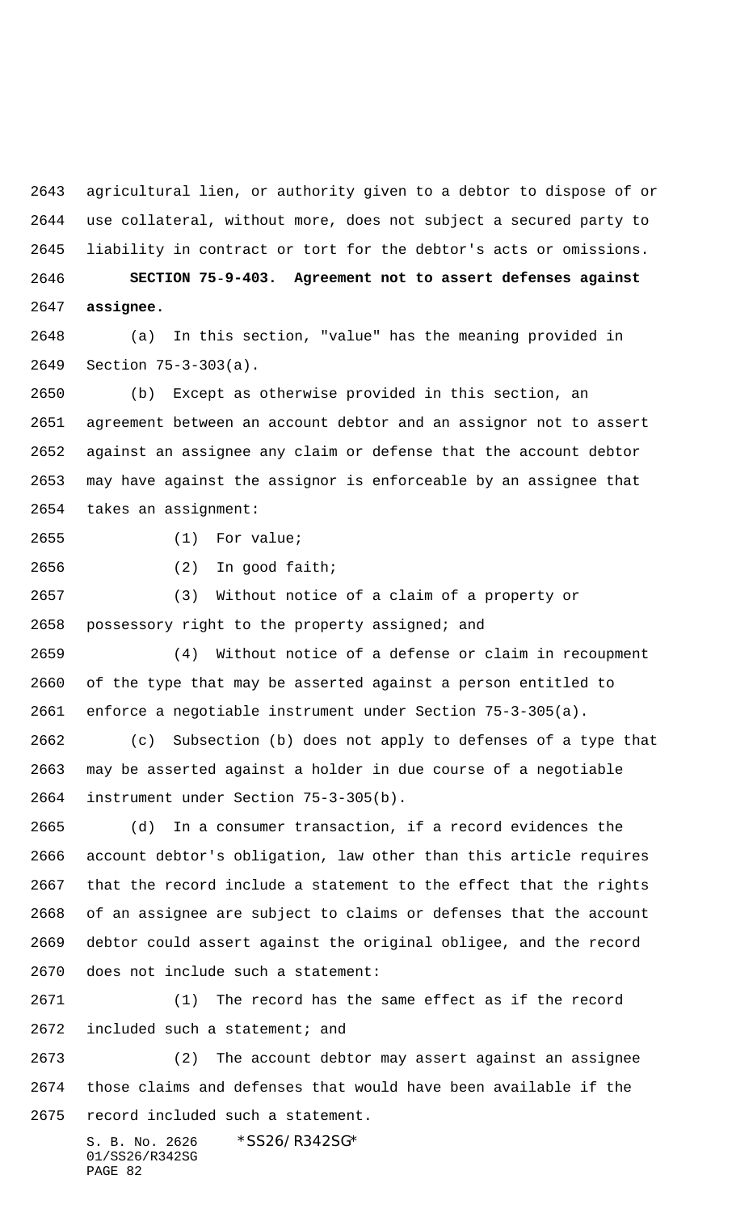agricultural lien, or authority given to a debtor to dispose of or use collateral, without more, does not subject a secured party to liability in contract or tort for the debtor's acts or omissions.

**SECTION 75-9-403. Agreement not to assert defenses against assignee.**

(a) In this section, "value" has the meaning provided in Section 75-3-303(a).

(b) Except as otherwise provided in this section, an agreement between an account debtor and an assignor not to assert against an assignee any claim or defense that the account debtor may have against the assignor is enforceable by an assignee that takes an assignment:

(1) For value;

(2) In good faith;

(3) Without notice of a claim of a property or possessory right to the property assigned; and

(4) Without notice of a defense or claim in recoupment of the type that may be asserted against a person entitled to enforce a negotiable instrument under Section 75-3-305(a).

(c) Subsection (b) does not apply to defenses of a type that may be asserted against a holder in due course of a negotiable instrument under Section 75-3-305(b).

(d) In a consumer transaction, if a record evidences the account debtor's obligation, law other than this article requires that the record include a statement to the effect that the rights of an assignee are subject to claims or defenses that the account debtor could assert against the original obligee, and the record does not include such a statement:

(1) The record has the same effect as if the record included such a statement; and

(2) The account debtor may assert against an assignee those claims and defenses that would have been available if the record included such a statement.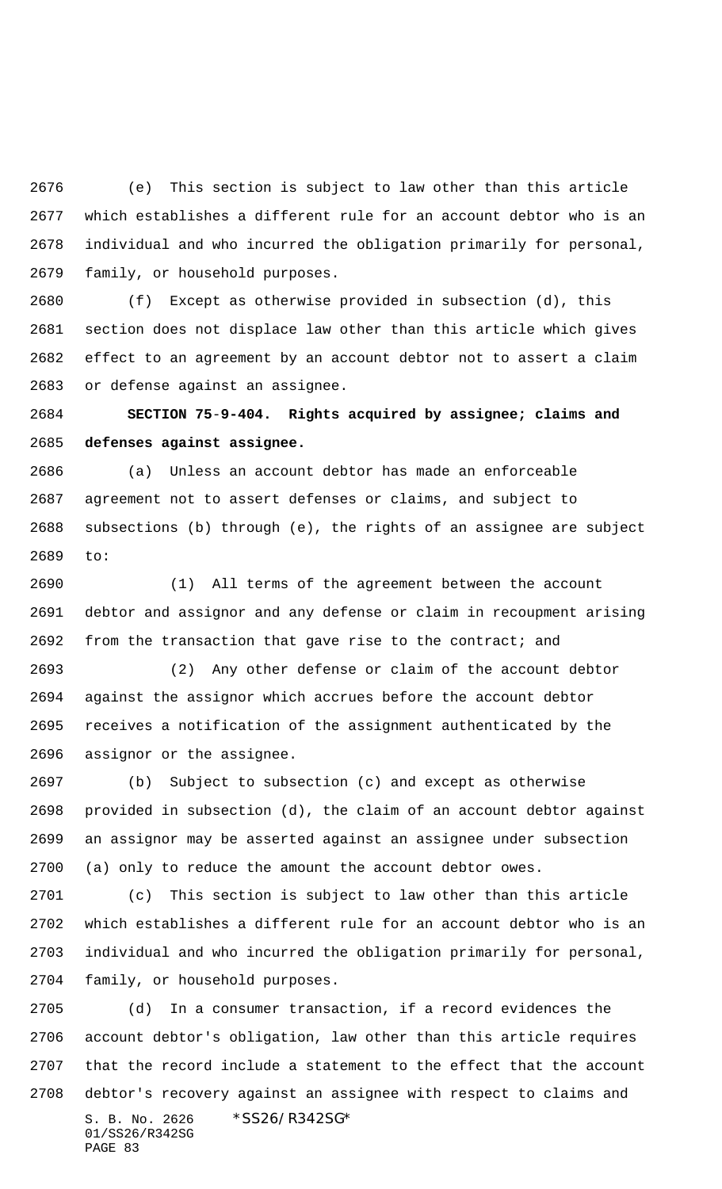(e) This section is subject to law other than this article which establishes a different rule for an account debtor who is an individual and who incurred the obligation primarily for personal, family, or household purposes.

(f) Except as otherwise provided in subsection (d), this section does not displace law other than this article which gives effect to an agreement by an account debtor not to assert a claim or defense against an assignee.

**SECTION 75-9-404. Rights acquired by assignee; claims and defenses against assignee.**

(a) Unless an account debtor has made an enforceable agreement not to assert defenses or claims, and subject to subsections (b) through (e), the rights of an assignee are subject to:

(1) All terms of the agreement between the account debtor and assignor and any defense or claim in recoupment arising from the transaction that gave rise to the contract; and

(2) Any other defense or claim of the account debtor against the assignor which accrues before the account debtor receives a notification of the assignment authenticated by the assignor or the assignee.

(b) Subject to subsection (c) and except as otherwise provided in subsection (d), the claim of an account debtor against an assignor may be asserted against an assignee under subsection (a) only to reduce the amount the account debtor owes.

(c) This section is subject to law other than this article which establishes a different rule for an account debtor who is an individual and who incurred the obligation primarily for personal, family, or household purposes.

(d) In a consumer transaction, if a record evidences the account debtor's obligation, law other than this article requires that the record include a statement to the effect that the account debtor's recovery against an assignee with respect to claims and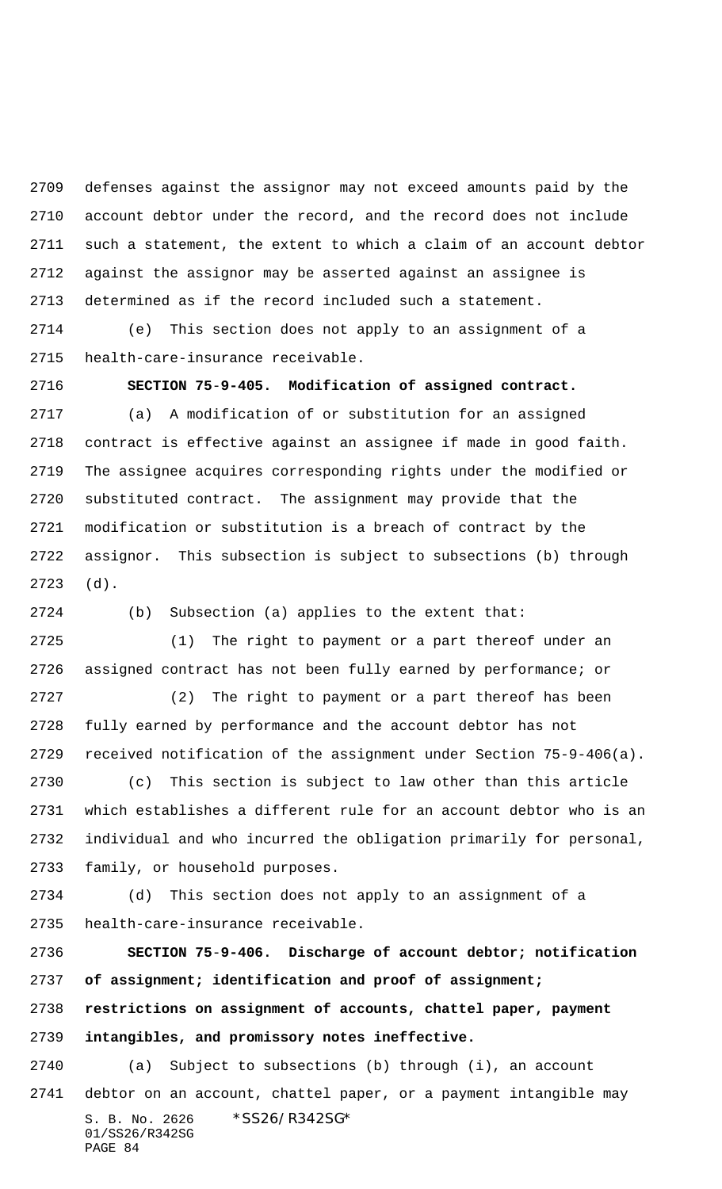defenses against the assignor may not exceed amounts paid by the account debtor under the record, and the record does not include such a statement, the extent to which a claim of an account debtor against the assignor may be asserted against an assignee is determined as if the record included such a statement.

(e) This section does not apply to an assignment of a health-care-insurance receivable.

**SECTION 75-9-405. Modification of assigned contract.**

(a) A modification of or substitution for an assigned contract is effective against an assignee if made in good faith. The assignee acquires corresponding rights under the modified or substituted contract. The assignment may provide that the modification or substitution is a breach of contract by the assignor. This subsection is subject to subsections (b) through (d).

(b) Subsection (a) applies to the extent that:

(1) The right to payment or a part thereof under an assigned contract has not been fully earned by performance; or

(2) The right to payment or a part thereof has been fully earned by performance and the account debtor has not received notification of the assignment under Section 75-9-406(a).

(c) This section is subject to law other than this article which establishes a different rule for an account debtor who is an individual and who incurred the obligation primarily for personal, family, or household purposes.

(d) This section does not apply to an assignment of a health-care-insurance receivable.

**SECTION 75-9-406. Discharge of account debtor; notification of assignment; identification and proof of assignment; restrictions on assignment of accounts, chattel paper, payment intangibles, and promissory notes ineffective.**

(a) Subject to subsections (b) through (i), an account debtor on an account, chattel paper, or a payment intangible may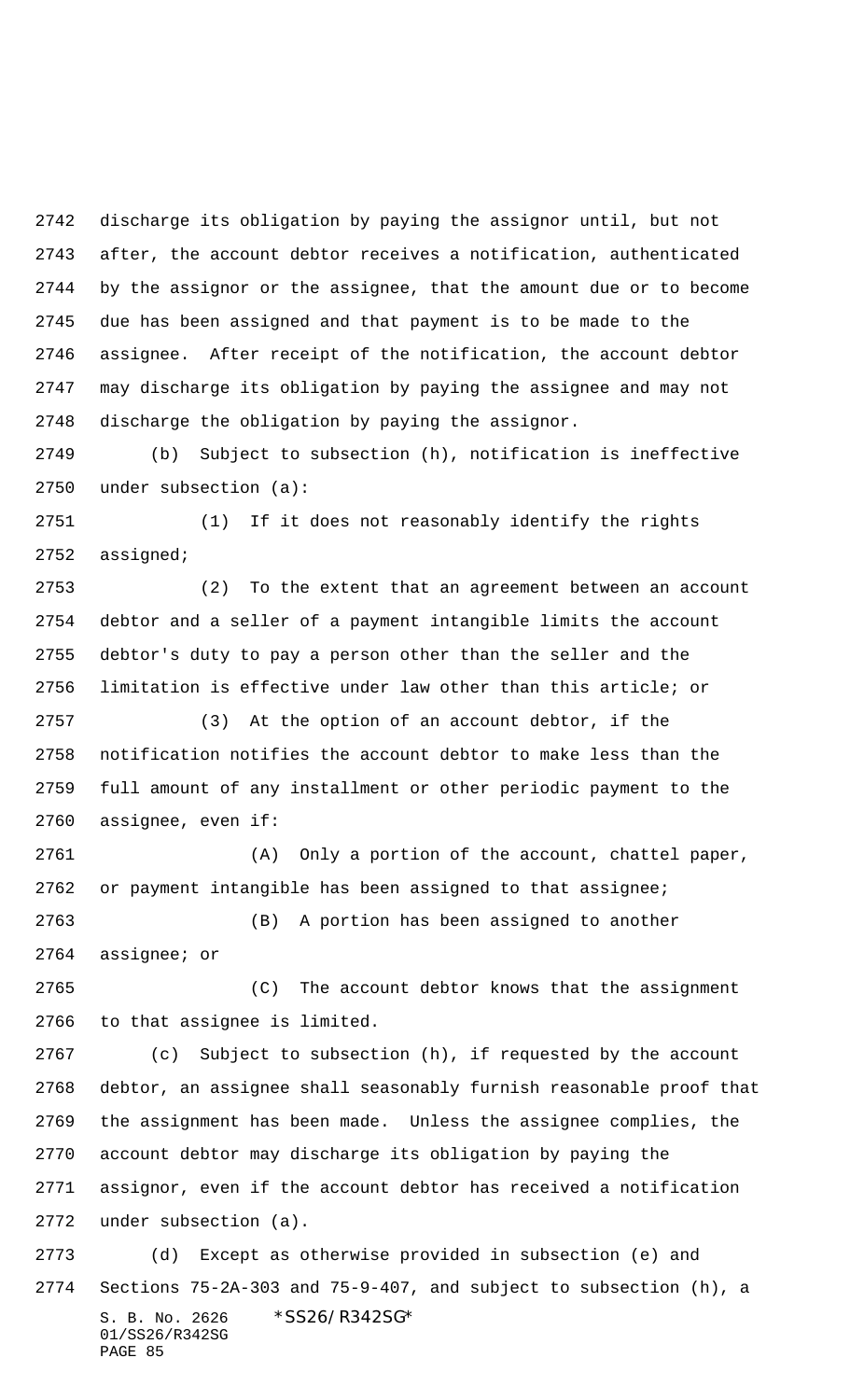discharge its obligation by paying the assignor until, but not after, the account debtor receives a notification, authenticated by the assignor or the assignee, that the amount due or to become due has been assigned and that payment is to be made to the assignee. After receipt of the notification, the account debtor may discharge its obligation by paying the assignee and may not discharge the obligation by paying the assignor.

(b) Subject to subsection (h), notification is ineffective under subsection (a):

(1) If it does not reasonably identify the rights assigned;

(2) To the extent that an agreement between an account debtor and a seller of a payment intangible limits the account debtor's duty to pay a person other than the seller and the limitation is effective under law other than this article; or

(3) At the option of an account debtor, if the notification notifies the account debtor to make less than the full amount of any installment or other periodic payment to the assignee, even if:

(A) Only a portion of the account, chattel paper, or payment intangible has been assigned to that assignee;

(B) A portion has been assigned to another assignee; or

(C) The account debtor knows that the assignment to that assignee is limited.

(c) Subject to subsection (h), if requested by the account debtor, an assignee shall seasonably furnish reasonable proof that the assignment has been made. Unless the assignee complies, the account debtor may discharge its obligation by paying the assignor, even if the account debtor has received a notification under subsection (a).

(d) Except as otherwise provided in subsection (e) and Sections 75-2A-303 and 75-9-407, and subject to subsection (h), a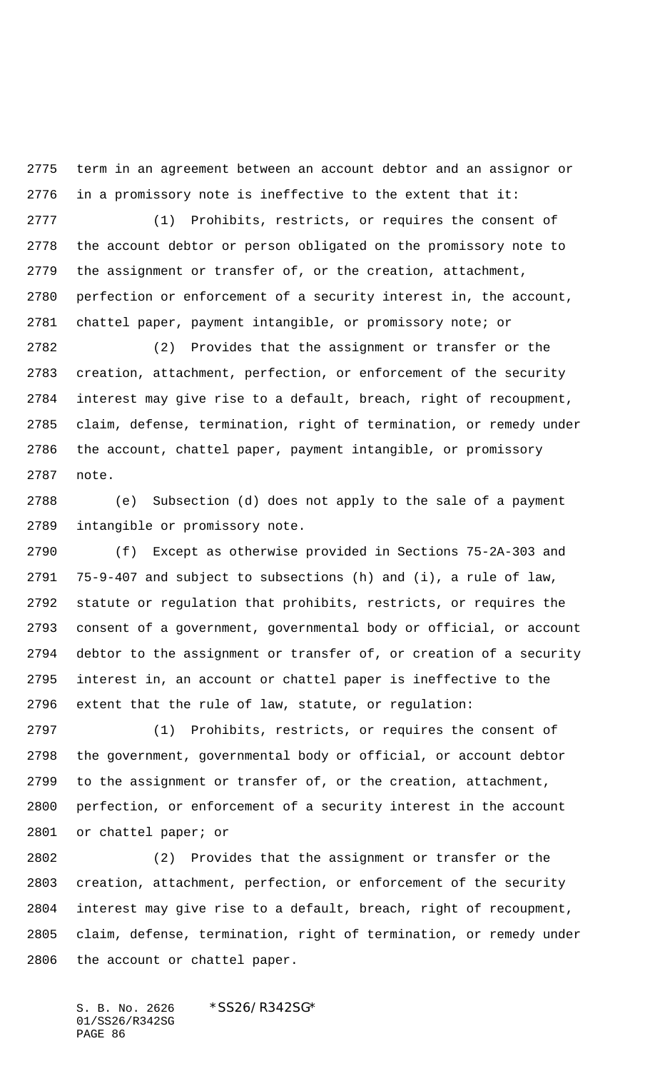term in an agreement between an account debtor and an assignor or in a promissory note is ineffective to the extent that it:

(1) Prohibits, restricts, or requires the consent of the account debtor or person obligated on the promissory note to the assignment or transfer of, or the creation, attachment, perfection or enforcement of a security interest in, the account, chattel paper, payment intangible, or promissory note; or

(2) Provides that the assignment or transfer or the creation, attachment, perfection, or enforcement of the security interest may give rise to a default, breach, right of recoupment, claim, defense, termination, right of termination, or remedy under the account, chattel paper, payment intangible, or promissory note.

(e) Subsection (d) does not apply to the sale of a payment intangible or promissory note.

(f) Except as otherwise provided in Sections 75-2A-303 and 75-9-407 and subject to subsections (h) and (i), a rule of law, statute or regulation that prohibits, restricts, or requires the consent of a government, governmental body or official, or account debtor to the assignment or transfer of, or creation of a security interest in, an account or chattel paper is ineffective to the extent that the rule of law, statute, or regulation:

(1) Prohibits, restricts, or requires the consent of the government, governmental body or official, or account debtor to the assignment or transfer of, or the creation, attachment, perfection, or enforcement of a security interest in the account or chattel paper; or

(2) Provides that the assignment or transfer or the creation, attachment, perfection, or enforcement of the security interest may give rise to a default, breach, right of recoupment, claim, defense, termination, right of termination, or remedy under the account or chattel paper.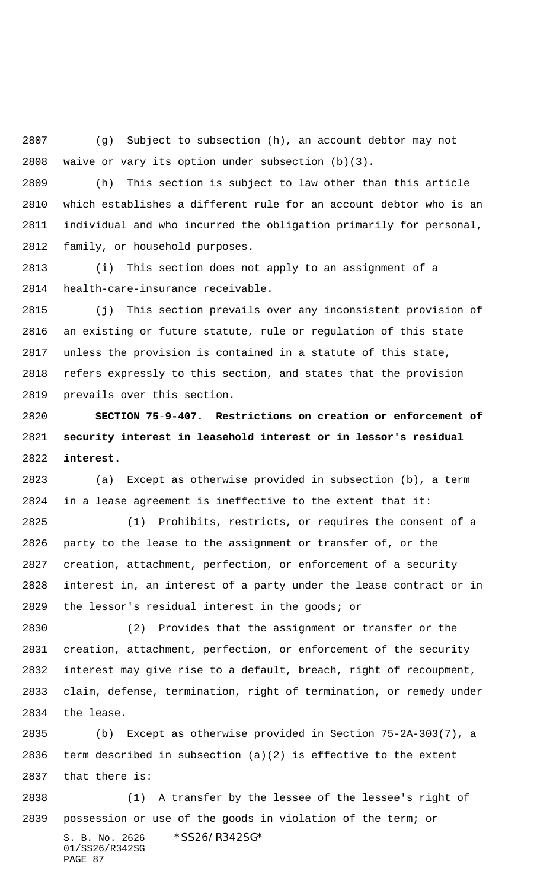(g) Subject to subsection (h), an account debtor may not waive or vary its option under subsection (b)(3).

(h) This section is subject to law other than this article which establishes a different rule for an account debtor who is an individual and who incurred the obligation primarily for personal, family, or household purposes.

(i) This section does not apply to an assignment of a health-care-insurance receivable.

(j) This section prevails over any inconsistent provision of an existing or future statute, rule or regulation of this state unless the provision is contained in a statute of this state, refers expressly to this section, and states that the provision prevails over this section.

**SECTION 75-9-407. Restrictions on creation or enforcement of security interest in leasehold interest or in lessor's residual interest.**

(a) Except as otherwise provided in subsection (b), a term in a lease agreement is ineffective to the extent that it:

(1) Prohibits, restricts, or requires the consent of a party to the lease to the assignment or transfer of, or the creation, attachment, perfection, or enforcement of a security interest in, an interest of a party under the lease contract or in the lessor's residual interest in the goods; or

(2) Provides that the assignment or transfer or the creation, attachment, perfection, or enforcement of the security interest may give rise to a default, breach, right of recoupment, claim, defense, termination, right of termination, or remedy under the lease.

(b) Except as otherwise provided in Section 75-2A-303(7), a term described in subsection (a)(2) is effective to the extent that there is:

(1) A transfer by the lessee of the lessee's right of possession or use of the goods in violation of the term; or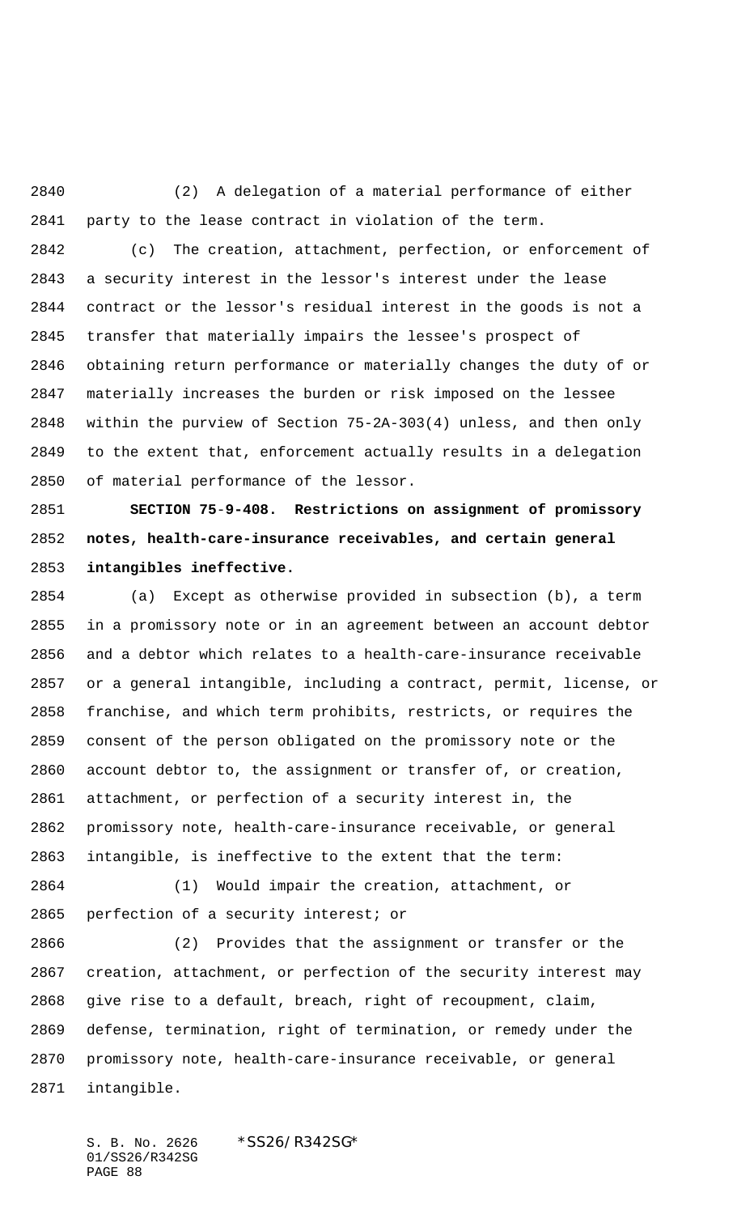(2) A delegation of a material performance of either party to the lease contract in violation of the term.

(c) The creation, attachment, perfection, or enforcement of a security interest in the lessor's interest under the lease contract or the lessor's residual interest in the goods is not a transfer that materially impairs the lessee's prospect of obtaining return performance or materially changes the duty of or materially increases the burden or risk imposed on the lessee within the purview of Section 75-2A-303(4) unless, and then only to the extent that, enforcement actually results in a delegation of material performance of the lessor.

**SECTION 75-9-408. Restrictions on assignment of promissory notes, health-care-insurance receivables, and certain general intangibles ineffective.**

(a) Except as otherwise provided in subsection (b), a term in a promissory note or in an agreement between an account debtor and a debtor which relates to a health-care-insurance receivable or a general intangible, including a contract, permit, license, or franchise, and which term prohibits, restricts, or requires the consent of the person obligated on the promissory note or the account debtor to, the assignment or transfer of, or creation, attachment, or perfection of a security interest in, the promissory note, health-care-insurance receivable, or general intangible, is ineffective to the extent that the term:

(1) Would impair the creation, attachment, or perfection of a security interest; or

(2) Provides that the assignment or transfer or the creation, attachment, or perfection of the security interest may give rise to a default, breach, right of recoupment, claim, defense, termination, right of termination, or remedy under the promissory note, health-care-insurance receivable, or general intangible.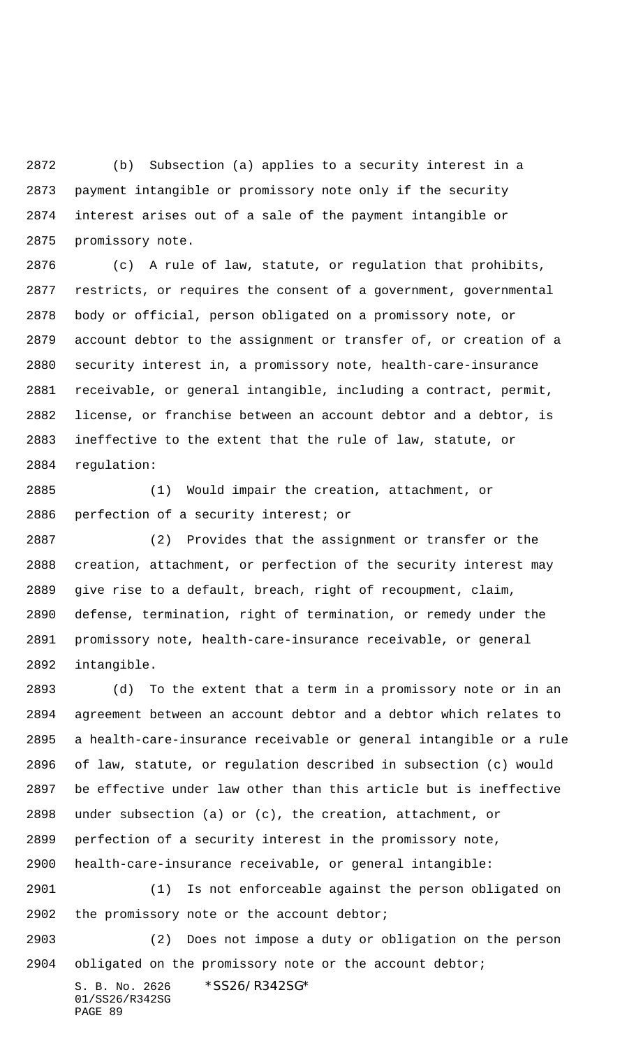(b) Subsection (a) applies to a security interest in a payment intangible or promissory note only if the security interest arises out of a sale of the payment intangible or promissory note.

(c) A rule of law, statute, or regulation that prohibits, restricts, or requires the consent of a government, governmental body or official, person obligated on a promissory note, or account debtor to the assignment or transfer of, or creation of a security interest in, a promissory note, health-care-insurance receivable, or general intangible, including a contract, permit, license, or franchise between an account debtor and a debtor, is ineffective to the extent that the rule of law, statute, or regulation:

(1) Would impair the creation, attachment, or perfection of a security interest; or

(2) Provides that the assignment or transfer or the creation, attachment, or perfection of the security interest may give rise to a default, breach, right of recoupment, claim, defense, termination, right of termination, or remedy under the promissory note, health-care-insurance receivable, or general intangible.

(d) To the extent that a term in a promissory note or in an agreement between an account debtor and a debtor which relates to a health-care-insurance receivable or general intangible or a rule of law, statute, or regulation described in subsection (c) would be effective under law other than this article but is ineffective under subsection (a) or (c), the creation, attachment, or perfection of a security interest in the promissory note, health-care-insurance receivable, or general intangible:

(1) Is not enforceable against the person obligated on the promissory note or the account debtor;

(2) Does not impose a duty or obligation on the person obligated on the promissory note or the account debtor;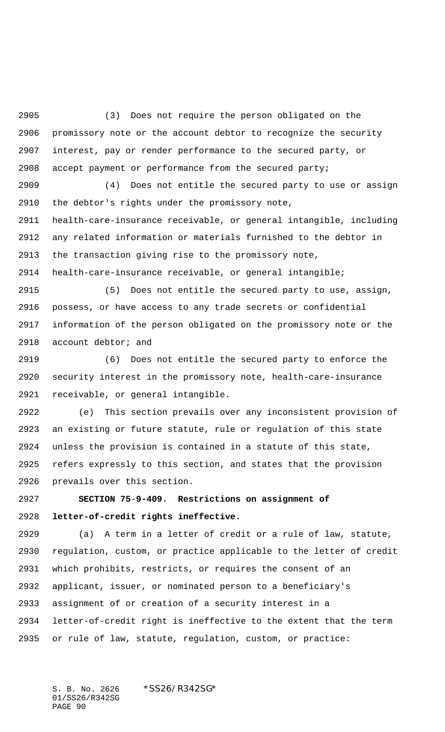(3) Does not require the person obligated on the promissory note or the account debtor to recognize the security interest, pay or render performance to the secured party, or accept payment or performance from the secured party;

(4) Does not entitle the secured party to use or assign the debtor's rights under the promissory note, health-care-insurance receivable, or general intangible, including any related information or materials furnished to the debtor in the transaction giving rise to the promissory note, health-care-insurance receivable, or general intangible;

(5) Does not entitle the secured party to use, assign, possess, or have access to any trade secrets or confidential information of the person obligated on the promissory note or the account debtor; and

(6) Does not entitle the secured party to enforce the security interest in the promissory note, health-care-insurance receivable, or general intangible.

(e) This section prevails over any inconsistent provision of an existing or future statute, rule or regulation of this state unless the provision is contained in a statute of this state, refers expressly to this section, and states that the provision prevails over this section.

**SECTION 75-9-409. Restrictions on assignment of letter-of-credit rights ineffective.**

(a) A term in a letter of credit or a rule of law, statute, regulation, custom, or practice applicable to the letter of credit which prohibits, restricts, or requires the consent of an applicant, issuer, or nominated person to a beneficiary's assignment of or creation of a security interest in a letter-of-credit right is ineffective to the extent that the term or rule of law, statute, regulation, custom, or practice: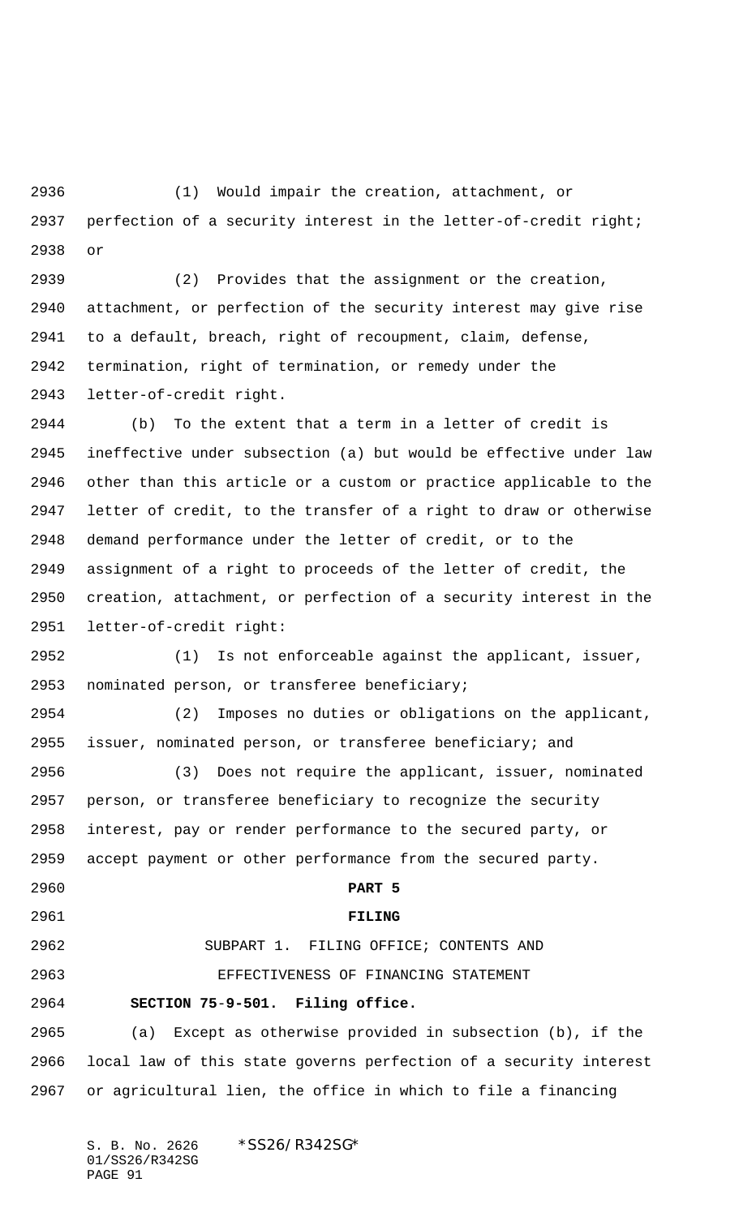(1) Would impair the creation, attachment, or perfection of a security interest in the letter-of-credit right; or

(2) Provides that the assignment or the creation, attachment, or perfection of the security interest may give rise to a default, breach, right of recoupment, claim, defense, termination, right of termination, or remedy under the letter-of-credit right.

(b) To the extent that a term in a letter of credit is ineffective under subsection (a) but would be effective under law other than this article or a custom or practice applicable to the letter of credit, to the transfer of a right to draw or otherwise demand performance under the letter of credit, or to the assignment of a right to proceeds of the letter of credit, the creation, attachment, or perfection of a security interest in the letter-of-credit right:

(1) Is not enforceable against the applicant, issuer, nominated person, or transferee beneficiary;

(2) Imposes no duties or obligations on the applicant, issuer, nominated person, or transferee beneficiary; and

(3) Does not require the applicant, issuer, nominated person, or transferee beneficiary to recognize the security interest, pay or render performance to the secured party, or accept payment or other performance from the secured party.

**PART 5**

**FILING**

SUBPART 1. FILING OFFICE; CONTENTS AND EFFECTIVENESS OF FINANCING STATEMENT

**SECTION 75-9-501. Filing office.**

(a) Except as otherwise provided in subsection (b), if the local law of this state governs perfection of a security interest or agricultural lien, the office in which to file a financing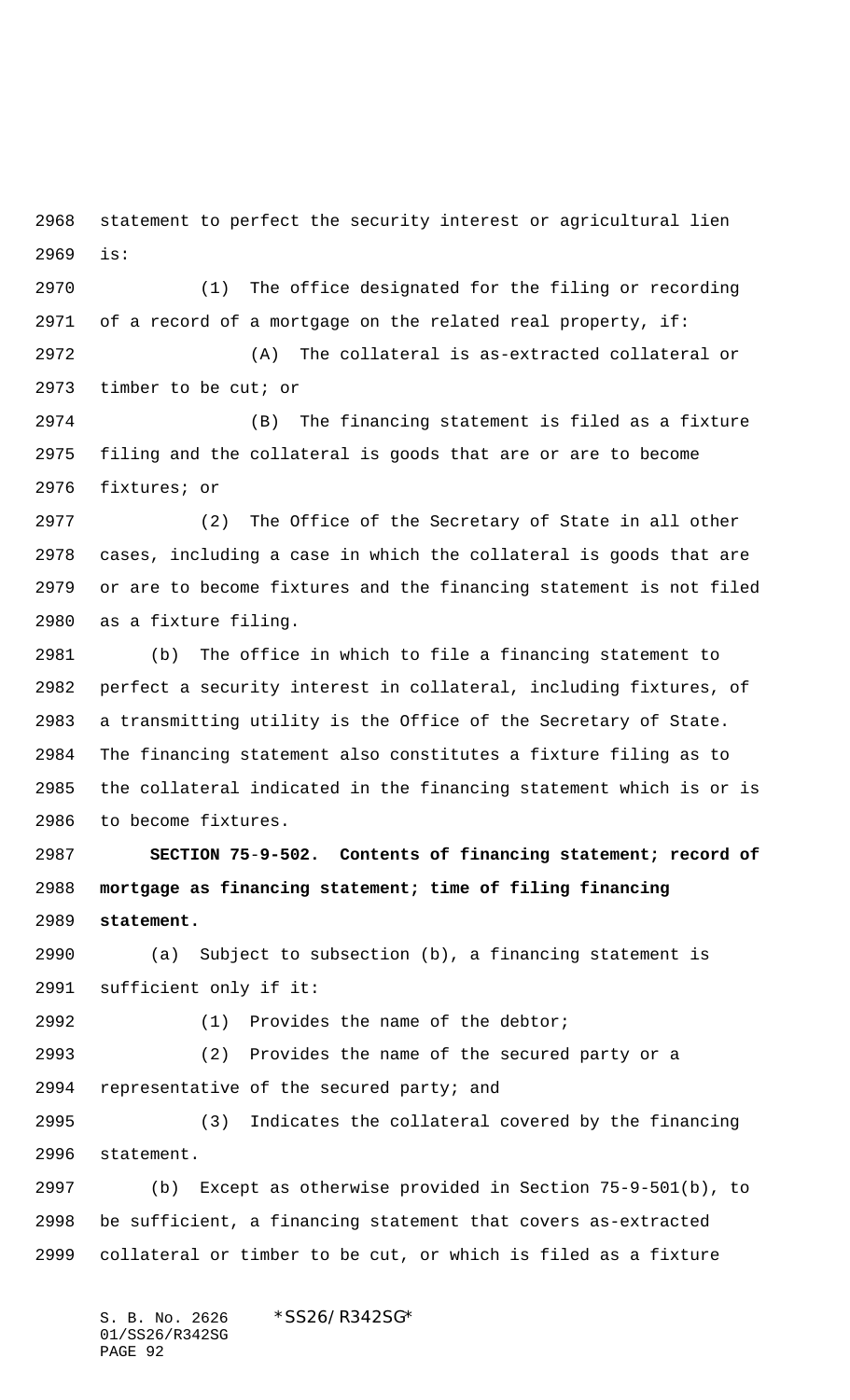statement to perfect the security interest or agricultural lien is:

(1) The office designated for the filing or recording of a record of a mortgage on the related real property, if:

(A) The collateral is as-extracted collateral or timber to be cut; or

(B) The financing statement is filed as a fixture filing and the collateral is goods that are or are to become fixtures; or

(2) The Office of the Secretary of State in all other cases, including a case in which the collateral is goods that are or are to become fixtures and the financing statement is not filed as a fixture filing.

(b) The office in which to file a financing statement to perfect a security interest in collateral, including fixtures, of a transmitting utility is the Office of the Secretary of State. The financing statement also constitutes a fixture filing as to the collateral indicated in the financing statement which is or is to become fixtures.

**SECTION 75-9-502. Contents of financing statement; record of mortgage as financing statement; time of filing financing statement.**

(a) Subject to subsection (b), a financing statement is sufficient only if it:

(1) Provides the name of the debtor;

(2) Provides the name of the secured party or a representative of the secured party; and

(3) Indicates the collateral covered by the financing statement.

(b) Except as otherwise provided in Section 75-9-501(b), to be sufficient, a financing statement that covers as-extracted collateral or timber to be cut, or which is filed as a fixture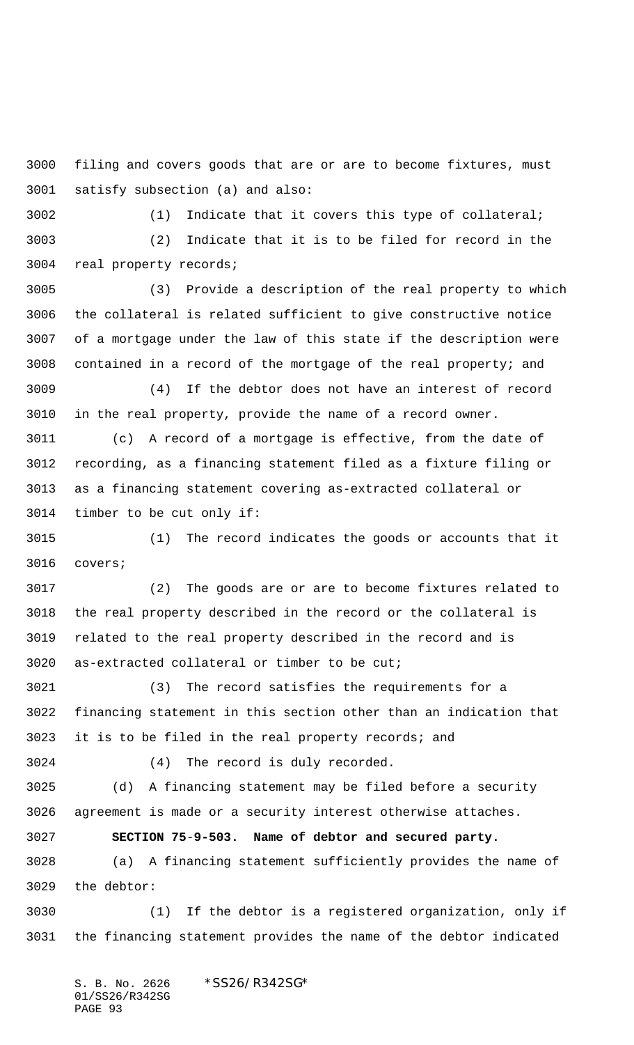filing and covers goods that are or are to become fixtures, must satisfy subsection (a) and also:

(1) Indicate that it covers this type of collateral;

(2) Indicate that it is to be filed for record in the real property records;

(3) Provide a description of the real property to which the collateral is related sufficient to give constructive notice of a mortgage under the law of this state if the description were contained in a record of the mortgage of the real property; and

(4) If the debtor does not have an interest of record in the real property, provide the name of a record owner.

(c) A record of a mortgage is effective, from the date of recording, as a financing statement filed as a fixture filing or as a financing statement covering as-extracted collateral or timber to be cut only if:

(1) The record indicates the goods or accounts that it covers;

(2) The goods are or are to become fixtures related to the real property described in the record or the collateral is related to the real property described in the record and is as-extracted collateral or timber to be cut;

(3) The record satisfies the requirements for a financing statement in this section other than an indication that it is to be filed in the real property records; and

(4) The record is duly recorded.

(d) A financing statement may be filed before a security agreement is made or a security interest otherwise attaches.

**SECTION 75-9-503. Name of debtor and secured party.**

(a) A financing statement sufficiently provides the name of the debtor:

(1) If the debtor is a registered organization, only if the financing statement provides the name of the debtor indicated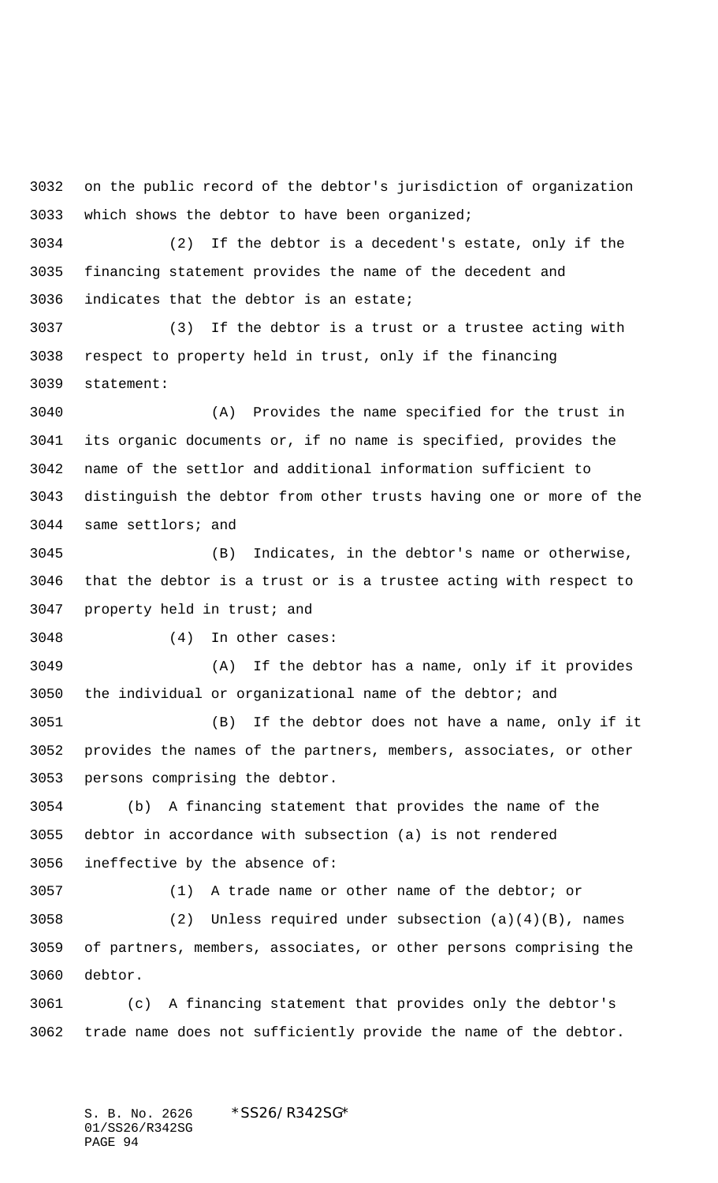on the public record of the debtor's jurisdiction of organization which shows the debtor to have been organized;

(2) If the debtor is a decedent's estate, only if the financing statement provides the name of the decedent and indicates that the debtor is an estate;

(3) If the debtor is a trust or a trustee acting with respect to property held in trust, only if the financing statement:

(A) Provides the name specified for the trust in its organic documents or, if no name is specified, provides the name of the settlor and additional information sufficient to distinguish the debtor from other trusts having one or more of the same settlors; and

(B) Indicates, in the debtor's name or otherwise, that the debtor is a trust or is a trustee acting with respect to property held in trust; and

(4) In other cases:

(A) If the debtor has a name, only if it provides the individual or organizational name of the debtor; and

(B) If the debtor does not have a name, only if it provides the names of the partners, members, associates, or other persons comprising the debtor.

(b) A financing statement that provides the name of the debtor in accordance with subsection (a) is not rendered ineffective by the absence of:

(1) A trade name or other name of the debtor; or

(2) Unless required under subsection (a)(4)(B), names of partners, members, associates, or other persons comprising the debtor.

(c) A financing statement that provides only the debtor's trade name does not sufficiently provide the name of the debtor.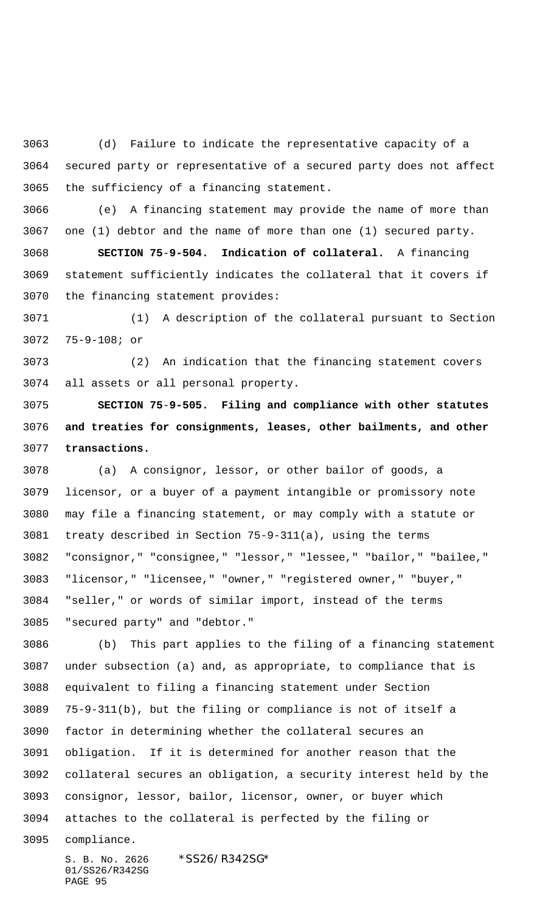(d) Failure to indicate the representative capacity of a secured party or representative of a secured party does not affect the sufficiency of a financing statement.

(e) A financing statement may provide the name of more than one (1) debtor and the name of more than one (1) secured party.

**SECTION 75-9-504. Indication of collateral.** A financing statement sufficiently indicates the collateral that it covers if the financing statement provides:

(1) A description of the collateral pursuant to Section 75-9-108; or

(2) An indication that the financing statement covers all assets or all personal property.

**SECTION 75-9-505. Filing and compliance with other statutes and treaties for consignments, leases, other bailments, and other transactions.**

(a) A consignor, lessor, or other bailor of goods, a licensor, or a buyer of a payment intangible or promissory note may file a financing statement, or may comply with a statute or treaty described in Section 75-9-311(a), using the terms "consignor," "consignee," "lessor," "lessee," "bailor," "bailee," "licensor," "licensee," "owner," "registered owner," "buyer," "seller," or words of similar import, instead of the terms "secured party" and "debtor."

(b) This part applies to the filing of a financing statement under subsection (a) and, as appropriate, to compliance that is equivalent to filing a financing statement under Section 75-9-311(b), but the filing or compliance is not of itself a factor in determining whether the collateral secures an obligation. If it is determined for another reason that the collateral secures an obligation, a security interest held by the consignor, lessor, bailor, licensor, owner, or buyer which attaches to the collateral is perfected by the filing or compliance.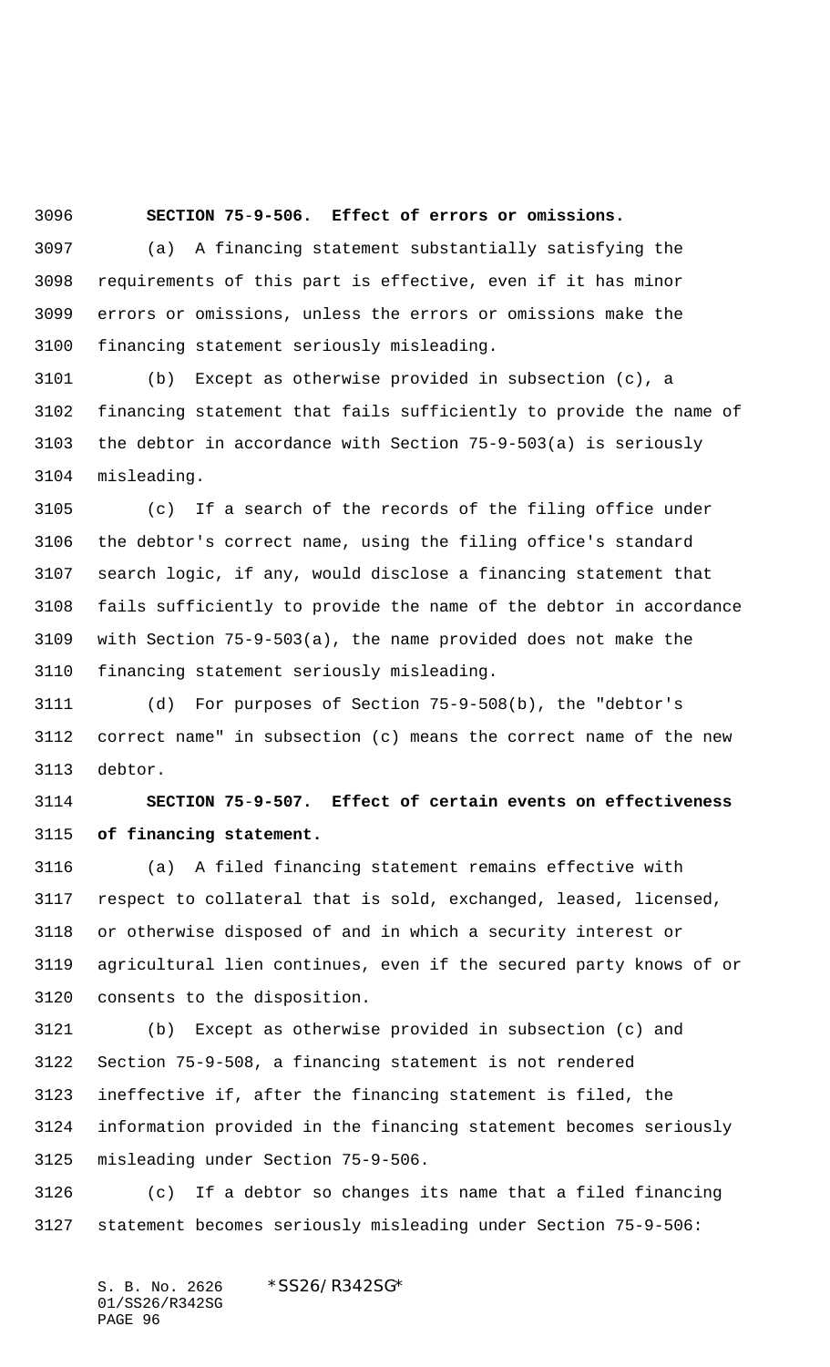**SECTION 75-9-506. Effect of errors or omissions.**

(a) A financing statement substantially satisfying the requirements of this part is effective, even if it has minor errors or omissions, unless the errors or omissions make the financing statement seriously misleading.

(b) Except as otherwise provided in subsection (c), a financing statement that fails sufficiently to provide the name of the debtor in accordance with Section 75-9-503(a) is seriously misleading.

(c) If a search of the records of the filing office under the debtor's correct name, using the filing office's standard search logic, if any, would disclose a financing statement that fails sufficiently to provide the name of the debtor in accordance with Section 75-9-503(a), the name provided does not make the financing statement seriously misleading.

(d) For purposes of Section 75-9-508(b), the "debtor's correct name" in subsection (c) means the correct name of the new debtor.

**SECTION 75-9-507. Effect of certain events on effectiveness of financing statement.**

(a) A filed financing statement remains effective with respect to collateral that is sold, exchanged, leased, licensed, or otherwise disposed of and in which a security interest or agricultural lien continues, even if the secured party knows of or consents to the disposition.

(b) Except as otherwise provided in subsection (c) and Section 75-9-508, a financing statement is not rendered ineffective if, after the financing statement is filed, the information provided in the financing statement becomes seriously misleading under Section 75-9-506.

(c) If a debtor so changes its name that a filed financing statement becomes seriously misleading under Section 75-9-506: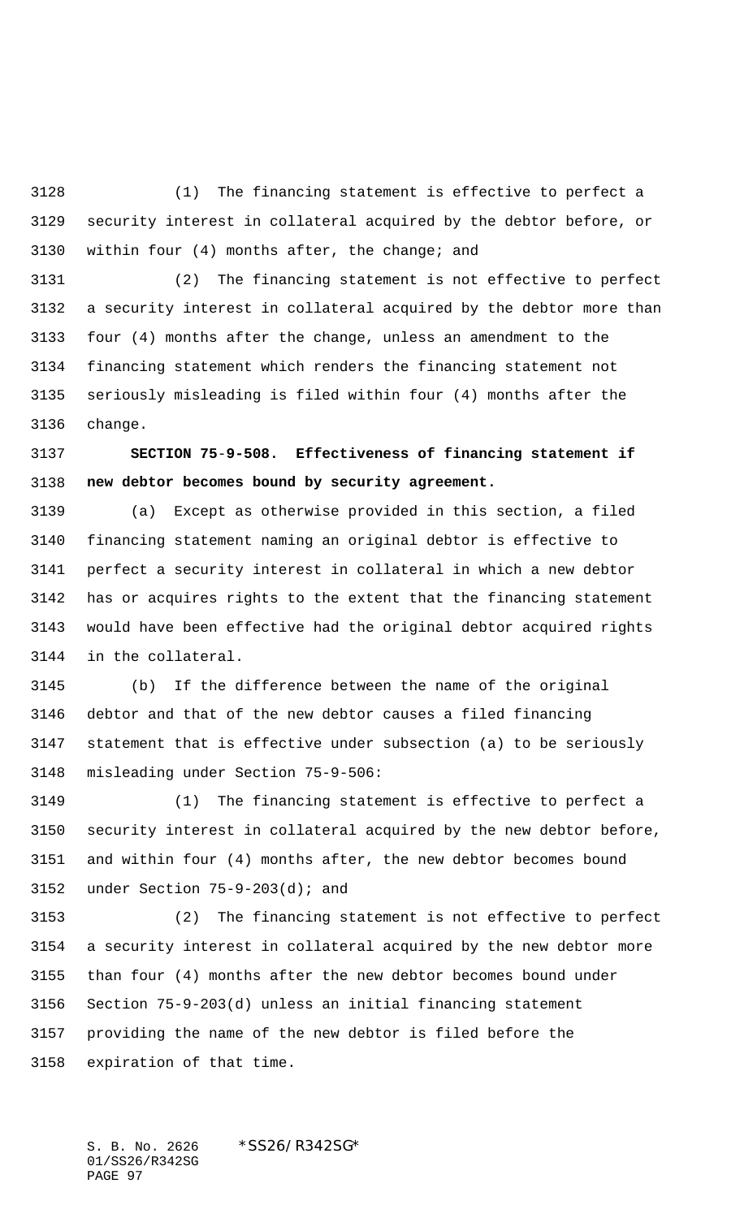(1) The financing statement is effective to perfect a security interest in collateral acquired by the debtor before, or within four (4) months after, the change; and

(2) The financing statement is not effective to perfect a security interest in collateral acquired by the debtor more than four (4) months after the change, unless an amendment to the financing statement which renders the financing statement not seriously misleading is filed within four (4) months after the change.

**SECTION 75-9-508. Effectiveness of financing statement if new debtor becomes bound by security agreement.**

(a) Except as otherwise provided in this section, a filed financing statement naming an original debtor is effective to perfect a security interest in collateral in which a new debtor has or acquires rights to the extent that the financing statement would have been effective had the original debtor acquired rights in the collateral.

(b) If the difference between the name of the original debtor and that of the new debtor causes a filed financing statement that is effective under subsection (a) to be seriously misleading under Section 75-9-506:

(1) The financing statement is effective to perfect a security interest in collateral acquired by the new debtor before, and within four (4) months after, the new debtor becomes bound under Section 75-9-203(d); and

(2) The financing statement is not effective to perfect a security interest in collateral acquired by the new debtor more than four (4) months after the new debtor becomes bound under Section 75-9-203(d) unless an initial financing statement providing the name of the new debtor is filed before the expiration of that time.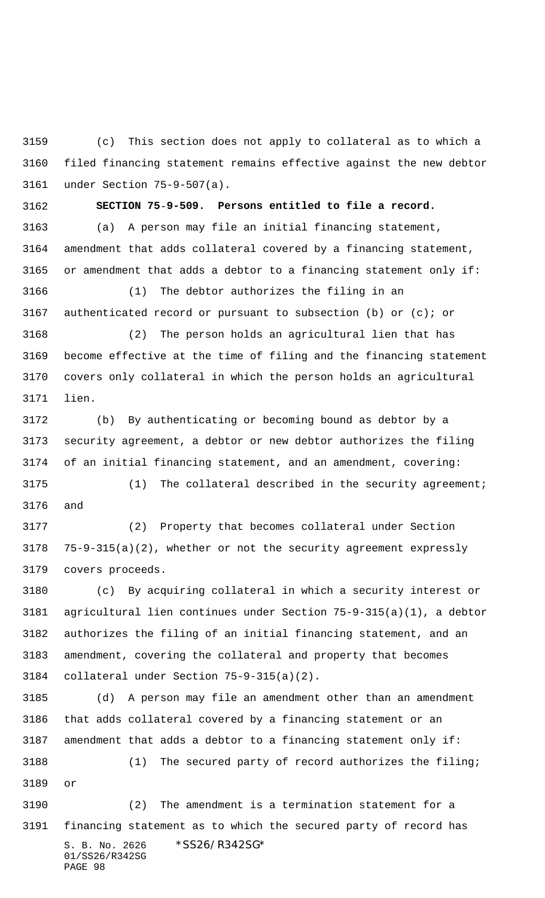(c) This section does not apply to collateral as to which a filed financing statement remains effective against the new debtor under Section 75-9-507(a).

**SECTION 75-9-509. Persons entitled to file a record.**

(a) A person may file an initial financing statement, amendment that adds collateral covered by a financing statement, or amendment that adds a debtor to a financing statement only if:

(1) The debtor authorizes the filing in an authenticated record or pursuant to subsection (b) or (c); or

(2) The person holds an agricultural lien that has become effective at the time of filing and the financing statement covers only collateral in which the person holds an agricultural lien.

(b) By authenticating or becoming bound as debtor by a security agreement, a debtor or new debtor authorizes the filing of an initial financing statement, and an amendment, covering:

(1) The collateral described in the security agreement; and

(2) Property that becomes collateral under Section 75-9-315(a)(2), whether or not the security agreement expressly covers proceeds.

(c) By acquiring collateral in which a security interest or agricultural lien continues under Section 75-9-315(a)(1), a debtor authorizes the filing of an initial financing statement, and an amendment, covering the collateral and property that becomes collateral under Section 75-9-315(a)(2).

(d) A person may file an amendment other than an amendment that adds collateral covered by a financing statement or an amendment that adds a debtor to a financing statement only if:

(1) The secured party of record authorizes the filing; or

(2) The amendment is a termination statement for a financing statement as to which the secured party of record has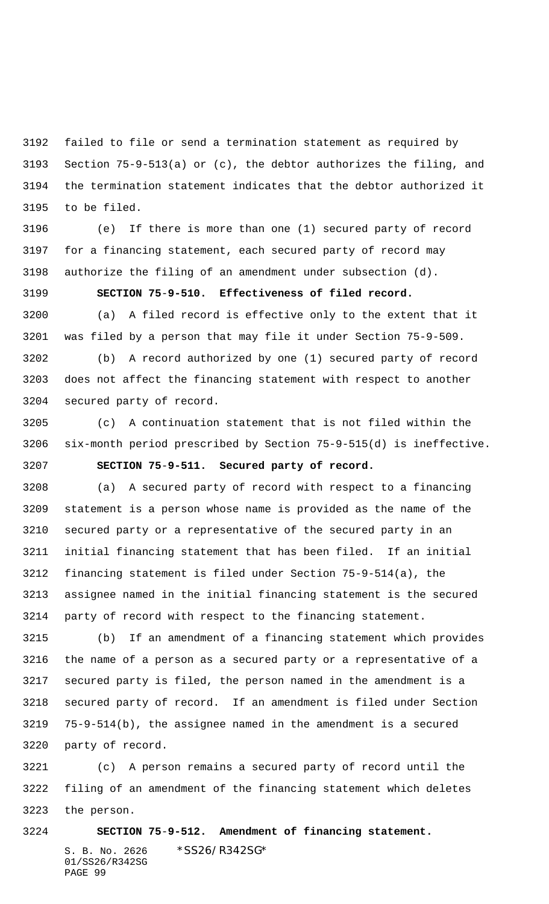failed to file or send a termination statement as required by Section 75-9-513(a) or (c), the debtor authorizes the filing, and the termination statement indicates that the debtor authorized it to be filed.

(e) If there is more than one (1) secured party of record for a financing statement, each secured party of record may authorize the filing of an amendment under subsection (d).

**SECTION 75-9-510. Effectiveness of filed record.**

(a) A filed record is effective only to the extent that it was filed by a person that may file it under Section 75-9-509.

(b) A record authorized by one (1) secured party of record does not affect the financing statement with respect to another secured party of record.

(c) A continuation statement that is not filed within the six-month period prescribed by Section 75-9-515(d) is ineffective.

**SECTION 75-9-511. Secured party of record.**

(a) A secured party of record with respect to a financing statement is a person whose name is provided as the name of the secured party or a representative of the secured party in an initial financing statement that has been filed. If an initial financing statement is filed under Section 75-9-514(a), the assignee named in the initial financing statement is the secured party of record with respect to the financing statement.

(b) If an amendment of a financing statement which provides the name of a person as a secured party or a representative of a secured party is filed, the person named in the amendment is a secured party of record. If an amendment is filed under Section 75-9-514(b), the assignee named in the amendment is a secured party of record.

(c) A person remains a secured party of record until the filing of an amendment of the financing statement which deletes the person.

**SECTION 75-9-512. Amendment of financing statement.**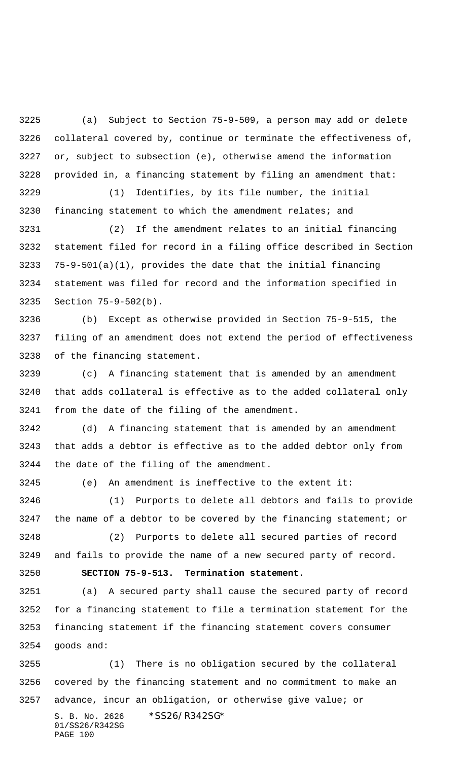(a) Subject to Section 75-9-509, a person may add or delete collateral covered by, continue or terminate the effectiveness of, or, subject to subsection (e), otherwise amend the information provided in, a financing statement by filing an amendment that:

(1) Identifies, by its file number, the initial financing statement to which the amendment relates; and

(2) If the amendment relates to an initial financing statement filed for record in a filing office described in Section 75-9-501(a)(1), provides the date that the initial financing statement was filed for record and the information specified in Section 75-9-502(b).

(b) Except as otherwise provided in Section 75-9-515, the filing of an amendment does not extend the period of effectiveness of the financing statement.

(c) A financing statement that is amended by an amendment that adds collateral is effective as to the added collateral only from the date of the filing of the amendment.

(d) A financing statement that is amended by an amendment that adds a debtor is effective as to the added debtor only from the date of the filing of the amendment.

(e) An amendment is ineffective to the extent it:

(1) Purports to delete all debtors and fails to provide the name of a debtor to be covered by the financing statement; or

(2) Purports to delete all secured parties of record and fails to provide the name of a new secured party of record.

**SECTION 75-9-513. Termination statement.**

(a) A secured party shall cause the secured party of record for a financing statement to file a termination statement for the financing statement if the financing statement covers consumer goods and:

(1) There is no obligation secured by the collateral covered by the financing statement and no commitment to make an advance, incur an obligation, or otherwise give value; or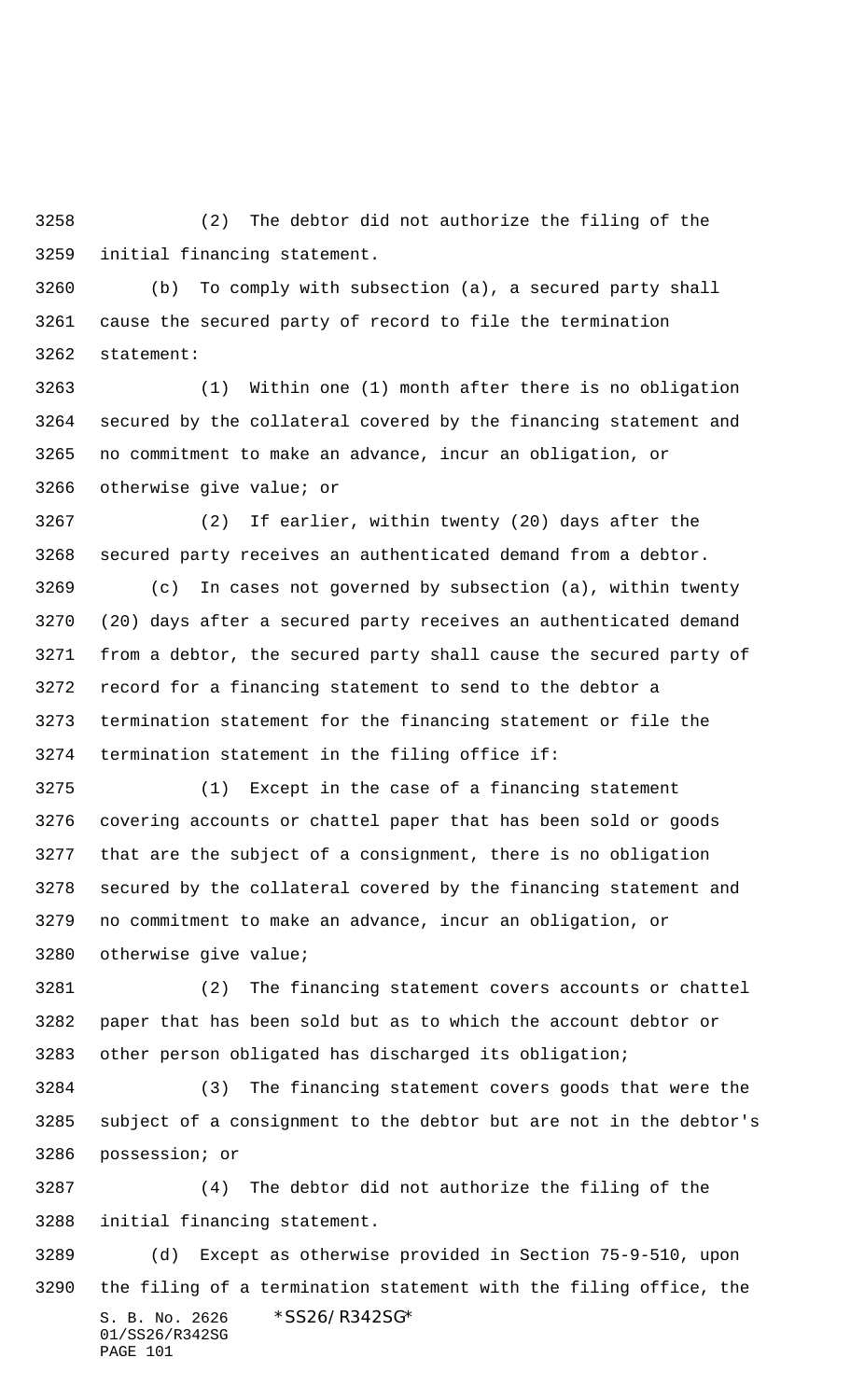(2) The debtor did not authorize the filing of the initial financing statement.

(b) To comply with subsection (a), a secured party shall cause the secured party of record to file the termination statement:

(1) Within one (1) month after there is no obligation secured by the collateral covered by the financing statement and no commitment to make an advance, incur an obligation, or otherwise give value; or

(2) If earlier, within twenty (20) days after the secured party receives an authenticated demand from a debtor.

(c) In cases not governed by subsection (a), within twenty (20) days after a secured party receives an authenticated demand from a debtor, the secured party shall cause the secured party of record for a financing statement to send to the debtor a termination statement for the financing statement or file the termination statement in the filing office if:

(1) Except in the case of a financing statement covering accounts or chattel paper that has been sold or goods that are the subject of a consignment, there is no obligation secured by the collateral covered by the financing statement and no commitment to make an advance, incur an obligation, or otherwise give value;

(2) The financing statement covers accounts or chattel paper that has been sold but as to which the account debtor or other person obligated has discharged its obligation;

(3) The financing statement covers goods that were the subject of a consignment to the debtor but are not in the debtor's possession; or

(4) The debtor did not authorize the filing of the initial financing statement.

(d) Except as otherwise provided in Section 75-9-510, upon the filing of a termination statement with the filing office, the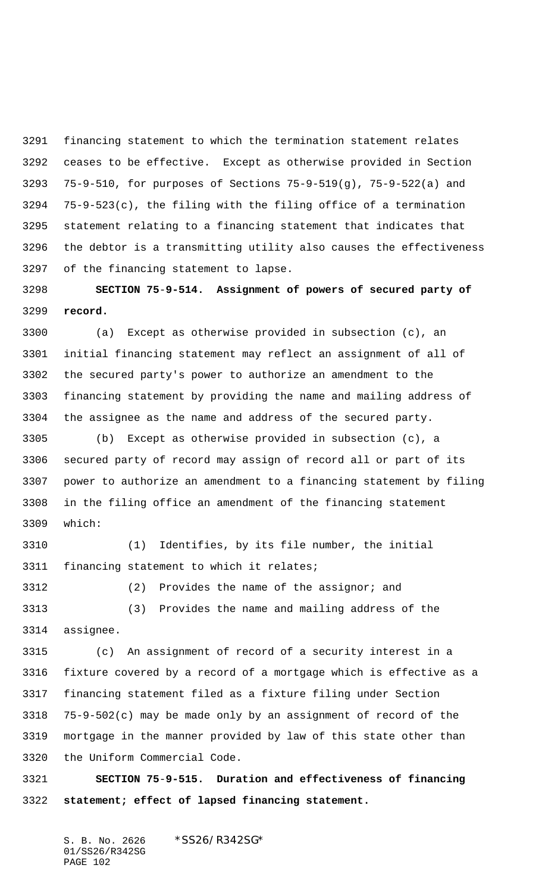financing statement to which the termination statement relates ceases to be effective. Except as otherwise provided in Section 75-9-510, for purposes of Sections 75-9-519(g), 75-9-522(a) and 75-9-523(c), the filing with the filing office of a termination statement relating to a financing statement that indicates that the debtor is a transmitting utility also causes the effectiveness of the financing statement to lapse.

**SECTION 75-9-514. Assignment of powers of secured party of record.**

(a) Except as otherwise provided in subsection (c), an initial financing statement may reflect an assignment of all of the secured party's power to authorize an amendment to the financing statement by providing the name and mailing address of the assignee as the name and address of the secured party.

(b) Except as otherwise provided in subsection (c), a secured party of record may assign of record all or part of its power to authorize an amendment to a financing statement by filing in the filing office an amendment of the financing statement which:

(1) Identifies, by its file number, the initial financing statement to which it relates;

(2) Provides the name of the assignor; and

(3) Provides the name and mailing address of the assignee.

(c) An assignment of record of a security interest in a fixture covered by a record of a mortgage which is effective as a financing statement filed as a fixture filing under Section 75-9-502(c) may be made only by an assignment of record of the mortgage in the manner provided by law of this state other than the Uniform Commercial Code.

**SECTION 75-9-515. Duration and effectiveness of financing statement; effect of lapsed financing statement.**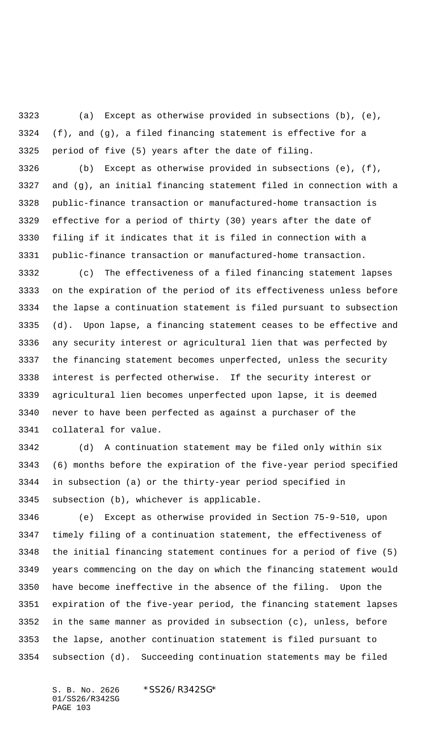(a) Except as otherwise provided in subsections (b), (e), (f), and (g), a filed financing statement is effective for a period of five (5) years after the date of filing.

(b) Except as otherwise provided in subsections (e), (f), and (g), an initial financing statement filed in connection with a public-finance transaction or manufactured-home transaction is effective for a period of thirty (30) years after the date of filing if it indicates that it is filed in connection with a public-finance transaction or manufactured-home transaction.

(c) The effectiveness of a filed financing statement lapses on the expiration of the period of its effectiveness unless before the lapse a continuation statement is filed pursuant to subsection (d). Upon lapse, a financing statement ceases to be effective and any security interest or agricultural lien that was perfected by the financing statement becomes unperfected, unless the security interest is perfected otherwise. If the security interest or agricultural lien becomes unperfected upon lapse, it is deemed never to have been perfected as against a purchaser of the collateral for value.

(d) A continuation statement may be filed only within six (6) months before the expiration of the five-year period specified in subsection (a) or the thirty-year period specified in subsection (b), whichever is applicable.

(e) Except as otherwise provided in Section 75-9-510, upon timely filing of a continuation statement, the effectiveness of the initial financing statement continues for a period of five (5) years commencing on the day on which the financing statement would have become ineffective in the absence of the filing. Upon the expiration of the five-year period, the financing statement lapses in the same manner as provided in subsection (c), unless, before the lapse, another continuation statement is filed pursuant to subsection (d). Succeeding continuation statements may be filed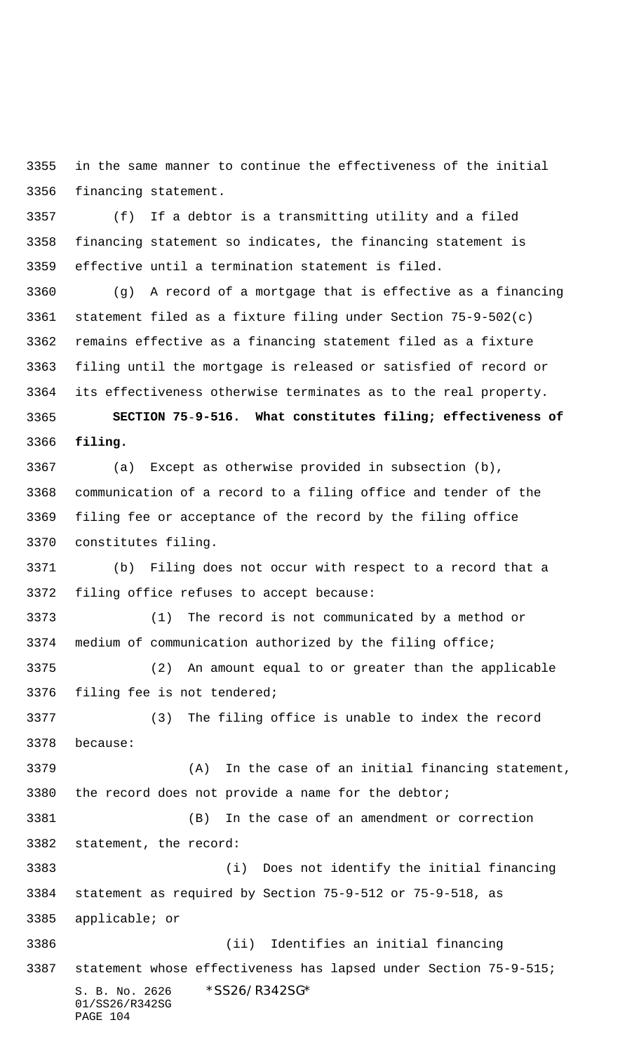in the same manner to continue the effectiveness of the initial financing statement.

(f) If a debtor is a transmitting utility and a filed financing statement so indicates, the financing statement is effective until a termination statement is filed.

(g) A record of a mortgage that is effective as a financing statement filed as a fixture filing under Section 75-9-502(c) remains effective as a financing statement filed as a fixture filing until the mortgage is released or satisfied of record or its effectiveness otherwise terminates as to the real property.

**SECTION 75-9-516. What constitutes filing; effectiveness of filing.**

(a) Except as otherwise provided in subsection (b), communication of a record to a filing office and tender of the filing fee or acceptance of the record by the filing office constitutes filing.

(b) Filing does not occur with respect to a record that a filing office refuses to accept because:

(1) The record is not communicated by a method or medium of communication authorized by the filing office;

(2) An amount equal to or greater than the applicable filing fee is not tendered;

(3) The filing office is unable to index the record because:

(A) In the case of an initial financing statement, the record does not provide a name for the debtor;

(B) In the case of an amendment or correction statement, the record:

(i) Does not identify the initial financing statement as required by Section 75-9-512 or 75-9-518, as applicable; or

(ii) Identifies an initial financing statement whose effectiveness has lapsed under Section 75-9-515;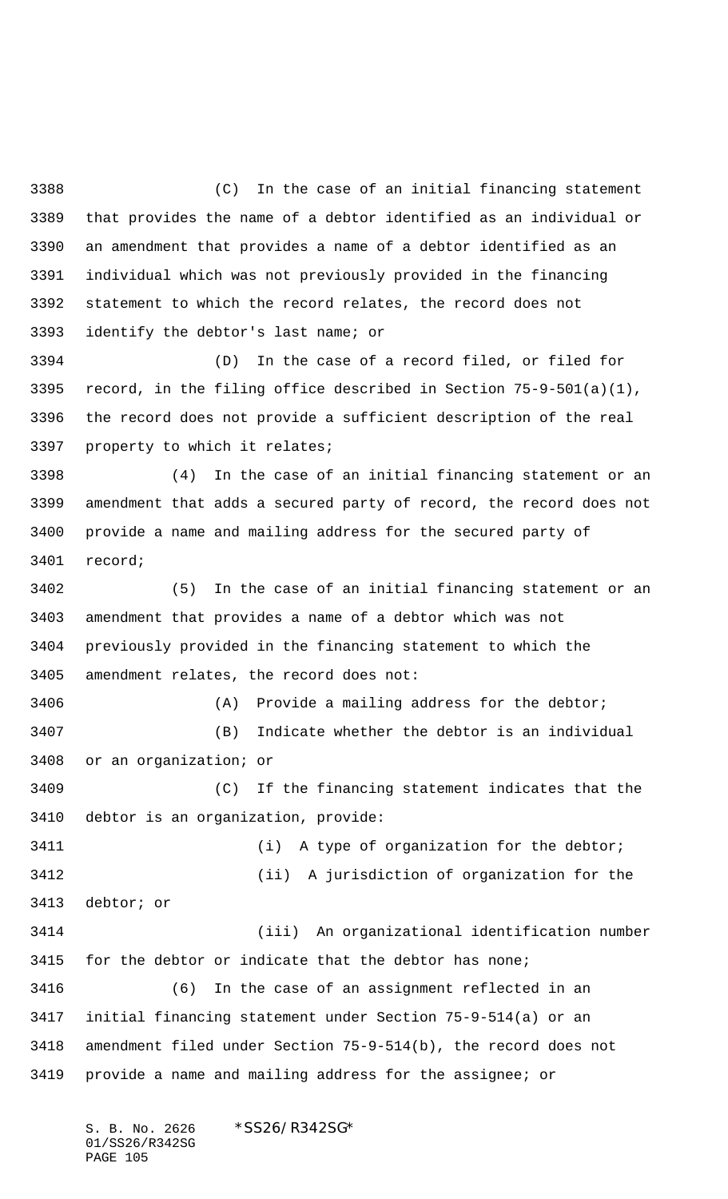(C) In the case of an initial financing statement that provides the name of a debtor identified as an individual or an amendment that provides a name of a debtor identified as an individual which was not previously provided in the financing statement to which the record relates, the record does not identify the debtor's last name; or

(D) In the case of a record filed, or filed for record, in the filing office described in Section 75-9-501(a)(1), the record does not provide a sufficient description of the real property to which it relates;

(4) In the case of an initial financing statement or an amendment that adds a secured party of record, the record does not provide a name and mailing address for the secured party of record;

(5) In the case of an initial financing statement or an amendment that provides a name of a debtor which was not previously provided in the financing statement to which the amendment relates, the record does not:

(A) Provide a mailing address for the debtor;

(B) Indicate whether the debtor is an individual or an organization; or

(C) If the financing statement indicates that the debtor is an organization, provide:

(i) A type of organization for the debtor;

(ii) A jurisdiction of organization for the debtor; or

(iii) An organizational identification number for the debtor or indicate that the debtor has none;

(6) In the case of an assignment reflected in an initial financing statement under Section 75-9-514(a) or an amendment filed under Section 75-9-514(b), the record does not provide a name and mailing address for the assignee; or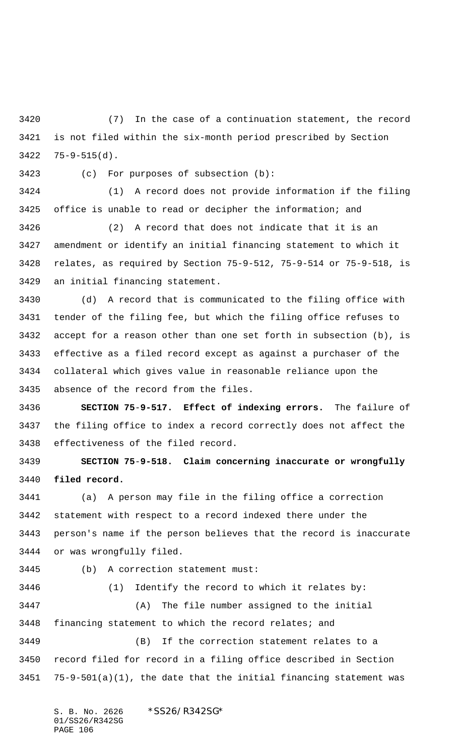(7) In the case of a continuation statement, the record is not filed within the six-month period prescribed by Section 75-9-515(d).

(c) For purposes of subsection (b):

(1) A record does not provide information if the filing office is unable to read or decipher the information; and

(2) A record that does not indicate that it is an amendment or identify an initial financing statement to which it relates, as required by Section 75-9-512, 75-9-514 or 75-9-518, is an initial financing statement.

(d) A record that is communicated to the filing office with tender of the filing fee, but which the filing office refuses to accept for a reason other than one set forth in subsection (b), is effective as a filed record except as against a purchaser of the collateral which gives value in reasonable reliance upon the absence of the record from the files.

**SECTION 75-9-517. Effect of indexing errors.** The failure of the filing office to index a record correctly does not affect the effectiveness of the filed record.

**SECTION 75-9-518. Claim concerning inaccurate or wrongfully filed record.**

(a) A person may file in the filing office a correction statement with respect to a record indexed there under the person's name if the person believes that the record is inaccurate or was wrongfully filed.

(b) A correction statement must:

(1) Identify the record to which it relates by:

(A) The file number assigned to the initial financing statement to which the record relates; and

(B) If the correction statement relates to a record filed for record in a filing office described in Section 75-9-501(a)(1), the date that the initial financing statement was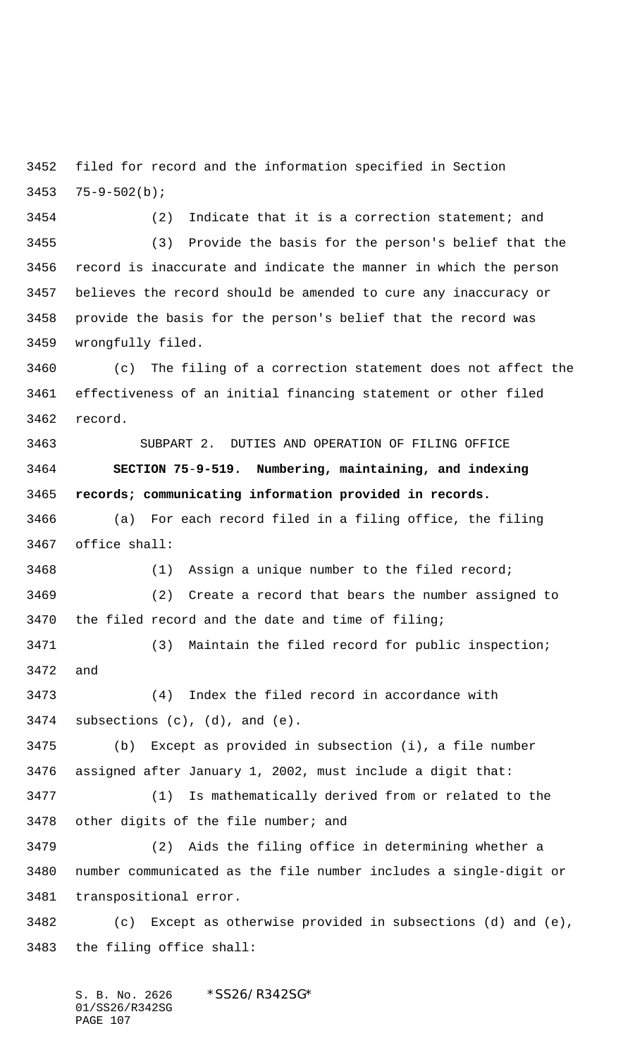filed for record and the information specified in Section 75-9-502(b);

(2) Indicate that it is a correction statement; and

(3) Provide the basis for the person's belief that the record is inaccurate and indicate the manner in which the person believes the record should be amended to cure any inaccuracy or provide the basis for the person's belief that the record was wrongfully filed.

(c) The filing of a correction statement does not affect the effectiveness of an initial financing statement or other filed record.

SUBPART 2. DUTIES AND OPERATION OF FILING OFFICE

**SECTION 75-9-519. Numbering, maintaining, and indexing records; communicating information provided in records.**

(a) For each record filed in a filing office, the filing office shall:

(1) Assign a unique number to the filed record;

(2) Create a record that bears the number assigned to the filed record and the date and time of filing;

(3) Maintain the filed record for public inspection; and

(4) Index the filed record in accordance with subsections (c), (d), and (e).

(b) Except as provided in subsection (i), a file number assigned after January 1, 2002, must include a digit that:

(1) Is mathematically derived from or related to the other digits of the file number; and

(2) Aids the filing office in determining whether a number communicated as the file number includes a single-digit or transpositional error.

(c) Except as otherwise provided in subsections (d) and (e), the filing office shall: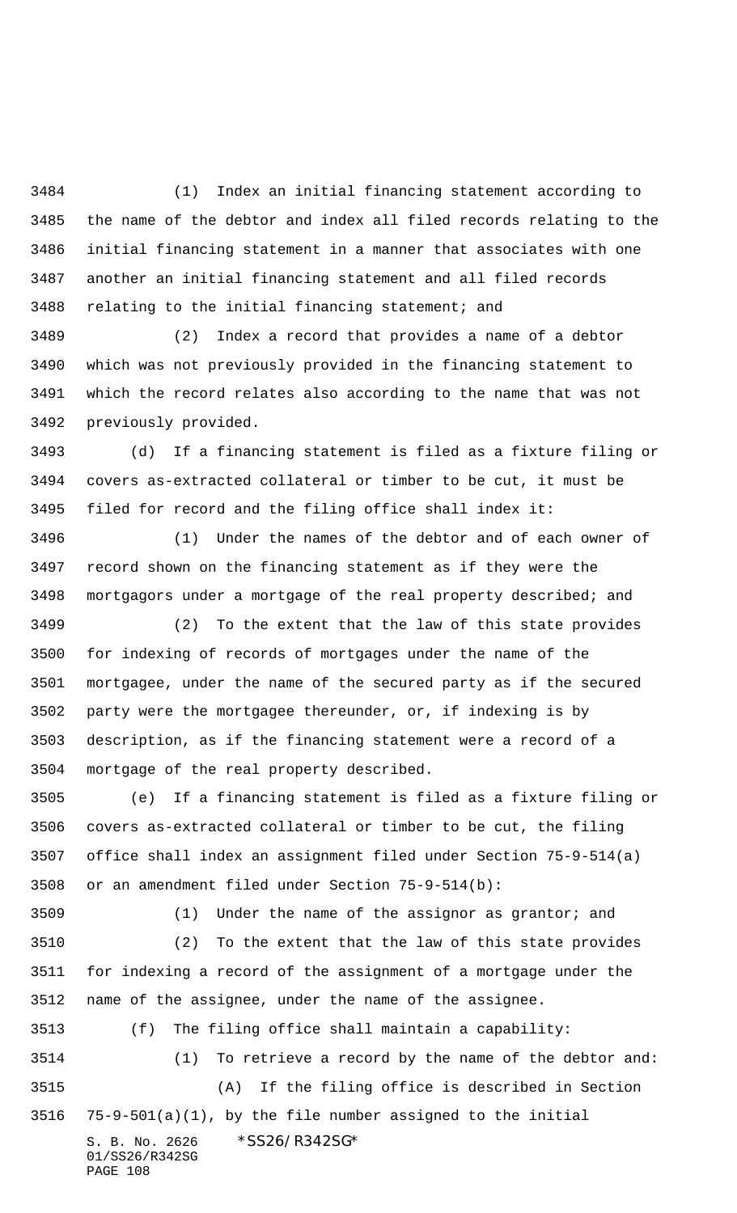(1) Index an initial financing statement according to the name of the debtor and index all filed records relating to the initial financing statement in a manner that associates with one another an initial financing statement and all filed records relating to the initial financing statement; and

(2) Index a record that provides a name of a debtor which was not previously provided in the financing statement to which the record relates also according to the name that was not previously provided.

(d) If a financing statement is filed as a fixture filing or covers as-extracted collateral or timber to be cut, it must be filed for record and the filing office shall index it:

(1) Under the names of the debtor and of each owner of record shown on the financing statement as if they were the mortgagors under a mortgage of the real property described; and

(2) To the extent that the law of this state provides for indexing of records of mortgages under the name of the mortgagee, under the name of the secured party as if the secured party were the mortgagee thereunder, or, if indexing is by description, as if the financing statement were a record of a mortgage of the real property described.

(e) If a financing statement is filed as a fixture filing or covers as-extracted collateral or timber to be cut, the filing office shall index an assignment filed under Section 75-9-514(a) or an amendment filed under Section 75-9-514(b):

(1) Under the name of the assignor as grantor; and

(2) To the extent that the law of this state provides for indexing a record of the assignment of a mortgage under the name of the assignee, under the name of the assignee.

(f) The filing office shall maintain a capability:

(1) To retrieve a record by the name of the debtor and:

(A) If the filing office is described in Section 75-9-501(a)(1), by the file number assigned to the initial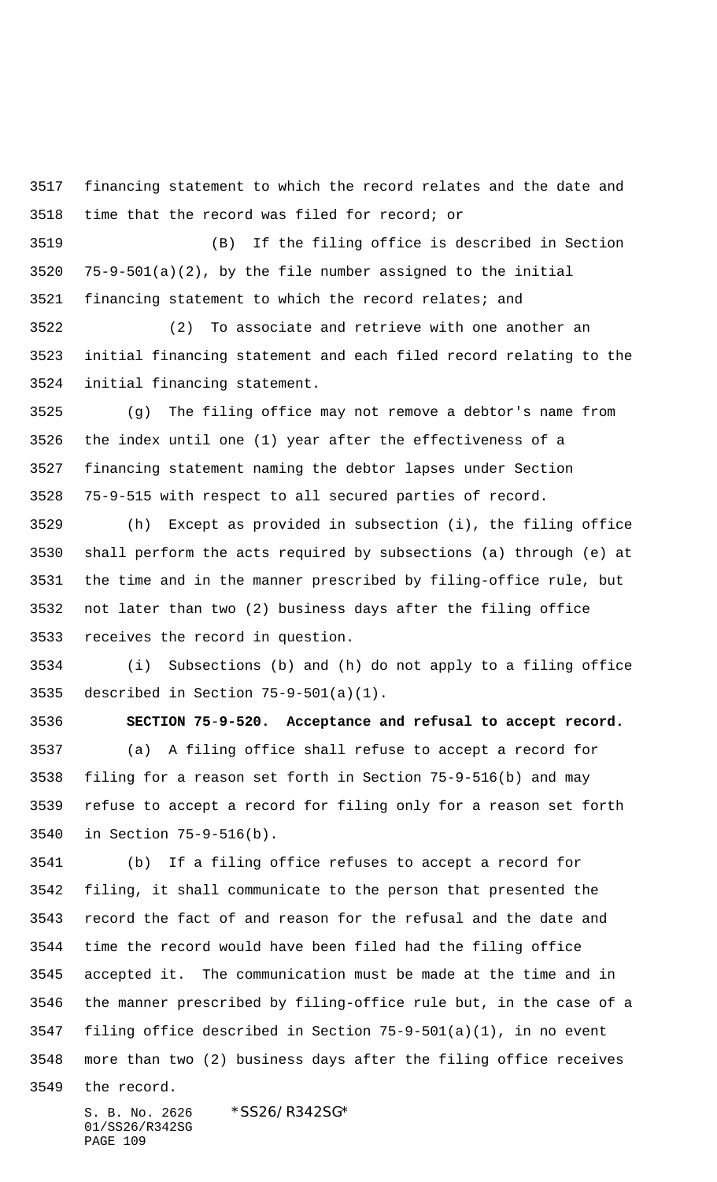financing statement to which the record relates and the date and time that the record was filed for record; or

(B) If the filing office is described in Section 75-9-501(a)(2), by the file number assigned to the initial financing statement to which the record relates; and

(2) To associate and retrieve with one another an initial financing statement and each filed record relating to the initial financing statement.

(g) The filing office may not remove a debtor's name from the index until one (1) year after the effectiveness of a financing statement naming the debtor lapses under Section 75-9-515 with respect to all secured parties of record.

(h) Except as provided in subsection (i), the filing office shall perform the acts required by subsections (a) through (e) at the time and in the manner prescribed by filing-office rule, but not later than two (2) business days after the filing office receives the record in question.

(i) Subsections (b) and (h) do not apply to a filing office described in Section 75-9-501(a)(1).

**SECTION 75-9-520. Acceptance and refusal to accept record.**

(a) A filing office shall refuse to accept a record for filing for a reason set forth in Section 75-9-516(b) and may refuse to accept a record for filing only for a reason set forth in Section 75-9-516(b).

(b) If a filing office refuses to accept a record for filing, it shall communicate to the person that presented the record the fact of and reason for the refusal and the date and time the record would have been filed had the filing office accepted it. The communication must be made at the time and in the manner prescribed by filing-office rule but, in the case of a filing office described in Section 75-9-501(a)(1), in no event more than two (2) business days after the filing office receives the record.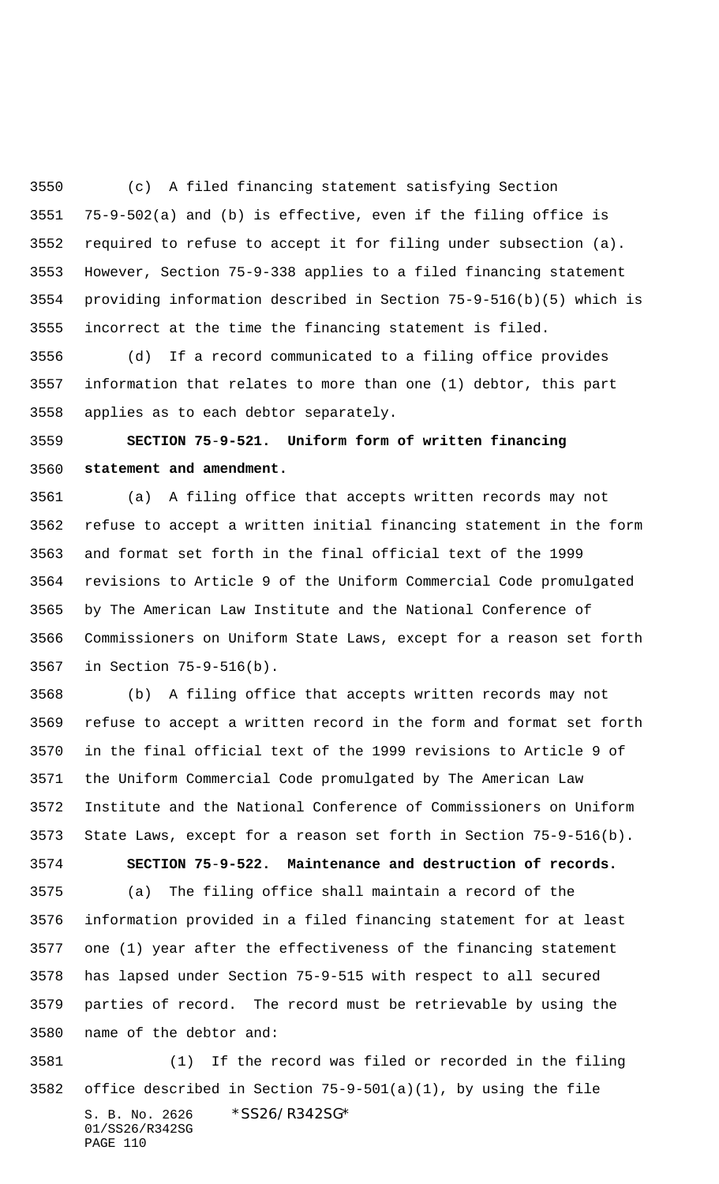(c) A filed financing statement satisfying Section 75-9-502(a) and (b) is effective, even if the filing office is required to refuse to accept it for filing under subsection (a). However, Section 75-9-338 applies to a filed financing statement providing information described in Section 75-9-516(b)(5) which is incorrect at the time the financing statement is filed.

(d) If a record communicated to a filing office provides information that relates to more than one (1) debtor, this part applies as to each debtor separately.

**SECTION 75-9-521. Uniform form of written financing statement and amendment.**

(a) A filing office that accepts written records may not refuse to accept a written initial financing statement in the form and format set forth in the final official text of the 1999 revisions to Article 9 of the Uniform Commercial Code promulgated by The American Law Institute and the National Conference of Commissioners on Uniform State Laws, except for a reason set forth in Section 75-9-516(b).

(b) A filing office that accepts written records may not refuse to accept a written record in the form and format set forth in the final official text of the 1999 revisions to Article 9 of the Uniform Commercial Code promulgated by The American Law Institute and the National Conference of Commissioners on Uniform State Laws, except for a reason set forth in Section 75-9-516(b).

**SECTION 75-9-522. Maintenance and destruction of records.**

(a) The filing office shall maintain a record of the information provided in a filed financing statement for at least one (1) year after the effectiveness of the financing statement has lapsed under Section 75-9-515 with respect to all secured parties of record. The record must be retrievable by using the name of the debtor and:

(1) If the record was filed or recorded in the filing office described in Section 75-9-501(a)(1), by using the file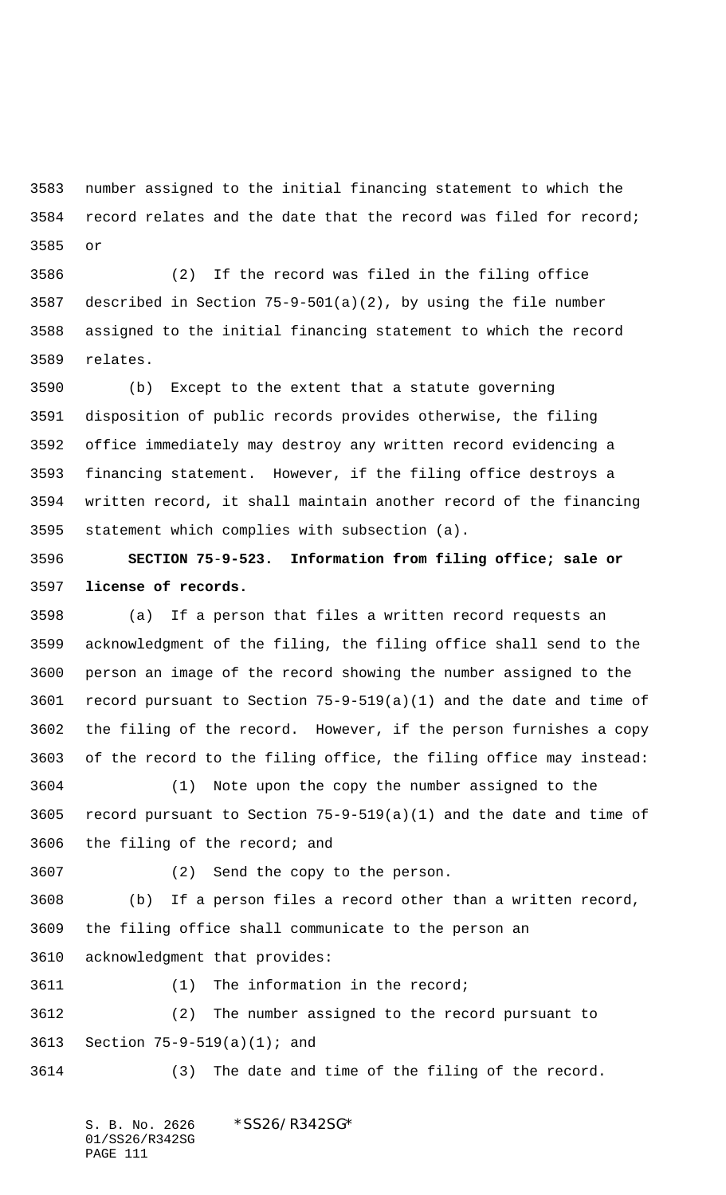number assigned to the initial financing statement to which the record relates and the date that the record was filed for record; or

(2) If the record was filed in the filing office described in Section 75-9-501(a)(2), by using the file number assigned to the initial financing statement to which the record relates.

(b) Except to the extent that a statute governing disposition of public records provides otherwise, the filing office immediately may destroy any written record evidencing a financing statement. However, if the filing office destroys a written record, it shall maintain another record of the financing statement which complies with subsection (a).

**SECTION 75-9-523. Information from filing office; sale or license of records.**

(a) If a person that files a written record requests an acknowledgment of the filing, the filing office shall send to the person an image of the record showing the number assigned to the record pursuant to Section 75-9-519(a)(1) and the date and time of the filing of the record. However, if the person furnishes a copy of the record to the filing office, the filing office may instead:

(1) Note upon the copy the number assigned to the record pursuant to Section 75-9-519(a)(1) and the date and time of the filing of the record; and

(2) Send the copy to the person.

(b) If a person files a record other than a written record, the filing office shall communicate to the person an acknowledgment that provides:

(1) The information in the record;

(2) The number assigned to the record pursuant to Section 75-9-519(a)(1); and

(3) The date and time of the filing of the record.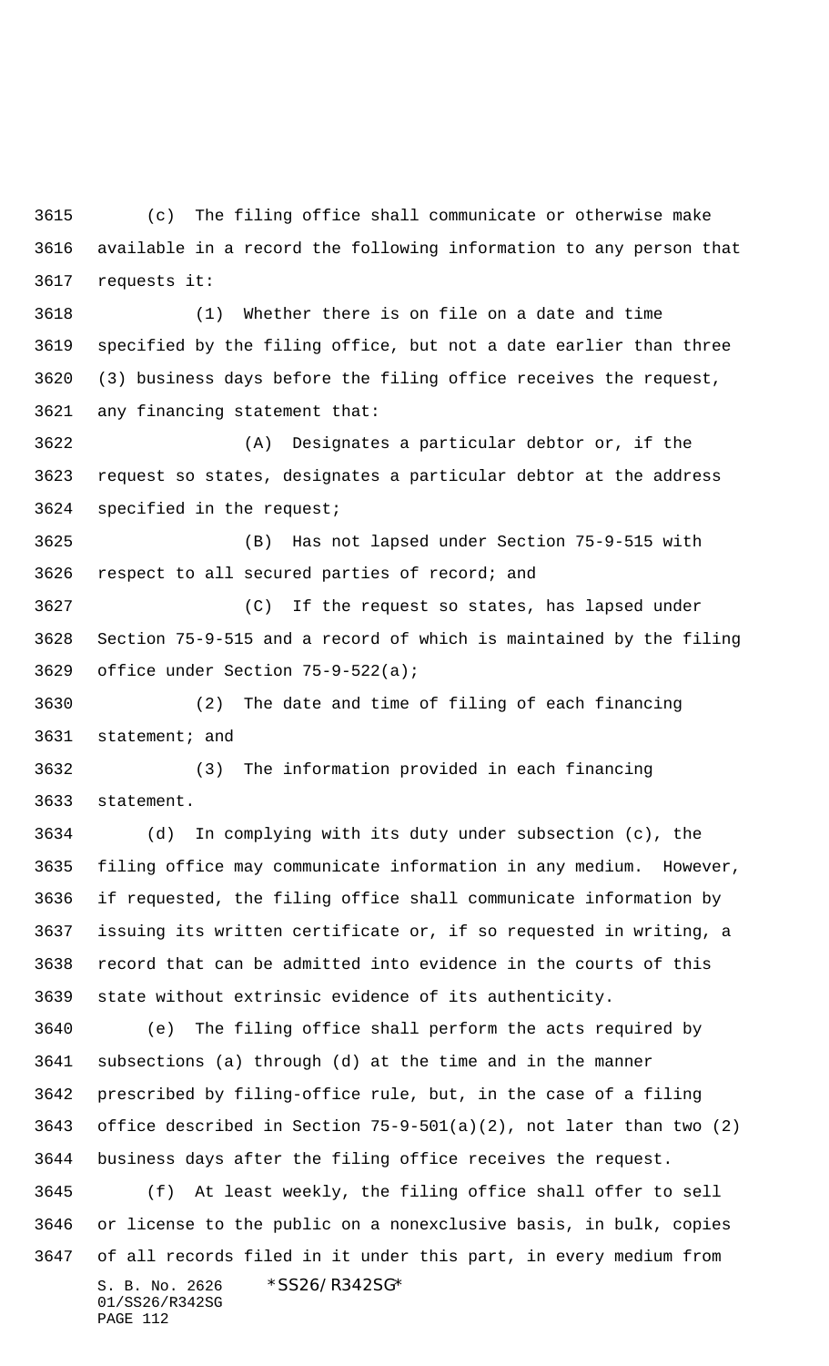(c) The filing office shall communicate or otherwise make available in a record the following information to any person that requests it:

(1) Whether there is on file on a date and time specified by the filing office, but not a date earlier than three (3) business days before the filing office receives the request, any financing statement that:

(A) Designates a particular debtor or, if the request so states, designates a particular debtor at the address specified in the request;

(B) Has not lapsed under Section 75-9-515 with respect to all secured parties of record; and

(C) If the request so states, has lapsed under Section 75-9-515 and a record of which is maintained by the filing office under Section 75-9-522(a);

(2) The date and time of filing of each financing statement; and

(3) The information provided in each financing statement.

(d) In complying with its duty under subsection (c), the filing office may communicate information in any medium. However, if requested, the filing office shall communicate information by issuing its written certificate or, if so requested in writing, a record that can be admitted into evidence in the courts of this state without extrinsic evidence of its authenticity.

(e) The filing office shall perform the acts required by subsections (a) through (d) at the time and in the manner prescribed by filing-office rule, but, in the case of a filing office described in Section 75-9-501(a)(2), not later than two (2) business days after the filing office receives the request.

(f) At least weekly, the filing office shall offer to sell or license to the public on a nonexclusive basis, in bulk, copies of all records filed in it under this part, in every medium from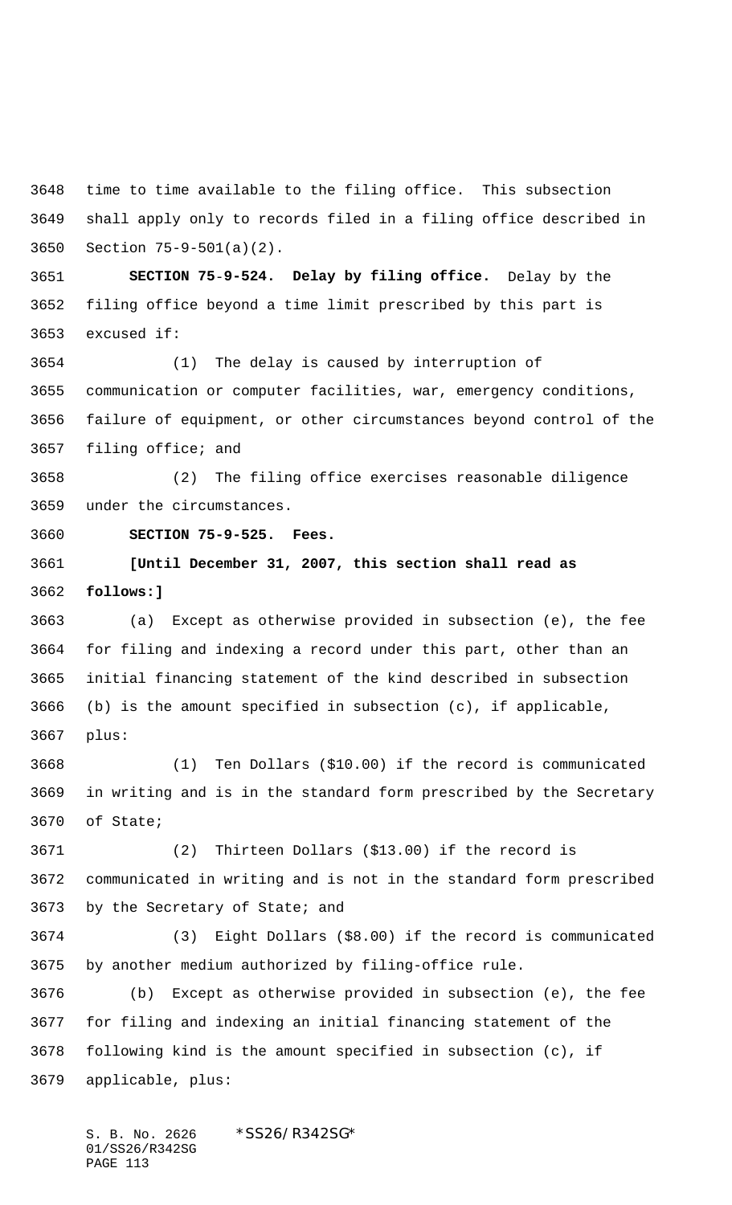time to time available to the filing office. This subsection shall apply only to records filed in a filing office described in Section 75-9-501(a)(2).

**SECTION 75-9-524. Delay by filing office.** Delay by the filing office beyond a time limit prescribed by this part is excused if:

(1) The delay is caused by interruption of communication or computer facilities, war, emergency conditions, failure of equipment, or other circumstances beyond control of the filing office; and

(2) The filing office exercises reasonable diligence under the circumstances.

**SECTION 75-9-525. Fees.**

**[Until December 31, 2007, this section shall read as follows:]**

(a) Except as otherwise provided in subsection (e), the fee for filing and indexing a record under this part, other than an initial financing statement of the kind described in subsection (b) is the amount specified in subsection (c), if applicable, plus:

(1) Ten Dollars ($10.00) if the record is communicated in writing and is in the standard form prescribed by the Secretary of State;

(2) Thirteen Dollars ($13.00) if the record is communicated in writing and is not in the standard form prescribed by the Secretary of State; and

(3) Eight Dollars ($8.00) if the record is communicated by another medium authorized by filing-office rule.

(b) Except as otherwise provided in subsection (e), the fee for filing and indexing an initial financing statement of the following kind is the amount specified in subsection (c), if applicable, plus: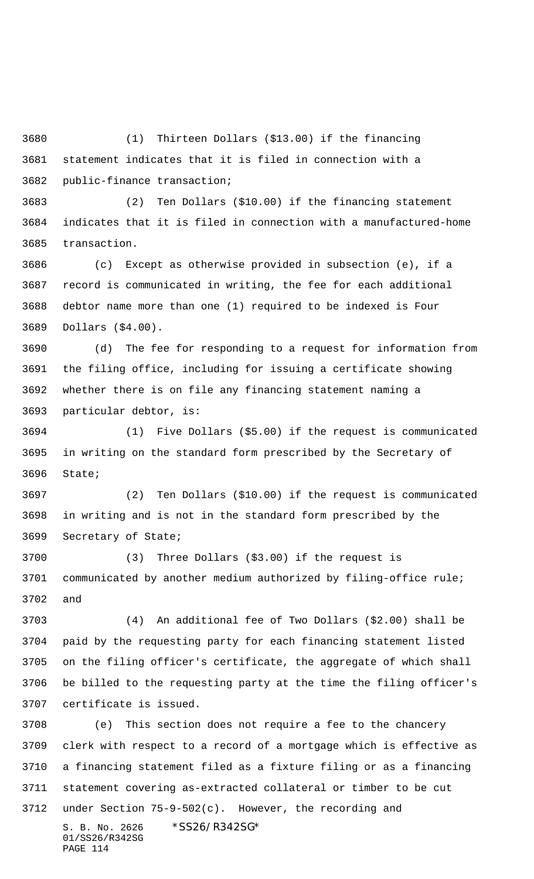(1) Thirteen Dollars ($13.00) if the financing statement indicates that it is filed in connection with a public-finance transaction;

(2) Ten Dollars ($10.00) if the financing statement indicates that it is filed in connection with a manufactured-home transaction.

(c) Except as otherwise provided in subsection (e), if a record is communicated in writing, the fee for each additional debtor name more than one (1) required to be indexed is Four Dollars ($4.00).

(d) The fee for responding to a request for information from the filing office, including for issuing a certificate showing whether there is on file any financing statement naming a particular debtor, is:

(1) Five Dollars ($5.00) if the request is communicated in writing on the standard form prescribed by the Secretary of State;

(2) Ten Dollars ($10.00) if the request is communicated in writing and is not in the standard form prescribed by the Secretary of State;

(3) Three Dollars ($3.00) if the request is communicated by another medium authorized by filing-office rule; and

(4) An additional fee of Two Dollars ($2.00) shall be paid by the requesting party for each financing statement listed on the filing officer's certificate, the aggregate of which shall be billed to the requesting party at the time the filing officer's certificate is issued.

(e) This section does not require a fee to the chancery clerk with respect to a record of a mortgage which is effective as a financing statement filed as a fixture filing or as a financing statement covering as-extracted collateral or timber to be cut under Section 75-9-502(c). However, the recording and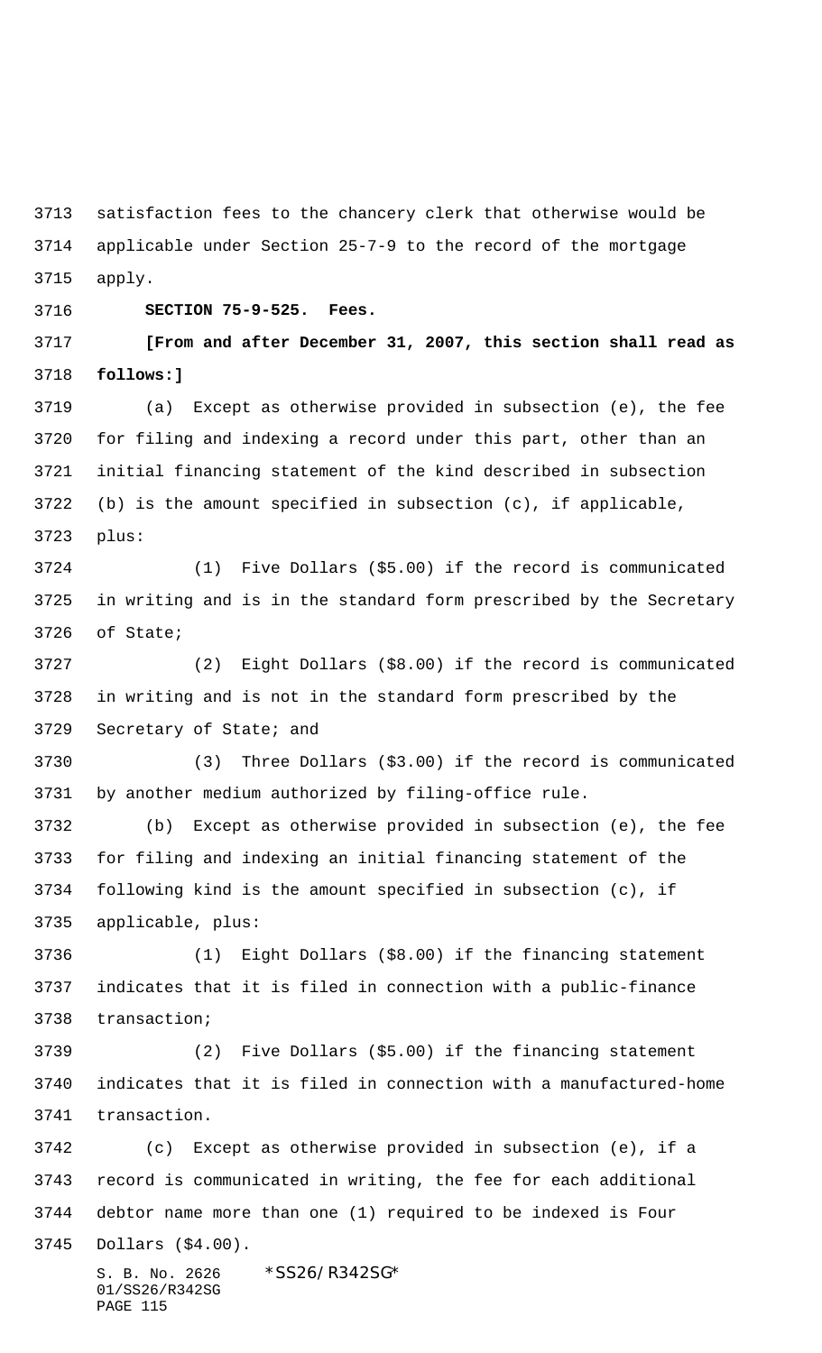satisfaction fees to the chancery clerk that otherwise would be applicable under Section 25-7-9 to the record of the mortgage apply.

**SECTION 75-9-525. Fees.**

**[From and after December 31, 2007, this section shall read as follows:]**

(a) Except as otherwise provided in subsection (e), the fee for filing and indexing a record under this part, other than an initial financing statement of the kind described in subsection (b) is the amount specified in subsection (c), if applicable, plus:

(1) Five Dollars ($5.00) if the record is communicated in writing and is in the standard form prescribed by the Secretary of State;

(2) Eight Dollars ($8.00) if the record is communicated in writing and is not in the standard form prescribed by the Secretary of State; and

(3) Three Dollars ($3.00) if the record is communicated by another medium authorized by filing-office rule.

(b) Except as otherwise provided in subsection (e), the fee for filing and indexing an initial financing statement of the following kind is the amount specified in subsection (c), if applicable, plus:

(1) Eight Dollars ($8.00) if the financing statement indicates that it is filed in connection with a public-finance transaction;

(2) Five Dollars ($5.00) if the financing statement indicates that it is filed in connection with a manufactured-home transaction.

(c) Except as otherwise provided in subsection (e), if a record is communicated in writing, the fee for each additional debtor name more than one (1) required to be indexed is Four Dollars ($4.00).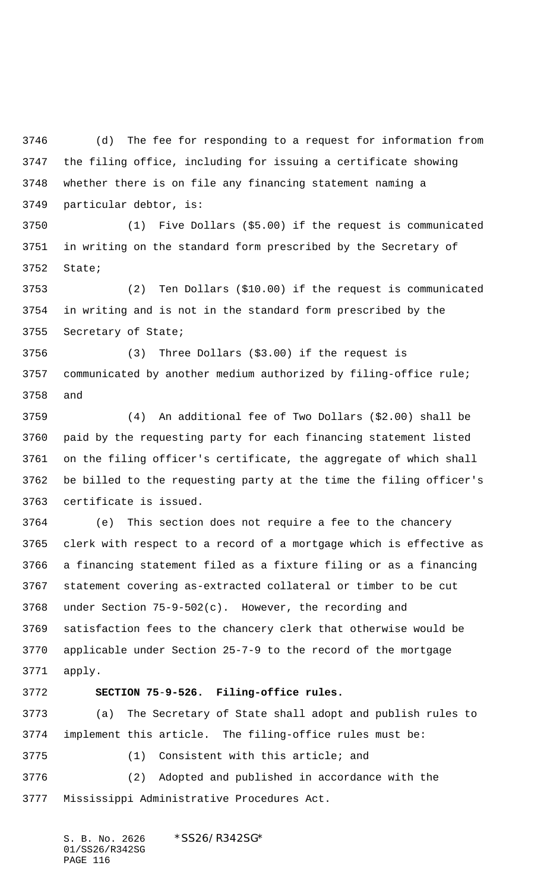(d) The fee for responding to a request for information from the filing office, including for issuing a certificate showing whether there is on file any financing statement naming a particular debtor, is:

(1) Five Dollars ($5.00) if the request is communicated in writing on the standard form prescribed by the Secretary of State;

(2) Ten Dollars ($10.00) if the request is communicated in writing and is not in the standard form prescribed by the Secretary of State;

(3) Three Dollars ($3.00) if the request is communicated by another medium authorized by filing-office rule; and

(4) An additional fee of Two Dollars ($2.00) shall be paid by the requesting party for each financing statement listed on the filing officer's certificate, the aggregate of which shall be billed to the requesting party at the time the filing officer's certificate is issued.

(e) This section does not require a fee to the chancery clerk with respect to a record of a mortgage which is effective as a financing statement filed as a fixture filing or as a financing statement covering as-extracted collateral or timber to be cut under Section 75-9-502(c). However, the recording and satisfaction fees to the chancery clerk that otherwise would be applicable under Section 25-7-9 to the record of the mortgage apply.

**SECTION 75-9-526. Filing-office rules.**

(a) The Secretary of State shall adopt and publish rules to implement this article. The filing-office rules must be:

(1) Consistent with this article; and

(2) Adopted and published in accordance with the Mississippi Administrative Procedures Act.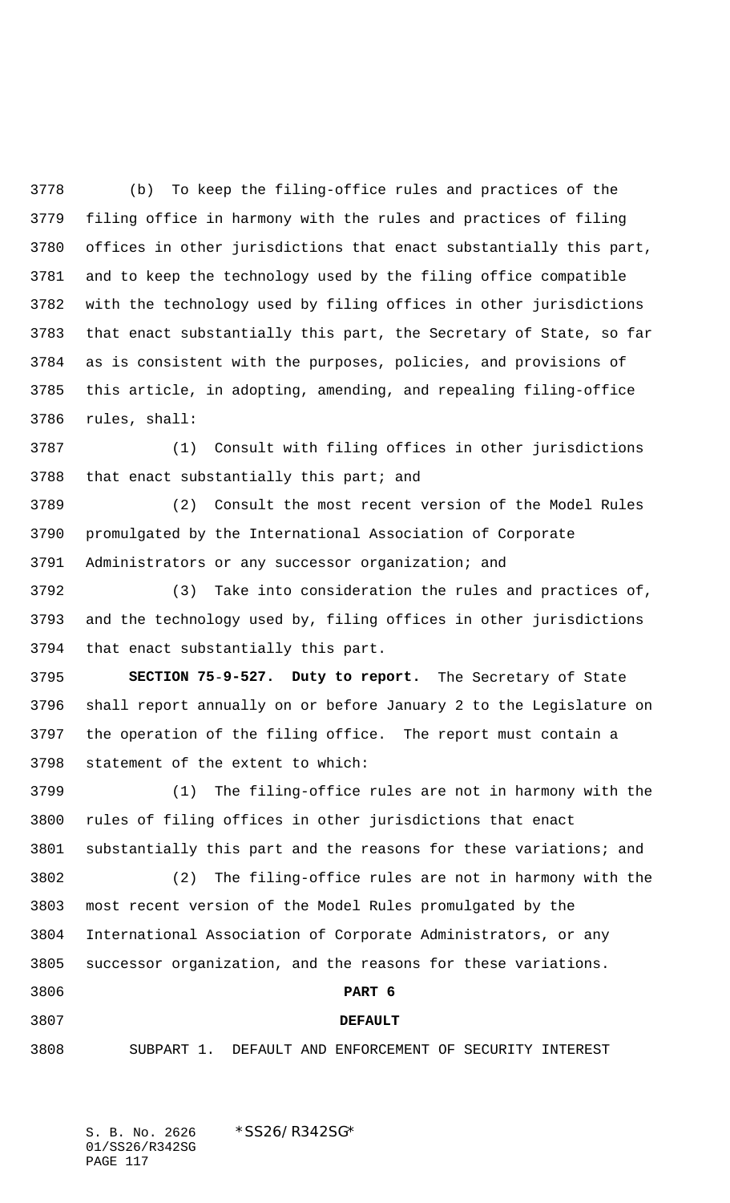(b) To keep the filing-office rules and practices of the filing office in harmony with the rules and practices of filing offices in other jurisdictions that enact substantially this part, and to keep the technology used by the filing office compatible with the technology used by filing offices in other jurisdictions that enact substantially this part, the Secretary of State, so far as is consistent with the purposes, policies, and provisions of this article, in adopting, amending, and repealing filing-office rules, shall:

(1) Consult with filing offices in other jurisdictions that enact substantially this part; and

(2) Consult the most recent version of the Model Rules promulgated by the International Association of Corporate Administrators or any successor organization; and

(3) Take into consideration the rules and practices of, and the technology used by, filing offices in other jurisdictions that enact substantially this part.

**SECTION 75-9-527. Duty to report.** The Secretary of State shall report annually on or before January 2 to the Legislature on the operation of the filing office. The report must contain a statement of the extent to which:

(1) The filing-office rules are not in harmony with the rules of filing offices in other jurisdictions that enact substantially this part and the reasons for these variations; and

(2) The filing-office rules are not in harmony with the most recent version of the Model Rules promulgated by the International Association of Corporate Administrators, or any successor organization, and the reasons for these variations.

**PART 6**

**DEFAULT**

SUBPART 1. DEFAULT AND ENFORCEMENT OF SECURITY INTEREST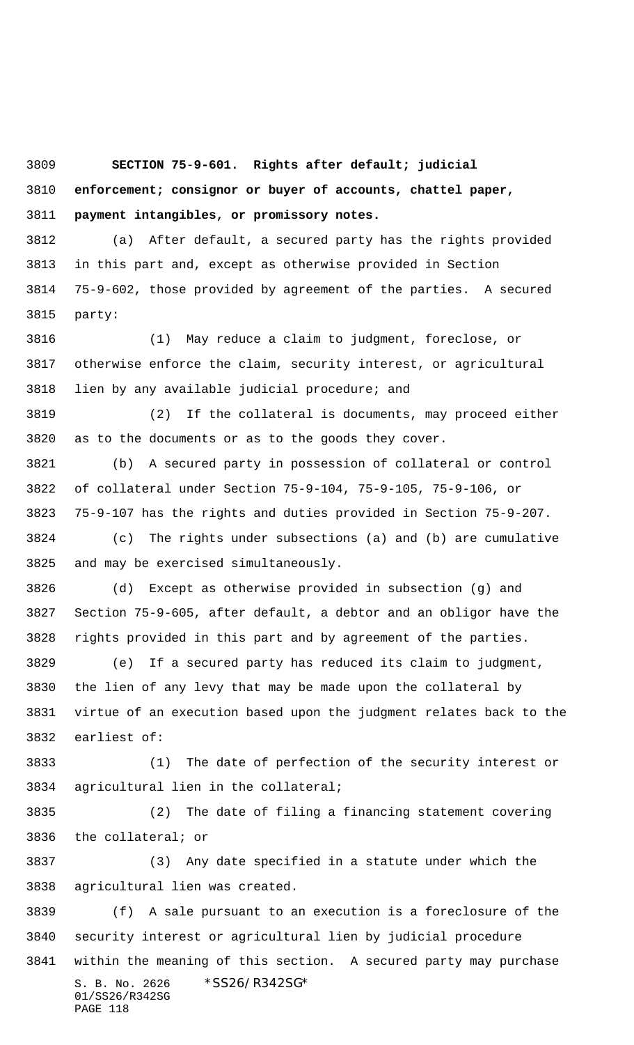**SECTION 75-9-601. Rights after default; judicial enforcement; consignor or buyer of accounts, chattel paper, payment intangibles, or promissory notes.**

(a) After default, a secured party has the rights provided in this part and, except as otherwise provided in Section 75-9-602, those provided by agreement of the parties. A secured party:

(1) May reduce a claim to judgment, foreclose, or otherwise enforce the claim, security interest, or agricultural lien by any available judicial procedure; and

(2) If the collateral is documents, may proceed either as to the documents or as to the goods they cover.

(b) A secured party in possession of collateral or control of collateral under Section 75-9-104, 75-9-105, 75-9-106, or 75-9-107 has the rights and duties provided in Section 75-9-207.

(c) The rights under subsections (a) and (b) are cumulative and may be exercised simultaneously.

(d) Except as otherwise provided in subsection (g) and Section 75-9-605, after default, a debtor and an obligor have the rights provided in this part and by agreement of the parties.

(e) If a secured party has reduced its claim to judgment, the lien of any levy that may be made upon the collateral by virtue of an execution based upon the judgment relates back to the earliest of:

(1) The date of perfection of the security interest or agricultural lien in the collateral;

(2) The date of filing a financing statement covering the collateral; or

(3) Any date specified in a statute under which the agricultural lien was created.

(f) A sale pursuant to an execution is a foreclosure of the security interest or agricultural lien by judicial procedure within the meaning of this section. A secured party may purchase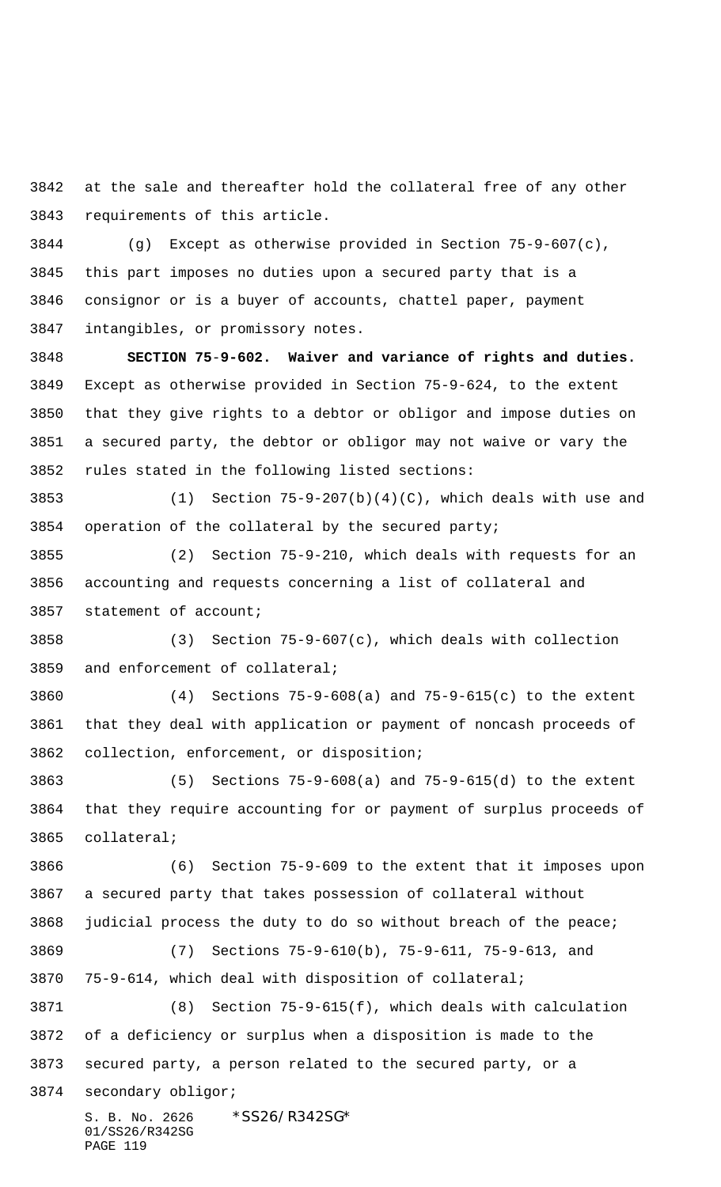at the sale and thereafter hold the collateral free of any other requirements of this article.

(g) Except as otherwise provided in Section 75-9-607(c), this part imposes no duties upon a secured party that is a consignor or is a buyer of accounts, chattel paper, payment intangibles, or promissory notes.

**SECTION 75-9-602. Waiver and variance of rights and duties.** Except as otherwise provided in Section 75-9-624, to the extent that they give rights to a debtor or obligor and impose duties on a secured party, the debtor or obligor may not waive or vary the rules stated in the following listed sections:

(1) Section 75-9-207(b)(4)(C), which deals with use and operation of the collateral by the secured party;

(2) Section 75-9-210, which deals with requests for an accounting and requests concerning a list of collateral and statement of account;

(3) Section 75-9-607(c), which deals with collection and enforcement of collateral;

(4) Sections 75-9-608(a) and 75-9-615(c) to the extent that they deal with application or payment of noncash proceeds of collection, enforcement, or disposition;

(5) Sections 75-9-608(a) and 75-9-615(d) to the extent that they require accounting for or payment of surplus proceeds of collateral;

(6) Section 75-9-609 to the extent that it imposes upon a secured party that takes possession of collateral without judicial process the duty to do so without breach of the peace;

(7) Sections 75-9-610(b), 75-9-611, 75-9-613, and 75-9-614, which deal with disposition of collateral;

(8) Section 75-9-615(f), which deals with calculation of a deficiency or surplus when a disposition is made to the secured party, a person related to the secured party, or a secondary obligor;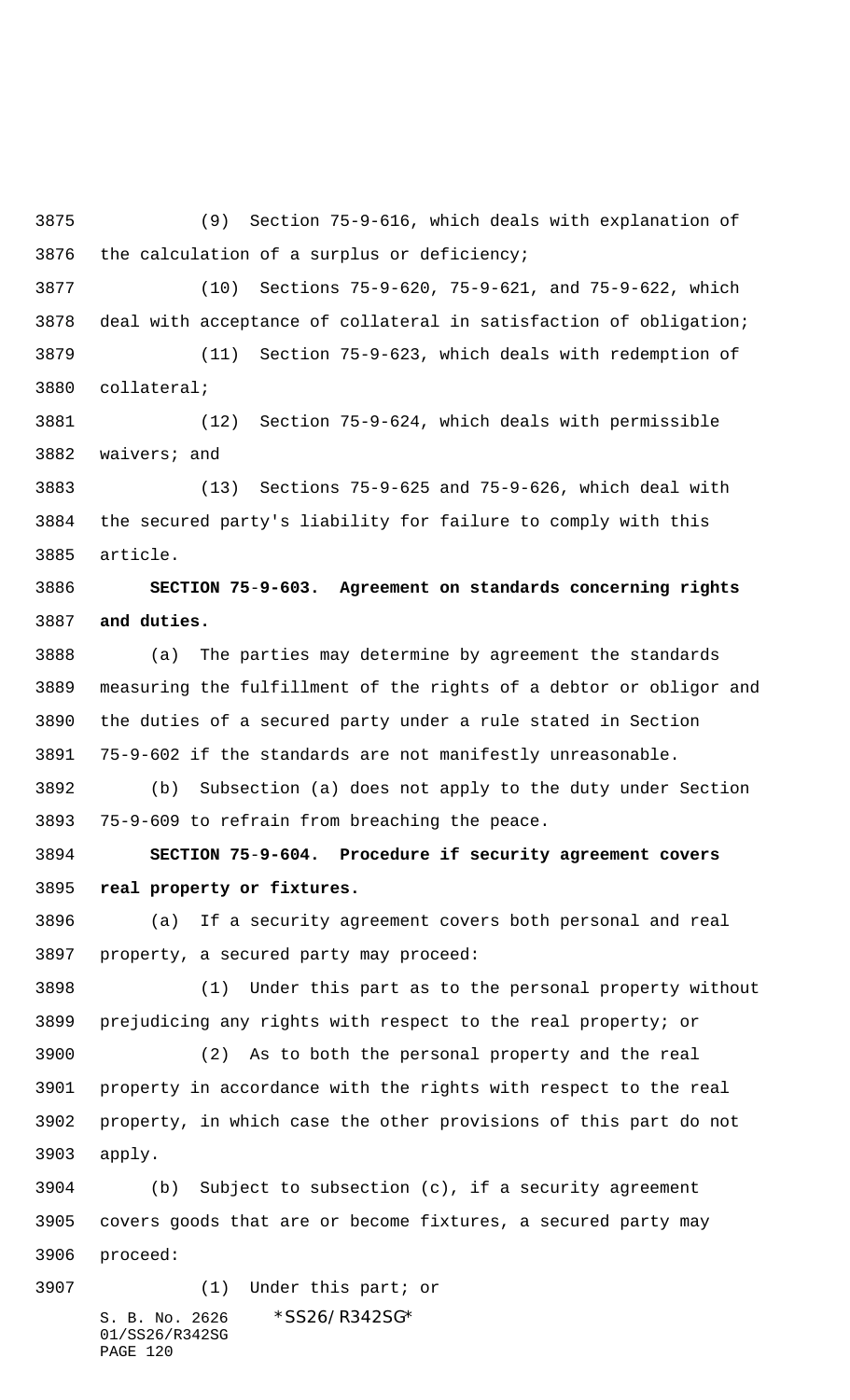(9) Section 75-9-616, which deals with explanation of the calculation of a surplus or deficiency;

(10) Sections 75-9-620, 75-9-621, and 75-9-622, which deal with acceptance of collateral in satisfaction of obligation;

(11) Section 75-9-623, which deals with redemption of collateral;

(12) Section 75-9-624, which deals with permissible waivers; and

(13) Sections 75-9-625 and 75-9-626, which deal with the secured party's liability for failure to comply with this article.

**SECTION 75-9-603. Agreement on standards concerning rights and duties.**

(a) The parties may determine by agreement the standards measuring the fulfillment of the rights of a debtor or obligor and the duties of a secured party under a rule stated in Section 75-9-602 if the standards are not manifestly unreasonable.

(b) Subsection (a) does not apply to the duty under Section 75-9-609 to refrain from breaching the peace.

**SECTION 75-9-604. Procedure if security agreement covers real property or fixtures.**

(a) If a security agreement covers both personal and real property, a secured party may proceed:

(1) Under this part as to the personal property without prejudicing any rights with respect to the real property; or

(2) As to both the personal property and the real property in accordance with the rights with respect to the real property, in which case the other provisions of this part do not apply.

(b) Subject to subsection (c), if a security agreement covers goods that are or become fixtures, a secured party may proceed:

(1) Under this part; or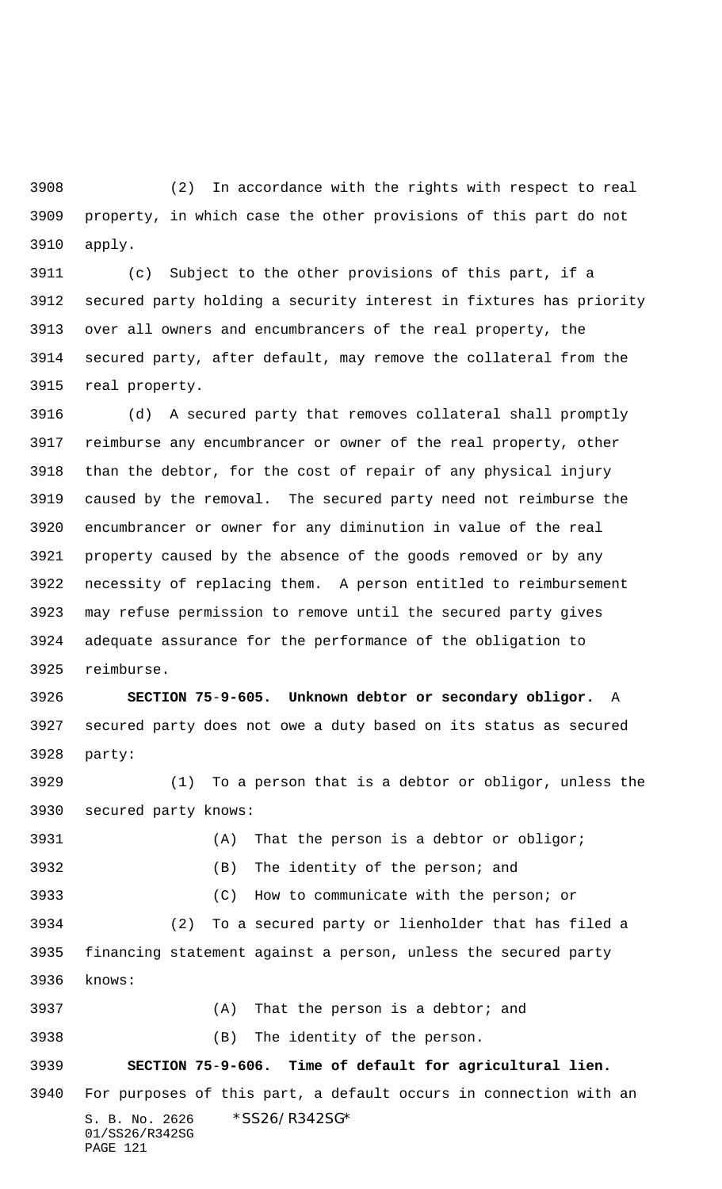(2) In accordance with the rights with respect to real property, in which case the other provisions of this part do not apply.

(c) Subject to the other provisions of this part, if a secured party holding a security interest in fixtures has priority over all owners and encumbrancers of the real property, the secured party, after default, may remove the collateral from the real property.

(d) A secured party that removes collateral shall promptly reimburse any encumbrancer or owner of the real property, other than the debtor, for the cost of repair of any physical injury caused by the removal. The secured party need not reimburse the encumbrancer or owner for any diminution in value of the real property caused by the absence of the goods removed or by any necessity of replacing them. A person entitled to reimbursement may refuse permission to remove until the secured party gives adequate assurance for the performance of the obligation to reimburse.

**SECTION 75-9-605. Unknown debtor or secondary obligor.** A secured party does not owe a duty based on its status as secured party:

(1) To a person that is a debtor or obligor, unless the secured party knows:

(A) That the person is a debtor or obligor;

(B) The identity of the person; and

(C) How to communicate with the person; or

(2) To a secured party or lienholder that has filed a financing statement against a person, unless the secured party knows:

(A) That the person is a debtor; and

(B) The identity of the person.

**SECTION 75-9-606. Time of default for agricultural lien.** For purposes of this part, a default occurs in connection with an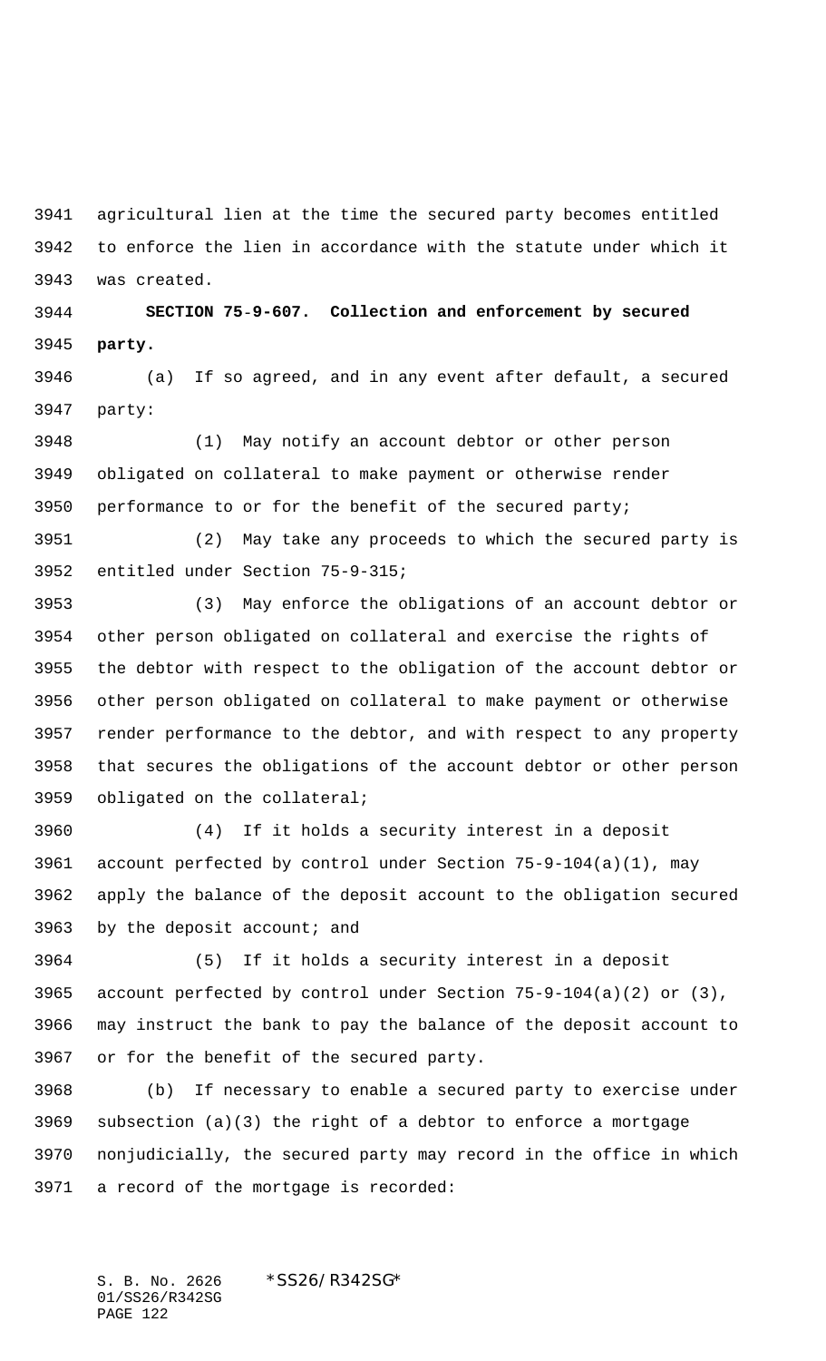agricultural lien at the time the secured party becomes entitled to enforce the lien in accordance with the statute under which it was created.

**SECTION 75-9-607. Collection and enforcement by secured party.**

(a) If so agreed, and in any event after default, a secured party:

(1) May notify an account debtor or other person obligated on collateral to make payment or otherwise render performance to or for the benefit of the secured party;

(2) May take any proceeds to which the secured party is entitled under Section 75-9-315;

(3) May enforce the obligations of an account debtor or other person obligated on collateral and exercise the rights of the debtor with respect to the obligation of the account debtor or other person obligated on collateral to make payment or otherwise render performance to the debtor, and with respect to any property that secures the obligations of the account debtor or other person obligated on the collateral;

(4) If it holds a security interest in a deposit account perfected by control under Section 75-9-104(a)(1), may apply the balance of the deposit account to the obligation secured by the deposit account; and

(5) If it holds a security interest in a deposit account perfected by control under Section 75-9-104(a)(2) or (3), may instruct the bank to pay the balance of the deposit account to or for the benefit of the secured party.

(b) If necessary to enable a secured party to exercise under subsection (a)(3) the right of a debtor to enforce a mortgage nonjudicially, the secured party may record in the office in which a record of the mortgage is recorded: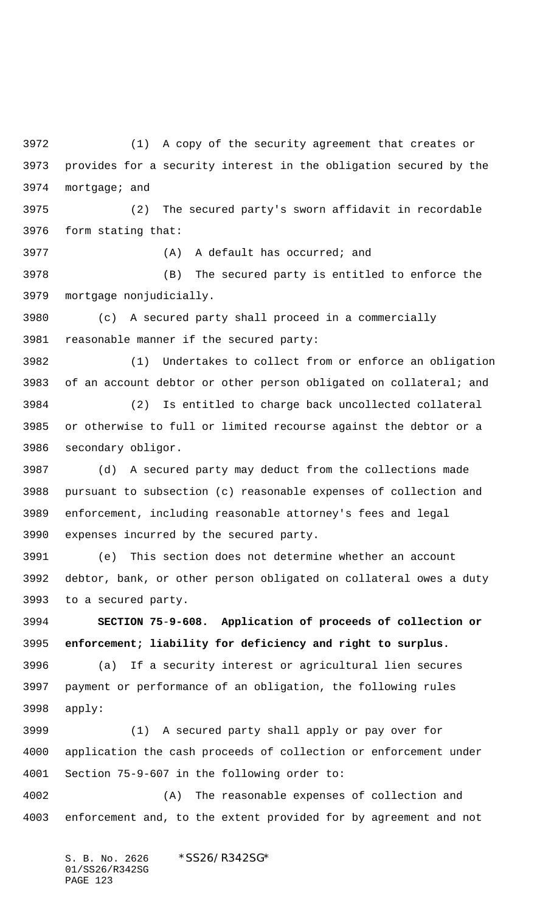(1) A copy of the security agreement that creates or provides for a security interest in the obligation secured by the mortgage; and

(2) The secured party's sworn affidavit in recordable form stating that:

(A) A default has occurred; and

(B) The secured party is entitled to enforce the mortgage nonjudicially.

(c) A secured party shall proceed in a commercially reasonable manner if the secured party:

(1) Undertakes to collect from or enforce an obligation of an account debtor or other person obligated on collateral; and

(2) Is entitled to charge back uncollected collateral or otherwise to full or limited recourse against the debtor or a secondary obligor.

(d) A secured party may deduct from the collections made pursuant to subsection (c) reasonable expenses of collection and enforcement, including reasonable attorney's fees and legal expenses incurred by the secured party.

(e) This section does not determine whether an account debtor, bank, or other person obligated on collateral owes a duty to a secured party.

**SECTION 75-9-608. Application of proceeds of collection or enforcement; liability for deficiency and right to surplus.**

(a) If a security interest or agricultural lien secures payment or performance of an obligation, the following rules apply:

(1) A secured party shall apply or pay over for application the cash proceeds of collection or enforcement under Section 75-9-607 in the following order to:

(A) The reasonable expenses of collection and enforcement and, to the extent provided for by agreement and not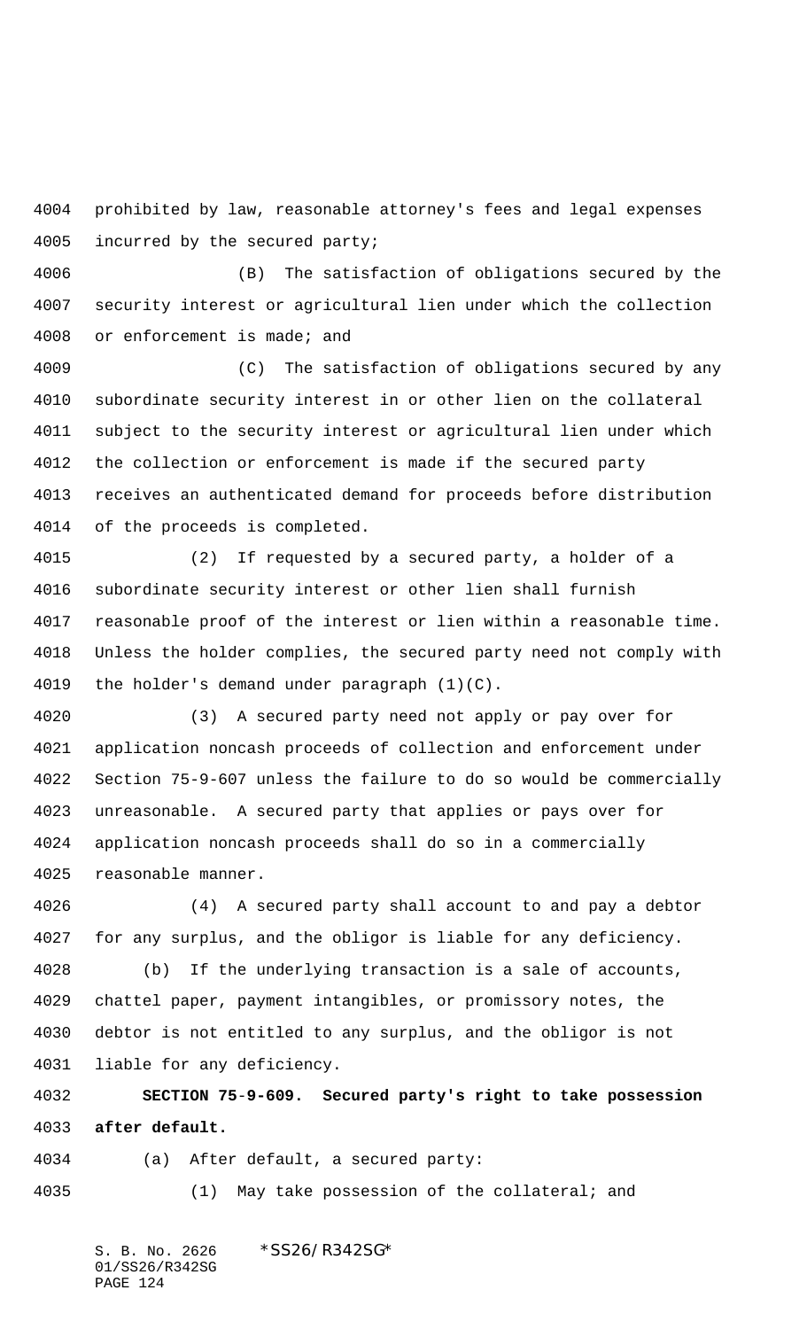prohibited by law, reasonable attorney's fees and legal expenses incurred by the secured party;

(B) The satisfaction of obligations secured by the security interest or agricultural lien under which the collection or enforcement is made; and

(C) The satisfaction of obligations secured by any subordinate security interest in or other lien on the collateral subject to the security interest or agricultural lien under which the collection or enforcement is made if the secured party receives an authenticated demand for proceeds before distribution of the proceeds is completed.

(2) If requested by a secured party, a holder of a subordinate security interest or other lien shall furnish reasonable proof of the interest or lien within a reasonable time. Unless the holder complies, the secured party need not comply with the holder's demand under paragraph (1)(C).

(3) A secured party need not apply or pay over for application noncash proceeds of collection and enforcement under Section 75-9-607 unless the failure to do so would be commercially unreasonable. A secured party that applies or pays over for application noncash proceeds shall do so in a commercially reasonable manner.

(4) A secured party shall account to and pay a debtor for any surplus, and the obligor is liable for any deficiency.

(b) If the underlying transaction is a sale of accounts, chattel paper, payment intangibles, or promissory notes, the debtor is not entitled to any surplus, and the obligor is not liable for any deficiency.

**SECTION 75-9-609. Secured party's right to take possession after default.**

(a) After default, a secured party:

(1) May take possession of the collateral; and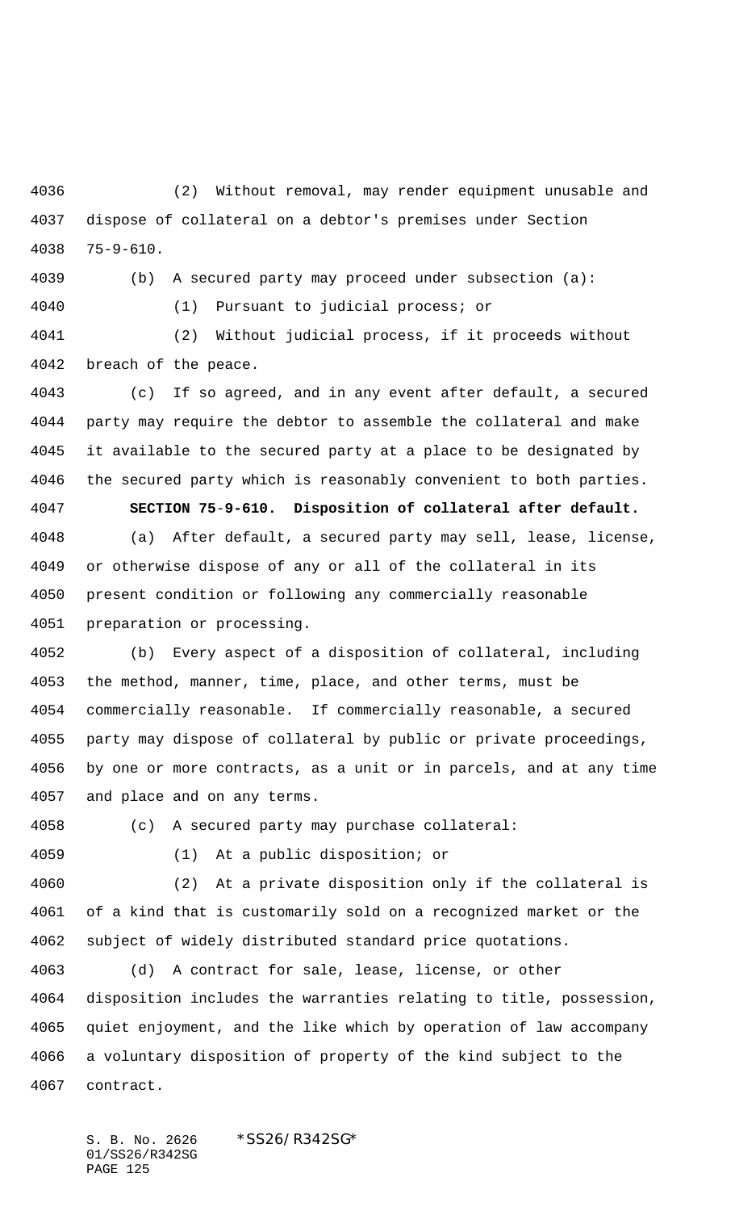(2) Without removal, may render equipment unusable and dispose of collateral on a debtor's premises under Section 75-9-610.

(b) A secured party may proceed under subsection (a):

(1) Pursuant to judicial process; or

(2) Without judicial process, if it proceeds without breach of the peace.

(c) If so agreed, and in any event after default, a secured party may require the debtor to assemble the collateral and make it available to the secured party at a place to be designated by the secured party which is reasonably convenient to both parties.

**SECTION 75-9-610. Disposition of collateral after default.**

(a) After default, a secured party may sell, lease, license, or otherwise dispose of any or all of the collateral in its present condition or following any commercially reasonable preparation or processing.

(b) Every aspect of a disposition of collateral, including the method, manner, time, place, and other terms, must be commercially reasonable. If commercially reasonable, a secured party may dispose of collateral by public or private proceedings, by one or more contracts, as a unit or in parcels, and at any time and place and on any terms.

(c) A secured party may purchase collateral:

(1) At a public disposition; or

(2) At a private disposition only if the collateral is of a kind that is customarily sold on a recognized market or the subject of widely distributed standard price quotations.

(d) A contract for sale, lease, license, or other disposition includes the warranties relating to title, possession, quiet enjoyment, and the like which by operation of law accompany a voluntary disposition of property of the kind subject to the contract.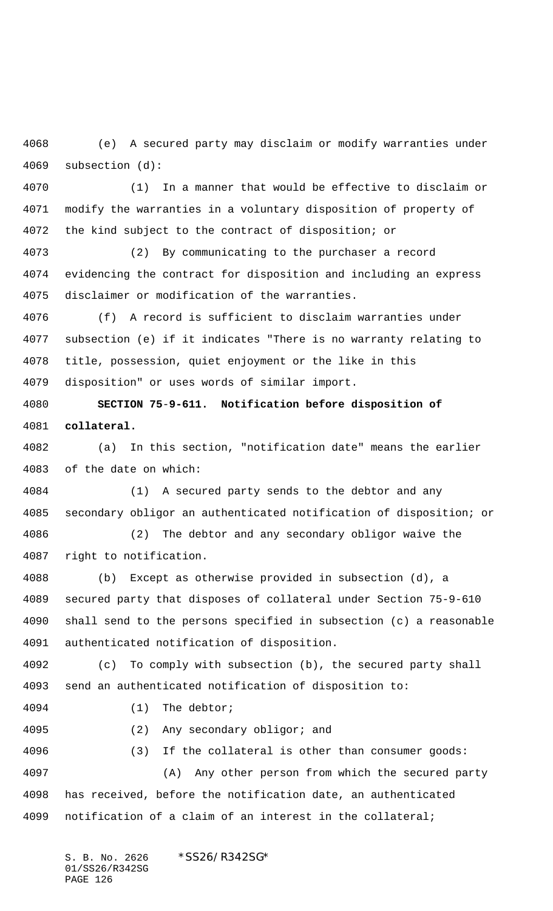(e) A secured party may disclaim or modify warranties under subsection (d):

(1) In a manner that would be effective to disclaim or modify the warranties in a voluntary disposition of property of the kind subject to the contract of disposition; or

(2) By communicating to the purchaser a record evidencing the contract for disposition and including an express disclaimer or modification of the warranties.

(f) A record is sufficient to disclaim warranties under subsection (e) if it indicates "There is no warranty relating to title, possession, quiet enjoyment or the like in this disposition" or uses words of similar import.

**SECTION 75-9-611. Notification before disposition of collateral.**

(a) In this section, "notification date" means the earlier of the date on which:

(1) A secured party sends to the debtor and any secondary obligor an authenticated notification of disposition; or

(2) The debtor and any secondary obligor waive the right to notification.

(b) Except as otherwise provided in subsection (d), a secured party that disposes of collateral under Section 75-9-610 shall send to the persons specified in subsection (c) a reasonable authenticated notification of disposition.

(c) To comply with subsection (b), the secured party shall send an authenticated notification of disposition to:

(1) The debtor;

(2) Any secondary obligor; and

(3) If the collateral is other than consumer goods:

(A) Any other person from which the secured party has received, before the notification date, an authenticated notification of a claim of an interest in the collateral;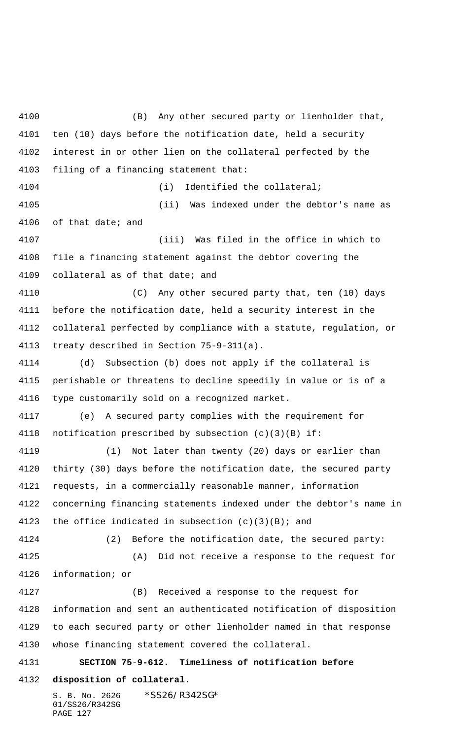(B) Any other secured party or lienholder that, ten (10) days before the notification date, held a security interest in or other lien on the collateral perfected by the filing of a financing statement that:

(i) Identified the collateral;

(ii) Was indexed under the debtor's name as of that date; and

(iii) Was filed in the office in which to file a financing statement against the debtor covering the collateral as of that date; and

(C) Any other secured party that, ten (10) days before the notification date, held a security interest in the collateral perfected by compliance with a statute, regulation, or treaty described in Section 75-9-311(a).

(d) Subsection (b) does not apply if the collateral is perishable or threatens to decline speedily in value or is of a type customarily sold on a recognized market.

(e) A secured party complies with the requirement for notification prescribed by subsection (c)(3)(B) if:

(1) Not later than twenty (20) days or earlier than thirty (30) days before the notification date, the secured party requests, in a commercially reasonable manner, information concerning financing statements indexed under the debtor's name in the office indicated in subsection (c)(3)(B); and

(2) Before the notification date, the secured party:

(A) Did not receive a response to the request for information; or

(B) Received a response to the request for information and sent an authenticated notification of disposition to each secured party or other lienholder named in that response whose financing statement covered the collateral.

**SECTION 75-9-612. Timeliness of notification before disposition of collateral.**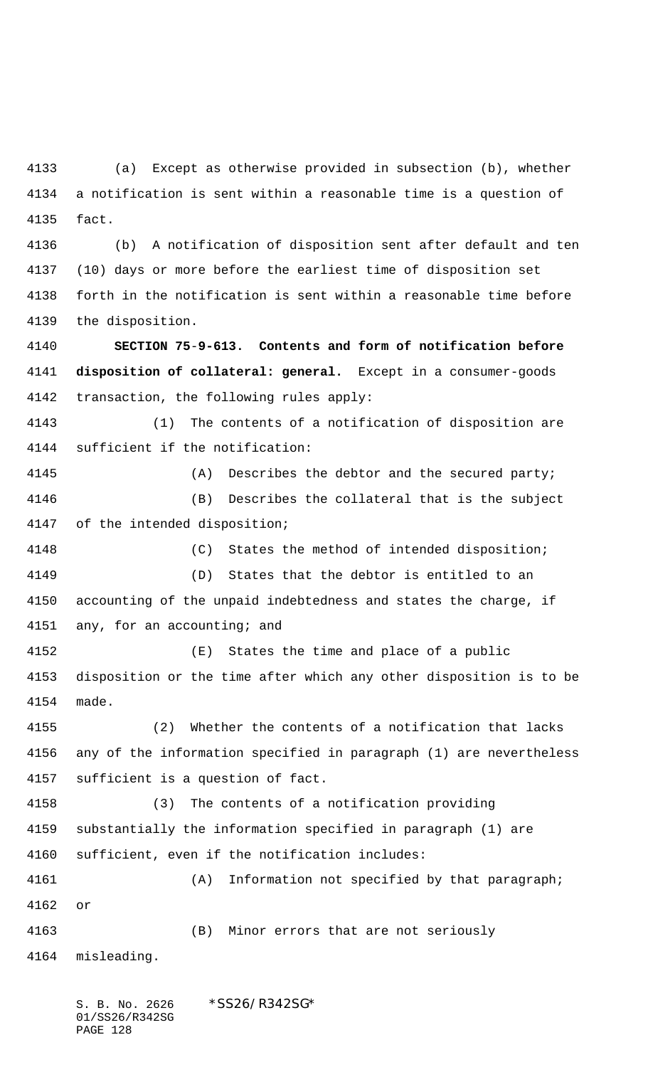(a) Except as otherwise provided in subsection (b), whether a notification is sent within a reasonable time is a question of fact.

(b) A notification of disposition sent after default and ten (10) days or more before the earliest time of disposition set forth in the notification is sent within a reasonable time before the disposition.

**SECTION 75-9-613. Contents and form of notification before disposition of collateral: general.** Except in a consumer-goods transaction, the following rules apply:

(1) The contents of a notification of disposition are sufficient if the notification:

(A) Describes the debtor and the secured party;

(B) Describes the collateral that is the subject of the intended disposition;

(C) States the method of intended disposition;

(D) States that the debtor is entitled to an accounting of the unpaid indebtedness and states the charge, if any, for an accounting; and

(E) States the time and place of a public disposition or the time after which any other disposition is to be made.

(2) Whether the contents of a notification that lacks any of the information specified in paragraph (1) are nevertheless sufficient is a question of fact.

(3) The contents of a notification providing substantially the information specified in paragraph (1) are sufficient, even if the notification includes:

(A) Information not specified by that paragraph; or

(B) Minor errors that are not seriously misleading.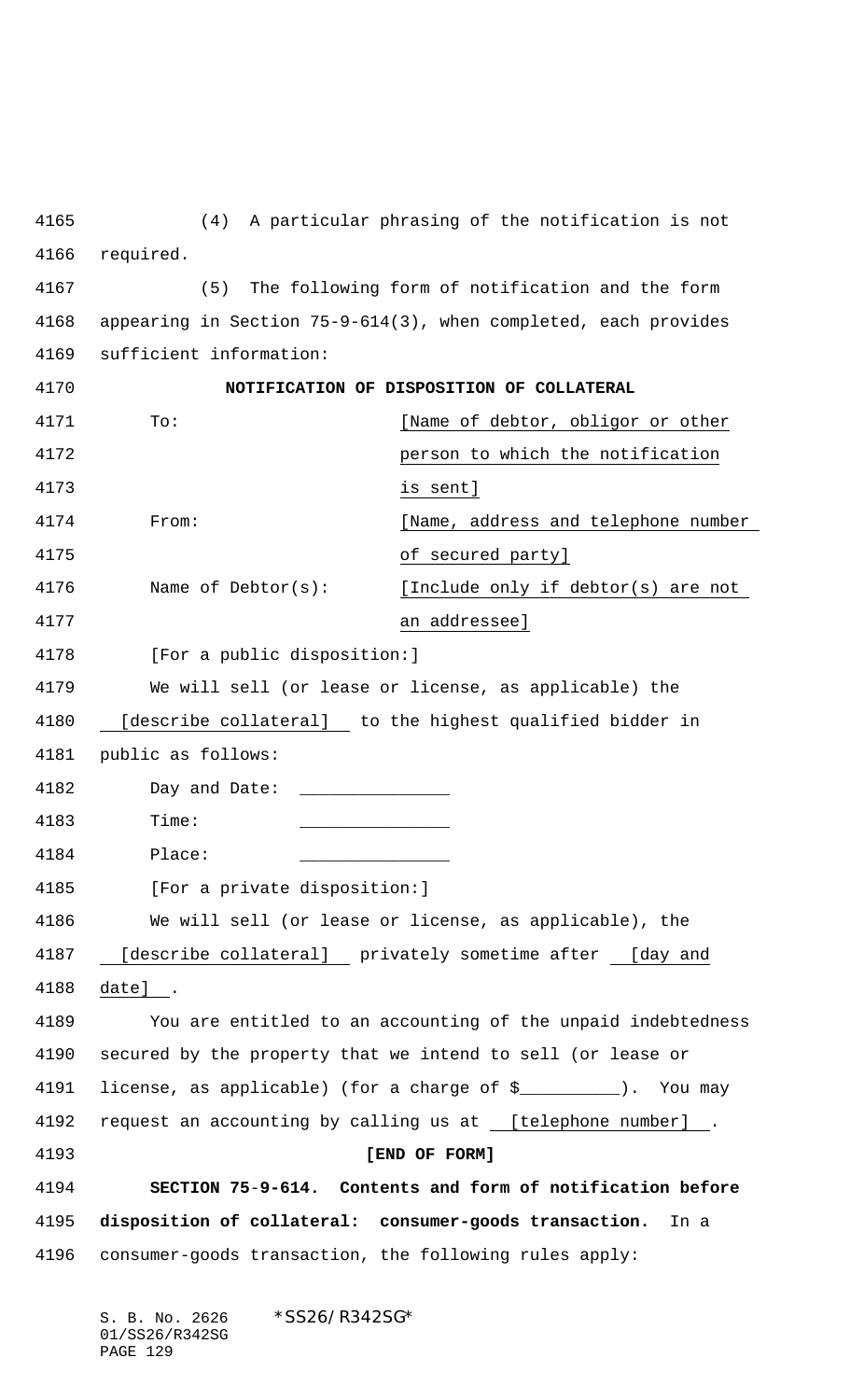(4) A particular phrasing of the notification is not required.

(5) The following form of notification and the form appearing in Section 75-9-614(3), when completed, each provides sufficient information:

**NOTIFICATION OF DISPOSITION OF COLLATERAL**

To: [Name of debtor, obligor or other person to which the notification is sent]

From: [Name, address and telephone number of secured party]

Name of Debtor(s): [Include only if debtor(s) are not an addressee]

[For a public disposition:]

We will sell (or lease or license, as applicable) the [describe collateral] to the highest qualified bidder in public as follows:

Day and Date: ______________

Time: ______________

Place: ______________

[For a private disposition:]

We will sell (or lease or license, as applicable), the [describe collateral] privately sometime after [day and date].

You are entitled to an accounting of the unpaid indebtedness secured by the property that we intend to sell (or lease or license, as applicable) (for a charge of $__________). You may request an accounting by calling us at [telephone number].

**[END OF FORM]**

**SECTION 75-9-614. Contents and form of notification before disposition of collateral: consumer-goods transaction.** In a consumer-goods transaction, the following rules apply: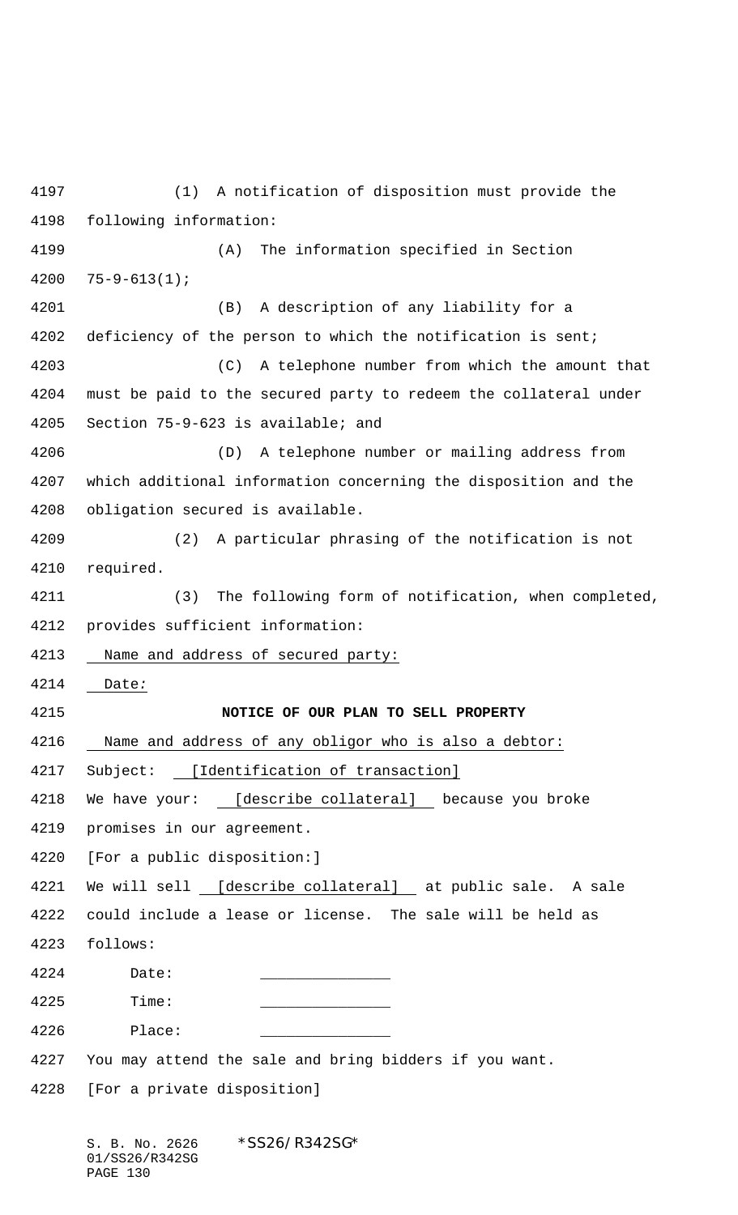(1) A notification of disposition must provide the following information:

(A) The information specified in Section 75-9-613(1);

(B) A description of any liability for a deficiency of the person to which the notification is sent;

(C) A telephone number from which the amount that must be paid to the secured party to redeem the collateral under Section 75-9-623 is available; and

(D) A telephone number or mailing address from which additional information concerning the disposition and the obligation secured is available.

(2) A particular phrasing of the notification is not required.

(3) The following form of notification, when completed, provides sufficient information:

Name and address of secured party:

Date:

**NOTICE OF OUR PLAN TO SELL PROPERTY**

Name and address of any obligor who is also a debtor:

Subject: [Identification of transaction]

We have your: [describe collateral] because you broke promises in our agreement.

[For a public disposition:]

We will sell [describe collateral] at public sale. A sale could include a lease or license. The sale will be held as follows:

Date: _______________

Time: _______________

Place: _______________

You may attend the sale and bring bidders if you want.

[For a private disposition]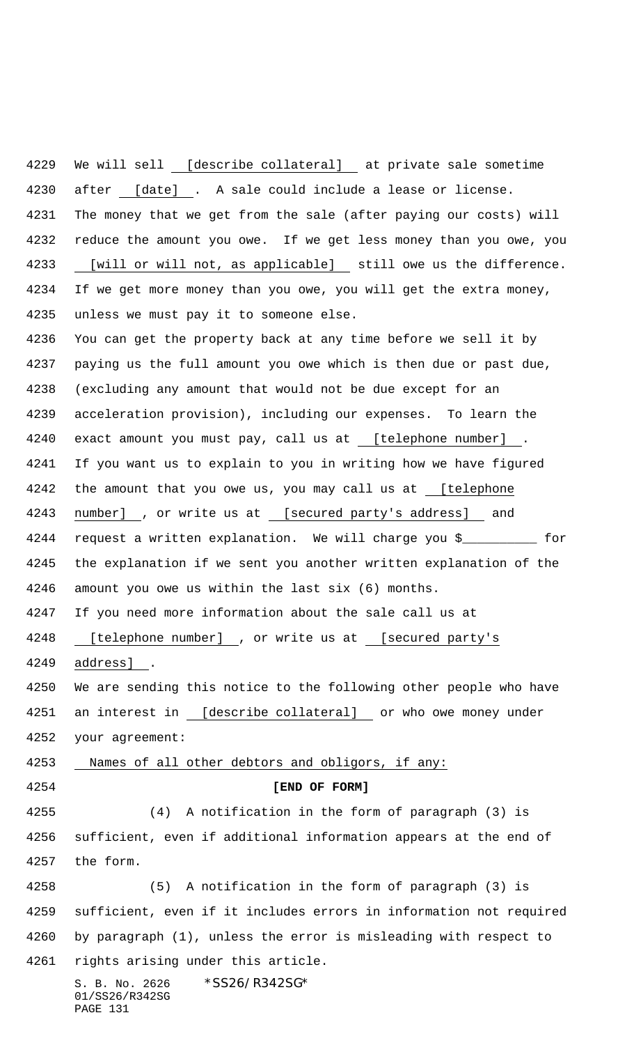We will sell [describe collateral] at private sale sometime after [date]. A sale could include a lease or license. The money that we get from the sale (after paying our costs) will reduce the amount you owe. If we get less money than you owe, you [will or will not, as applicable] still owe us the difference. If we get more money than you owe, you will get the extra money, unless we must pay it to someone else.

You can get the property back at any time before we sell it by paying us the full amount you owe which is then due or past due, (excluding any amount that would not be due except for an acceleration provision), including our expenses. To learn the exact amount you must pay, call us at [telephone number].

If you want us to explain to you in writing how we have figured the amount that you owe us, you may call us at [telephone number], or write us at [secured party's address] and request a written explanation. We will charge you $__________ for the explanation if we sent you another written explanation of the amount you owe us within the last six (6) months.

If you need more information about the sale call us at [telephone number], or write us at [secured party's address].

We are sending this notice to the following other people who have an interest in [describe collateral] or who owe money under your agreement:

Names of all other debtors and obligors, if any:

**[END OF FORM]**

(4) A notification in the form of paragraph (3) is sufficient, even if additional information appears at the end of the form.

(5) A notification in the form of paragraph (3) is sufficient, even if it includes errors in information not required by paragraph (1), unless the error is misleading with respect to rights arising under this article.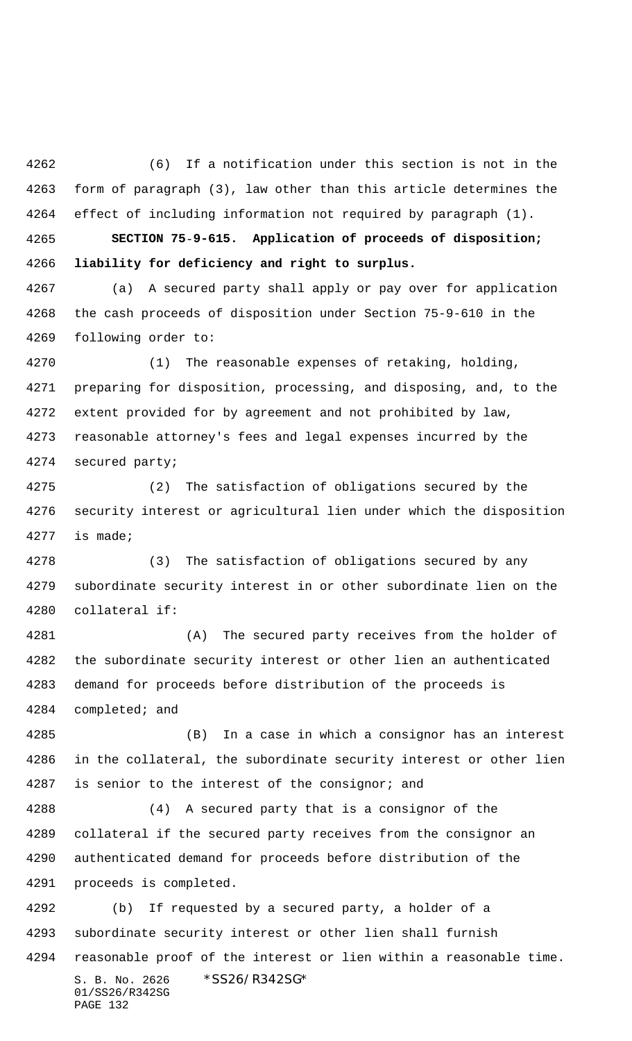(6) If a notification under this section is not in the form of paragraph (3), law other than this article determines the effect of including information not required by paragraph (1).

**SECTION 75-9-615. Application of proceeds of disposition; liability for deficiency and right to surplus.**

(a) A secured party shall apply or pay over for application the cash proceeds of disposition under Section 75-9-610 in the following order to:

(1) The reasonable expenses of retaking, holding, preparing for disposition, processing, and disposing, and, to the extent provided for by agreement and not prohibited by law, reasonable attorney's fees and legal expenses incurred by the secured party;

(2) The satisfaction of obligations secured by the security interest or agricultural lien under which the disposition is made;

(3) The satisfaction of obligations secured by any subordinate security interest in or other subordinate lien on the collateral if:

(A) The secured party receives from the holder of the subordinate security interest or other lien an authenticated demand for proceeds before distribution of the proceeds is completed; and

(B) In a case in which a consignor has an interest in the collateral, the subordinate security interest or other lien is senior to the interest of the consignor; and

(4) A secured party that is a consignor of the collateral if the secured party receives from the consignor an authenticated demand for proceeds before distribution of the proceeds is completed.

(b) If requested by a secured party, a holder of a subordinate security interest or other lien shall furnish reasonable proof of the interest or lien within a reasonable time.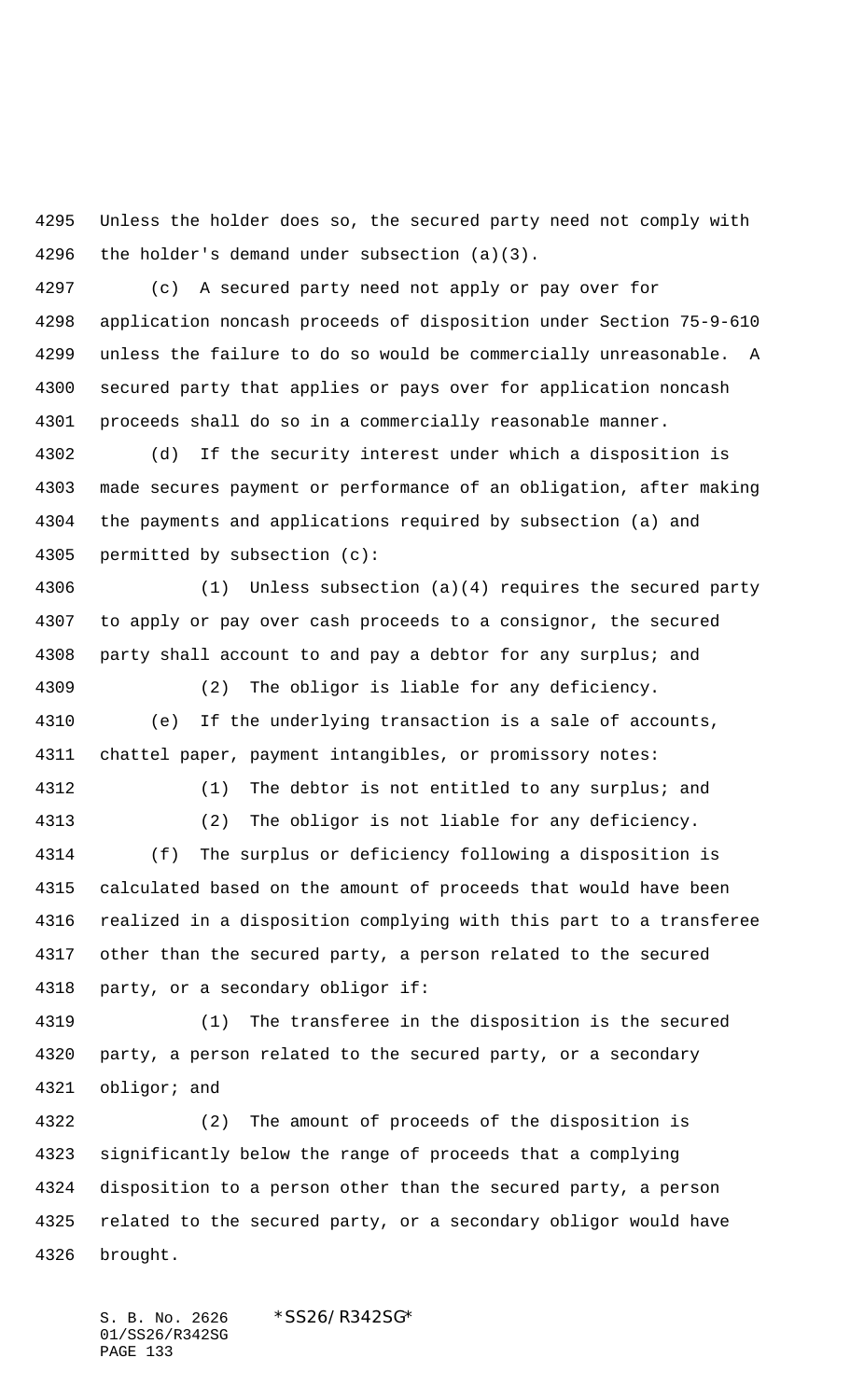Unless the holder does so, the secured party need not comply with the holder's demand under subsection (a)(3).

(c) A secured party need not apply or pay over for application noncash proceeds of disposition under Section 75-9-610 unless the failure to do so would be commercially unreasonable. A secured party that applies or pays over for application noncash proceeds shall do so in a commercially reasonable manner.

(d) If the security interest under which a disposition is made secures payment or performance of an obligation, after making the payments and applications required by subsection (a) and permitted by subsection (c):

(1) Unless subsection (a)(4) requires the secured party to apply or pay over cash proceeds to a consignor, the secured party shall account to and pay a debtor for any surplus; and

(2) The obligor is liable for any deficiency.

(e) If the underlying transaction is a sale of accounts, chattel paper, payment intangibles, or promissory notes:

(1) The debtor is not entitled to any surplus; and

(2) The obligor is not liable for any deficiency.

(f) The surplus or deficiency following a disposition is calculated based on the amount of proceeds that would have been realized in a disposition complying with this part to a transferee other than the secured party, a person related to the secured party, or a secondary obligor if:

(1) The transferee in the disposition is the secured party, a person related to the secured party, or a secondary obligor; and

(2) The amount of proceeds of the disposition is significantly below the range of proceeds that a complying disposition to a person other than the secured party, a person related to the secured party, or a secondary obligor would have brought.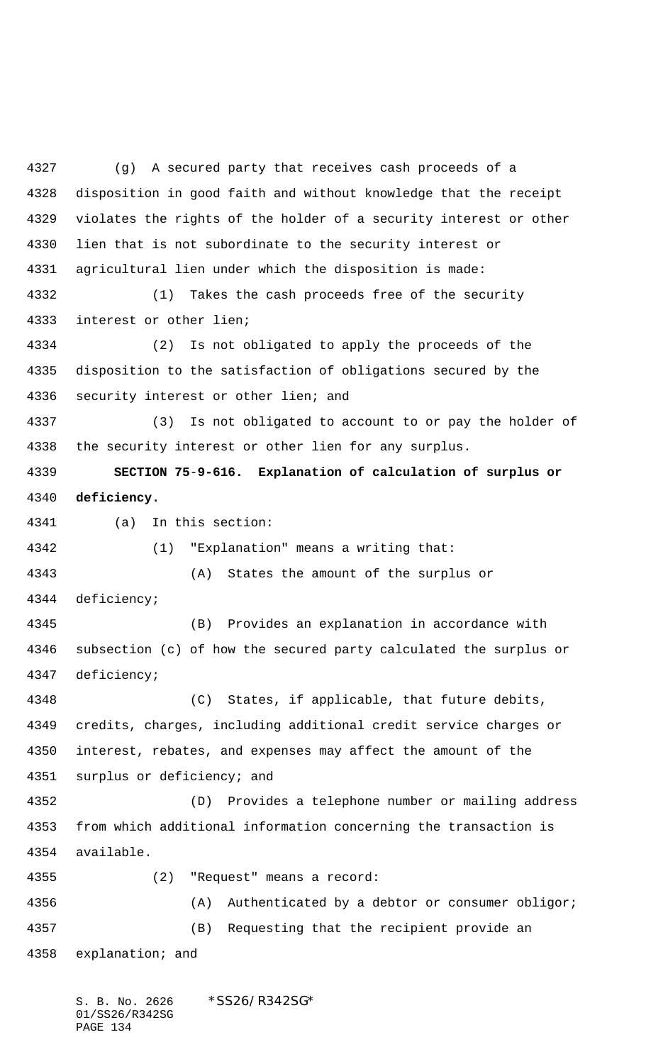(g) A secured party that receives cash proceeds of a disposition in good faith and without knowledge that the receipt violates the rights of the holder of a security interest or other lien that is not subordinate to the security interest or agricultural lien under which the disposition is made:

(1) Takes the cash proceeds free of the security interest or other lien;

(2) Is not obligated to apply the proceeds of the disposition to the satisfaction of obligations secured by the security interest or other lien; and

(3) Is not obligated to account to or pay the holder of the security interest or other lien for any surplus.

**SECTION 75-9-616. Explanation of calculation of surplus or deficiency.**

(a) In this section:

(1) "Explanation" means a writing that:

(A) States the amount of the surplus or deficiency;

(B) Provides an explanation in accordance with subsection (c) of how the secured party calculated the surplus or deficiency;

(C) States, if applicable, that future debits, credits, charges, including additional credit service charges or interest, rebates, and expenses may affect the amount of the surplus or deficiency; and

(D) Provides a telephone number or mailing address from which additional information concerning the transaction is available.

(2) "Request" means a record:

(A) Authenticated by a debtor or consumer obligor;

(B) Requesting that the recipient provide an explanation; and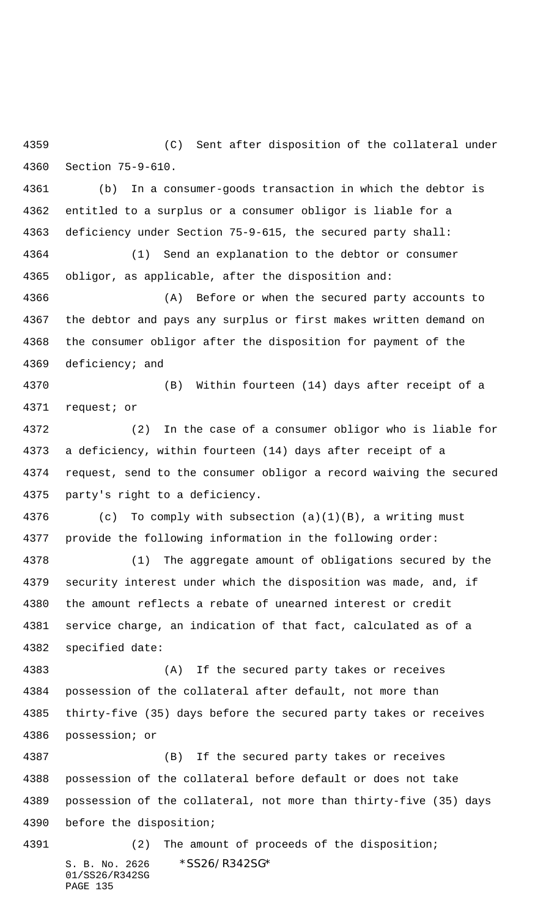(C) Sent after disposition of the collateral under Section 75-9-610.

(b) In a consumer-goods transaction in which the debtor is entitled to a surplus or a consumer obligor is liable for a deficiency under Section 75-9-615, the secured party shall:

(1) Send an explanation to the debtor or consumer obligor, as applicable, after the disposition and:

(A) Before or when the secured party accounts to the debtor and pays any surplus or first makes written demand on the consumer obligor after the disposition for payment of the deficiency; and

(B) Within fourteen (14) days after receipt of a request; or

(2) In the case of a consumer obligor who is liable for a deficiency, within fourteen (14) days after receipt of a request, send to the consumer obligor a record waiving the secured party's right to a deficiency.

(c) To comply with subsection (a)(1)(B), a writing must provide the following information in the following order:

(1) The aggregate amount of obligations secured by the security interest under which the disposition was made, and, if the amount reflects a rebate of unearned interest or credit service charge, an indication of that fact, calculated as of a specified date:

(A) If the secured party takes or receives possession of the collateral after default, not more than thirty-five (35) days before the secured party takes or receives possession; or

(B) If the secured party takes or receives possession of the collateral before default or does not take possession of the collateral, not more than thirty-five (35) days before the disposition;

(2) The amount of proceeds of the disposition;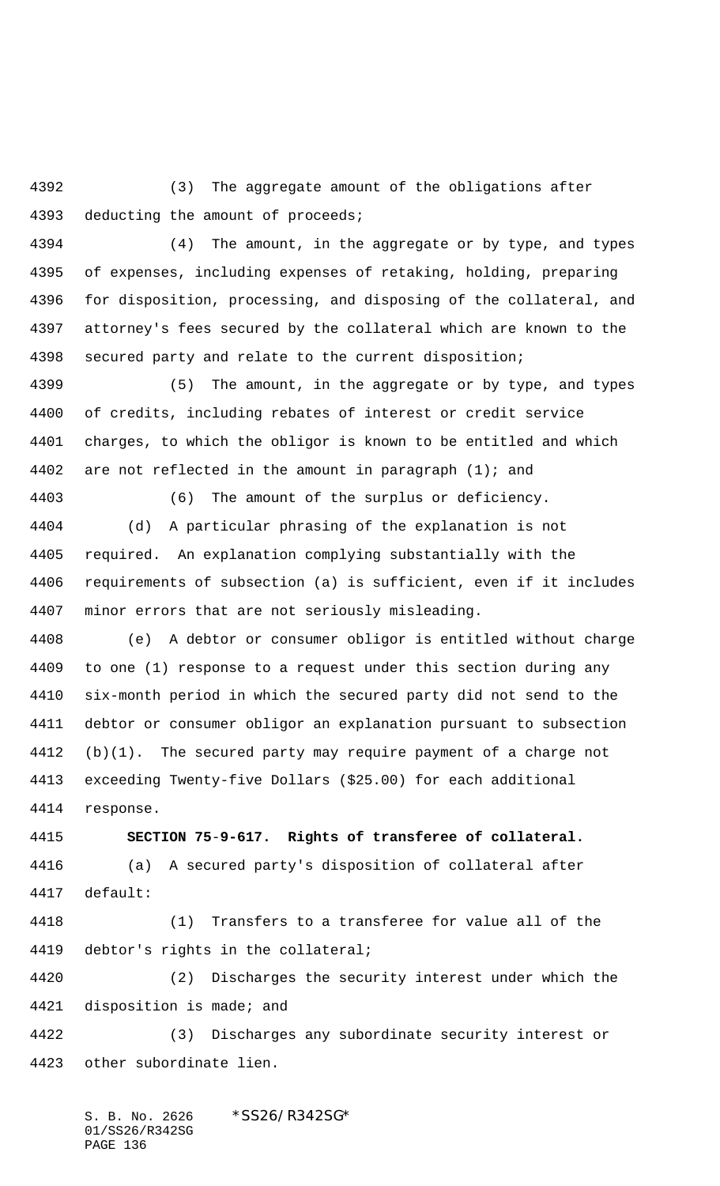(3) The aggregate amount of the obligations after deducting the amount of proceeds;

(4) The amount, in the aggregate or by type, and types of expenses, including expenses of retaking, holding, preparing for disposition, processing, and disposing of the collateral, and attorney's fees secured by the collateral which are known to the secured party and relate to the current disposition;

(5) The amount, in the aggregate or by type, and types of credits, including rebates of interest or credit service charges, to which the obligor is known to be entitled and which are not reflected in the amount in paragraph (1); and

(6) The amount of the surplus or deficiency.

(d) A particular phrasing of the explanation is not required. An explanation complying substantially with the requirements of subsection (a) is sufficient, even if it includes minor errors that are not seriously misleading.

(e) A debtor or consumer obligor is entitled without charge to one (1) response to a request under this section during any six-month period in which the secured party did not send to the debtor or consumer obligor an explanation pursuant to subsection (b)(1). The secured party may require payment of a charge not exceeding Twenty-five Dollars ($25.00) for each additional response.

**SECTION 75-9-617. Rights of transferee of collateral.**

(a) A secured party's disposition of collateral after default:

(1) Transfers to a transferee for value all of the debtor's rights in the collateral;

(2) Discharges the security interest under which the disposition is made; and

(3) Discharges any subordinate security interest or other subordinate lien.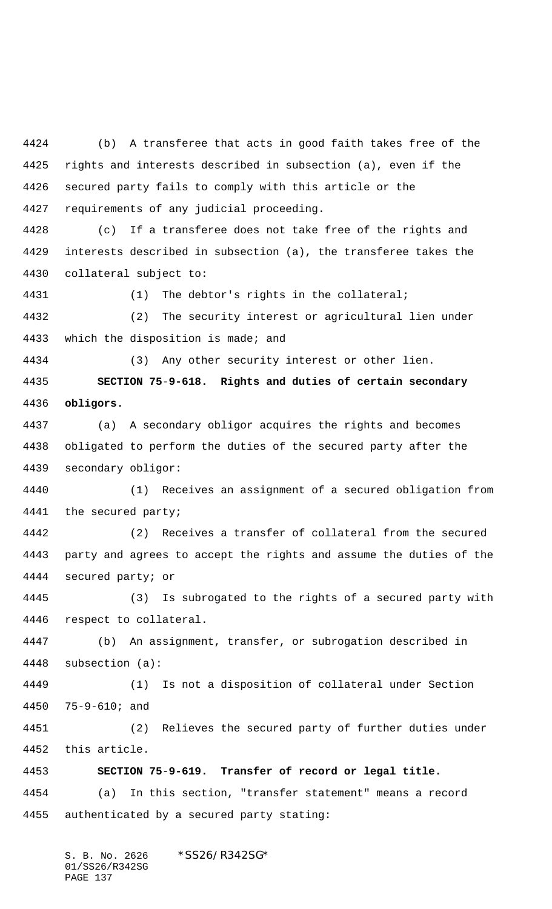(b) A transferee that acts in good faith takes free of the rights and interests described in subsection (a), even if the secured party fails to comply with this article or the requirements of any judicial proceeding.

(c) If a transferee does not take free of the rights and interests described in subsection (a), the transferee takes the collateral subject to:

(1) The debtor's rights in the collateral;

(2) The security interest or agricultural lien under which the disposition is made; and

(3) Any other security interest or other lien.

**SECTION 75-9-618. Rights and duties of certain secondary obligors.**

(a) A secondary obligor acquires the rights and becomes obligated to perform the duties of the secured party after the secondary obligor:

(1) Receives an assignment of a secured obligation from the secured party;

(2) Receives a transfer of collateral from the secured party and agrees to accept the rights and assume the duties of the secured party; or

(3) Is subrogated to the rights of a secured party with respect to collateral.

(b) An assignment, transfer, or subrogation described in subsection (a):

(1) Is not a disposition of collateral under Section 75-9-610; and

(2) Relieves the secured party of further duties under this article.

**SECTION 75-9-619. Transfer of record or legal title.**

(a) In this section, "transfer statement" means a record authenticated by a secured party stating: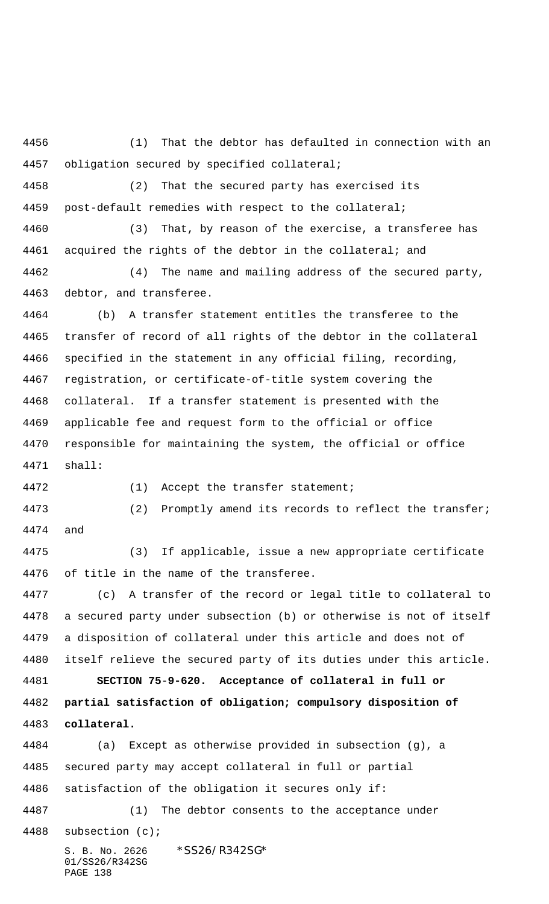(1) That the debtor has defaulted in connection with an obligation secured by specified collateral;

(2) That the secured party has exercised its post-default remedies with respect to the collateral;

(3) That, by reason of the exercise, a transferee has acquired the rights of the debtor in the collateral; and

(4) The name and mailing address of the secured party, debtor, and transferee.

(b) A transfer statement entitles the transferee to the transfer of record of all rights of the debtor in the collateral specified in the statement in any official filing, recording, registration, or certificate-of-title system covering the collateral. If a transfer statement is presented with the applicable fee and request form to the official or office responsible for maintaining the system, the official or office shall:

(1) Accept the transfer statement;

(2) Promptly amend its records to reflect the transfer; and

(3) If applicable, issue a new appropriate certificate of title in the name of the transferee.

(c) A transfer of the record or legal title to collateral to a secured party under subsection (b) or otherwise is not of itself a disposition of collateral under this article and does not of itself relieve the secured party of its duties under this article.

**SECTION 75-9-620. Acceptance of collateral in full or partial satisfaction of obligation; compulsory disposition of collateral.**

(a) Except as otherwise provided in subsection (g), a secured party may accept collateral in full or partial satisfaction of the obligation it secures only if:

(1) The debtor consents to the acceptance under subsection (c);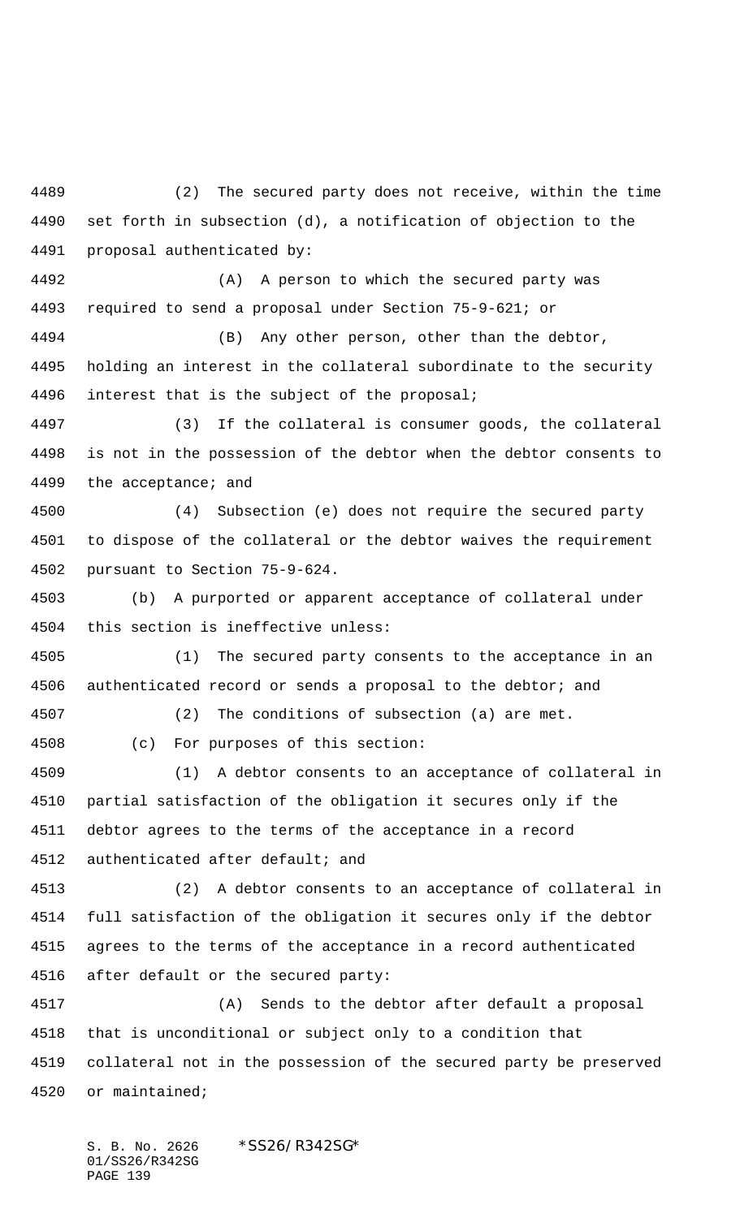(2) The secured party does not receive, within the time set forth in subsection (d), a notification of objection to the proposal authenticated by:

(A) A person to which the secured party was required to send a proposal under Section 75-9-621; or

(B) Any other person, other than the debtor, holding an interest in the collateral subordinate to the security interest that is the subject of the proposal;

(3) If the collateral is consumer goods, the collateral is not in the possession of the debtor when the debtor consents to the acceptance; and

(4) Subsection (e) does not require the secured party to dispose of the collateral or the debtor waives the requirement pursuant to Section 75-9-624.

(b) A purported or apparent acceptance of collateral under this section is ineffective unless:

(1) The secured party consents to the acceptance in an authenticated record or sends a proposal to the debtor; and

(2) The conditions of subsection (a) are met.

(c) For purposes of this section:

(1) A debtor consents to an acceptance of collateral in partial satisfaction of the obligation it secures only if the debtor agrees to the terms of the acceptance in a record authenticated after default; and

(2) A debtor consents to an acceptance of collateral in full satisfaction of the obligation it secures only if the debtor agrees to the terms of the acceptance in a record authenticated after default or the secured party:

(A) Sends to the debtor after default a proposal that is unconditional or subject only to a condition that collateral not in the possession of the secured party be preserved or maintained;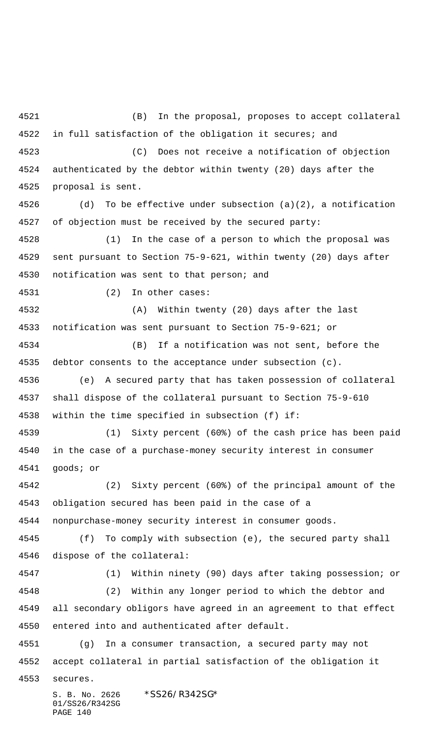(B) In the proposal, proposes to accept collateral in full satisfaction of the obligation it secures; and

(C) Does not receive a notification of objection authenticated by the debtor within twenty (20) days after the proposal is sent.

(d) To be effective under subsection (a)(2), a notification of objection must be received by the secured party:

(1) In the case of a person to which the proposal was sent pursuant to Section 75-9-621, within twenty (20) days after notification was sent to that person; and

(2) In other cases:

(A) Within twenty (20) days after the last notification was sent pursuant to Section 75-9-621; or

(B) If a notification was not sent, before the debtor consents to the acceptance under subsection (c).

(e) A secured party that has taken possession of collateral shall dispose of the collateral pursuant to Section 75-9-610 within the time specified in subsection (f) if:

(1) Sixty percent (60%) of the cash price has been paid in the case of a purchase-money security interest in consumer goods; or

(2) Sixty percent (60%) of the principal amount of the obligation secured has been paid in the case of a nonpurchase-money security interest in consumer goods.

(f) To comply with subsection (e), the secured party shall dispose of the collateral:

(1) Within ninety (90) days after taking possession; or

(2) Within any longer period to which the debtor and all secondary obligors have agreed in an agreement to that effect entered into and authenticated after default.

(g) In a consumer transaction, a secured party may not accept collateral in partial satisfaction of the obligation it secures.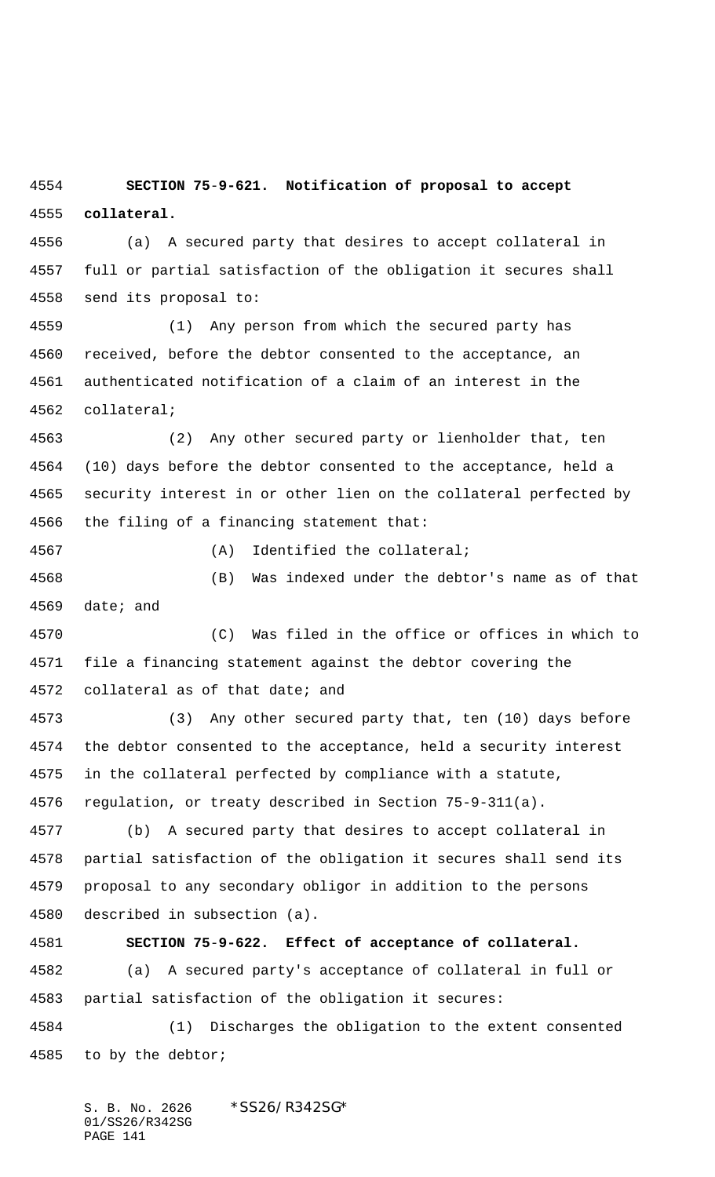**SECTION 75-9-621. Notification of proposal to accept collateral.**

(a) A secured party that desires to accept collateral in full or partial satisfaction of the obligation it secures shall send its proposal to:

(1) Any person from which the secured party has received, before the debtor consented to the acceptance, an authenticated notification of a claim of an interest in the collateral;

(2) Any other secured party or lienholder that, ten (10) days before the debtor consented to the acceptance, held a security interest in or other lien on the collateral perfected by the filing of a financing statement that:

(A) Identified the collateral;

(B) Was indexed under the debtor's name as of that date; and

(C) Was filed in the office or offices in which to file a financing statement against the debtor covering the collateral as of that date; and

(3) Any other secured party that, ten (10) days before the debtor consented to the acceptance, held a security interest in the collateral perfected by compliance with a statute, regulation, or treaty described in Section 75-9-311(a).

(b) A secured party that desires to accept collateral in partial satisfaction of the obligation it secures shall send its proposal to any secondary obligor in addition to the persons described in subsection (a).

**SECTION 75-9-622. Effect of acceptance of collateral.**

(a) A secured party's acceptance of collateral in full or partial satisfaction of the obligation it secures:

(1) Discharges the obligation to the extent consented to by the debtor;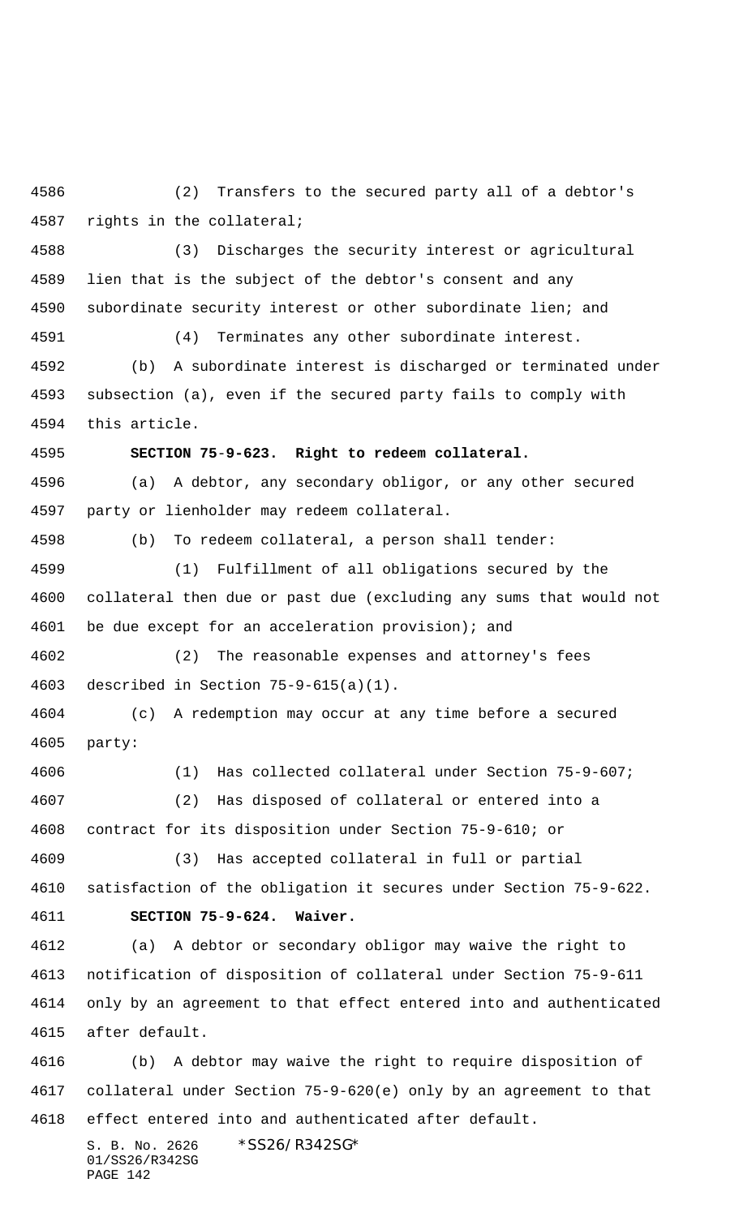(2) Transfers to the secured party all of a debtor's rights in the collateral;

(3) Discharges the security interest or agricultural lien that is the subject of the debtor's consent and any subordinate security interest or other subordinate lien; and

(4) Terminates any other subordinate interest.

(b) A subordinate interest is discharged or terminated under subsection (a), even if the secured party fails to comply with this article.

**SECTION 75-9-623. Right to redeem collateral.**

(a) A debtor, any secondary obligor, or any other secured party or lienholder may redeem collateral.

(b) To redeem collateral, a person shall tender:

(1) Fulfillment of all obligations secured by the collateral then due or past due (excluding any sums that would not be due except for an acceleration provision); and

(2) The reasonable expenses and attorney's fees described in Section 75-9-615(a)(1).

(c) A redemption may occur at any time before a secured party:

(1) Has collected collateral under Section 75-9-607;

(2) Has disposed of collateral or entered into a contract for its disposition under Section 75-9-610; or

(3) Has accepted collateral in full or partial satisfaction of the obligation it secures under Section 75-9-622.

**SECTION 75-9-624. Waiver.**

(a) A debtor or secondary obligor may waive the right to notification of disposition of collateral under Section 75-9-611 only by an agreement to that effect entered into and authenticated after default.

(b) A debtor may waive the right to require disposition of collateral under Section 75-9-620(e) only by an agreement to that effect entered into and authenticated after default.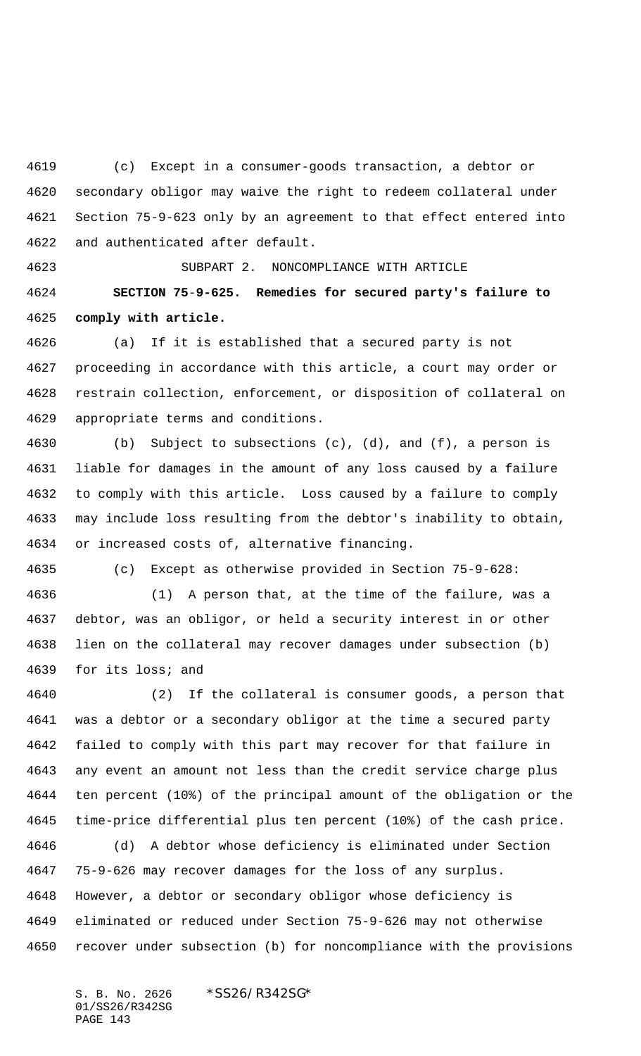(c) Except in a consumer-goods transaction, a debtor or secondary obligor may waive the right to redeem collateral under Section 75-9-623 only by an agreement to that effect entered into and authenticated after default.

SUBPART 2. NONCOMPLIANCE WITH ARTICLE

**SECTION 75-9-625. Remedies for secured party's failure to comply with article.**

(a) If it is established that a secured party is not proceeding in accordance with this article, a court may order or restrain collection, enforcement, or disposition of collateral on appropriate terms and conditions.

(b) Subject to subsections (c), (d), and (f), a person is liable for damages in the amount of any loss caused by a failure to comply with this article. Loss caused by a failure to comply may include loss resulting from the debtor's inability to obtain, or increased costs of, alternative financing.

(c) Except as otherwise provided in Section 75-9-628:

(1) A person that, at the time of the failure, was a debtor, was an obligor, or held a security interest in or other lien on the collateral may recover damages under subsection (b) for its loss; and

(2) If the collateral is consumer goods, a person that was a debtor or a secondary obligor at the time a secured party failed to comply with this part may recover for that failure in any event an amount not less than the credit service charge plus ten percent (10%) of the principal amount of the obligation or the time-price differential plus ten percent (10%) of the cash price.

(d) A debtor whose deficiency is eliminated under Section 75-9-626 may recover damages for the loss of any surplus. However, a debtor or secondary obligor whose deficiency is eliminated or reduced under Section 75-9-626 may not otherwise recover under subsection (b) for noncompliance with the provisions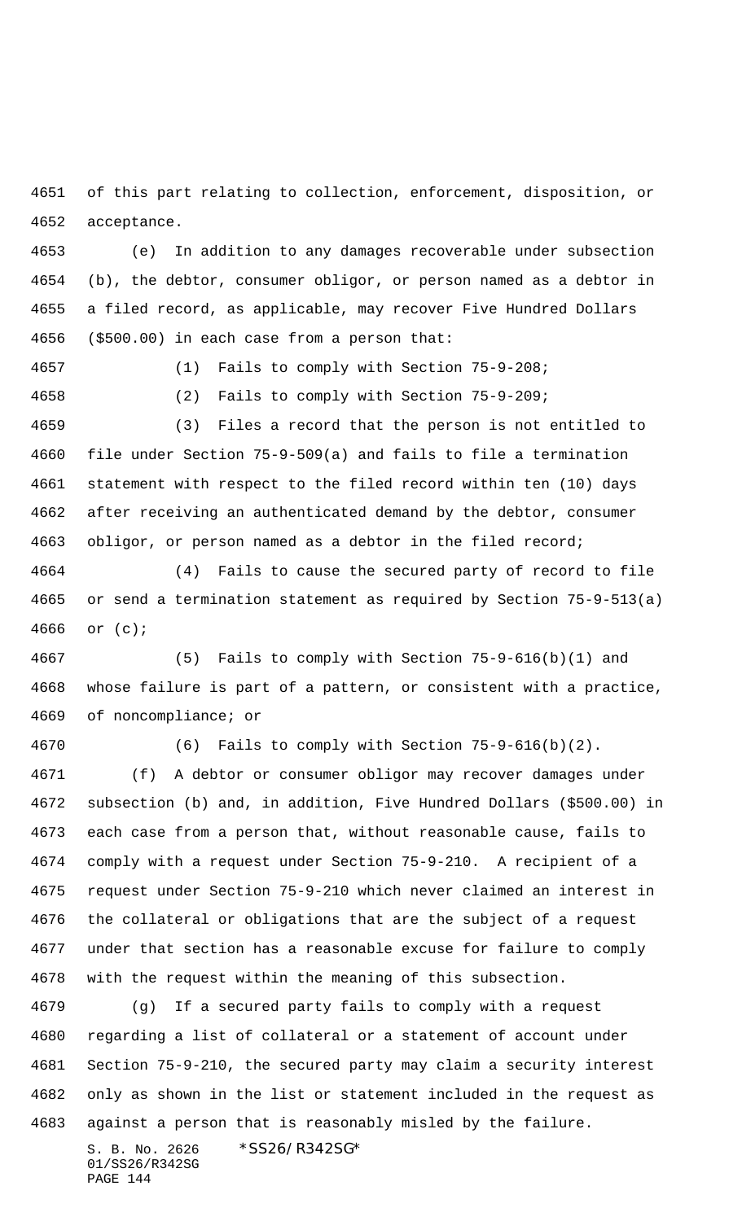of this part relating to collection, enforcement, disposition, or acceptance.

(e) In addition to any damages recoverable under subsection (b), the debtor, consumer obligor, or person named as a debtor in a filed record, as applicable, may recover Five Hundred Dollars ($500.00) in each case from a person that:

(1) Fails to comply with Section 75-9-208;

(2) Fails to comply with Section 75-9-209;

(3) Files a record that the person is not entitled to file under Section 75-9-509(a) and fails to file a termination statement with respect to the filed record within ten (10) days after receiving an authenticated demand by the debtor, consumer obligor, or person named as a debtor in the filed record;

(4) Fails to cause the secured party of record to file or send a termination statement as required by Section 75-9-513(a) or (c);

(5) Fails to comply with Section 75-9-616(b)(1) and whose failure is part of a pattern, or consistent with a practice, of noncompliance; or

(6) Fails to comply with Section 75-9-616(b)(2).

(f) A debtor or consumer obligor may recover damages under subsection (b) and, in addition, Five Hundred Dollars ($500.00) in each case from a person that, without reasonable cause, fails to comply with a request under Section 75-9-210. A recipient of a request under Section 75-9-210 which never claimed an interest in the collateral or obligations that are the subject of a request under that section has a reasonable excuse for failure to comply with the request within the meaning of this subsection.

(g) If a secured party fails to comply with a request regarding a list of collateral or a statement of account under Section 75-9-210, the secured party may claim a security interest only as shown in the list or statement included in the request as against a person that is reasonably misled by the failure.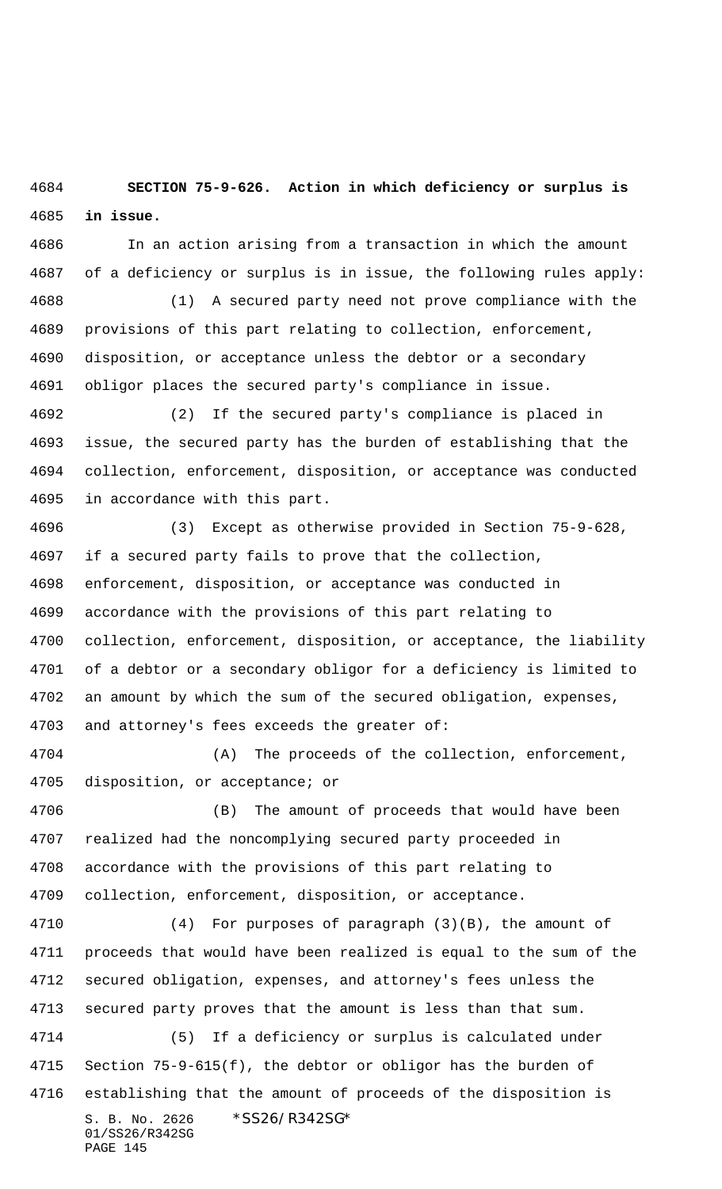**SECTION 75-9-626. Action in which deficiency or surplus is in issue.**

In an action arising from a transaction in which the amount of a deficiency or surplus is in issue, the following rules apply:

(1) A secured party need not prove compliance with the provisions of this part relating to collection, enforcement, disposition, or acceptance unless the debtor or a secondary obligor places the secured party's compliance in issue.

(2) If the secured party's compliance is placed in issue, the secured party has the burden of establishing that the collection, enforcement, disposition, or acceptance was conducted in accordance with this part.

(3) Except as otherwise provided in Section 75-9-628, if a secured party fails to prove that the collection, enforcement, disposition, or acceptance was conducted in accordance with the provisions of this part relating to collection, enforcement, disposition, or acceptance, the liability of a debtor or a secondary obligor for a deficiency is limited to an amount by which the sum of the secured obligation, expenses, and attorney's fees exceeds the greater of:

(A) The proceeds of the collection, enforcement, disposition, or acceptance; or

(B) The amount of proceeds that would have been realized had the noncomplying secured party proceeded in accordance with the provisions of this part relating to collection, enforcement, disposition, or acceptance.

(4) For purposes of paragraph (3)(B), the amount of proceeds that would have been realized is equal to the sum of the secured obligation, expenses, and attorney's fees unless the secured party proves that the amount is less than that sum.

(5) If a deficiency or surplus is calculated under Section 75-9-615(f), the debtor or obligor has the burden of establishing that the amount of proceeds of the disposition is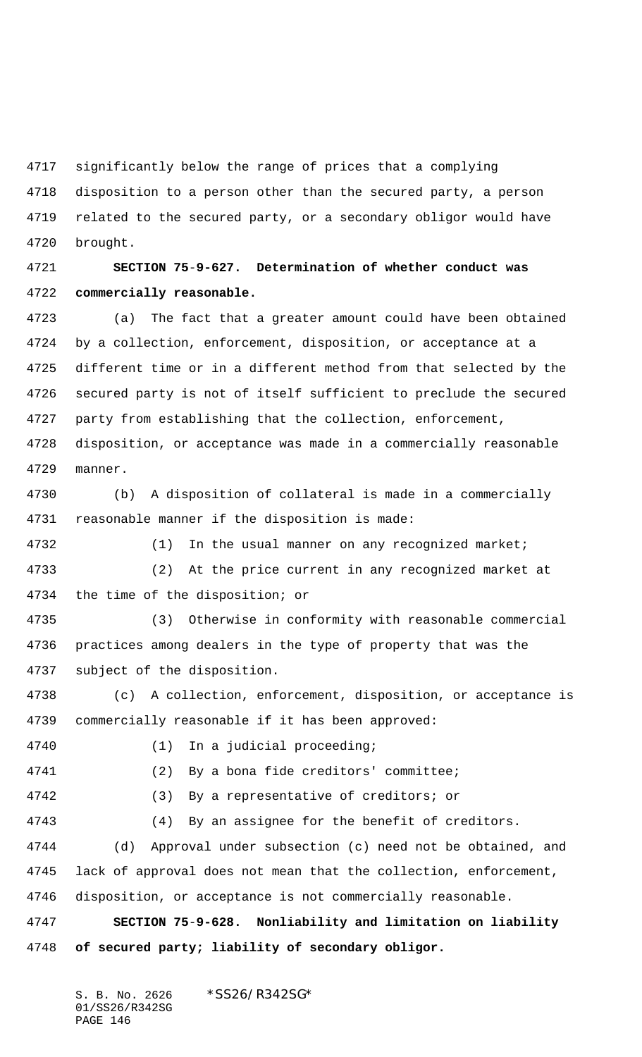significantly below the range of prices that a complying disposition to a person other than the secured party, a person related to the secured party, or a secondary obligor would have brought.

**SECTION 75-9-627. Determination of whether conduct was commercially reasonable.**

(a) The fact that a greater amount could have been obtained by a collection, enforcement, disposition, or acceptance at a different time or in a different method from that selected by the secured party is not of itself sufficient to preclude the secured party from establishing that the collection, enforcement, disposition, or acceptance was made in a commercially reasonable manner.

(b) A disposition of collateral is made in a commercially reasonable manner if the disposition is made:

(1) In the usual manner on any recognized market;

(2) At the price current in any recognized market at the time of the disposition; or

(3) Otherwise in conformity with reasonable commercial practices among dealers in the type of property that was the subject of the disposition.

(c) A collection, enforcement, disposition, or acceptance is commercially reasonable if it has been approved:

(1) In a judicial proceeding;

(2) By a bona fide creditors' committee;

(3) By a representative of creditors; or

(4) By an assignee for the benefit of creditors.

(d) Approval under subsection (c) need not be obtained, and lack of approval does not mean that the collection, enforcement, disposition, or acceptance is not commercially reasonable.

**SECTION 75-9-628. Nonliability and limitation on liability of secured party; liability of secondary obligor.**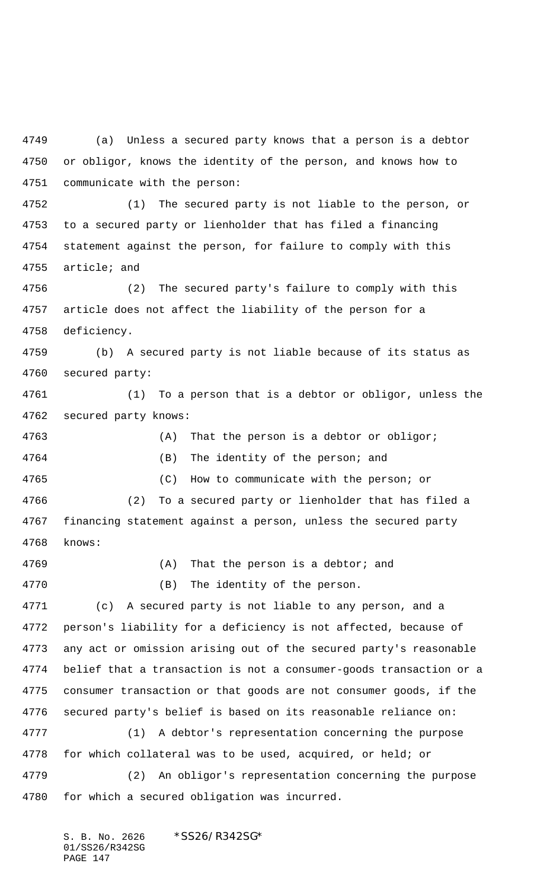(a) Unless a secured party knows that a person is a debtor or obligor, knows the identity of the person, and knows how to communicate with the person:

(1) The secured party is not liable to the person, or to a secured party or lienholder that has filed a financing statement against the person, for failure to comply with this article; and

(2) The secured party's failure to comply with this article does not affect the liability of the person for a deficiency.

(b) A secured party is not liable because of its status as secured party:

(1) To a person that is a debtor or obligor, unless the secured party knows:

(A) That the person is a debtor or obligor;

(B) The identity of the person; and

(C) How to communicate with the person; or

(2) To a secured party or lienholder that has filed a financing statement against a person, unless the secured party knows:

(A) That the person is a debtor; and

(B) The identity of the person.

(c) A secured party is not liable to any person, and a person's liability for a deficiency is not affected, because of any act or omission arising out of the secured party's reasonable belief that a transaction is not a consumer-goods transaction or a consumer transaction or that goods are not consumer goods, if the secured party's belief is based on its reasonable reliance on:

(1) A debtor's representation concerning the purpose for which collateral was to be used, acquired, or held; or

(2) An obligor's representation concerning the purpose for which a secured obligation was incurred.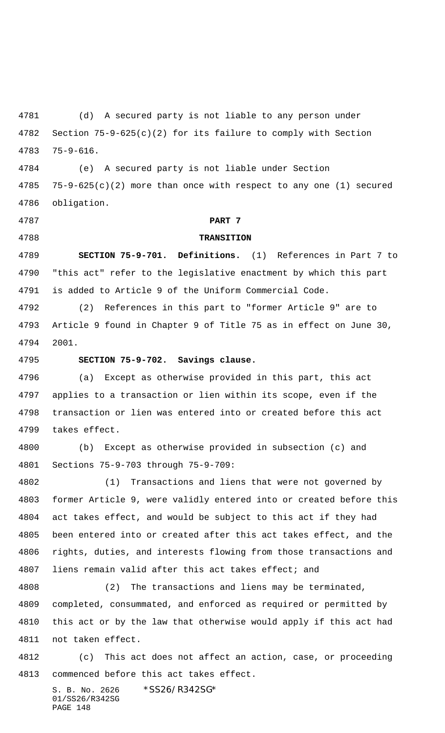(d) A secured party is not liable to any person under Section 75-9-625(c)(2) for its failure to comply with Section 75-9-616.

(e) A secured party is not liable under Section 75-9-625(c)(2) more than once with respect to any one (1) secured obligation.

**PART 7**

**TRANSITION**

**SECTION 75-9-701. Definitions.** (1) References in Part 7 to "this act" refer to the legislative enactment by which this part is added to Article 9 of the Uniform Commercial Code.

(2) References in this part to "former Article 9" are to Article 9 found in Chapter 9 of Title 75 as in effect on June 30, 2001.

**SECTION 75-9-702. Savings clause.**

(a) Except as otherwise provided in this part, this act applies to a transaction or lien within its scope, even if the transaction or lien was entered into or created before this act takes effect.

(b) Except as otherwise provided in subsection (c) and Sections 75-9-703 through 75-9-709:

(1) Transactions and liens that were not governed by former Article 9, were validly entered into or created before this act takes effect, and would be subject to this act if they had been entered into or created after this act takes effect, and the rights, duties, and interests flowing from those transactions and liens remain valid after this act takes effect; and

(2) The transactions and liens may be terminated, completed, consummated, and enforced as required or permitted by this act or by the law that otherwise would apply if this act had not taken effect.

(c) This act does not affect an action, case, or proceeding commenced before this act takes effect.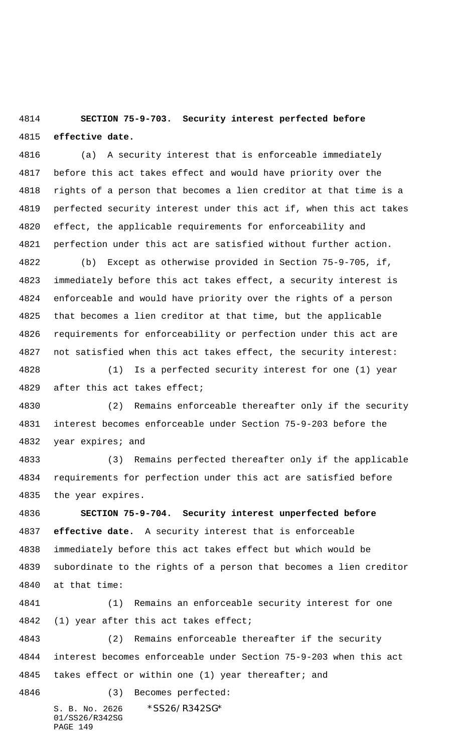**SECTION 75-9-703. Security interest perfected before effective date.**

(a) A security interest that is enforceable immediately before this act takes effect and would have priority over the rights of a person that becomes a lien creditor at that time is a perfected security interest under this act if, when this act takes effect, the applicable requirements for enforceability and perfection under this act are satisfied without further action.

(b) Except as otherwise provided in Section 75-9-705, if, immediately before this act takes effect, a security interest is enforceable and would have priority over the rights of a person that becomes a lien creditor at that time, but the applicable requirements for enforceability or perfection under this act are not satisfied when this act takes effect, the security interest:

(1) Is a perfected security interest for one (1) year after this act takes effect;

(2) Remains enforceable thereafter only if the security interest becomes enforceable under Section 75-9-203 before the year expires; and

(3) Remains perfected thereafter only if the applicable requirements for perfection under this act are satisfied before the year expires.

**SECTION 75-9-704. Security interest unperfected before effective date.** A security interest that is enforceable immediately before this act takes effect but which would be subordinate to the rights of a person that becomes a lien creditor at that time:

(1) Remains an enforceable security interest for one (1) year after this act takes effect;

(2) Remains enforceable thereafter if the security interest becomes enforceable under Section 75-9-203 when this act takes effect or within one (1) year thereafter; and

(3) Becomes perfected: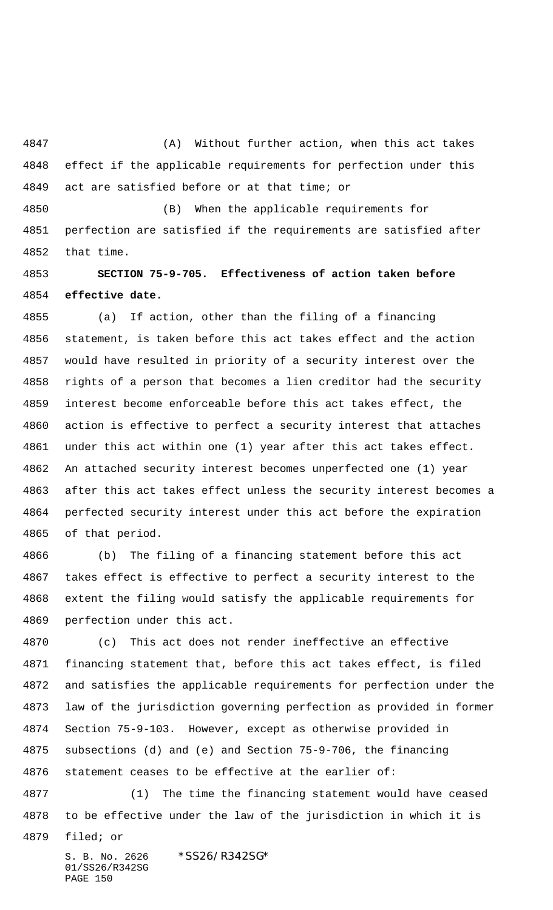(A) Without further action, when this act takes effect if the applicable requirements for perfection under this act are satisfied before or at that time; or

(B) When the applicable requirements for perfection are satisfied if the requirements are satisfied after that time.

**SECTION 75-9-705. Effectiveness of action taken before effective date.**

(a) If action, other than the filing of a financing statement, is taken before this act takes effect and the action would have resulted in priority of a security interest over the rights of a person that becomes a lien creditor had the security interest become enforceable before this act takes effect, the action is effective to perfect a security interest that attaches under this act within one (1) year after this act takes effect. An attached security interest becomes unperfected one (1) year after this act takes effect unless the security interest becomes a perfected security interest under this act before the expiration of that period.

(b) The filing of a financing statement before this act takes effect is effective to perfect a security interest to the extent the filing would satisfy the applicable requirements for perfection under this act.

(c) This act does not render ineffective an effective financing statement that, before this act takes effect, is filed and satisfies the applicable requirements for perfection under the law of the jurisdiction governing perfection as provided in former Section 75-9-103. However, except as otherwise provided in subsections (d) and (e) and Section 75-9-706, the financing statement ceases to be effective at the earlier of:

(1) The time the financing statement would have ceased to be effective under the law of the jurisdiction in which it is filed; or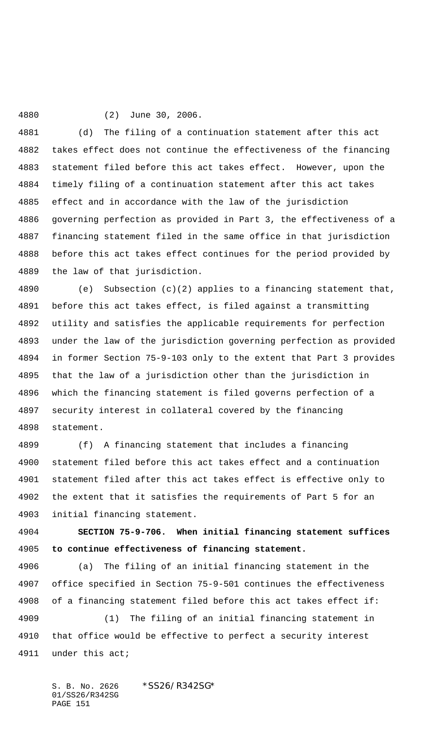(2) June 30, 2006.

(d) The filing of a continuation statement after this act takes effect does not continue the effectiveness of the financing statement filed before this act takes effect. However, upon the timely filing of a continuation statement after this act takes effect and in accordance with the law of the jurisdiction governing perfection as provided in Part 3, the effectiveness of a financing statement filed in the same office in that jurisdiction before this act takes effect continues for the period provided by the law of that jurisdiction.

(e) Subsection (c)(2) applies to a financing statement that, before this act takes effect, is filed against a transmitting utility and satisfies the applicable requirements for perfection under the law of the jurisdiction governing perfection as provided in former Section 75-9-103 only to the extent that Part 3 provides that the law of a jurisdiction other than the jurisdiction in which the financing statement is filed governs perfection of a security interest in collateral covered by the financing statement.

(f) A financing statement that includes a financing statement filed before this act takes effect and a continuation statement filed after this act takes effect is effective only to the extent that it satisfies the requirements of Part 5 for an initial financing statement.

**SECTION 75-9-706. When initial financing statement suffices to continue effectiveness of financing statement.**

(a) The filing of an initial financing statement in the office specified in Section 75-9-501 continues the effectiveness of a financing statement filed before this act takes effect if:

(1) The filing of an initial financing statement in that office would be effective to perfect a security interest under this act;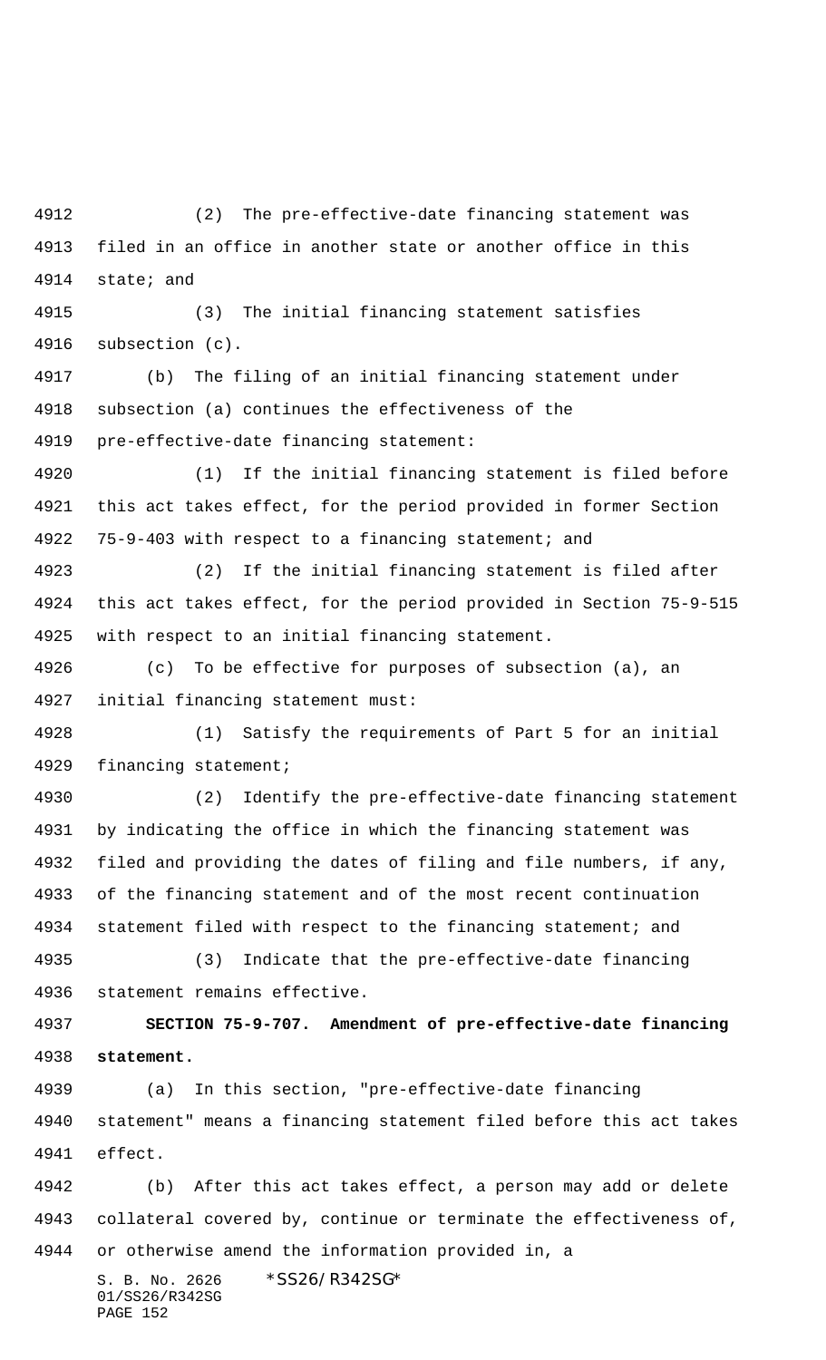(2) The pre-effective-date financing statement was filed in an office in another state or another office in this state; and

(3) The initial financing statement satisfies subsection (c).

(b) The filing of an initial financing statement under subsection (a) continues the effectiveness of the pre-effective-date financing statement:

(1) If the initial financing statement is filed before this act takes effect, for the period provided in former Section 75-9-403 with respect to a financing statement; and

(2) If the initial financing statement is filed after this act takes effect, for the period provided in Section 75-9-515 with respect to an initial financing statement.

(c) To be effective for purposes of subsection (a), an initial financing statement must:

(1) Satisfy the requirements of Part 5 for an initial financing statement;

(2) Identify the pre-effective-date financing statement by indicating the office in which the financing statement was filed and providing the dates of filing and file numbers, if any, of the financing statement and of the most recent continuation statement filed with respect to the financing statement; and

(3) Indicate that the pre-effective-date financing statement remains effective.

**SECTION 75-9-707. Amendment of pre-effective-date financing statement.**

(a) In this section, "pre-effective-date financing statement" means a financing statement filed before this act takes effect.

(b) After this act takes effect, a person may add or delete collateral covered by, continue or terminate the effectiveness of, or otherwise amend the information provided in, a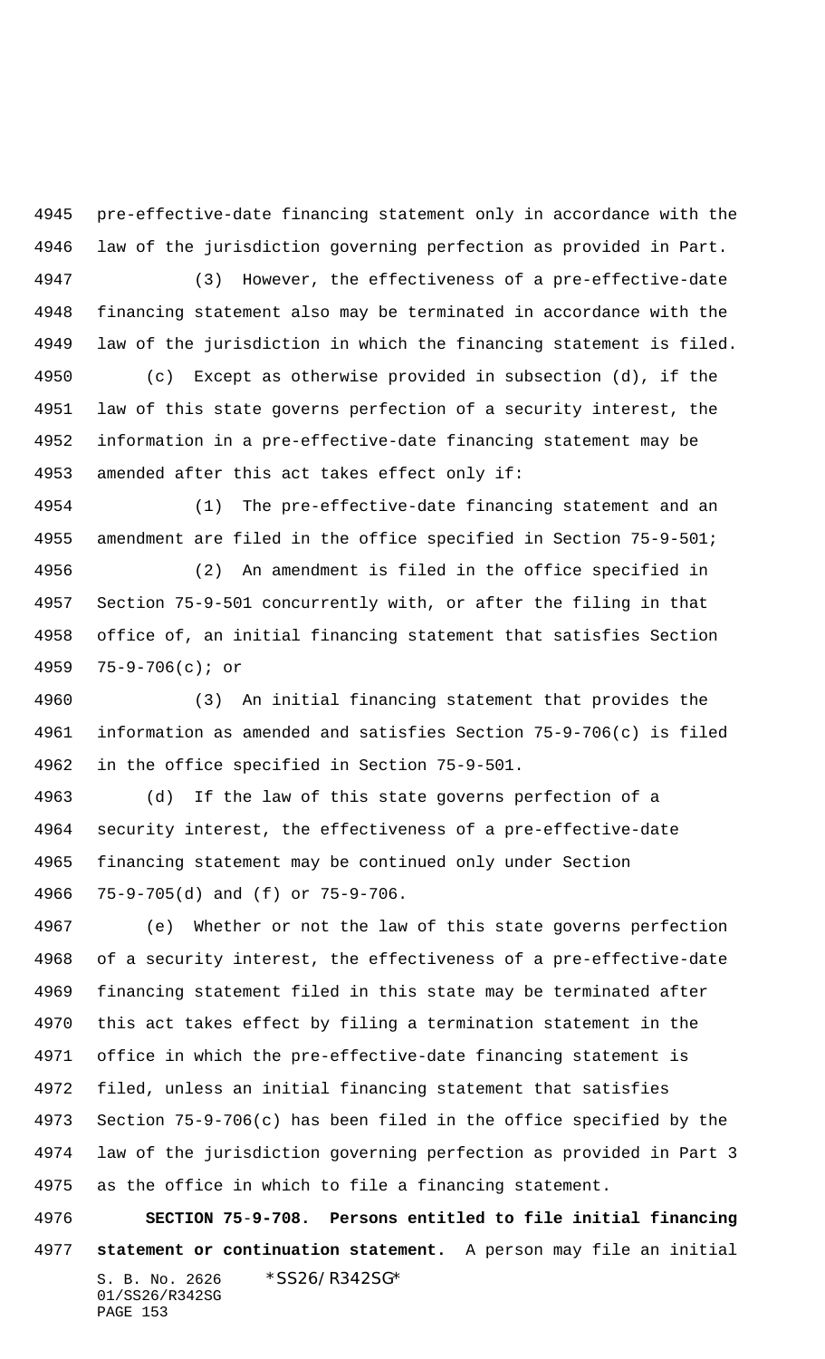pre-effective-date financing statement only in accordance with the law of the jurisdiction governing perfection as provided in Part.

(3) However, the effectiveness of a pre-effective-date financing statement also may be terminated in accordance with the law of the jurisdiction in which the financing statement is filed.

(c) Except as otherwise provided in subsection (d), if the law of this state governs perfection of a security interest, the information in a pre-effective-date financing statement may be amended after this act takes effect only if:

(1) The pre-effective-date financing statement and an amendment are filed in the office specified in Section 75-9-501;

(2) An amendment is filed in the office specified in Section 75-9-501 concurrently with, or after the filing in that office of, an initial financing statement that satisfies Section 75-9-706(c); or

(3) An initial financing statement that provides the information as amended and satisfies Section 75-9-706(c) is filed in the office specified in Section 75-9-501.

(d) If the law of this state governs perfection of a security interest, the effectiveness of a pre-effective-date financing statement may be continued only under Section 75-9-705(d) and (f) or 75-9-706.

(e) Whether or not the law of this state governs perfection of a security interest, the effectiveness of a pre-effective-date financing statement filed in this state may be terminated after this act takes effect by filing a termination statement in the office in which the pre-effective-date financing statement is filed, unless an initial financing statement that satisfies Section 75-9-706(c) has been filed in the office specified by the law of the jurisdiction governing perfection as provided in Part 3 as the office in which to file a financing statement.

**SECTION 75-9-708. Persons entitled to file initial financing statement or continuation statement.** A person may file an initial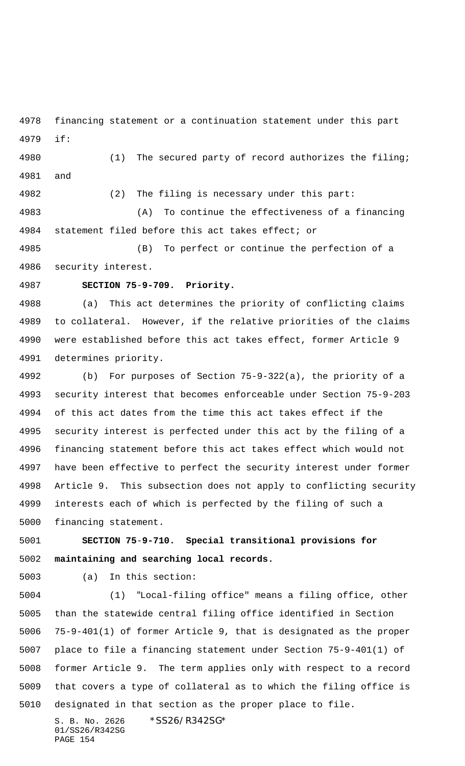financing statement or a continuation statement under this part if:

(1) The secured party of record authorizes the filing; and

(2) The filing is necessary under this part:

(A) To continue the effectiveness of a financing statement filed before this act takes effect; or

(B) To perfect or continue the perfection of a security interest.

**SECTION 75-9-709. Priority.**

(a) This act determines the priority of conflicting claims to collateral. However, if the relative priorities of the claims were established before this act takes effect, former Article 9 determines priority.

(b) For purposes of Section 75-9-322(a), the priority of a security interest that becomes enforceable under Section 75-9-203 of this act dates from the time this act takes effect if the security interest is perfected under this act by the filing of a financing statement before this act takes effect which would not have been effective to perfect the security interest under former Article 9. This subsection does not apply to conflicting security interests each of which is perfected by the filing of such a financing statement.

**SECTION 75-9-710. Special transitional provisions for maintaining and searching local records.**

(a) In this section:

(1) "Local-filing office" means a filing office, other than the statewide central filing office identified in Section 75-9-401(1) of former Article 9, that is designated as the proper place to file a financing statement under Section 75-9-401(1) of former Article 9. The term applies only with respect to a record that covers a type of collateral as to which the filing office is designated in that section as the proper place to file.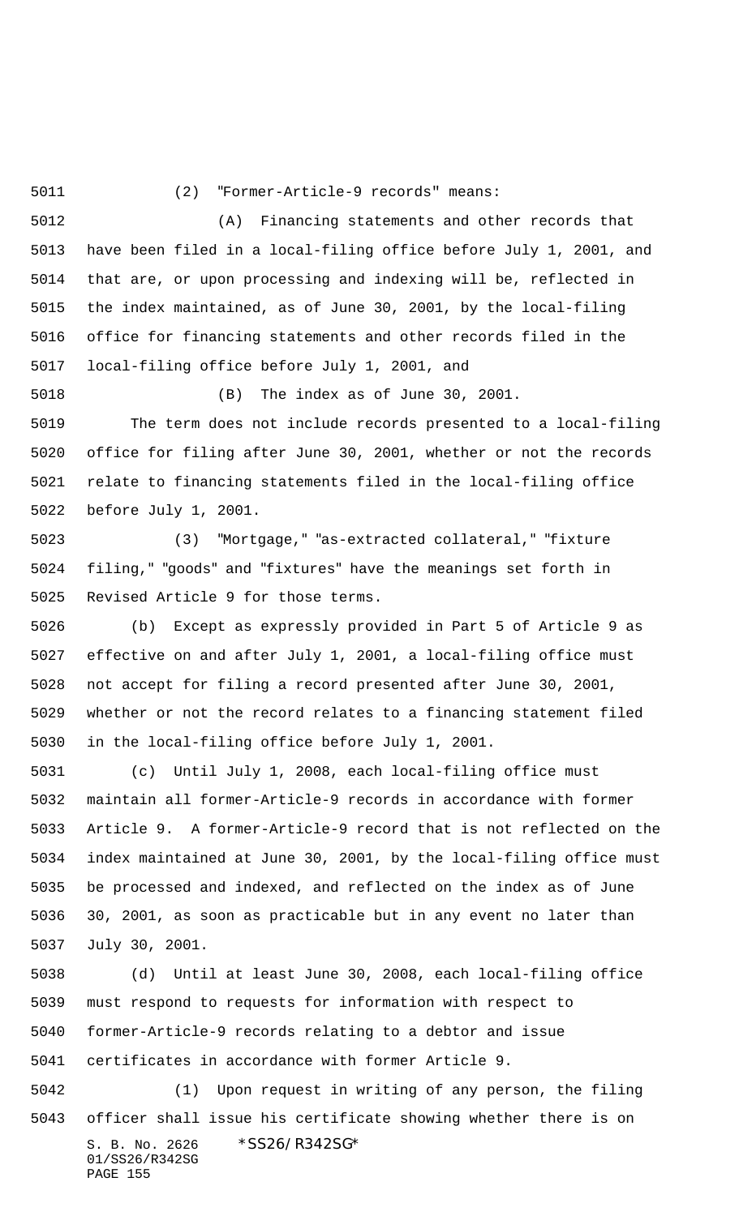(2) "Former-Article-9 records" means:

(A) Financing statements and other records that have been filed in a local-filing office before July 1, 2001, and that are, or upon processing and indexing will be, reflected in the index maintained, as of June 30, 2001, by the local-filing office for financing statements and other records filed in the local-filing office before July 1, 2001, and

(B) The index as of June 30, 2001.

The term does not include records presented to a local-filing office for filing after June 30, 2001, whether or not the records relate to financing statements filed in the local-filing office before July 1, 2001.

(3) "Mortgage," "as-extracted collateral," "fixture filing," "goods" and "fixtures" have the meanings set forth in Revised Article 9 for those terms.

(b) Except as expressly provided in Part 5 of Article 9 as effective on and after July 1, 2001, a local-filing office must not accept for filing a record presented after June 30, 2001, whether or not the record relates to a financing statement filed in the local-filing office before July 1, 2001.

(c) Until July 1, 2008, each local-filing office must maintain all former-Article-9 records in accordance with former Article 9. A former-Article-9 record that is not reflected on the index maintained at June 30, 2001, by the local-filing office must be processed and indexed, and reflected on the index as of June 30, 2001, as soon as practicable but in any event no later than July 30, 2001.

(d) Until at least June 30, 2008, each local-filing office must respond to requests for information with respect to former-Article-9 records relating to a debtor and issue certificates in accordance with former Article 9.

(1) Upon request in writing of any person, the filing officer shall issue his certificate showing whether there is on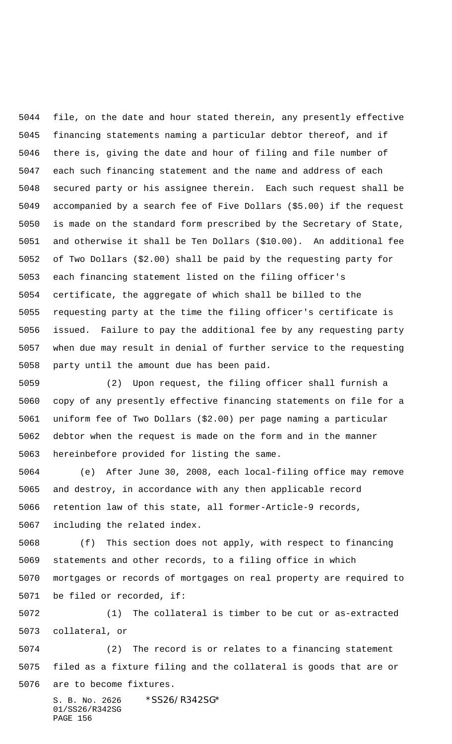file, on the date and hour stated therein, any presently effective financing statements naming a particular debtor thereof, and if there is, giving the date and hour of filing and file number of each such financing statement and the name and address of each secured party or his assignee therein. Each such request shall be accompanied by a search fee of Five Dollars ($5.00) if the request is made on the standard form prescribed by the Secretary of State, and otherwise it shall be Ten Dollars ($10.00). An additional fee of Two Dollars ($2.00) shall be paid by the requesting party for each financing statement listed on the filing officer's certificate, the aggregate of which shall be billed to the requesting party at the time the filing officer's certificate is issued. Failure to pay the additional fee by any requesting party when due may result in denial of further service to the requesting party until the amount due has been paid.

(2) Upon request, the filing officer shall furnish a copy of any presently effective financing statements on file for a uniform fee of Two Dollars ($2.00) per page naming a particular debtor when the request is made on the form and in the manner hereinbefore provided for listing the same.

(e) After June 30, 2008, each local-filing office may remove and destroy, in accordance with any then applicable record retention law of this state, all former-Article-9 records, including the related index.

(f) This section does not apply, with respect to financing statements and other records, to a filing office in which mortgages or records of mortgages on real property are required to be filed or recorded, if:

(1) The collateral is timber to be cut or as-extracted collateral, or

(2) The record is or relates to a financing statement filed as a fixture filing and the collateral is goods that are or are to become fixtures.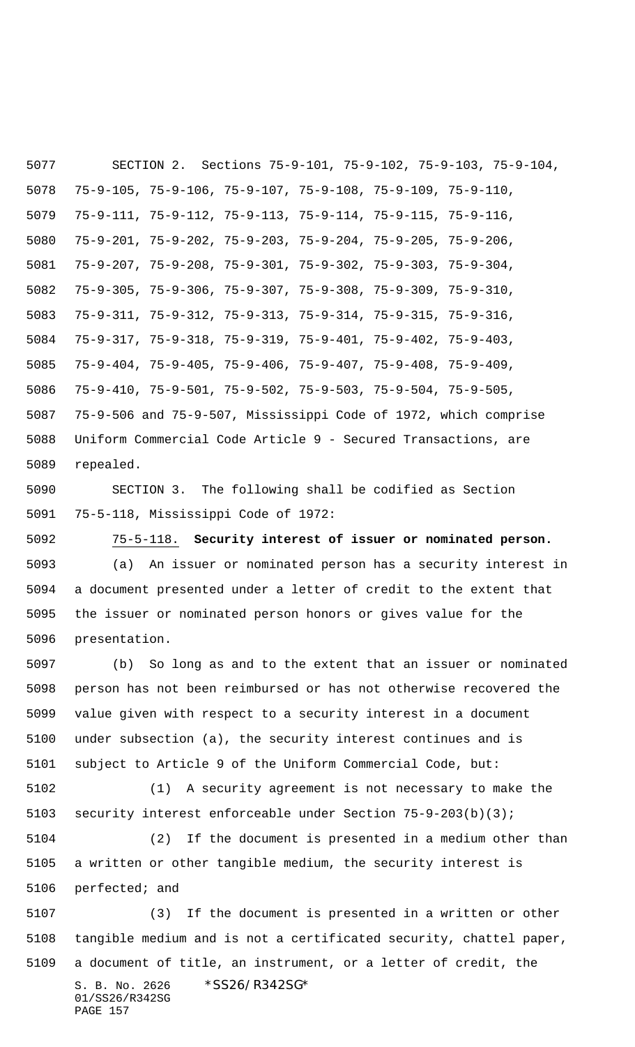SECTION 2. Sections 75-9-101, 75-9-102, 75-9-103, 75-9-104, 75-9-105, 75-9-106, 75-9-107, 75-9-108, 75-9-109, 75-9-110, 75-9-111, 75-9-112, 75-9-113, 75-9-114, 75-9-115, 75-9-116, 75-9-201, 75-9-202, 75-9-203, 75-9-204, 75-9-205, 75-9-206, 75-9-207, 75-9-208, 75-9-301, 75-9-302, 75-9-303, 75-9-304, 75-9-305, 75-9-306, 75-9-307, 75-9-308, 75-9-309, 75-9-310, 75-9-311, 75-9-312, 75-9-313, 75-9-314, 75-9-315, 75-9-316, 75-9-317, 75-9-318, 75-9-319, 75-9-401, 75-9-402, 75-9-403, 75-9-404, 75-9-405, 75-9-406, 75-9-407, 75-9-408, 75-9-409, 75-9-410, 75-9-501, 75-9-502, 75-9-503, 75-9-504, 75-9-505, 75-9-506 and 75-9-507, Mississippi Code of 1972, which comprise Uniform Commercial Code Article 9 - Secured Transactions, are repealed.

SECTION 3. The following shall be codified as Section 75-5-118, Mississippi Code of 1972:

75-5-118. **Security interest of issuer or nominated person.**

(a) An issuer or nominated person has a security interest in a document presented under a letter of credit to the extent that the issuer or nominated person honors or gives value for the presentation.

(b) So long as and to the extent that an issuer or nominated person has not been reimbursed or has not otherwise recovered the value given with respect to a security interest in a document under subsection (a), the security interest continues and is subject to Article 9 of the Uniform Commercial Code, but:

(1) A security agreement is not necessary to make the security interest enforceable under Section 75-9-203(b)(3);

(2) If the document is presented in a medium other than a written or other tangible medium, the security interest is perfected; and

(3) If the document is presented in a written or other tangible medium and is not a certificated security, chattel paper, a document of title, an instrument, or a letter of credit, the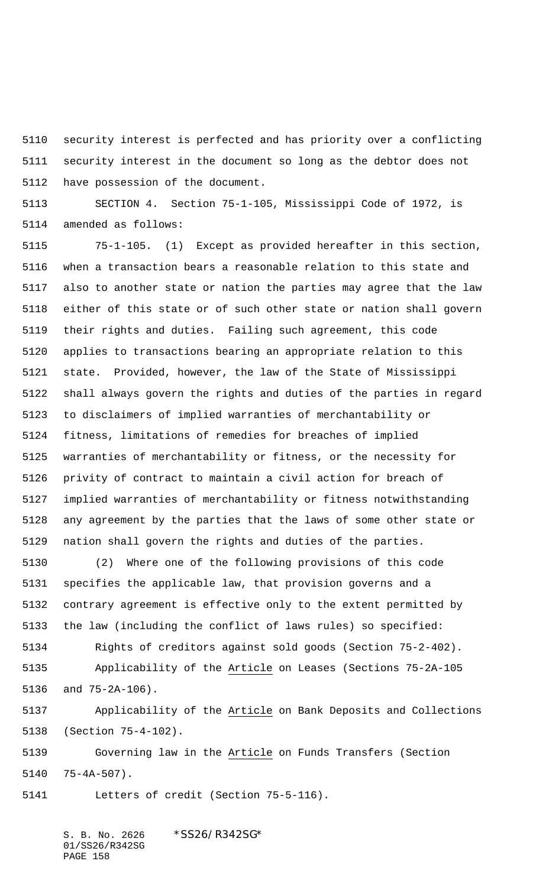security interest is perfected and has priority over a conflicting security interest in the document so long as the debtor does not have possession of the document.

SECTION 4. Section 75-1-105, Mississippi Code of 1972, is amended as follows:

75-1-105. (1) Except as provided hereafter in this section, when a transaction bears a reasonable relation to this state and also to another state or nation the parties may agree that the law either of this state or of such other state or nation shall govern their rights and duties. Failing such agreement, this code applies to transactions bearing an appropriate relation to this state. Provided, however, the law of the State of Mississippi shall always govern the rights and duties of the parties in regard to disclaimers of implied warranties of merchantability or fitness, limitations of remedies for breaches of implied warranties of merchantability or fitness, or the necessity for privity of contract to maintain a civil action for breach of implied warranties of merchantability or fitness notwithstanding any agreement by the parties that the laws of some other state or nation shall govern the rights and duties of the parties.

(2) Where one of the following provisions of this code specifies the applicable law, that provision governs and a contrary agreement is effective only to the extent permitted by the law (including the conflict of laws rules) so specified:

Rights of creditors against sold goods (Section 75-2-402).

Applicability of the Article on Leases (Sections 75-2A-105 and 75-2A-106).

Applicability of the Article on Bank Deposits and Collections (Section 75-4-102).

Governing law in the Article on Funds Transfers (Section 75-4A-507).

Letters of credit (Section 75-5-116).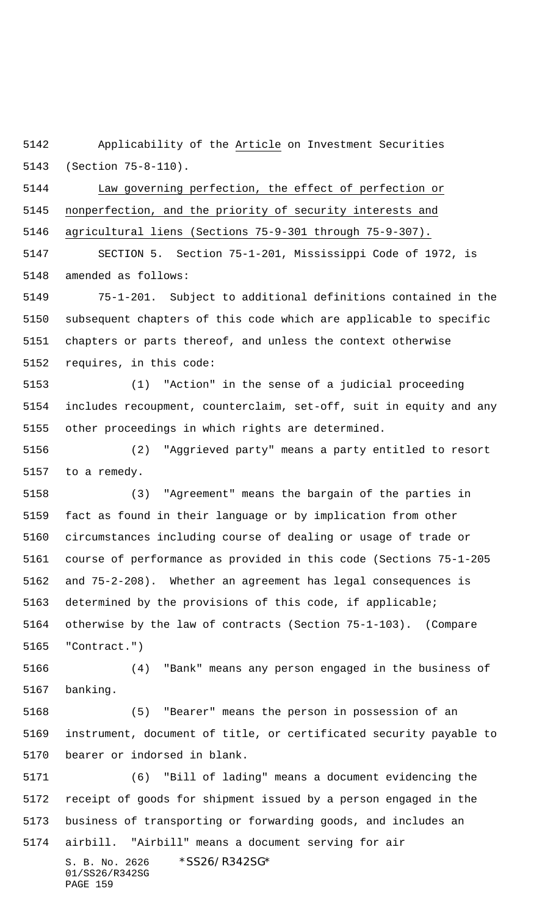Applicability of the Article on Investment Securities (Section 75-8-110).

Law governing perfection, the effect of perfection or nonperfection, and the priority of security interests and agricultural liens (Sections 75-9-301 through 75-9-307).

SECTION 5. Section 75-1-201, Mississippi Code of 1972, is amended as follows:

75-1-201. Subject to additional definitions contained in the subsequent chapters of this code which are applicable to specific chapters or parts thereof, and unless the context otherwise requires, in this code:

(1) "Action" in the sense of a judicial proceeding includes recoupment, counterclaim, set-off, suit in equity and any other proceedings in which rights are determined.

(2) "Aggrieved party" means a party entitled to resort to a remedy.

(3) "Agreement" means the bargain of the parties in fact as found in their language or by implication from other circumstances including course of dealing or usage of trade or course of performance as provided in this code (Sections 75-1-205 and 75-2-208). Whether an agreement has legal consequences is determined by the provisions of this code, if applicable; otherwise by the law of contracts (Section 75-1-103). (Compare "Contract.")

(4) "Bank" means any person engaged in the business of banking.

(5) "Bearer" means the person in possession of an instrument, document of title, or certificated security payable to bearer or indorsed in blank.

(6) "Bill of lading" means a document evidencing the receipt of goods for shipment issued by a person engaged in the business of transporting or forwarding goods, and includes an airbill. "Airbill" means a document serving for air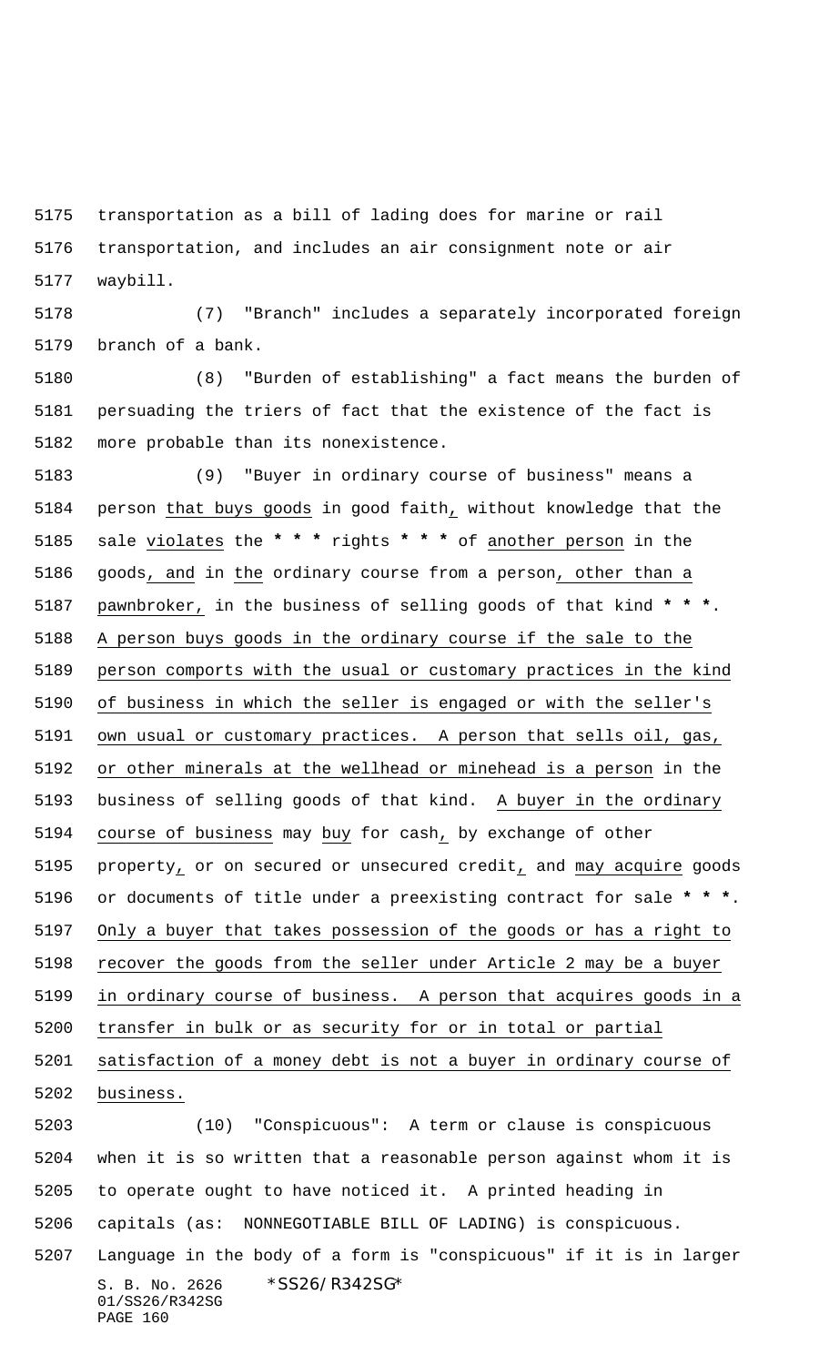transportation as a bill of lading does for marine or rail transportation, and includes an air consignment note or air waybill.

(7) "Branch" includes a separately incorporated foreign branch of a bank.

(8) "Burden of establishing" a fact means the burden of persuading the triers of fact that the existence of the fact is more probable than its nonexistence.

(9) "Buyer in ordinary course of business" means a person that buys goods in good faith, without knowledge that the sale violates the * * * rights * * * of another person in the goods, and in the ordinary course from a person, other than a pawnbroker, in the business of selling goods of that kind * * *. A person buys goods in the ordinary course if the sale to the person comports with the usual or customary practices in the kind of business in which the seller is engaged or with the seller's own usual or customary practices. A person that sells oil, gas, or other minerals at the wellhead or minehead is a person in the business of selling goods of that kind. A buyer in the ordinary course of business may buy for cash, by exchange of other property, or on secured or unsecured credit, and may acquire goods or documents of title under a preexisting contract for sale * * *. Only a buyer that takes possession of the goods or has a right to recover the goods from the seller under Article 2 may be a buyer in ordinary course of business. A person that acquires goods in a transfer in bulk or as security for or in total or partial satisfaction of a money debt is not a buyer in ordinary course of business.

(10) "Conspicuous": A term or clause is conspicuous when it is so written that a reasonable person against whom it is to operate ought to have noticed it. A printed heading in capitals (as: NONNEGOTIABLE BILL OF LADING) is conspicuous. Language in the body of a form is "conspicuous" if it is in larger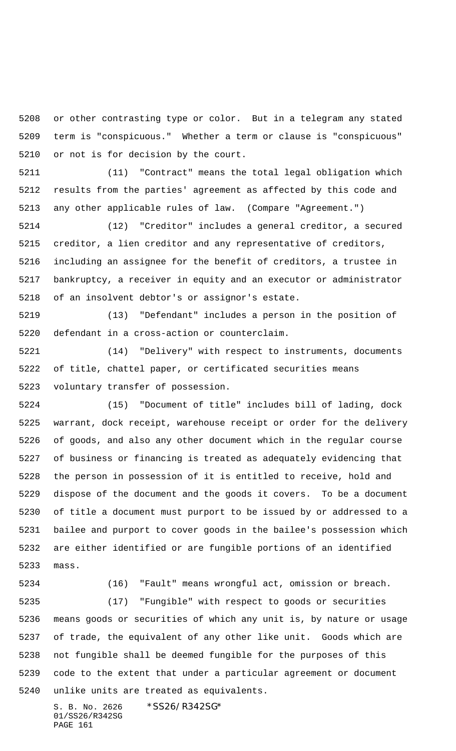or other contrasting type or color. But in a telegram any stated term is "conspicuous." Whether a term or clause is "conspicuous" or not is for decision by the court.

(11) "Contract" means the total legal obligation which results from the parties' agreement as affected by this code and any other applicable rules of law. (Compare "Agreement.")

(12) "Creditor" includes a general creditor, a secured creditor, a lien creditor and any representative of creditors, including an assignee for the benefit of creditors, a trustee in bankruptcy, a receiver in equity and an executor or administrator of an insolvent debtor's or assignor's estate.

(13) "Defendant" includes a person in the position of defendant in a cross-action or counterclaim.

(14) "Delivery" with respect to instruments, documents of title, chattel paper, or certificated securities means voluntary transfer of possession.

(15) "Document of title" includes bill of lading, dock warrant, dock receipt, warehouse receipt or order for the delivery of goods, and also any other document which in the regular course of business or financing is treated as adequately evidencing that the person in possession of it is entitled to receive, hold and dispose of the document and the goods it covers. To be a document of title a document must purport to be issued by or addressed to a bailee and purport to cover goods in the bailee's possession which are either identified or are fungible portions of an identified mass.

(16) "Fault" means wrongful act, omission or breach.

(17) "Fungible" with respect to goods or securities means goods or securities of which any unit is, by nature or usage of trade, the equivalent of any other like unit. Goods which are not fungible shall be deemed fungible for the purposes of this code to the extent that under a particular agreement or document unlike units are treated as equivalents.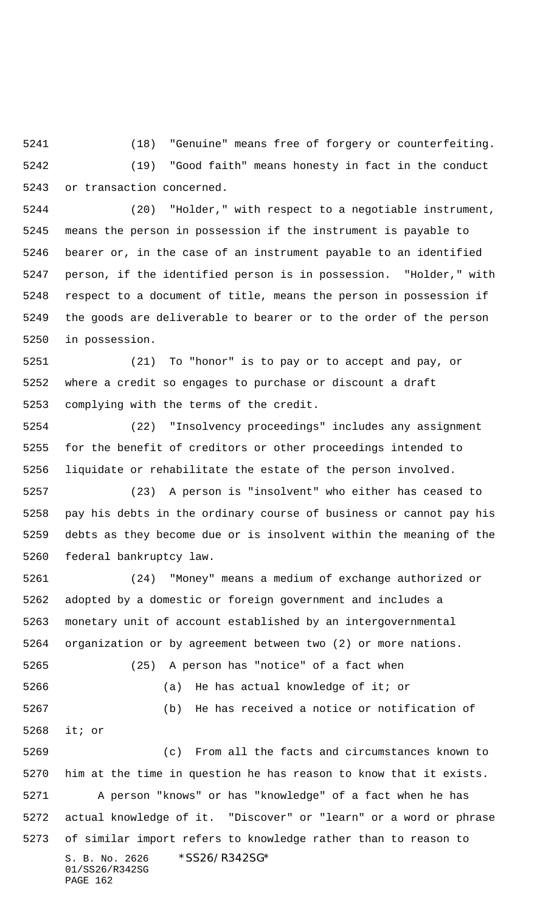(18) "Genuine" means free of forgery or counterfeiting.

(19) "Good faith" means honesty in fact in the conduct or transaction concerned.

(20) "Holder," with respect to a negotiable instrument, means the person in possession if the instrument is payable to bearer or, in the case of an instrument payable to an identified person, if the identified person is in possession. "Holder," with respect to a document of title, means the person in possession if the goods are deliverable to bearer or to the order of the person in possession.

(21) To "honor" is to pay or to accept and pay, or where a credit so engages to purchase or discount a draft complying with the terms of the credit.

(22) "Insolvency proceedings" includes any assignment for the benefit of creditors or other proceedings intended to liquidate or rehabilitate the estate of the person involved.

(23) A person is "insolvent" who either has ceased to pay his debts in the ordinary course of business or cannot pay his debts as they become due or is insolvent within the meaning of the federal bankruptcy law.

(24) "Money" means a medium of exchange authorized or adopted by a domestic or foreign government and includes a monetary unit of account established by an intergovernmental organization or by agreement between two (2) or more nations.

(25) A person has "notice" of a fact when

(a) He has actual knowledge of it; or

(b) He has received a notice or notification of it; or

(c) From all the facts and circumstances known to him at the time in question he has reason to know that it exists.

A person "knows" or has "knowledge" of a fact when he has actual knowledge of it. "Discover" or "learn" or a word or phrase of similar import refers to knowledge rather than to reason to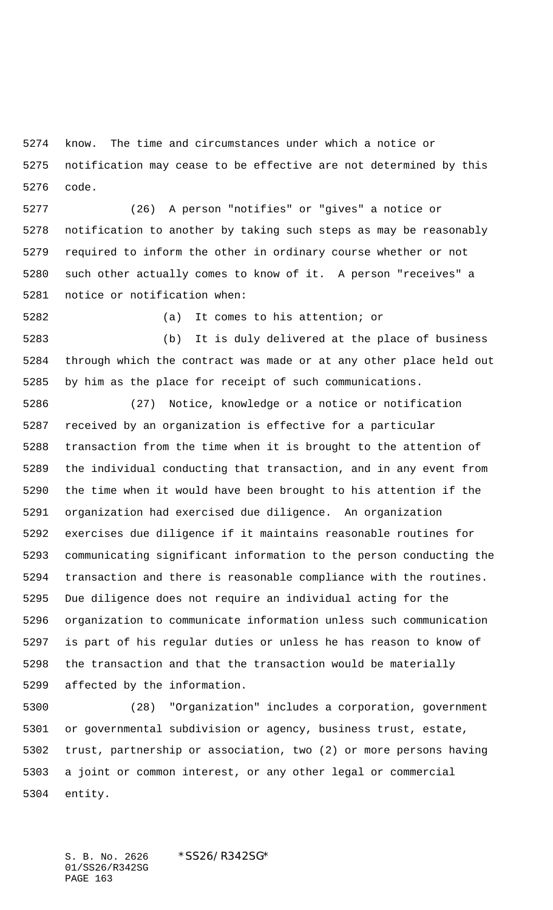know. The time and circumstances under which a notice or notification may cease to be effective are not determined by this code.

(26) A person "notifies" or "gives" a notice or notification to another by taking such steps as may be reasonably required to inform the other in ordinary course whether or not such other actually comes to know of it. A person "receives" a notice or notification when:

(a) It comes to his attention; or

(b) It is duly delivered at the place of business through which the contract was made or at any other place held out by him as the place for receipt of such communications.

(27) Notice, knowledge or a notice or notification received by an organization is effective for a particular transaction from the time when it is brought to the attention of the individual conducting that transaction, and in any event from the time when it would have been brought to his attention if the organization had exercised due diligence. An organization exercises due diligence if it maintains reasonable routines for communicating significant information to the person conducting the transaction and there is reasonable compliance with the routines. Due diligence does not require an individual acting for the organization to communicate information unless such communication is part of his regular duties or unless he has reason to know of the transaction and that the transaction would be materially affected by the information.

(28) "Organization" includes a corporation, government or governmental subdivision or agency, business trust, estate, trust, partnership or association, two (2) or more persons having a joint or common interest, or any other legal or commercial entity.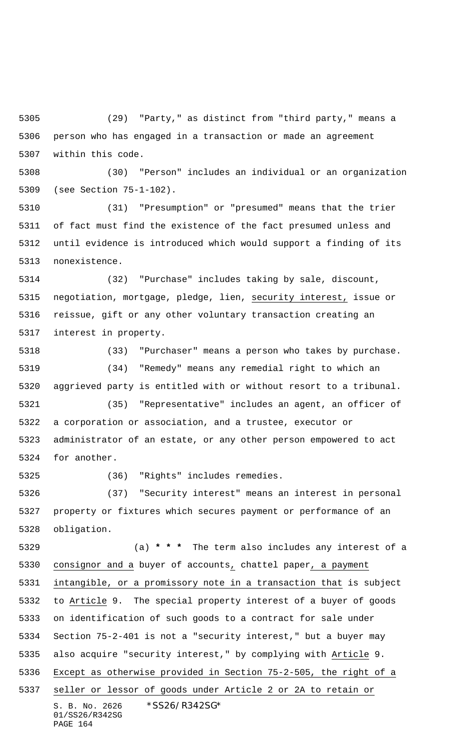(29) "Party," as distinct from "third party," means a person who has engaged in a transaction or made an agreement within this code.

(30) "Person" includes an individual or an organization (see Section 75-1-102).

(31) "Presumption" or "presumed" means that the trier of fact must find the existence of the fact presumed unless and until evidence is introduced which would support a finding of its nonexistence.

(32) "Purchase" includes taking by sale, discount, negotiation, mortgage, pledge, lien, security interest, issue or reissue, gift or any other voluntary transaction creating an interest in property.

(33) "Purchaser" means a person who takes by purchase.

(34) "Remedy" means any remedial right to which an aggrieved party is entitled with or without resort to a tribunal.

(35) "Representative" includes an agent, an officer of a corporation or association, and a trustee, executor or administrator of an estate, or any other person empowered to act for another.

(36) "Rights" includes remedies.

(37) "Security interest" means an interest in personal property or fixtures which secures payment or performance of an obligation.

(a) *** The term also includes any interest of a consignor and a buyer of accounts, chattel paper, a payment intangible, or a promissory note in a transaction that is subject to Article 9. The special property interest of a buyer of goods on identification of such goods to a contract for sale under Section 75-2-401 is not a "security interest," but a buyer may also acquire "security interest," by complying with Article 9. Except as otherwise provided in Section 75-2-505, the right of a seller or lessor of goods under Article 2 or 2A to retain or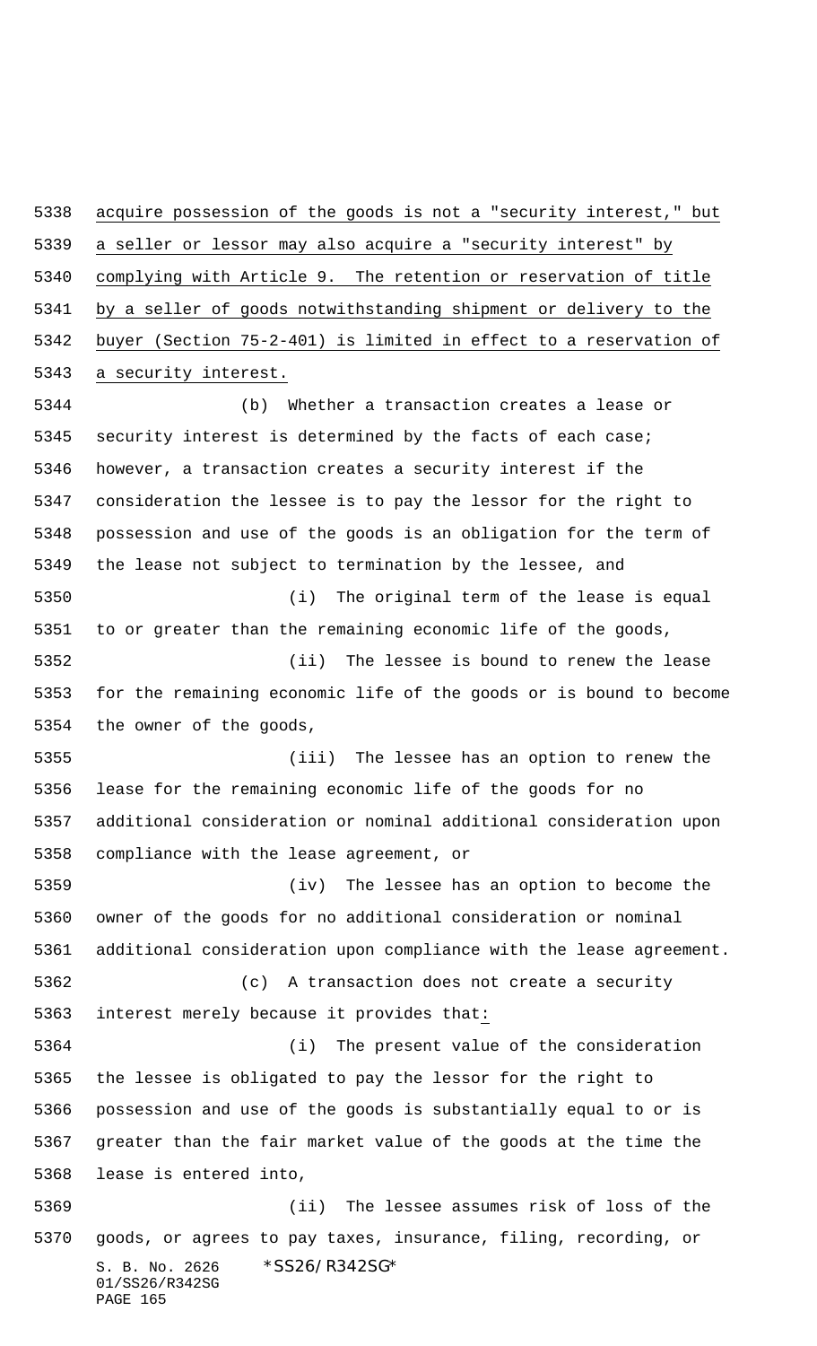acquire possession of the goods is not a "security interest," but a seller or lessor may also acquire a "security interest" by complying with Article 9. The retention or reservation of title by a seller of goods notwithstanding shipment or delivery to the buyer (Section 75-2-401) is limited in effect to a reservation of a security interest.

(b) Whether a transaction creates a lease or security interest is determined by the facts of each case; however, a transaction creates a security interest if the consideration the lessee is to pay the lessor for the right to possession and use of the goods is an obligation for the term of the lease not subject to termination by the lessee, and

(i) The original term of the lease is equal to or greater than the remaining economic life of the goods,

(ii) The lessee is bound to renew the lease for the remaining economic life of the goods or is bound to become the owner of the goods,

(iii) The lessee has an option to renew the lease for the remaining economic life of the goods for no additional consideration or nominal additional consideration upon compliance with the lease agreement, or

(iv) The lessee has an option to become the owner of the goods for no additional consideration or nominal additional consideration upon compliance with the lease agreement.

(c) A transaction does not create a security interest merely because it provides that:

(i) The present value of the consideration the lessee is obligated to pay the lessor for the right to possession and use of the goods is substantially equal to or is greater than the fair market value of the goods at the time the lease is entered into,

(ii) The lessee assumes risk of loss of the goods, or agrees to pay taxes, insurance, filing, recording, or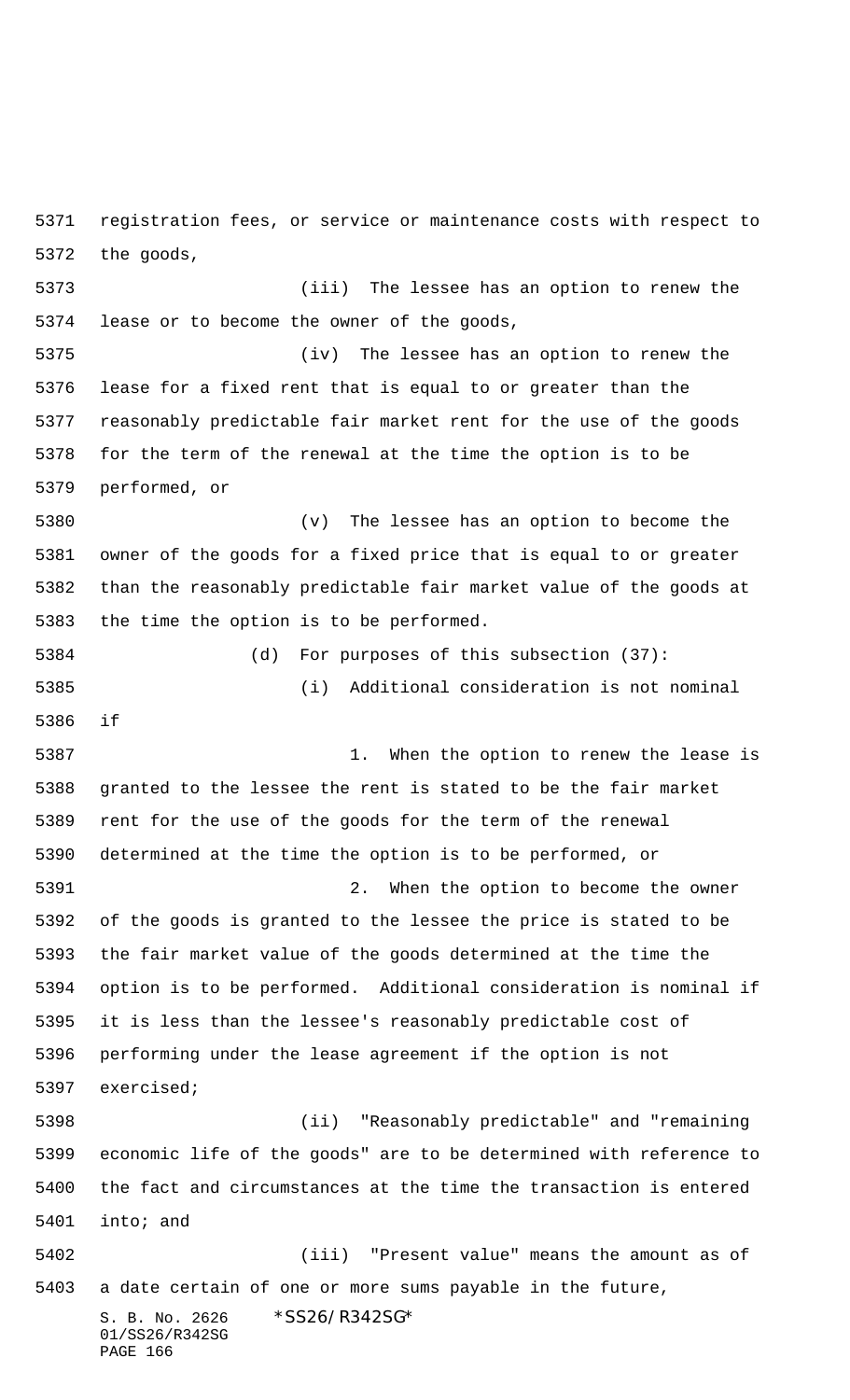registration fees, or service or maintenance costs with respect to the goods,

(iii) The lessee has an option to renew the lease or to become the owner of the goods,

(iv) The lessee has an option to renew the lease for a fixed rent that is equal to or greater than the reasonably predictable fair market rent for the use of the goods for the term of the renewal at the time the option is to be performed, or

(v) The lessee has an option to become the owner of the goods for a fixed price that is equal to or greater than the reasonably predictable fair market value of the goods at the time the option is to be performed.

(d) For purposes of this subsection (37):

(i) Additional consideration is not nominal if

1. When the option to renew the lease is granted to the lessee the rent is stated to be the fair market rent for the use of the goods for the term of the renewal determined at the time the option is to be performed, or

2. When the option to become the owner of the goods is granted to the lessee the price is stated to be the fair market value of the goods determined at the time the option is to be performed. Additional consideration is nominal if it is less than the lessee's reasonably predictable cost of performing under the lease agreement if the option is not exercised;

(ii) "Reasonably predictable" and "remaining economic life of the goods" are to be determined with reference to the fact and circumstances at the time the transaction is entered into; and

(iii) "Present value" means the amount as of a date certain of one or more sums payable in the future,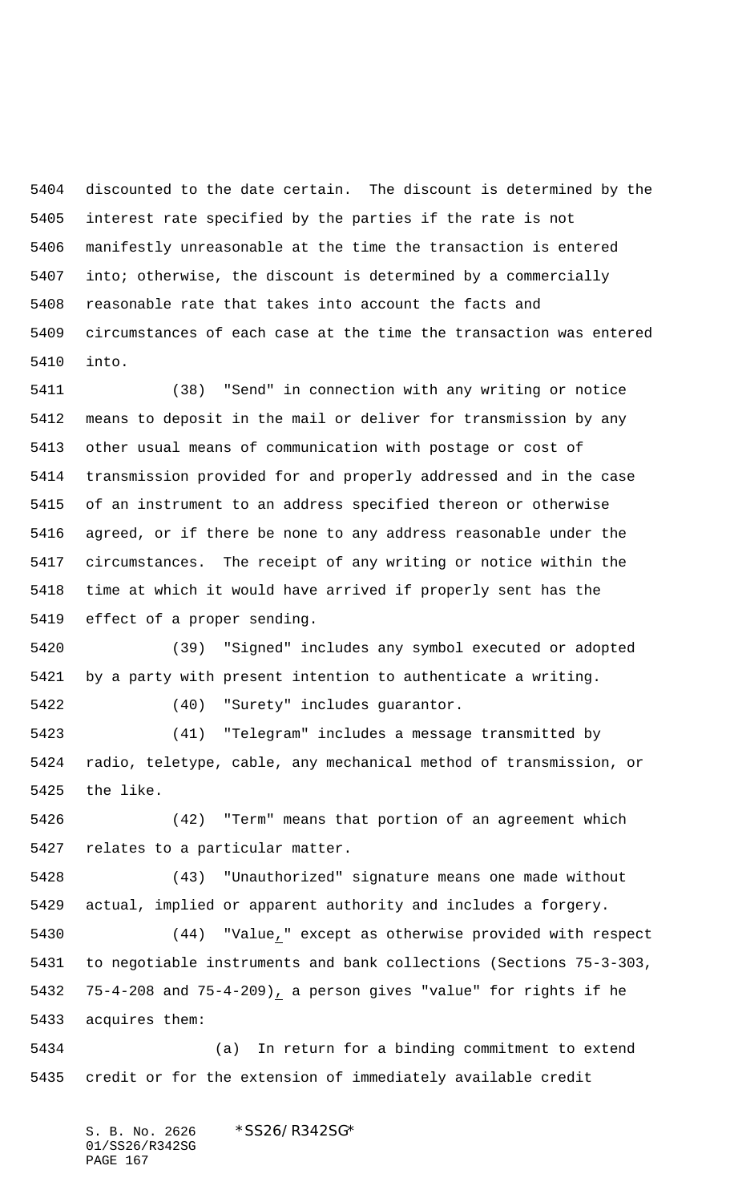discounted to the date certain. The discount is determined by the interest rate specified by the parties if the rate is not manifestly unreasonable at the time the transaction is entered into; otherwise, the discount is determined by a commercially reasonable rate that takes into account the facts and circumstances of each case at the time the transaction was entered into.

(38) "Send" in connection with any writing or notice means to deposit in the mail or deliver for transmission by any other usual means of communication with postage or cost of transmission provided for and properly addressed and in the case of an instrument to an address specified thereon or otherwise agreed, or if there be none to any address reasonable under the circumstances. The receipt of any writing or notice within the time at which it would have arrived if properly sent has the effect of a proper sending.

(39) "Signed" includes any symbol executed or adopted by a party with present intention to authenticate a writing.

(40) "Surety" includes guarantor.

(41) "Telegram" includes a message transmitted by radio, teletype, cable, any mechanical method of transmission, or the like.

(42) "Term" means that portion of an agreement which relates to a particular matter.

(43) "Unauthorized" signature means one made without actual, implied or apparent authority and includes a forgery.

(44) "Value," except as otherwise provided with respect to negotiable instruments and bank collections (Sections 75-3-303, 75-4-208 and 75-4-209), a person gives "value" for rights if he acquires them:

(a) In return for a binding commitment to extend credit or for the extension of immediately available credit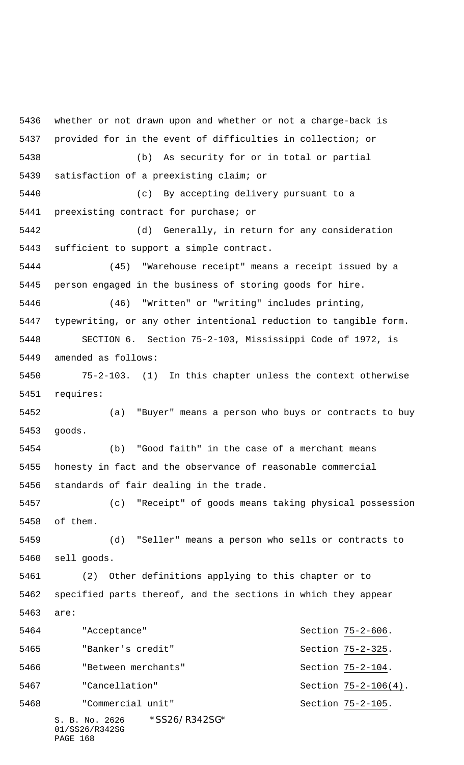whether or not drawn upon and whether or not a charge-back is provided for in the event of difficulties in collection; or

(b) As security for or in total or partial satisfaction of a preexisting claim; or

(c) By accepting delivery pursuant to a preexisting contract for purchase; or

(d) Generally, in return for any consideration sufficient to support a simple contract.

(45) "Warehouse receipt" means a receipt issued by a person engaged in the business of storing goods for hire.

(46) "Written" or "writing" includes printing, typewriting, or any other intentional reduction to tangible form.

SECTION 6. Section 75-2-103, Mississippi Code of 1972, is amended as follows:

75-2-103. (1) In this chapter unless the context otherwise requires:

(a) "Buyer" means a person who buys or contracts to buy goods.

(b) "Good faith" in the case of a merchant means honesty in fact and the observance of reasonable commercial standards of fair dealing in the trade.

(c) "Receipt" of goods means taking physical possession of them.

(d) "Seller" means a person who sells or contracts to sell goods.

(2) Other definitions applying to this chapter or to specified parts thereof, and the sections in which they appear are:

| | |
|---|---|
| "Acceptance" | Section 75-2-606. |
| "Banker's credit" | Section 75-2-325. |
| "Between merchants" | Section 75-2-104. |
| "Cancellation" | Section 75-2-106(4). |
| "Commercial unit" | Section 75-2-105. |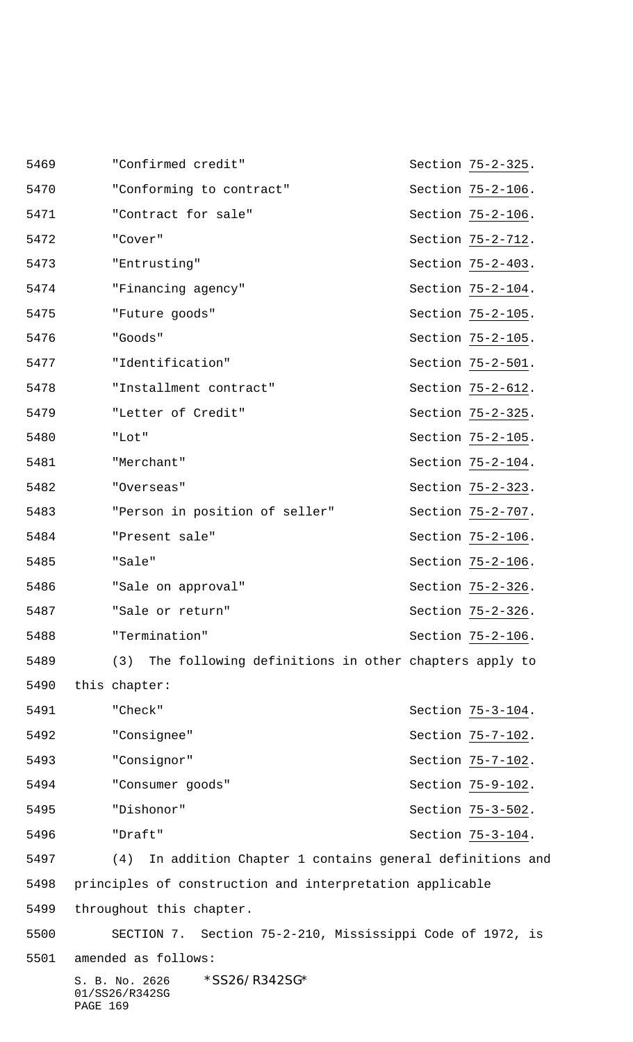"Confirmed credit" Section 75-2-325.

"Conforming to contract" Section 75-2-106.

"Contract for sale" Section 75-2-106.

"Cover" Section 75-2-712.

"Entrusting" Section 75-2-403.

"Financing agency" Section 75-2-104.

"Future goods" Section 75-2-105.

"Goods" Section 75-2-105.

"Identification" Section 75-2-501.

"Installment contract" Section 75-2-612.

"Letter of Credit" Section 75-2-325.

"Lot" Section 75-2-105.

"Merchant" Section 75-2-104.

"Overseas" Section 75-2-323.

"Person in position of seller" Section 75-2-707.

"Present sale" Section 75-2-106.

"Sale" Section 75-2-106.

"Sale on approval" Section 75-2-326.

"Sale or return" Section 75-2-326.

"Termination" Section 75-2-106.

(3) The following definitions in other chapters apply to this chapter:

"Check" Section 75-3-104.

"Consignee" Section 75-7-102.

"Consignor" Section 75-7-102.

"Consumer goods" Section 75-9-102.

"Dishonor" Section 75-3-502.

"Draft" Section 75-3-104.

(4) In addition Chapter 1 contains general definitions and principles of construction and interpretation applicable throughout this chapter.

SECTION 7. Section 75-2-210, Mississippi Code of 1972, is amended as follows: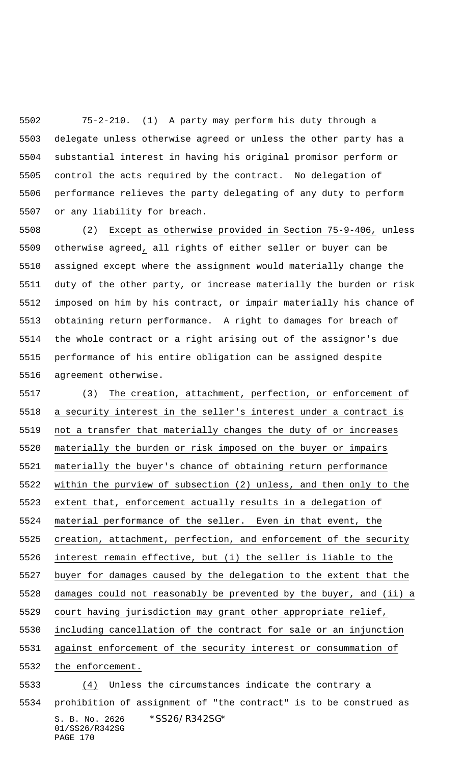75-2-210. (1) A party may perform his duty through a delegate unless otherwise agreed or unless the other party has a substantial interest in having his original promisor perform or control the acts required by the contract. No delegation of performance relieves the party delegating of any duty to perform or any liability for breach.

(2) Except as otherwise provided in Section 75-9-406, unless otherwise agreed, all rights of either seller or buyer can be assigned except where the assignment would materially change the duty of the other party, or increase materially the burden or risk imposed on him by his contract, or impair materially his chance of obtaining return performance. A right to damages for breach of the whole contract or a right arising out of the assignor's due performance of his entire obligation can be assigned despite agreement otherwise.

(3) The creation, attachment, perfection, or enforcement of a security interest in the seller's interest under a contract is not a transfer that materially changes the duty of or increases materially the burden or risk imposed on the buyer or impairs materially the buyer's chance of obtaining return performance within the purview of subsection (2) unless, and then only to the extent that, enforcement actually results in a delegation of material performance of the seller. Even in that event, the creation, attachment, perfection, and enforcement of the security interest remain effective, but (i) the seller is liable to the buyer for damages caused by the delegation to the extent that the damages could not reasonably be prevented by the buyer, and (ii) a court having jurisdiction may grant other appropriate relief, including cancellation of the contract for sale or an injunction against enforcement of the security interest or consummation of the enforcement.

(4) Unless the circumstances indicate the contrary a prohibition of assignment of "the contract" is to be construed as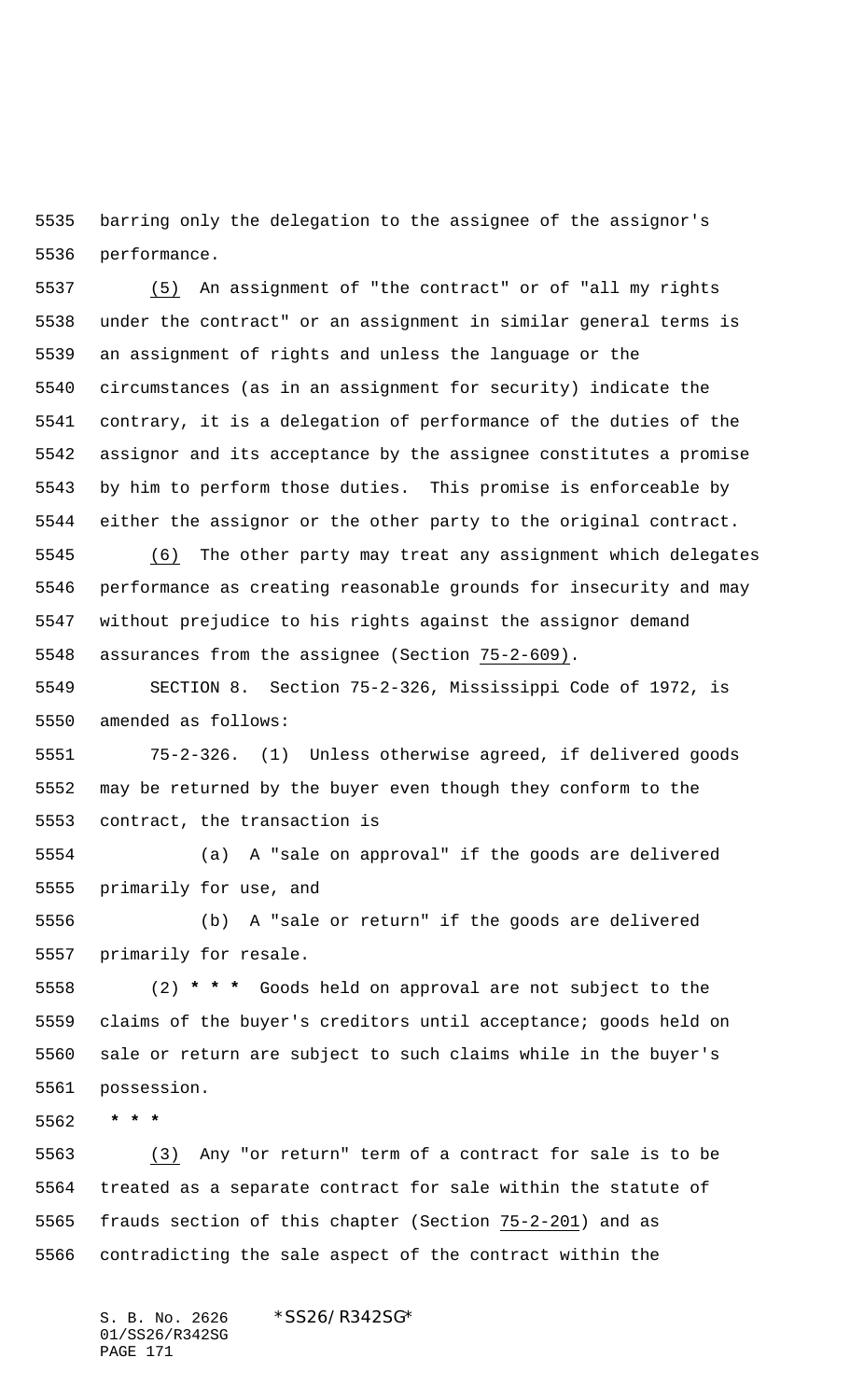barring only the delegation to the assignee of the assignor's performance.

(5) An assignment of "the contract" or of "all my rights under the contract" or an assignment in similar general terms is an assignment of rights and unless the language or the circumstances (as in an assignment for security) indicate the contrary, it is a delegation of performance of the duties of the assignor and its acceptance by the assignee constitutes a promise by him to perform those duties. This promise is enforceable by either the assignor or the other party to the original contract.

(6) The other party may treat any assignment which delegates performance as creating reasonable grounds for insecurity and may without prejudice to his rights against the assignor demand assurances from the assignee (Section 75-2-609).

SECTION 8. Section 75-2-326, Mississippi Code of 1972, is amended as follows:

75-2-326. (1) Unless otherwise agreed, if delivered goods may be returned by the buyer even though they conform to the contract, the transaction is

(a) A "sale on approval" if the goods are delivered primarily for use, and

(b) A "sale or return" if the goods are delivered primarily for resale.

(2) * * * Goods held on approval are not subject to the claims of the buyer's creditors until acceptance; goods held on sale or return are subject to such claims while in the buyer's possession.

* * *

(3) Any "or return" term of a contract for sale is to be treated as a separate contract for sale within the statute of frauds section of this chapter (Section 75-2-201) and as contradicting the sale aspect of the contract within the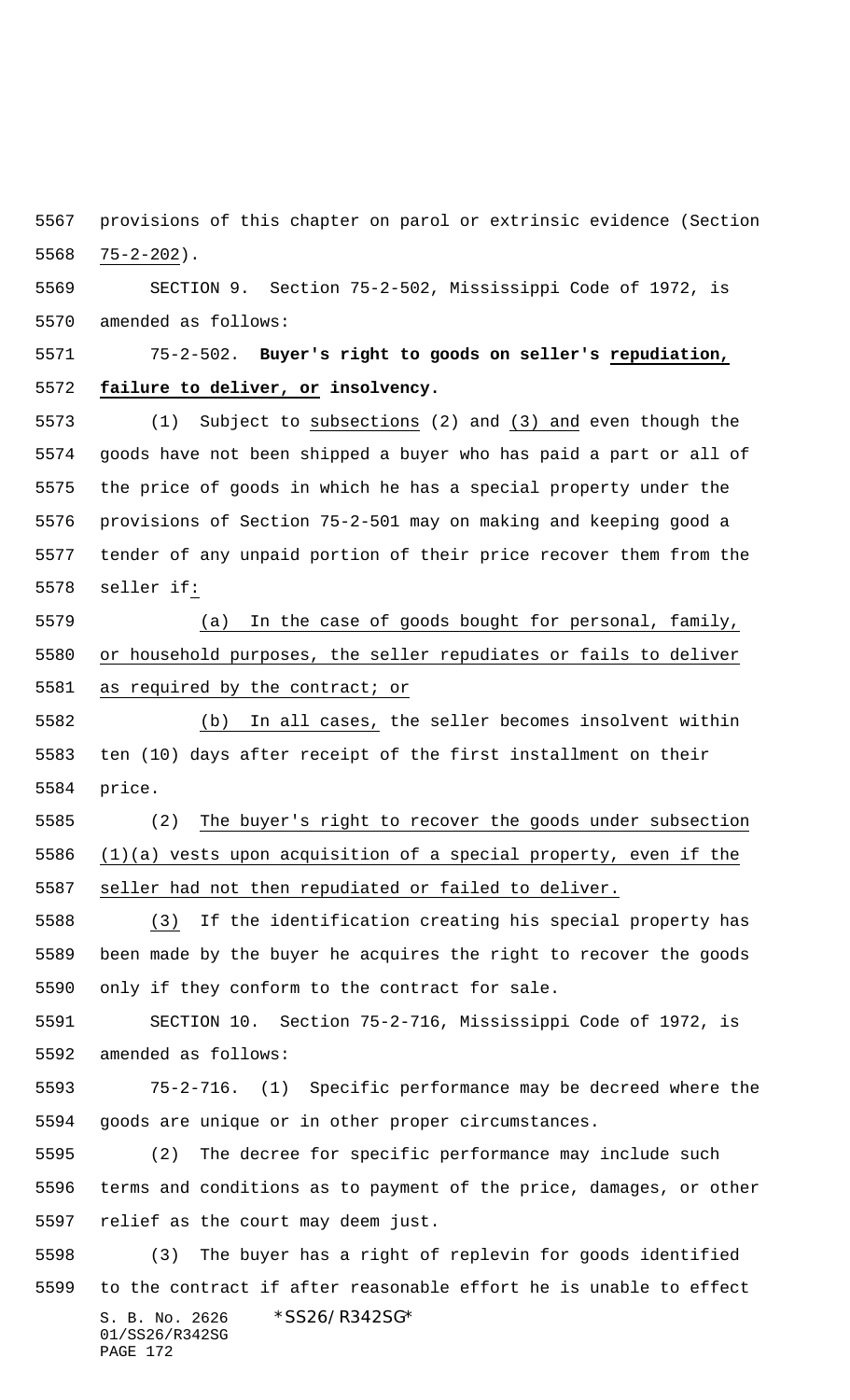provisions of this chapter on parol or extrinsic evidence (Section 75-2-202).

SECTION 9. Section 75-2-502, Mississippi Code of 1972, is amended as follows:

75-2-502. **Buyer's right to goods on seller's repudiation, failure to deliver, or insolvency.**

(1) Subject to subsections (2) and (3) and even though the goods have not been shipped a buyer who has paid a part or all of the price of goods in which he has a special property under the provisions of Section 75-2-501 may on making and keeping good a tender of any unpaid portion of their price recover them from the seller if:

(a) In the case of goods bought for personal, family, or household purposes, the seller repudiates or fails to deliver as required by the contract; or

(b) In all cases, the seller becomes insolvent within ten (10) days after receipt of the first installment on their price.

(2) The buyer's right to recover the goods under subsection (1)(a) vests upon acquisition of a special property, even if the seller had not then repudiated or failed to deliver.

(3) If the identification creating his special property has been made by the buyer he acquires the right to recover the goods only if they conform to the contract for sale.

SECTION 10. Section 75-2-716, Mississippi Code of 1972, is amended as follows:

75-2-716. (1) Specific performance may be decreed where the goods are unique or in other proper circumstances.

(2) The decree for specific performance may include such terms and conditions as to payment of the price, damages, or other relief as the court may deem just.

(3) The buyer has a right of replevin for goods identified to the contract if after reasonable effort he is unable to effect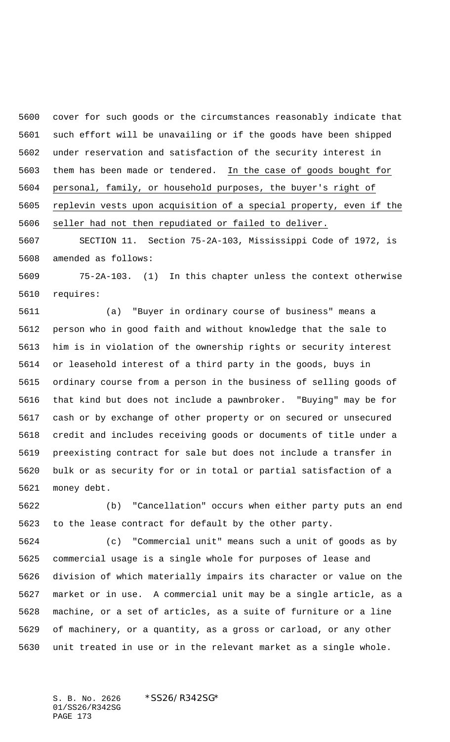cover for such goods or the circumstances reasonably indicate that such effort will be unavailing or if the goods have been shipped under reservation and satisfaction of the security interest in them has been made or tendered. In the case of goods bought for personal, family, or household purposes, the buyer's right of replevin vests upon acquisition of a special property, even if the seller had not then repudiated or failed to deliver.

SECTION 11. Section 75-2A-103, Mississippi Code of 1972, is amended as follows:

75-2A-103. (1) In this chapter unless the context otherwise requires:

(a) "Buyer in ordinary course of business" means a person who in good faith and without knowledge that the sale to him is in violation of the ownership rights or security interest or leasehold interest of a third party in the goods, buys in ordinary course from a person in the business of selling goods of that kind but does not include a pawnbroker. "Buying" may be for cash or by exchange of other property or on secured or unsecured credit and includes receiving goods or documents of title under a preexisting contract for sale but does not include a transfer in bulk or as security for or in total or partial satisfaction of a money debt.

(b) "Cancellation" occurs when either party puts an end to the lease contract for default by the other party.

(c) "Commercial unit" means such a unit of goods as by commercial usage is a single whole for purposes of lease and division of which materially impairs its character or value on the market or in use. A commercial unit may be a single article, as a machine, or a set of articles, as a suite of furniture or a line of machinery, or a quantity, as a gross or carload, or any other unit treated in use or in the relevant market as a single whole.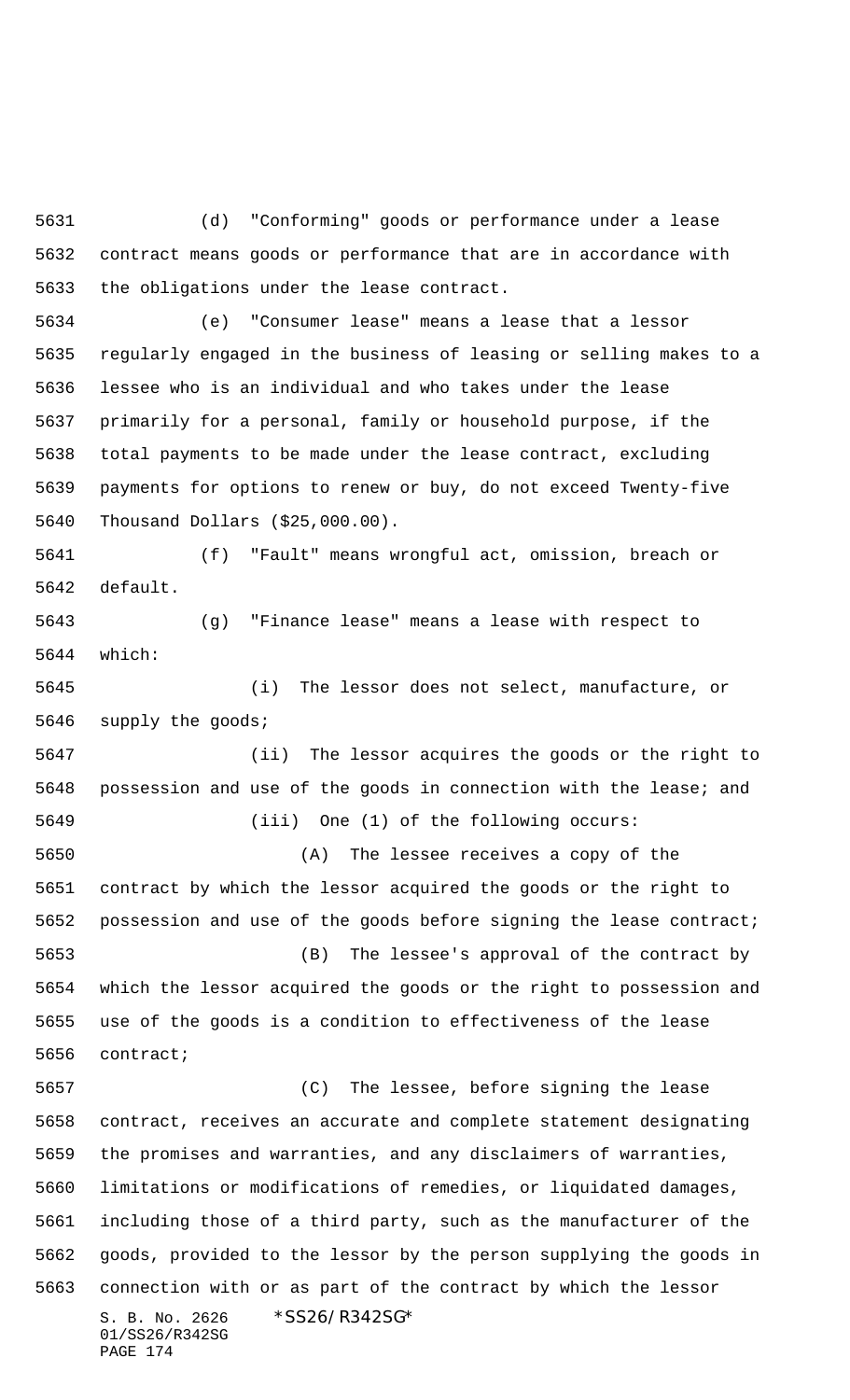(d) "Conforming" goods or performance under a lease contract means goods or performance that are in accordance with the obligations under the lease contract.

(e) "Consumer lease" means a lease that a lessor regularly engaged in the business of leasing or selling makes to a lessee who is an individual and who takes under the lease primarily for a personal, family or household purpose, if the total payments to be made under the lease contract, excluding payments for options to renew or buy, do not exceed Twenty-five Thousand Dollars ($25,000.00).

(f) "Fault" means wrongful act, omission, breach or default.

(g) "Finance lease" means a lease with respect to which:

(i) The lessor does not select, manufacture, or supply the goods;

(ii) The lessor acquires the goods or the right to possession and use of the goods in connection with the lease; and

(iii) One (1) of the following occurs:

(A) The lessee receives a copy of the contract by which the lessor acquired the goods or the right to possession and use of the goods before signing the lease contract;

(B) The lessee's approval of the contract by which the lessor acquired the goods or the right to possession and use of the goods is a condition to effectiveness of the lease contract;

(C) The lessee, before signing the lease contract, receives an accurate and complete statement designating the promises and warranties, and any disclaimers of warranties, limitations or modifications of remedies, or liquidated damages, including those of a third party, such as the manufacturer of the goods, provided to the lessor by the person supplying the goods in connection with or as part of the contract by which the lessor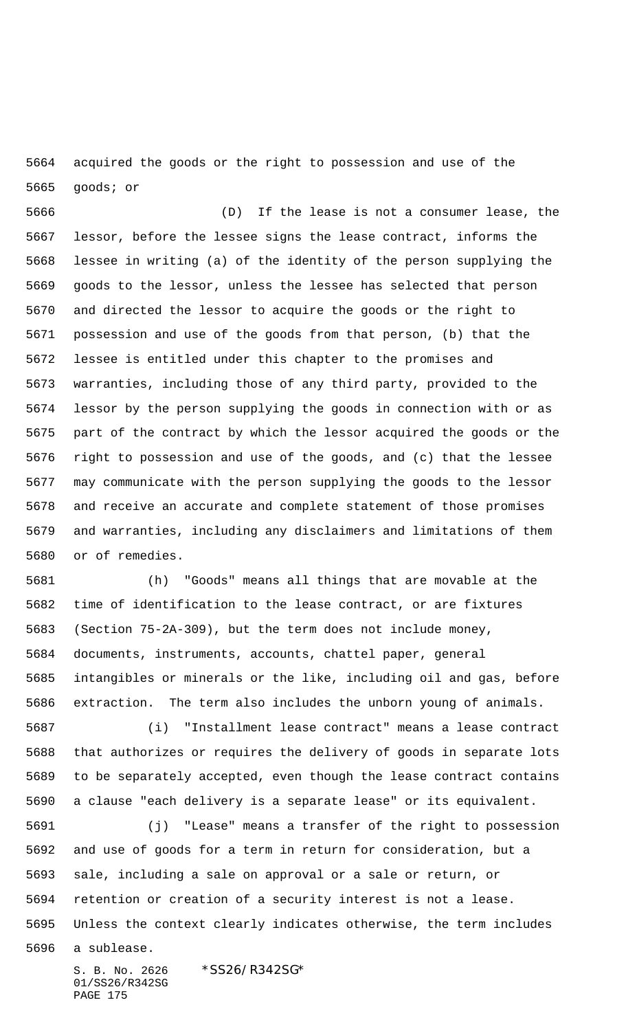acquired the goods or the right to possession and use of the goods; or

(D) If the lease is not a consumer lease, the lessor, before the lessee signs the lease contract, informs the lessee in writing (a) of the identity of the person supplying the goods to the lessor, unless the lessee has selected that person and directed the lessor to acquire the goods or the right to possession and use of the goods from that person, (b) that the lessee is entitled under this chapter to the promises and warranties, including those of any third party, provided to the lessor by the person supplying the goods in connection with or as part of the contract by which the lessor acquired the goods or the right to possession and use of the goods, and (c) that the lessee may communicate with the person supplying the goods to the lessor and receive an accurate and complete statement of those promises and warranties, including any disclaimers and limitations of them or of remedies.

(h) "Goods" means all things that are movable at the time of identification to the lease contract, or are fixtures (Section 75-2A-309), but the term does not include money, documents, instruments, accounts, chattel paper, general intangibles or minerals or the like, including oil and gas, before extraction. The term also includes the unborn young of animals.

(i) "Installment lease contract" means a lease contract that authorizes or requires the delivery of goods in separate lots to be separately accepted, even though the lease contract contains a clause "each delivery is a separate lease" or its equivalent.

(j) "Lease" means a transfer of the right to possession and use of goods for a term in return for consideration, but a sale, including a sale on approval or a sale or return, or retention or creation of a security interest is not a lease. Unless the context clearly indicates otherwise, the term includes a sublease.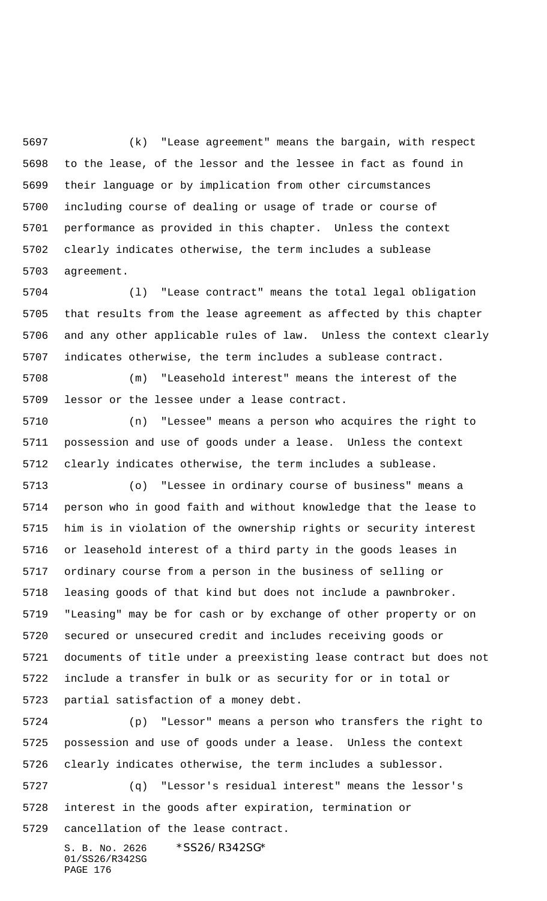(k) "Lease agreement" means the bargain, with respect to the lease, of the lessor and the lessee in fact as found in their language or by implication from other circumstances including course of dealing or usage of trade or course of performance as provided in this chapter. Unless the context clearly indicates otherwise, the term includes a sublease agreement.

(l) "Lease contract" means the total legal obligation that results from the lease agreement as affected by this chapter and any other applicable rules of law. Unless the context clearly indicates otherwise, the term includes a sublease contract.

(m) "Leasehold interest" means the interest of the lessor or the lessee under a lease contract.

(n) "Lessee" means a person who acquires the right to possession and use of goods under a lease. Unless the context clearly indicates otherwise, the term includes a sublease.

(o) "Lessee in ordinary course of business" means a person who in good faith and without knowledge that the lease to him is in violation of the ownership rights or security interest or leasehold interest of a third party in the goods leases in ordinary course from a person in the business of selling or leasing goods of that kind but does not include a pawnbroker. "Leasing" may be for cash or by exchange of other property or on secured or unsecured credit and includes receiving goods or documents of title under a preexisting lease contract but does not include a transfer in bulk or as security for or in total or partial satisfaction of a money debt.

(p) "Lessor" means a person who transfers the right to possession and use of goods under a lease. Unless the context clearly indicates otherwise, the term includes a sublessor.

(q) "Lessor's residual interest" means the lessor's interest in the goods after expiration, termination or cancellation of the lease contract.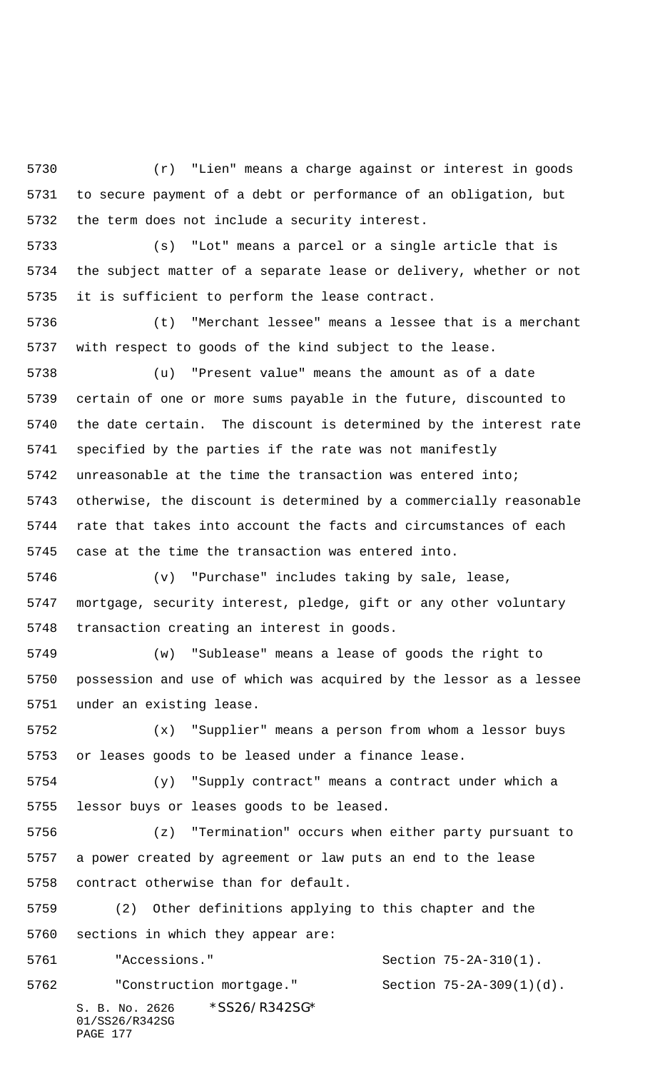(r) "Lien" means a charge against or interest in goods to secure payment of a debt or performance of an obligation, but the term does not include a security interest.

(s) "Lot" means a parcel or a single article that is the subject matter of a separate lease or delivery, whether or not it is sufficient to perform the lease contract.

(t) "Merchant lessee" means a lessee that is a merchant with respect to goods of the kind subject to the lease.

(u) "Present value" means the amount as of a date certain of one or more sums payable in the future, discounted to the date certain. The discount is determined by the interest rate specified by the parties if the rate was not manifestly unreasonable at the time the transaction was entered into; otherwise, the discount is determined by a commercially reasonable rate that takes into account the facts and circumstances of each case at the time the transaction was entered into.

(v) "Purchase" includes taking by sale, lease, mortgage, security interest, pledge, gift or any other voluntary transaction creating an interest in goods.

(w) "Sublease" means a lease of goods the right to possession and use of which was acquired by the lessor as a lessee under an existing lease.

(x) "Supplier" means a person from whom a lessor buys or leases goods to be leased under a finance lease.

(y) "Supply contract" means a contract under which a lessor buys or leases goods to be leased.

(z) "Termination" occurs when either party pursuant to a power created by agreement or law puts an end to the lease contract otherwise than for default.

(2) Other definitions applying to this chapter and the sections in which they appear are:

| | |
|---|---|
| "Accessions." | Section 75-2A-310(1). |
| "Construction mortgage." | Section 75-2A-309(1)(d). |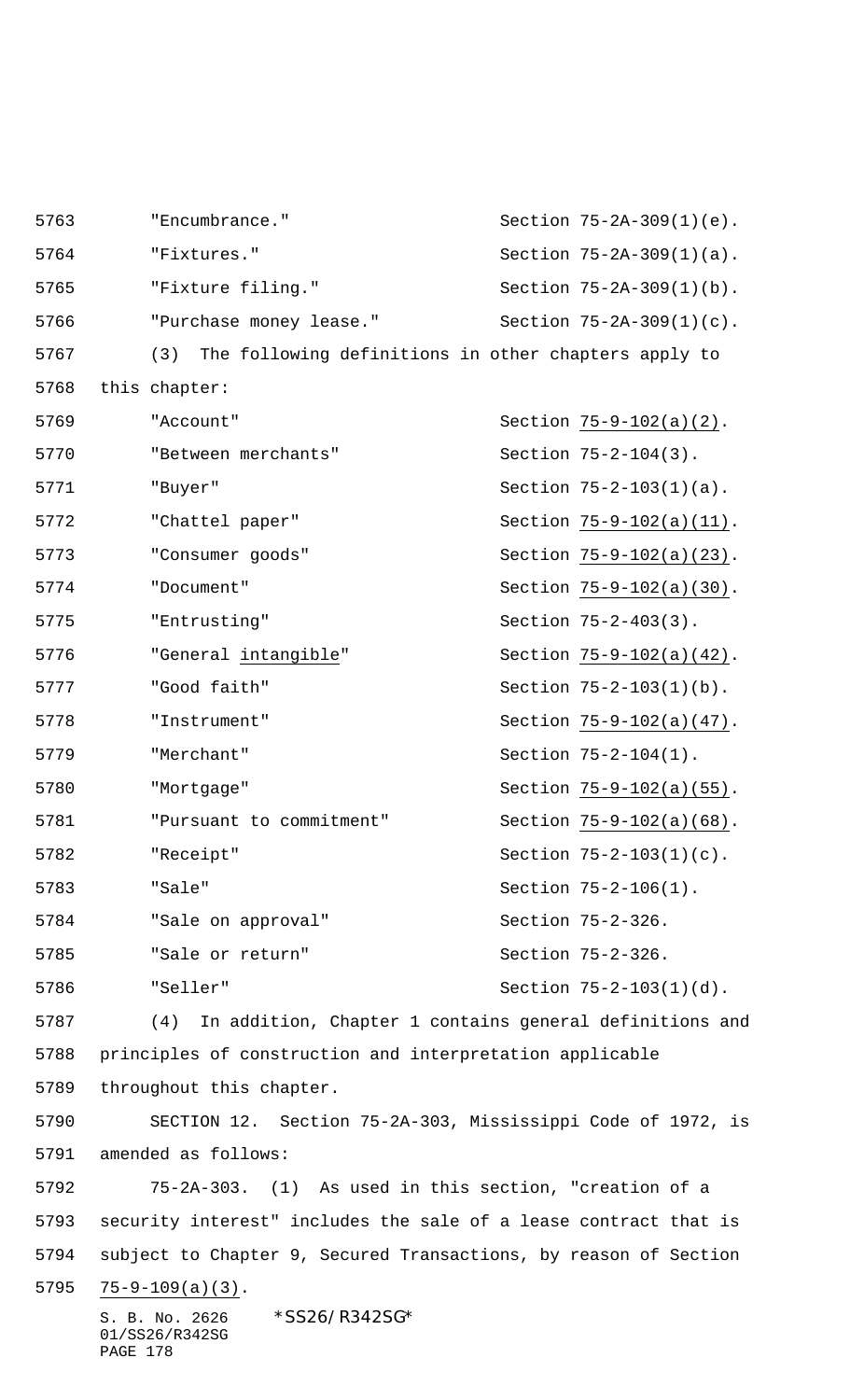"Encumbrance." Section 75-2A-309(1)(e).

"Fixtures." Section 75-2A-309(1)(a).

"Fixture filing." Section 75-2A-309(1)(b).

"Purchase money lease." Section 75-2A-309(1)(c).

(3) The following definitions in other chapters apply to this chapter:

| | |
|---|---|
| "Account" | Section 75-9-102(a)(2). |
| "Between merchants" | Section 75-2-104(3). |
| "Buyer" | Section 75-2-103(1)(a). |
| "Chattel paper" | Section 75-9-102(a)(11). |
| "Consumer goods" | Section 75-9-102(a)(23). |
| "Document" | Section 75-9-102(a)(30). |
| "Entrusting" | Section 75-2-403(3). |
| "General intangible" | Section 75-9-102(a)(42). |
| "Good faith" | Section 75-2-103(1)(b). |
| "Instrument" | Section 75-9-102(a)(47). |
| "Merchant" | Section 75-2-104(1). |
| "Mortgage" | Section 75-9-102(a)(55). |
| "Pursuant to commitment" | Section 75-9-102(a)(68). |
| "Receipt" | Section 75-2-103(1)(c). |
| "Sale" | Section 75-2-106(1). |
| "Sale on approval" | Section 75-2-326. |
| "Sale or return" | Section 75-2-326. |
| "Seller" | Section 75-2-103(1)(d). |

(4) In addition, Chapter 1 contains general definitions and principles of construction and interpretation applicable throughout this chapter.

SECTION 12. Section 75-2A-303, Mississippi Code of 1972, is amended as follows:

75-2A-303. (1) As used in this section, "creation of a security interest" includes the sale of a lease contract that is subject to Chapter 9, Secured Transactions, by reason of Section 75-9-109(a)(3).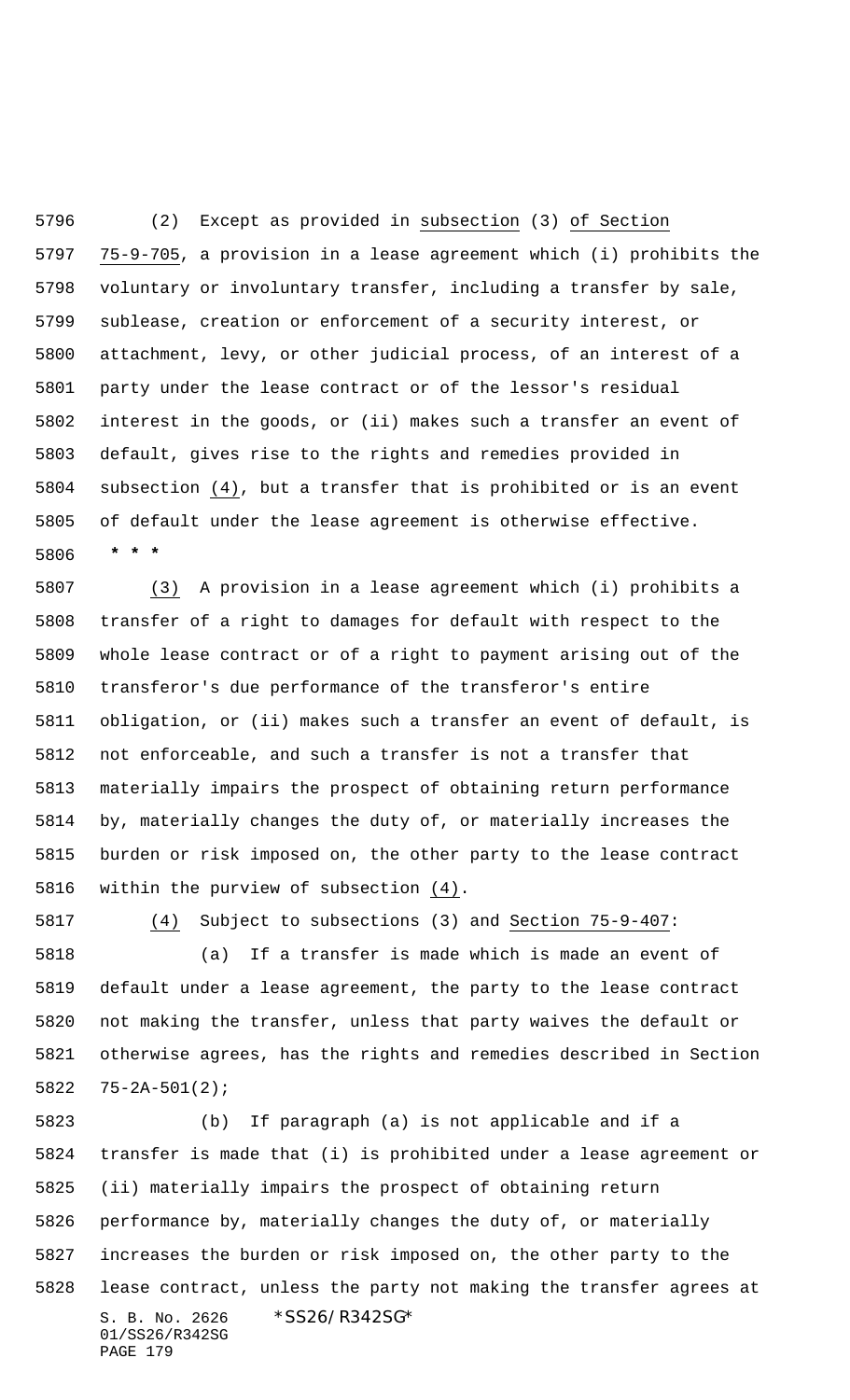(2) Except as provided in subsection (3) of Section 75-9-705, a provision in a lease agreement which (i) prohibits the voluntary or involuntary transfer, including a transfer by sale, sublease, creation or enforcement of a security interest, or attachment, levy, or other judicial process, of an interest of a party under the lease contract or of the lessor's residual interest in the goods, or (ii) makes such a transfer an event of default, gives rise to the rights and remedies provided in subsection (4), but a transfer that is prohibited or is an event of default under the lease agreement is otherwise effective.

* * *

(3) A provision in a lease agreement which (i) prohibits a transfer of a right to damages for default with respect to the whole lease contract or of a right to payment arising out of the transferor's due performance of the transferor's entire obligation, or (ii) makes such a transfer an event of default, is not enforceable, and such a transfer is not a transfer that materially impairs the prospect of obtaining return performance by, materially changes the duty of, or materially increases the burden or risk imposed on, the other party to the lease contract within the purview of subsection (4).

(4) Subject to subsections (3) and Section 75-9-407:

(a) If a transfer is made which is made an event of default under a lease agreement, the party to the lease contract not making the transfer, unless that party waives the default or otherwise agrees, has the rights and remedies described in Section 75-2A-501(2);

(b) If paragraph (a) is not applicable and if a transfer is made that (i) is prohibited under a lease agreement or (ii) materially impairs the prospect of obtaining return performance by, materially changes the duty of, or materially increases the burden or risk imposed on, the other party to the lease contract, unless the party not making the transfer agrees at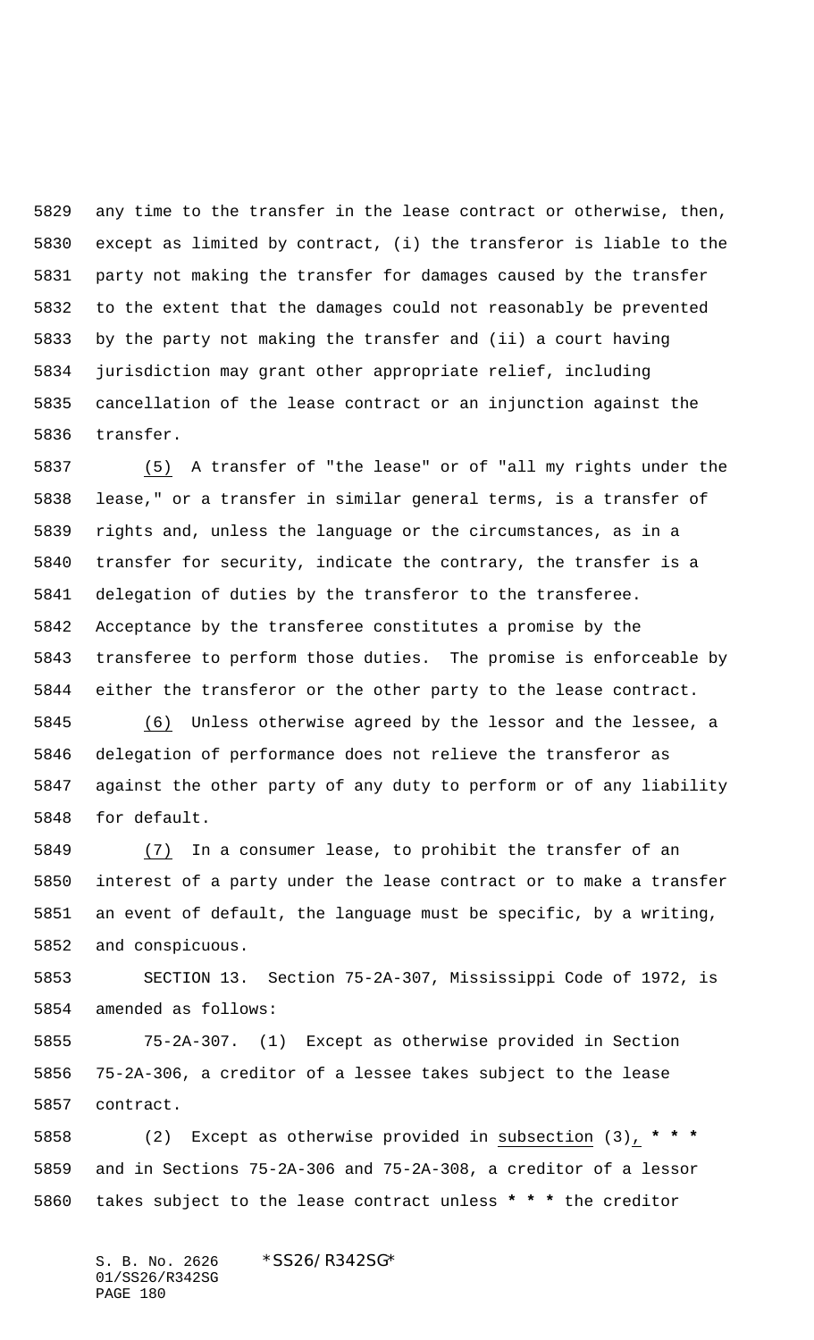any time to the transfer in the lease contract or otherwise, then, except as limited by contract, (i) the transferor is liable to the party not making the transfer for damages caused by the transfer to the extent that the damages could not reasonably be prevented by the party not making the transfer and (ii) a court having jurisdiction may grant other appropriate relief, including cancellation of the lease contract or an injunction against the transfer.

(5) A transfer of "the lease" or of "all my rights under the lease," or a transfer in similar general terms, is a transfer of rights and, unless the language or the circumstances, as in a transfer for security, indicate the contrary, the transfer is a delegation of duties by the transferor to the transferee. Acceptance by the transferee constitutes a promise by the transferee to perform those duties. The promise is enforceable by either the transferor or the other party to the lease contract.

(6) Unless otherwise agreed by the lessor and the lessee, a delegation of performance does not relieve the transferor as against the other party of any duty to perform or of any liability for default.

(7) In a consumer lease, to prohibit the transfer of an interest of a party under the lease contract or to make a transfer an event of default, the language must be specific, by a writing, and conspicuous.

SECTION 13. Section 75-2A-307, Mississippi Code of 1972, is amended as follows:

75-2A-307. (1) Except as otherwise provided in Section 75-2A-306, a creditor of a lessee takes subject to the lease contract.

(2) Except as otherwise provided in subsection (3), * * * and in Sections 75-2A-306 and 75-2A-308, a creditor of a lessor takes subject to the lease contract unless * * * the creditor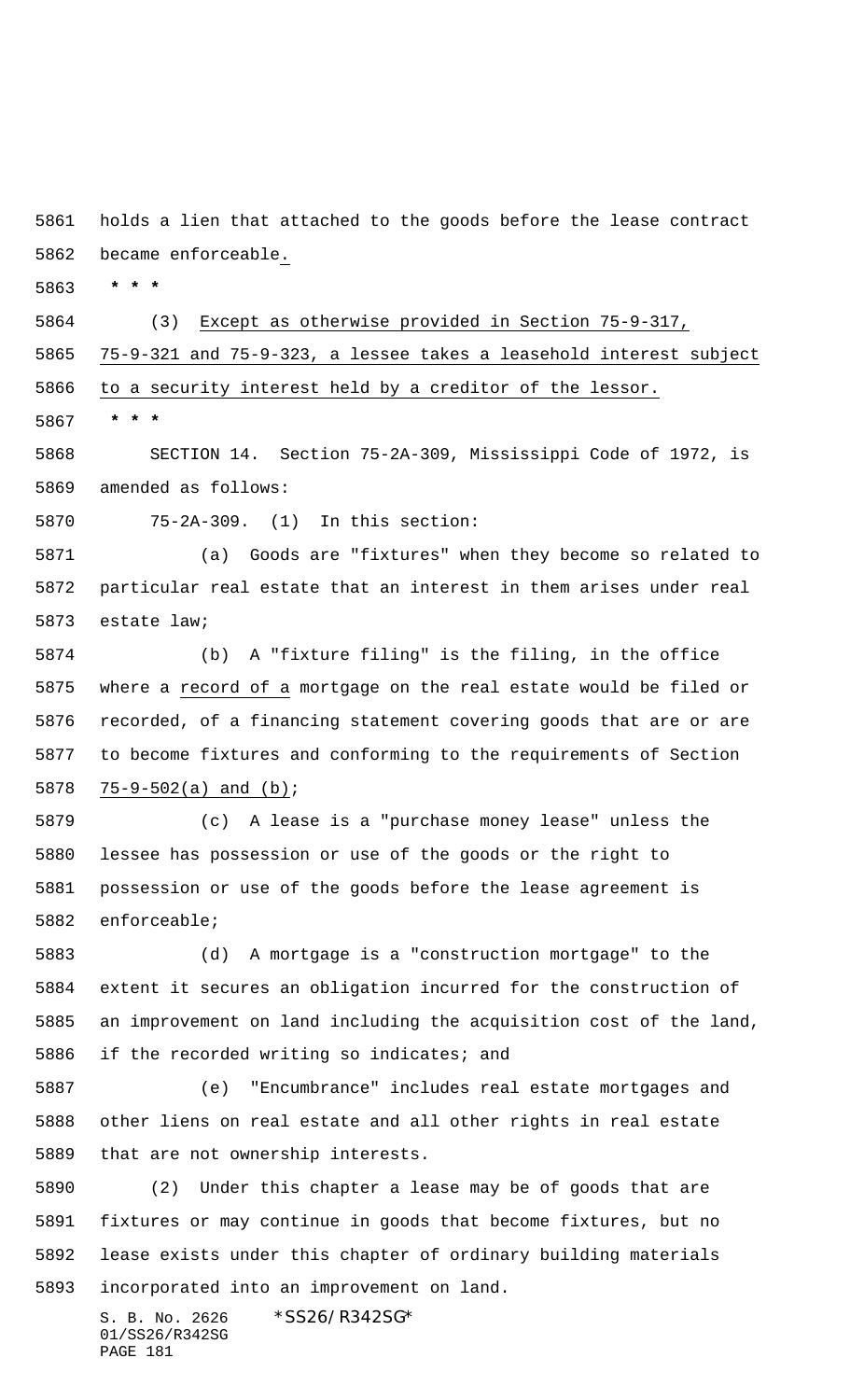holds a lien that attached to the goods before the lease contract became enforceable.

* * *

(3) Except as otherwise provided in Section 75-9-317, 75-9-321 and 75-9-323, a lessee takes a leasehold interest subject to a security interest held by a creditor of the lessor.

* * *

SECTION 14. Section 75-2A-309, Mississippi Code of 1972, is amended as follows:

75-2A-309. (1) In this section:

(a) Goods are "fixtures" when they become so related to particular real estate that an interest in them arises under real estate law;

(b) A "fixture filing" is the filing, in the office where a record of a mortgage on the real estate would be filed or recorded, of a financing statement covering goods that are or are to become fixtures and conforming to the requirements of Section 75-9-502(a) and (b);

(c) A lease is a "purchase money lease" unless the lessee has possession or use of the goods or the right to possession or use of the goods before the lease agreement is enforceable;

(d) A mortgage is a "construction mortgage" to the extent it secures an obligation incurred for the construction of an improvement on land including the acquisition cost of the land, if the recorded writing so indicates; and

(e) "Encumbrance" includes real estate mortgages and other liens on real estate and all other rights in real estate that are not ownership interests.

(2) Under this chapter a lease may be of goods that are fixtures or may continue in goods that become fixtures, but no lease exists under this chapter of ordinary building materials incorporated into an improvement on land.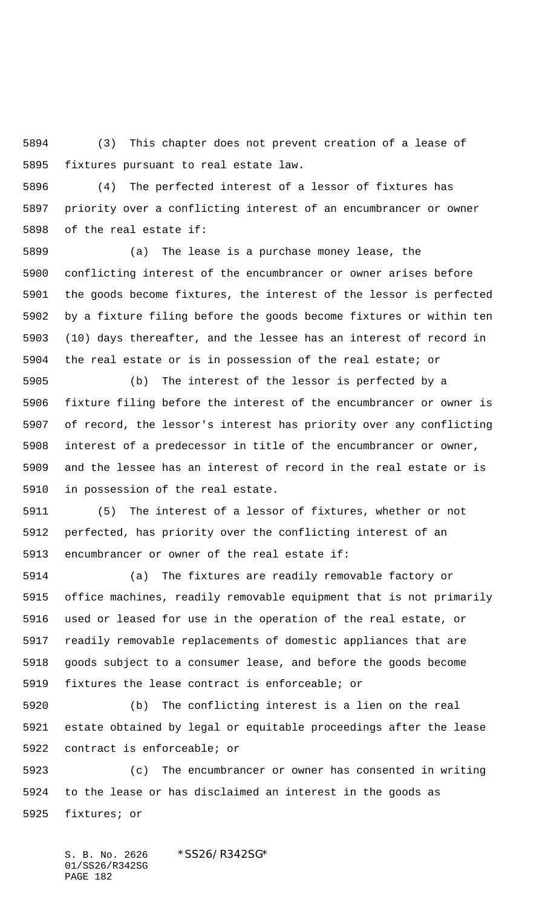(3) This chapter does not prevent creation of a lease of fixtures pursuant to real estate law.

(4) The perfected interest of a lessor of fixtures has priority over a conflicting interest of an encumbrancer or owner of the real estate if:

(a) The lease is a purchase money lease, the conflicting interest of the encumbrancer or owner arises before the goods become fixtures, the interest of the lessor is perfected by a fixture filing before the goods become fixtures or within ten (10) days thereafter, and the lessee has an interest of record in the real estate or is in possession of the real estate; or

(b) The interest of the lessor is perfected by a fixture filing before the interest of the encumbrancer or owner is of record, the lessor's interest has priority over any conflicting interest of a predecessor in title of the encumbrancer or owner, and the lessee has an interest of record in the real estate or is in possession of the real estate.

(5) The interest of a lessor of fixtures, whether or not perfected, has priority over the conflicting interest of an encumbrancer or owner of the real estate if:

(a) The fixtures are readily removable factory or office machines, readily removable equipment that is not primarily used or leased for use in the operation of the real estate, or readily removable replacements of domestic appliances that are goods subject to a consumer lease, and before the goods become fixtures the lease contract is enforceable; or

(b) The conflicting interest is a lien on the real estate obtained by legal or equitable proceedings after the lease contract is enforceable; or

(c) The encumbrancer or owner has consented in writing to the lease or has disclaimed an interest in the goods as fixtures; or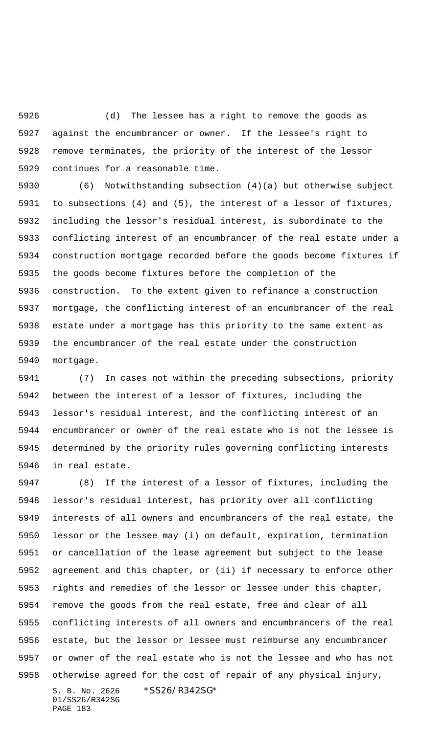(d) The lessee has a right to remove the goods as against the encumbrancer or owner. If the lessee's right to remove terminates, the priority of the interest of the lessor continues for a reasonable time.

(6) Notwithstanding subsection (4)(a) but otherwise subject to subsections (4) and (5), the interest of a lessor of fixtures, including the lessor's residual interest, is subordinate to the conflicting interest of an encumbrancer of the real estate under a construction mortgage recorded before the goods become fixtures if the goods become fixtures before the completion of the construction. To the extent given to refinance a construction mortgage, the conflicting interest of an encumbrancer of the real estate under a mortgage has this priority to the same extent as the encumbrancer of the real estate under the construction mortgage.

(7) In cases not within the preceding subsections, priority between the interest of a lessor of fixtures, including the lessor's residual interest, and the conflicting interest of an encumbrancer or owner of the real estate who is not the lessee is determined by the priority rules governing conflicting interests in real estate.

(8) If the interest of a lessor of fixtures, including the lessor's residual interest, has priority over all conflicting interests of all owners and encumbrancers of the real estate, the lessor or the lessee may (i) on default, expiration, termination or cancellation of the lease agreement but subject to the lease agreement and this chapter, or (ii) if necessary to enforce other rights and remedies of the lessor or lessee under this chapter, remove the goods from the real estate, free and clear of all conflicting interests of all owners and encumbrancers of the real estate, but the lessor or lessee must reimburse any encumbrancer or owner of the real estate who is not the lessee and who has not otherwise agreed for the cost of repair of any physical injury,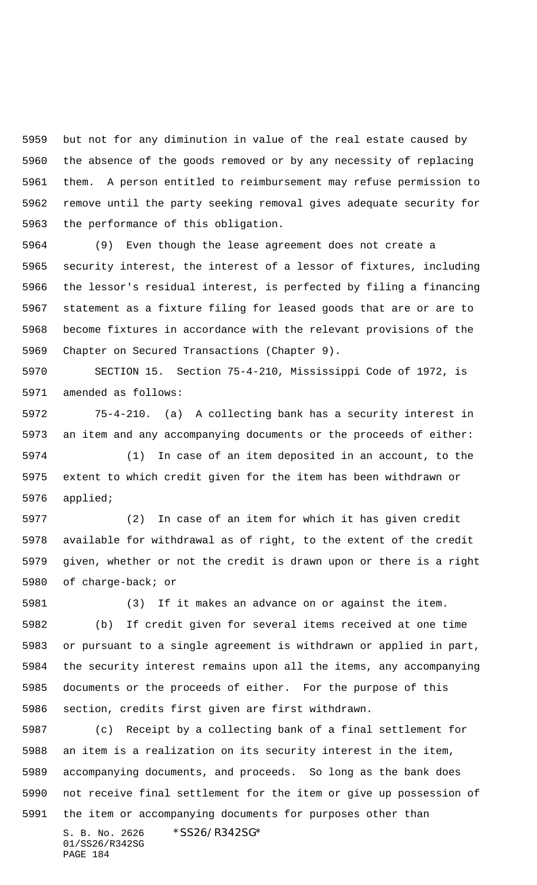but not for any diminution in value of the real estate caused by the absence of the goods removed or by any necessity of replacing them. A person entitled to reimbursement may refuse permission to remove until the party seeking removal gives adequate security for the performance of this obligation.

(9) Even though the lease agreement does not create a security interest, the interest of a lessor of fixtures, including the lessor's residual interest, is perfected by filing a financing statement as a fixture filing for leased goods that are or are to become fixtures in accordance with the relevant provisions of the Chapter on Secured Transactions (Chapter 9).

SECTION 15. Section 75-4-210, Mississippi Code of 1972, is amended as follows:

75-4-210. (a) A collecting bank has a security interest in an item and any accompanying documents or the proceeds of either:

(1) In case of an item deposited in an account, to the extent to which credit given for the item has been withdrawn or applied;

(2) In case of an item for which it has given credit available for withdrawal as of right, to the extent of the credit given, whether or not the credit is drawn upon or there is a right of charge-back; or

(3) If it makes an advance on or against the item.

(b) If credit given for several items received at one time or pursuant to a single agreement is withdrawn or applied in part, the security interest remains upon all the items, any accompanying documents or the proceeds of either. For the purpose of this section, credits first given are first withdrawn.

(c) Receipt by a collecting bank of a final settlement for an item is a realization on its security interest in the item, accompanying documents, and proceeds. So long as the bank does not receive final settlement for the item or give up possession of the item or accompanying documents for purposes other than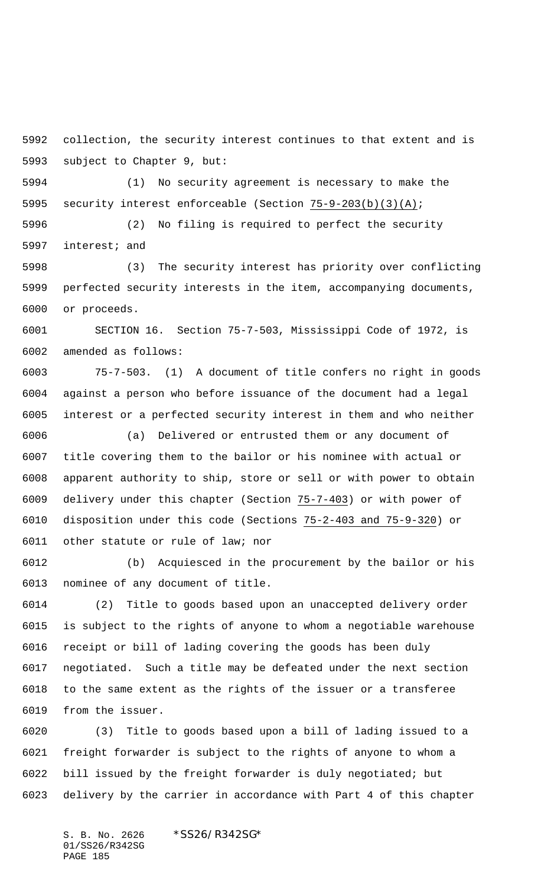collection, the security interest continues to that extent and is subject to Chapter 9, but:

(1) No security agreement is necessary to make the security interest enforceable (Section 75-9-203(b)(3)(A);

(2) No filing is required to perfect the security interest; and

(3) The security interest has priority over conflicting perfected security interests in the item, accompanying documents, or proceeds.

SECTION 16. Section 75-7-503, Mississippi Code of 1972, is amended as follows:

75-7-503. (1) A document of title confers no right in goods against a person who before issuance of the document had a legal interest or a perfected security interest in them and who neither

(a) Delivered or entrusted them or any document of title covering them to the bailor or his nominee with actual or apparent authority to ship, store or sell or with power to obtain delivery under this chapter (Section 75-7-403) or with power of disposition under this code (Sections 75-2-403 and 75-9-320) or other statute or rule of law; nor

(b) Acquiesced in the procurement by the bailor or his nominee of any document of title.

(2) Title to goods based upon an unaccepted delivery order is subject to the rights of anyone to whom a negotiable warehouse receipt or bill of lading covering the goods has been duly negotiated. Such a title may be defeated under the next section to the same extent as the rights of the issuer or a transferee from the issuer.

(3) Title to goods based upon a bill of lading issued to a freight forwarder is subject to the rights of anyone to whom a bill issued by the freight forwarder is duly negotiated; but delivery by the carrier in accordance with Part 4 of this chapter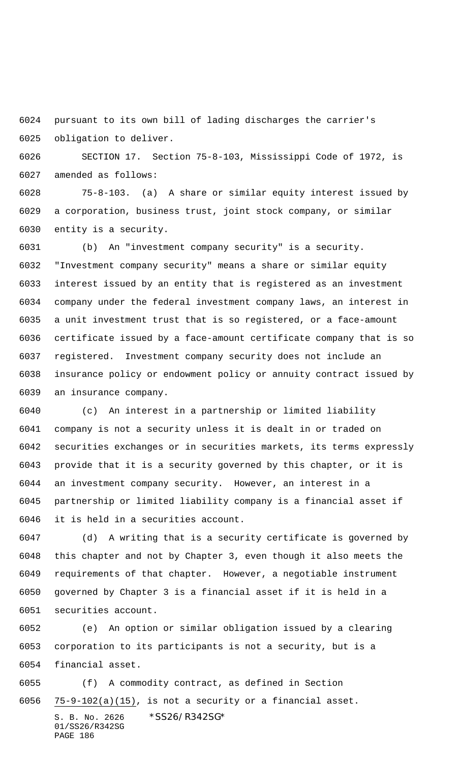pursuant to its own bill of lading discharges the carrier's obligation to deliver.

SECTION 17. Section 75-8-103, Mississippi Code of 1972, is amended as follows:

75-8-103. (a) A share or similar equity interest issued by a corporation, business trust, joint stock company, or similar entity is a security.

(b) An "investment company security" is a security. "Investment company security" means a share or similar equity interest issued by an entity that is registered as an investment company under the federal investment company laws, an interest in a unit investment trust that is so registered, or a face-amount certificate issued by a face-amount certificate company that is so registered. Investment company security does not include an insurance policy or endowment policy or annuity contract issued by an insurance company.

(c) An interest in a partnership or limited liability company is not a security unless it is dealt in or traded on securities exchanges or in securities markets, its terms expressly provide that it is a security governed by this chapter, or it is an investment company security. However, an interest in a partnership or limited liability company is a financial asset if it is held in a securities account.

(d) A writing that is a security certificate is governed by this chapter and not by Chapter 3, even though it also meets the requirements of that chapter. However, a negotiable instrument governed by Chapter 3 is a financial asset if it is held in a securities account.

(e) An option or similar obligation issued by a clearing corporation to its participants is not a security, but is a financial asset.

(f) A commodity contract, as defined in Section 75-9-102(a)(15), is not a security or a financial asset.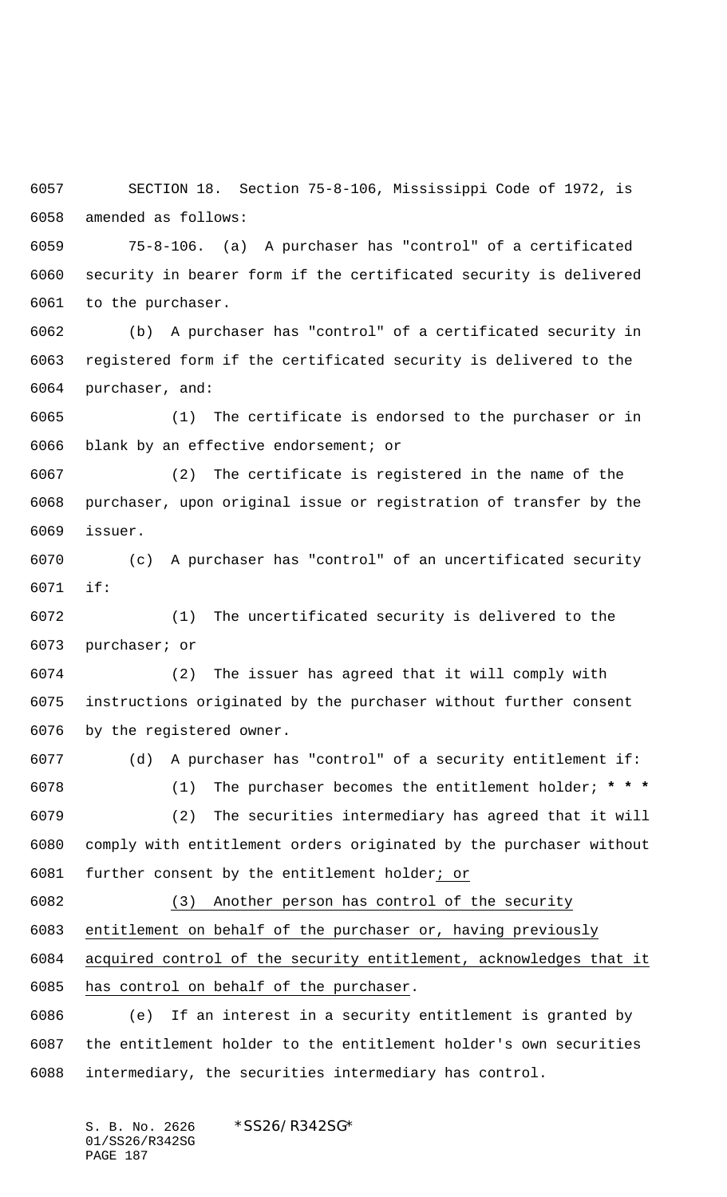SECTION 18. Section 75-8-106, Mississippi Code of 1972, is amended as follows:

75-8-106. (a) A purchaser has "control" of a certificated security in bearer form if the certificated security is delivered to the purchaser.

(b) A purchaser has "control" of a certificated security in registered form if the certificated security is delivered to the purchaser, and:

(1) The certificate is endorsed to the purchaser or in blank by an effective endorsement; or

(2) The certificate is registered in the name of the purchaser, upon original issue or registration of transfer by the issuer.

(c) A purchaser has "control" of an uncertificated security if:

(1) The uncertificated security is delivered to the purchaser; or

(2) The issuer has agreed that it will comply with instructions originated by the purchaser without further consent by the registered owner.

(d) A purchaser has "control" of a security entitlement if:

(1) The purchaser becomes the entitlement holder; *** * ***

(2) The securities intermediary has agreed that it will comply with entitlement orders originated by the purchaser without further consent by the entitlement holder<u>; or</u>

<u>(3) Another person has control of the security entitlement on behalf of the purchaser or, having previously acquired control of the security entitlement, acknowledges that it has control on behalf of the purchaser</u>.

(e) If an interest in a security entitlement is granted by the entitlement holder to the entitlement holder's own securities intermediary, the securities intermediary has control.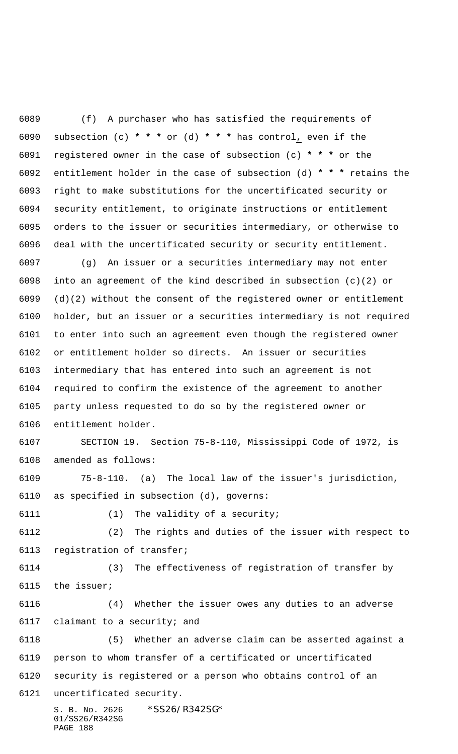(f) A purchaser who has satisfied the requirements of subsection (c) * * * or (d) * * * has control, even if the registered owner in the case of subsection (c) * * * or the entitlement holder in the case of subsection (d) * * * retains the right to make substitutions for the uncertificated security or security entitlement, to originate instructions or entitlement orders to the issuer or securities intermediary, or otherwise to deal with the uncertificated security or security entitlement.

(g) An issuer or a securities intermediary may not enter into an agreement of the kind described in subsection (c)(2) or (d)(2) without the consent of the registered owner or entitlement holder, but an issuer or a securities intermediary is not required to enter into such an agreement even though the registered owner or entitlement holder so directs. An issuer or securities intermediary that has entered into such an agreement is not required to confirm the existence of the agreement to another party unless requested to do so by the registered owner or entitlement holder.

SECTION 19. Section 75-8-110, Mississippi Code of 1972, is amended as follows:

75-8-110. (a) The local law of the issuer's jurisdiction, as specified in subsection (d), governs:

(1) The validity of a security;

(2) The rights and duties of the issuer with respect to registration of transfer;

(3) The effectiveness of registration of transfer by the issuer;

(4) Whether the issuer owes any duties to an adverse claimant to a security; and

(5) Whether an adverse claim can be asserted against a person to whom transfer of a certificated or uncertificated security is registered or a person who obtains control of an uncertificated security.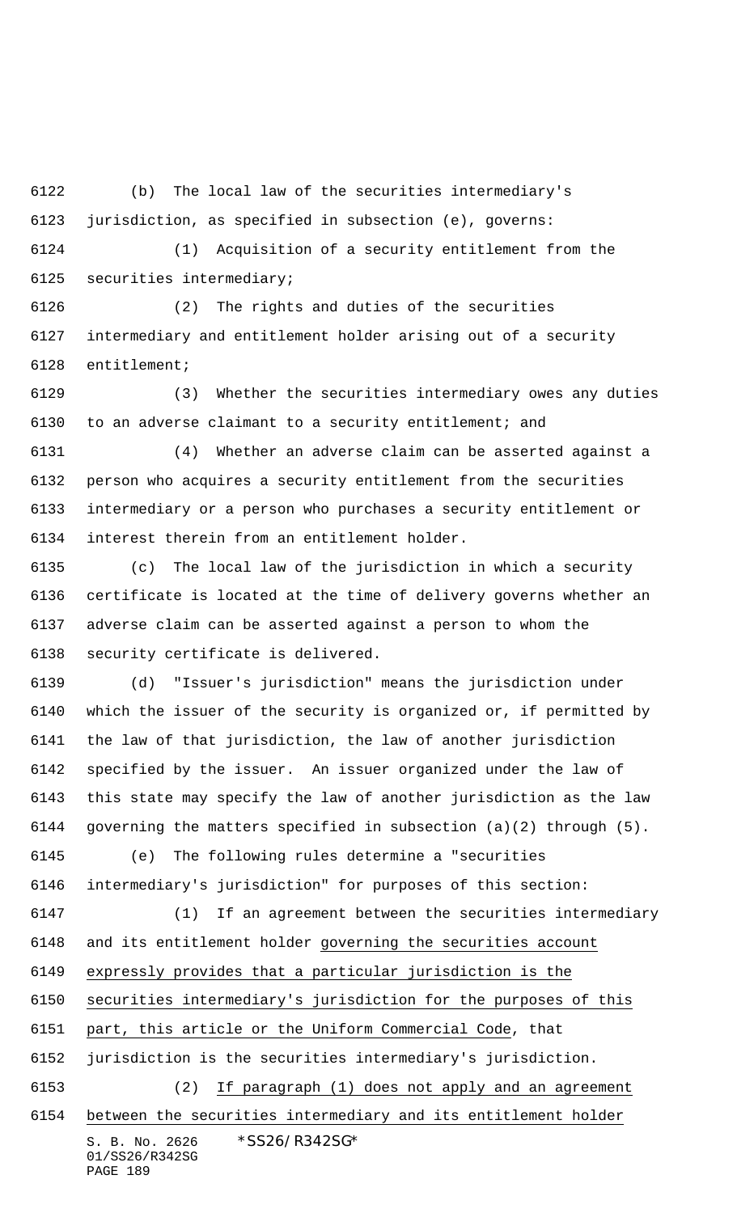(b) The local law of the securities intermediary's jurisdiction, as specified in subsection (e), governs:

(1) Acquisition of a security entitlement from the securities intermediary;

(2) The rights and duties of the securities intermediary and entitlement holder arising out of a security entitlement;

(3) Whether the securities intermediary owes any duties to an adverse claimant to a security entitlement; and

(4) Whether an adverse claim can be asserted against a person who acquires a security entitlement from the securities intermediary or a person who purchases a security entitlement or interest therein from an entitlement holder.

(c) The local law of the jurisdiction in which a security certificate is located at the time of delivery governs whether an adverse claim can be asserted against a person to whom the security certificate is delivered.

(d) "Issuer's jurisdiction" means the jurisdiction under which the issuer of the security is organized or, if permitted by the law of that jurisdiction, the law of another jurisdiction specified by the issuer. An issuer organized under the law of this state may specify the law of another jurisdiction as the law governing the matters specified in subsection (a)(2) through (5).

(e) The following rules determine a "securities intermediary's jurisdiction" for purposes of this section:

(1) If an agreement between the securities intermediary and its entitlement holder governing the securities account expressly provides that a particular jurisdiction is the securities intermediary's jurisdiction for the purposes of this part, this article or the Uniform Commercial Code, that jurisdiction is the securities intermediary's jurisdiction.

(2) If paragraph (1) does not apply and an agreement between the securities intermediary and its entitlement holder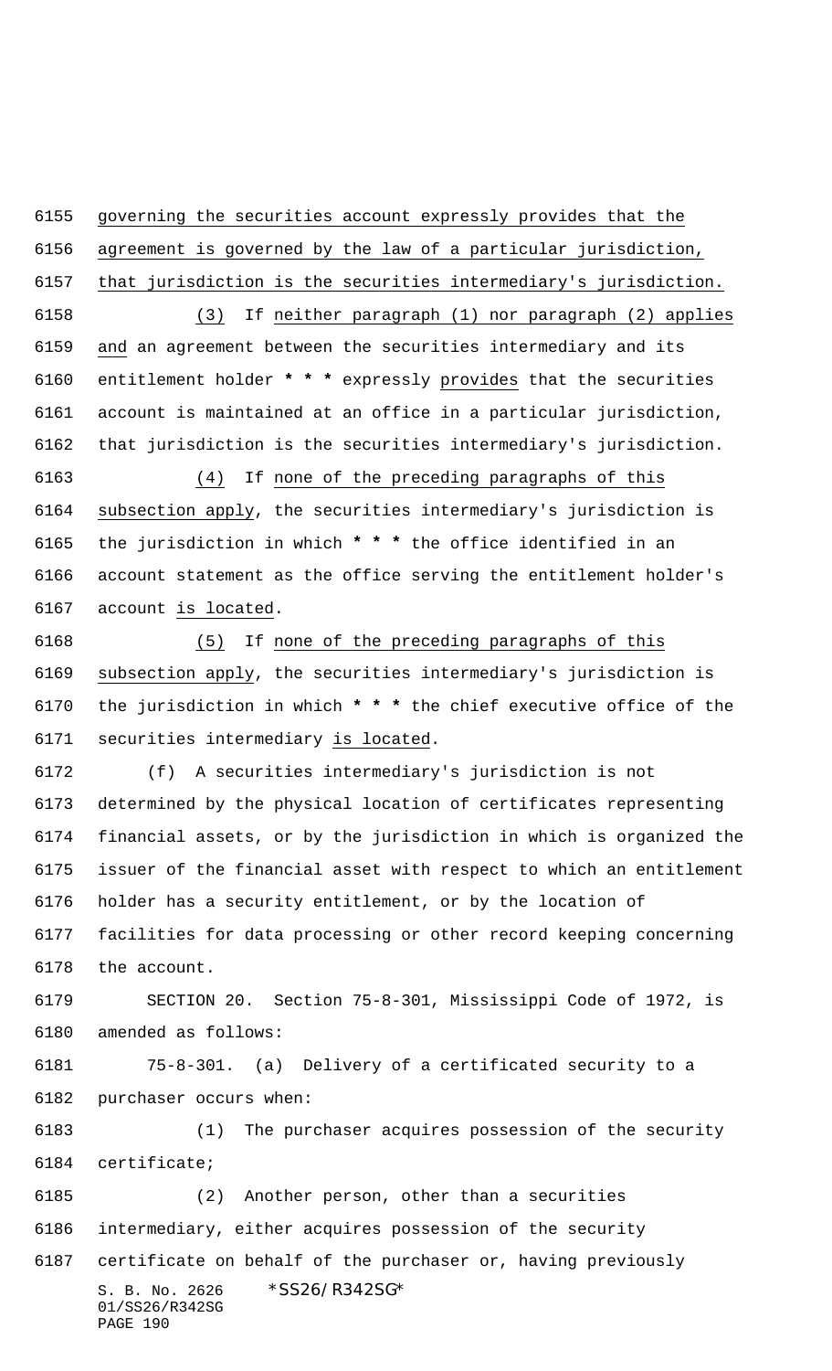governing the securities account expressly provides that the agreement is governed by the law of a particular jurisdiction, that jurisdiction is the securities intermediary's jurisdiction.

(3) If neither paragraph (1) nor paragraph (2) applies and an agreement between the securities intermediary and its entitlement holder * * * expressly provides that the securities account is maintained at an office in a particular jurisdiction, that jurisdiction is the securities intermediary's jurisdiction.

(4) If none of the preceding paragraphs of this subsection apply, the securities intermediary's jurisdiction is the jurisdiction in which * * * the office identified in an account statement as the office serving the entitlement holder's account is located.

(5) If none of the preceding paragraphs of this subsection apply, the securities intermediary's jurisdiction is the jurisdiction in which * * * the chief executive office of the securities intermediary is located.

(f) A securities intermediary's jurisdiction is not determined by the physical location of certificates representing financial assets, or by the jurisdiction in which is organized the issuer of the financial asset with respect to which an entitlement holder has a security entitlement, or by the location of facilities for data processing or other record keeping concerning the account.

SECTION 20. Section 75-8-301, Mississippi Code of 1972, is amended as follows:

75-8-301. (a) Delivery of a certificated security to a purchaser occurs when:

(1) The purchaser acquires possession of the security certificate;

(2) Another person, other than a securities intermediary, either acquires possession of the security certificate on behalf of the purchaser or, having previously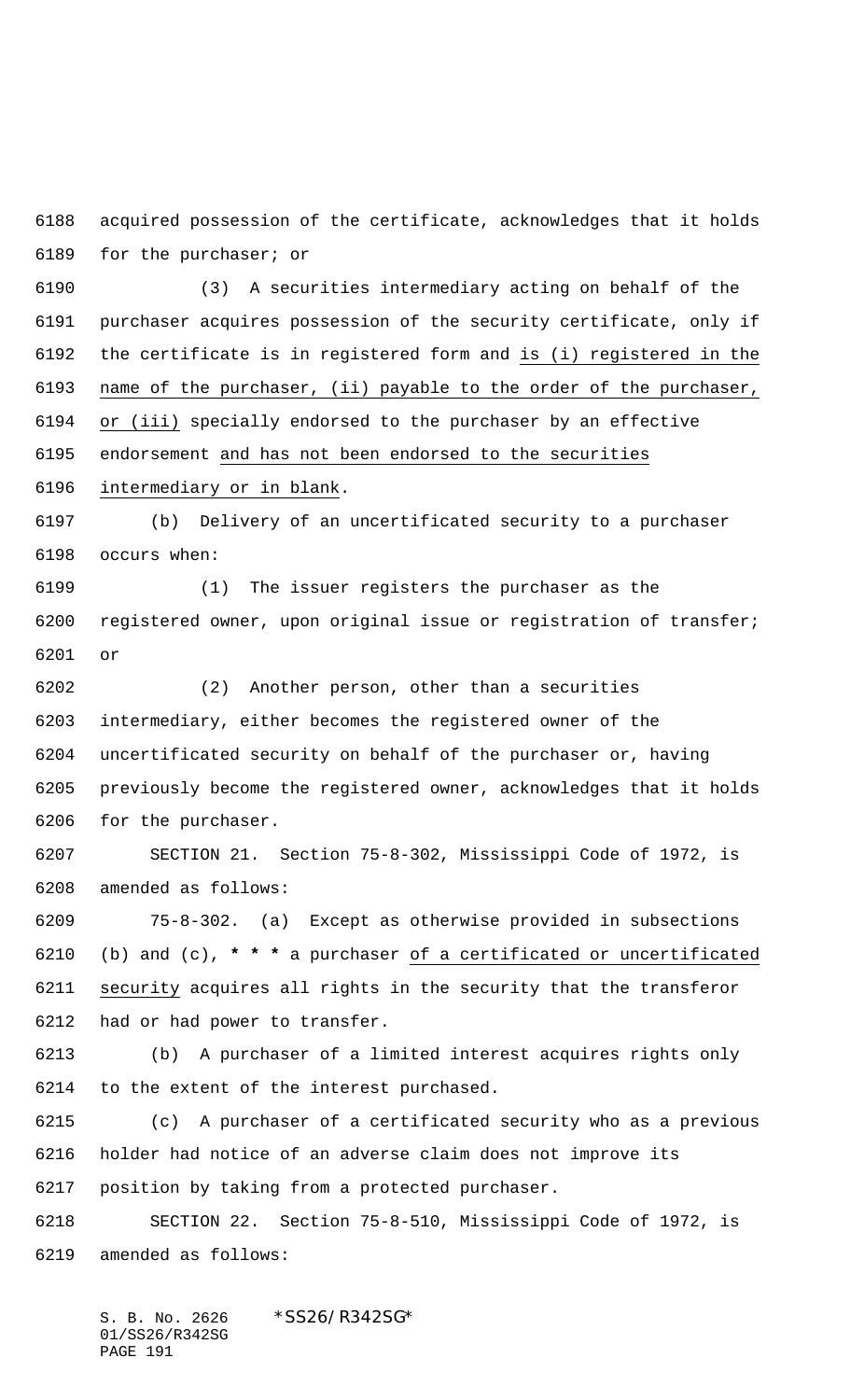acquired possession of the certificate, acknowledges that it holds for the purchaser; or

(3) A securities intermediary acting on behalf of the purchaser acquires possession of the security certificate, only if the certificate is in registered form and is (i) registered in the name of the purchaser, (ii) payable to the order of the purchaser, or (iii) specially endorsed to the purchaser by an effective endorsement and has not been endorsed to the securities intermediary or in blank.

(b) Delivery of an uncertificated security to a purchaser occurs when:

(1) The issuer registers the purchaser as the registered owner, upon original issue or registration of transfer; or

(2) Another person, other than a securities intermediary, either becomes the registered owner of the uncertificated security on behalf of the purchaser or, having previously become the registered owner, acknowledges that it holds for the purchaser.

SECTION 21. Section 75-8-302, Mississippi Code of 1972, is amended as follows:

75-8-302. (a) Except as otherwise provided in subsections (b) and (c), * * * a purchaser of a certificated or uncertificated security acquires all rights in the security that the transferor had or had power to transfer.

(b) A purchaser of a limited interest acquires rights only to the extent of the interest purchased.

(c) A purchaser of a certificated security who as a previous holder had notice of an adverse claim does not improve its position by taking from a protected purchaser.

SECTION 22. Section 75-8-510, Mississippi Code of 1972, is amended as follows: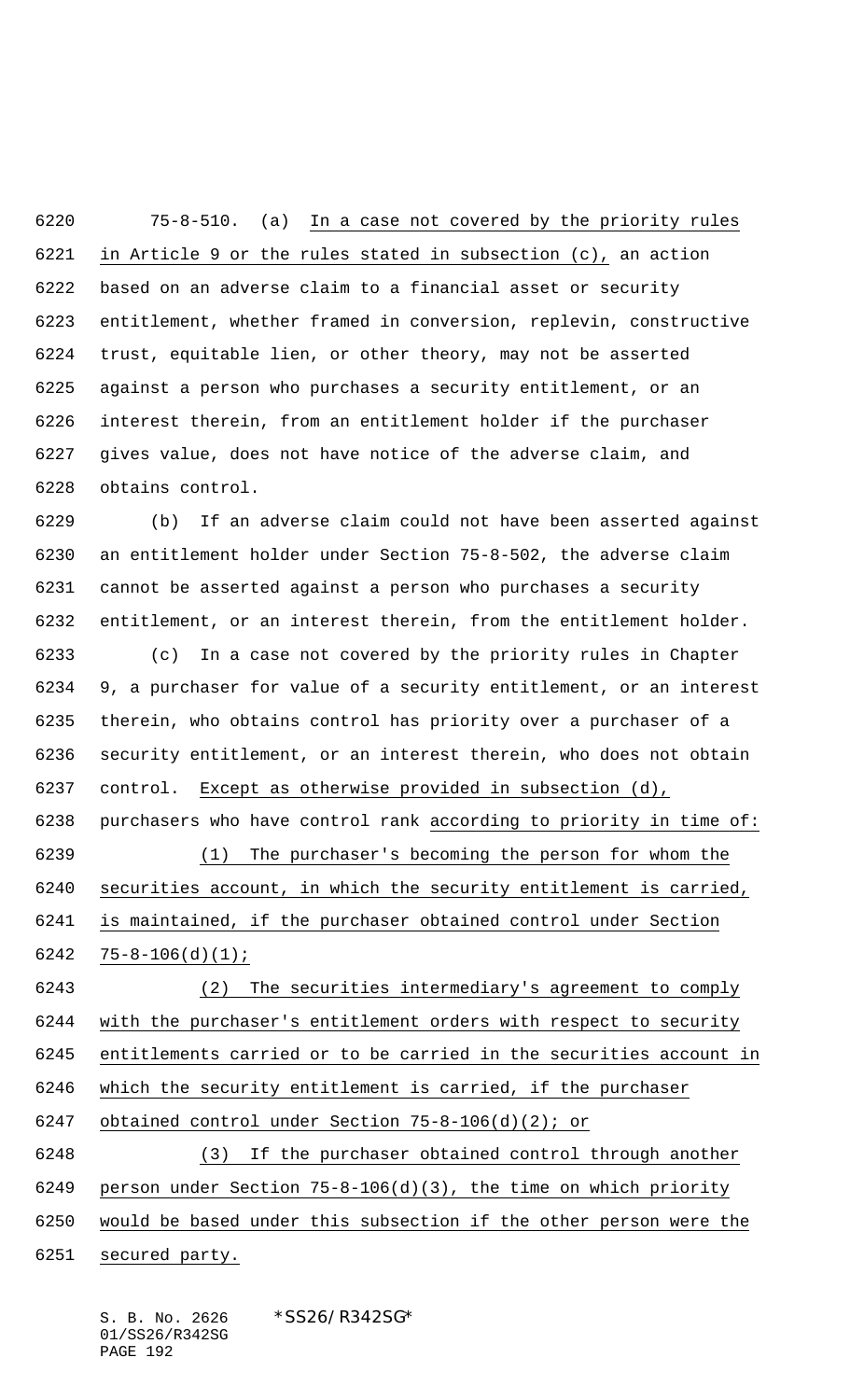75-8-510. (a) In a case not covered by the priority rules in Article 9 or the rules stated in subsection (c), an action based on an adverse claim to a financial asset or security entitlement, whether framed in conversion, replevin, constructive trust, equitable lien, or other theory, may not be asserted against a person who purchases a security entitlement, or an interest therein, from an entitlement holder if the purchaser gives value, does not have notice of the adverse claim, and obtains control.

(b) If an adverse claim could not have been asserted against an entitlement holder under Section 75-8-502, the adverse claim cannot be asserted against a person who purchases a security entitlement, or an interest therein, from the entitlement holder.

(c) In a case not covered by the priority rules in Chapter 9, a purchaser for value of a security entitlement, or an interest therein, who obtains control has priority over a purchaser of a security entitlement, or an interest therein, who does not obtain control. Except as otherwise provided in subsection (d), purchasers who have control rank according to priority in time of:

(1) The purchaser's becoming the person for whom the securities account, in which the security entitlement is carried, is maintained, if the purchaser obtained control under Section 75-8-106(d)(1);

(2) The securities intermediary's agreement to comply with the purchaser's entitlement orders with respect to security entitlements carried or to be carried in the securities account in which the security entitlement is carried, if the purchaser obtained control under Section 75-8-106(d)(2); or

(3) If the purchaser obtained control through another person under Section 75-8-106(d)(3), the time on which priority would be based under this subsection if the other person were the secured party.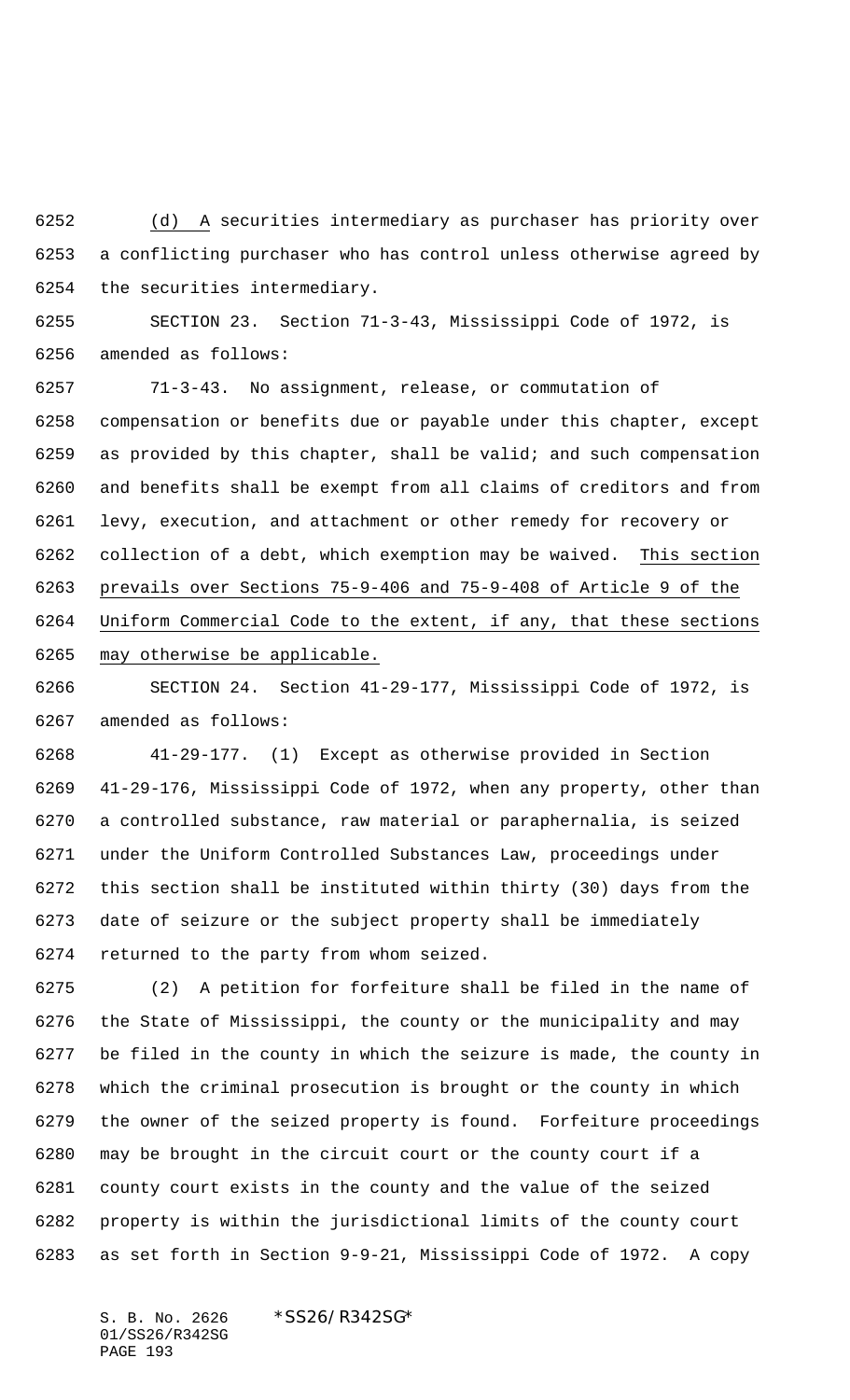(d) A securities intermediary as purchaser has priority over a conflicting purchaser who has control unless otherwise agreed by the securities intermediary.

SECTION 23. Section 71-3-43, Mississippi Code of 1972, is amended as follows:

71-3-43. No assignment, release, or commutation of compensation or benefits due or payable under this chapter, except as provided by this chapter, shall be valid; and such compensation and benefits shall be exempt from all claims of creditors and from levy, execution, and attachment or other remedy for recovery or collection of a debt, which exemption may be waived. This section prevails over Sections 75-9-406 and 75-9-408 of Article 9 of the Uniform Commercial Code to the extent, if any, that these sections may otherwise be applicable.

SECTION 24. Section 41-29-177, Mississippi Code of 1972, is amended as follows:

41-29-177. (1) Except as otherwise provided in Section 41-29-176, Mississippi Code of 1972, when any property, other than a controlled substance, raw material or paraphernalia, is seized under the Uniform Controlled Substances Law, proceedings under this section shall be instituted within thirty (30) days from the date of seizure or the subject property shall be immediately returned to the party from whom seized.

(2) A petition for forfeiture shall be filed in the name of the State of Mississippi, the county or the municipality and may be filed in the county in which the seizure is made, the county in which the criminal prosecution is brought or the county in which the owner of the seized property is found. Forfeiture proceedings may be brought in the circuit court or the county court if a county court exists in the county and the value of the seized property is within the jurisdictional limits of the county court as set forth in Section 9-9-21, Mississippi Code of 1972. A copy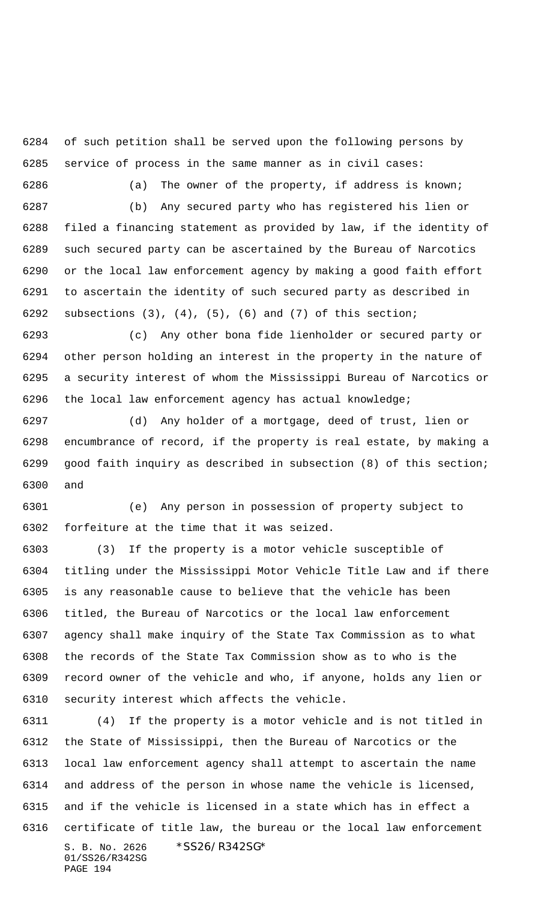of such petition shall be served upon the following persons by service of process in the same manner as in civil cases:

(a) The owner of the property, if address is known;

(b) Any secured party who has registered his lien or filed a financing statement as provided by law, if the identity of such secured party can be ascertained by the Bureau of Narcotics or the local law enforcement agency by making a good faith effort to ascertain the identity of such secured party as described in subsections (3), (4), (5), (6) and (7) of this section;

(c) Any other bona fide lienholder or secured party or other person holding an interest in the property in the nature of a security interest of whom the Mississippi Bureau of Narcotics or the local law enforcement agency has actual knowledge;

(d) Any holder of a mortgage, deed of trust, lien or encumbrance of record, if the property is real estate, by making a good faith inquiry as described in subsection (8) of this section; and

(e) Any person in possession of property subject to forfeiture at the time that it was seized.

(3) If the property is a motor vehicle susceptible of titling under the Mississippi Motor Vehicle Title Law and if there is any reasonable cause to believe that the vehicle has been titled, the Bureau of Narcotics or the local law enforcement agency shall make inquiry of the State Tax Commission as to what the records of the State Tax Commission show as to who is the record owner of the vehicle and who, if anyone, holds any lien or security interest which affects the vehicle.

(4) If the property is a motor vehicle and is not titled in the State of Mississippi, then the Bureau of Narcotics or the local law enforcement agency shall attempt to ascertain the name and address of the person in whose name the vehicle is licensed, and if the vehicle is licensed in a state which has in effect a certificate of title law, the bureau or the local law enforcement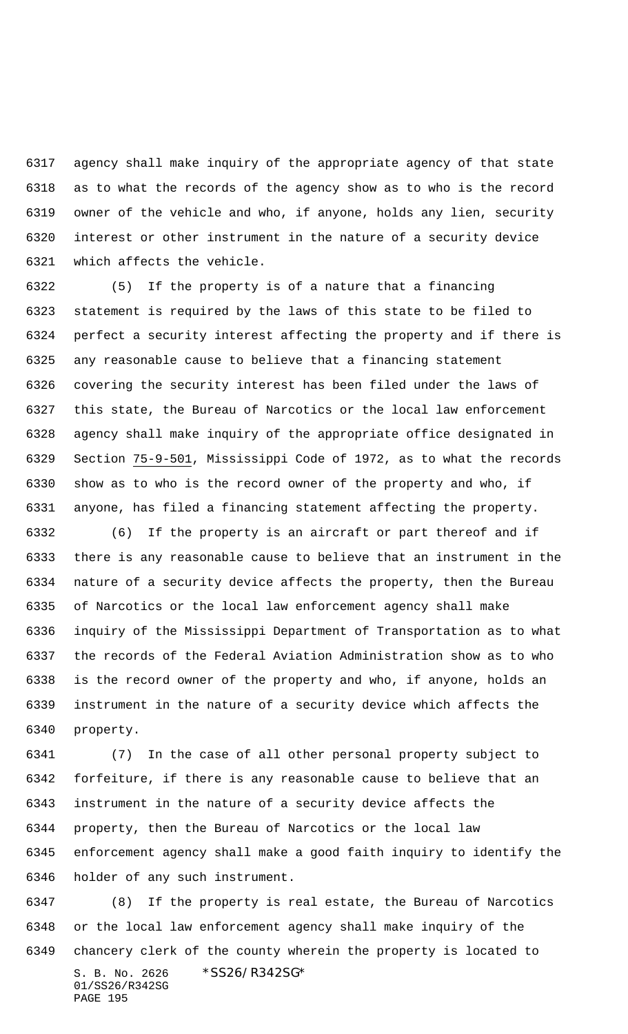agency shall make inquiry of the appropriate agency of that state as to what the records of the agency show as to who is the record owner of the vehicle and who, if anyone, holds any lien, security interest or other instrument in the nature of a security device which affects the vehicle.

(5) If the property is of a nature that a financing statement is required by the laws of this state to be filed to perfect a security interest affecting the property and if there is any reasonable cause to believe that a financing statement covering the security interest has been filed under the laws of this state, the Bureau of Narcotics or the local law enforcement agency shall make inquiry of the appropriate office designated in Section 75-9-501, Mississippi Code of 1972, as to what the records show as to who is the record owner of the property and who, if anyone, has filed a financing statement affecting the property.

(6) If the property is an aircraft or part thereof and if there is any reasonable cause to believe that an instrument in the nature of a security device affects the property, then the Bureau of Narcotics or the local law enforcement agency shall make inquiry of the Mississippi Department of Transportation as to what the records of the Federal Aviation Administration show as to who is the record owner of the property and who, if anyone, holds an instrument in the nature of a security device which affects the property.

(7) In the case of all other personal property subject to forfeiture, if there is any reasonable cause to believe that an instrument in the nature of a security device affects the property, then the Bureau of Narcotics or the local law enforcement agency shall make a good faith inquiry to identify the holder of any such instrument.

(8) If the property is real estate, the Bureau of Narcotics or the local law enforcement agency shall make inquiry of the chancery clerk of the county wherein the property is located to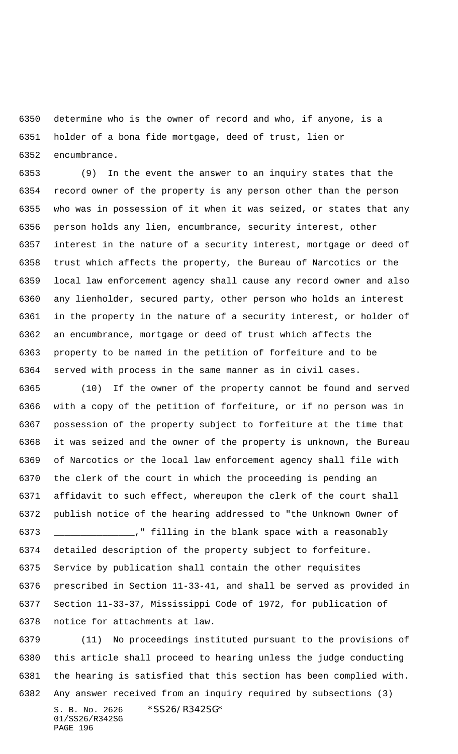determine who is the owner of record and who, if anyone, is a holder of a bona fide mortgage, deed of trust, lien or encumbrance.

(9) In the event the answer to an inquiry states that the record owner of the property is any person other than the person who was in possession of it when it was seized, or states that any person holds any lien, encumbrance, security interest, other interest in the nature of a security interest, mortgage or deed of trust which affects the property, the Bureau of Narcotics or the local law enforcement agency shall cause any record owner and also any lienholder, secured party, other person who holds an interest in the property in the nature of a security interest, or holder of an encumbrance, mortgage or deed of trust which affects the property to be named in the petition of forfeiture and to be served with process in the same manner as in civil cases.

(10) If the owner of the property cannot be found and served with a copy of the petition of forfeiture, or if no person was in possession of the property subject to forfeiture at the time that it was seized and the owner of the property is unknown, the Bureau of Narcotics or the local law enforcement agency shall file with the clerk of the court in which the proceeding is pending an affidavit to such effect, whereupon the clerk of the court shall publish notice of the hearing addressed to "the Unknown Owner of _______________," filling in the blank space with a reasonably detailed description of the property subject to forfeiture. Service by publication shall contain the other requisites prescribed in Section 11-33-41, and shall be served as provided in Section 11-33-37, Mississippi Code of 1972, for publication of notice for attachments at law.

(11) No proceedings instituted pursuant to the provisions of this article shall proceed to hearing unless the judge conducting the hearing is satisfied that this section has been complied with. Any answer received from an inquiry required by subsections (3)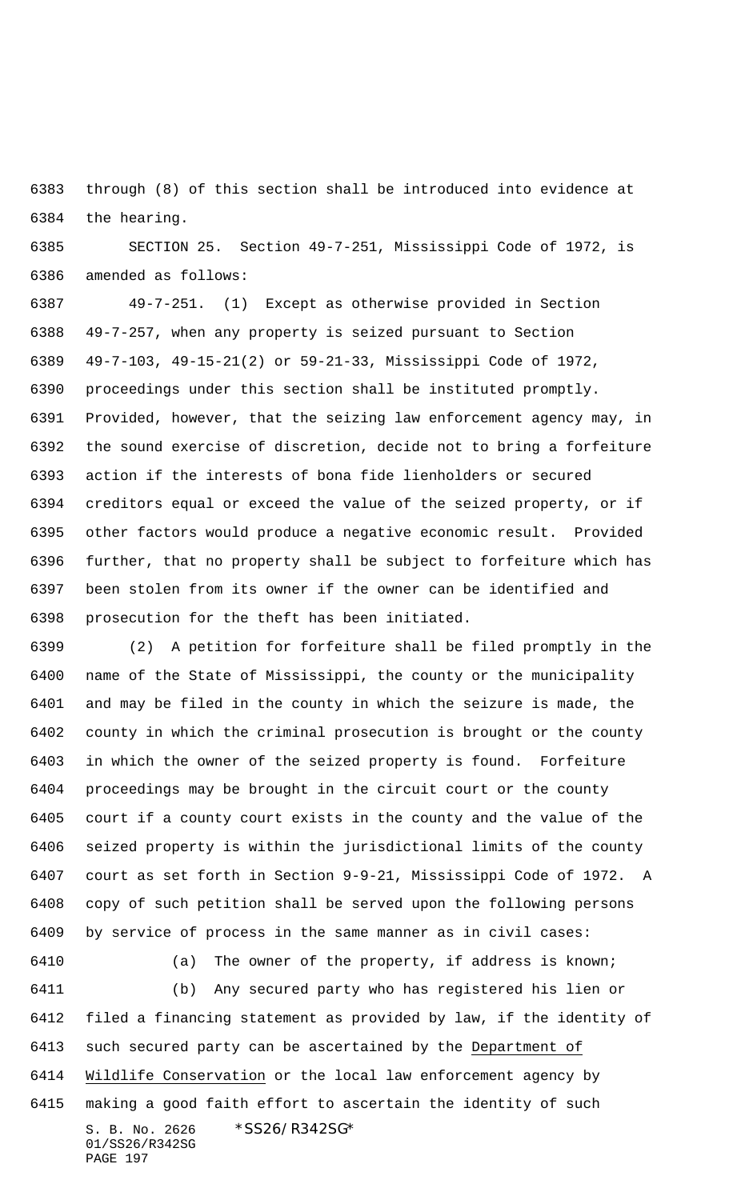through (8) of this section shall be introduced into evidence at the hearing.

SECTION 25. Section 49-7-251, Mississippi Code of 1972, is amended as follows:

49-7-251. (1) Except as otherwise provided in Section 49-7-257, when any property is seized pursuant to Section 49-7-103, 49-15-21(2) or 59-21-33, Mississippi Code of 1972, proceedings under this section shall be instituted promptly. Provided, however, that the seizing law enforcement agency may, in the sound exercise of discretion, decide not to bring a forfeiture action if the interests of bona fide lienholders or secured creditors equal or exceed the value of the seized property, or if other factors would produce a negative economic result. Provided further, that no property shall be subject to forfeiture which has been stolen from its owner if the owner can be identified and prosecution for the theft has been initiated.

(2) A petition for forfeiture shall be filed promptly in the name of the State of Mississippi, the county or the municipality and may be filed in the county in which the seizure is made, the county in which the criminal prosecution is brought or the county in which the owner of the seized property is found. Forfeiture proceedings may be brought in the circuit court or the county court if a county court exists in the county and the value of the seized property is within the jurisdictional limits of the county court as set forth in Section 9-9-21, Mississippi Code of 1972. A copy of such petition shall be served upon the following persons by service of process in the same manner as in civil cases:

(a) The owner of the property, if address is known;

(b) Any secured party who has registered his lien or filed a financing statement as provided by law, if the identity of such secured party can be ascertained by the Department of Wildlife Conservation or the local law enforcement agency by making a good faith effort to ascertain the identity of such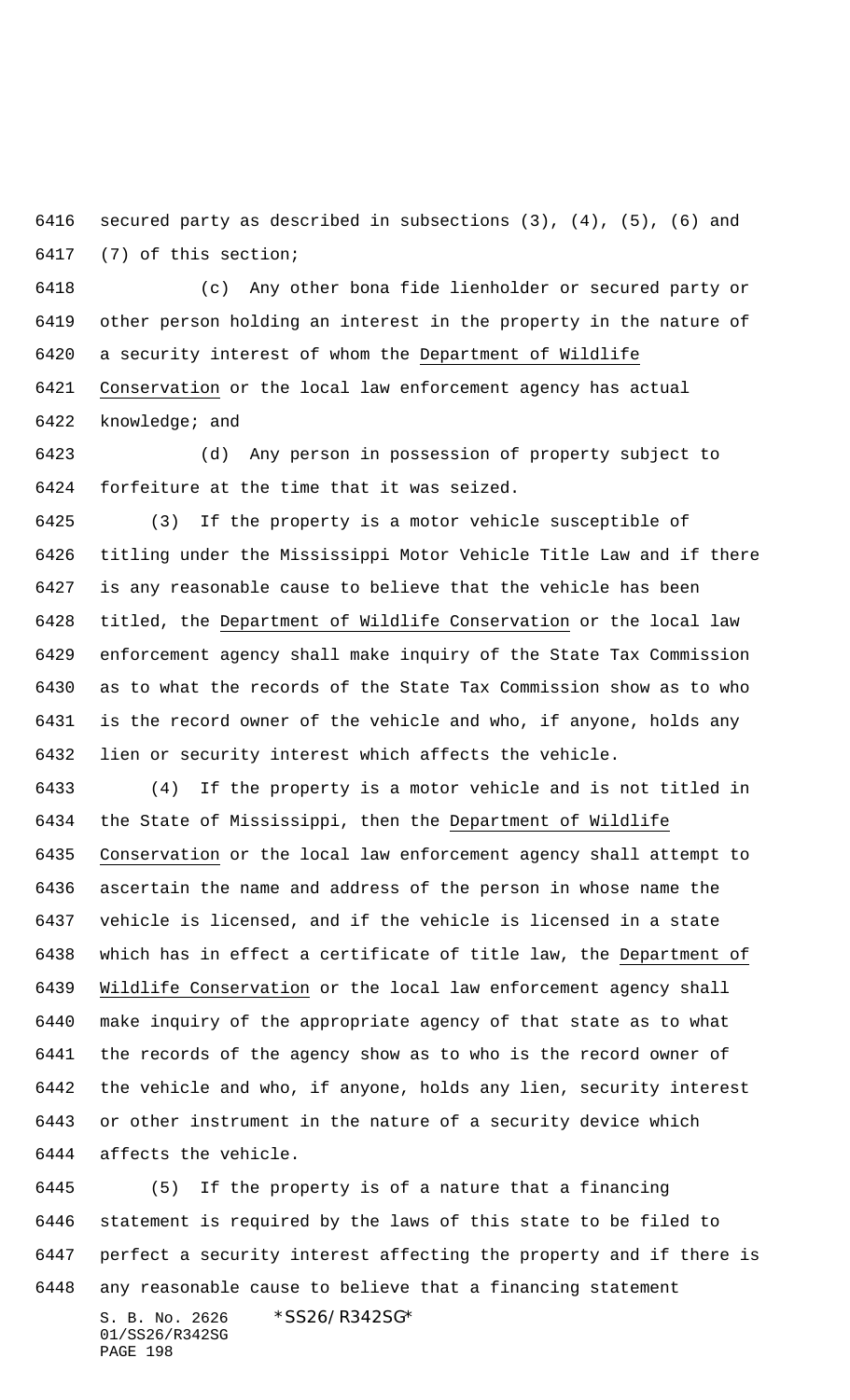secured party as described in subsections (3), (4), (5), (6) and (7) of this section;

(c) Any other bona fide lienholder or secured party or other person holding an interest in the property in the nature of a security interest of whom the Department of Wildlife Conservation or the local law enforcement agency has actual knowledge; and

(d) Any person in possession of property subject to forfeiture at the time that it was seized.

(3) If the property is a motor vehicle susceptible of titling under the Mississippi Motor Vehicle Title Law and if there is any reasonable cause to believe that the vehicle has been titled, the Department of Wildlife Conservation or the local law enforcement agency shall make inquiry of the State Tax Commission as to what the records of the State Tax Commission show as to who is the record owner of the vehicle and who, if anyone, holds any lien or security interest which affects the vehicle.

(4) If the property is a motor vehicle and is not titled in the State of Mississippi, then the Department of Wildlife Conservation or the local law enforcement agency shall attempt to ascertain the name and address of the person in whose name the vehicle is licensed, and if the vehicle is licensed in a state which has in effect a certificate of title law, the Department of Wildlife Conservation or the local law enforcement agency shall make inquiry of the appropriate agency of that state as to what the records of the agency show as to who is the record owner of the vehicle and who, if anyone, holds any lien, security interest or other instrument in the nature of a security device which affects the vehicle.

(5) If the property is of a nature that a financing statement is required by the laws of this state to be filed to perfect a security interest affecting the property and if there is any reasonable cause to believe that a financing statement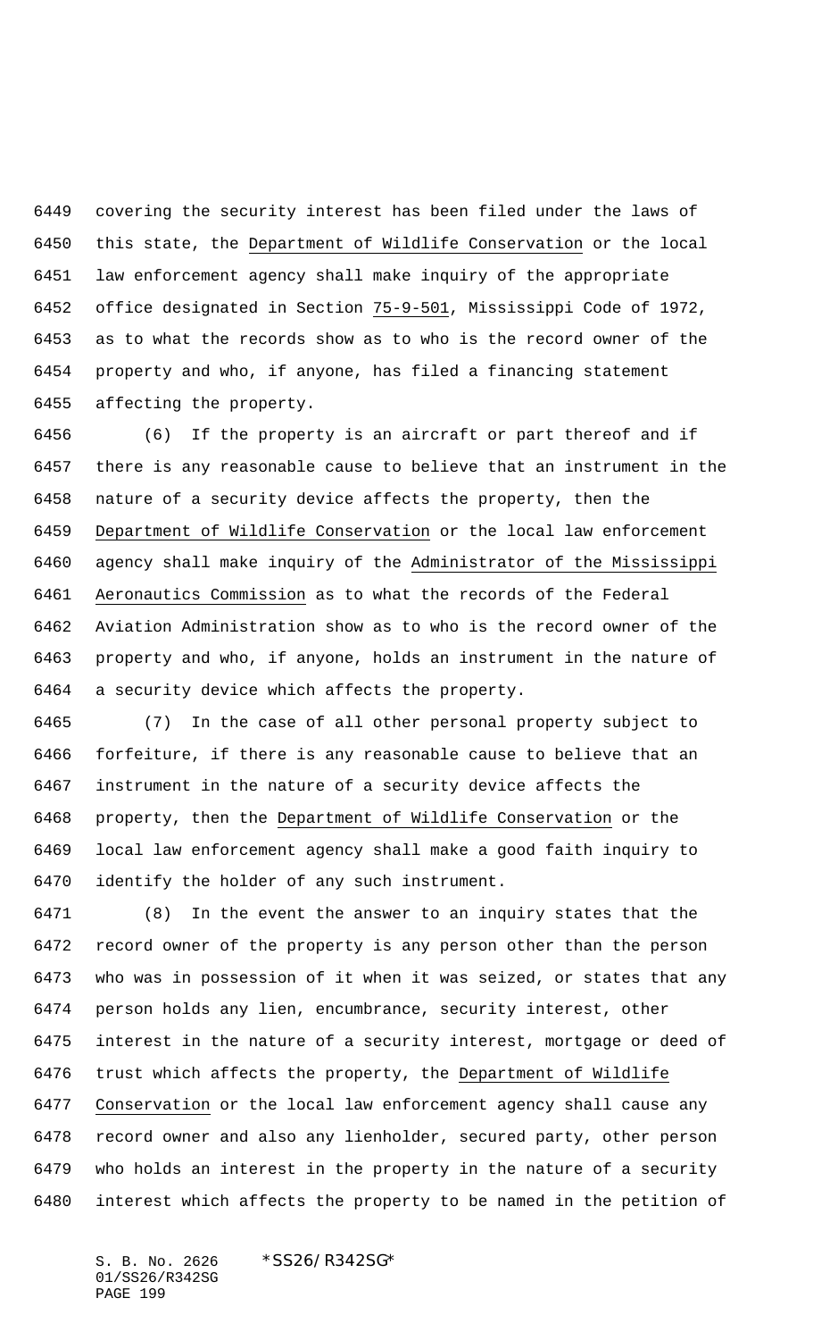covering the security interest has been filed under the laws of this state, the Department of Wildlife Conservation or the local law enforcement agency shall make inquiry of the appropriate office designated in Section 75-9-501, Mississippi Code of 1972, as to what the records show as to who is the record owner of the property and who, if anyone, has filed a financing statement affecting the property.

(6) If the property is an aircraft or part thereof and if there is any reasonable cause to believe that an instrument in the nature of a security device affects the property, then the Department of Wildlife Conservation or the local law enforcement agency shall make inquiry of the Administrator of the Mississippi Aeronautics Commission as to what the records of the Federal Aviation Administration show as to who is the record owner of the property and who, if anyone, holds an instrument in the nature of a security device which affects the property.

(7) In the case of all other personal property subject to forfeiture, if there is any reasonable cause to believe that an instrument in the nature of a security device affects the property, then the Department of Wildlife Conservation or the local law enforcement agency shall make a good faith inquiry to identify the holder of any such instrument.

(8) In the event the answer to an inquiry states that the record owner of the property is any person other than the person who was in possession of it when it was seized, or states that any person holds any lien, encumbrance, security interest, other interest in the nature of a security interest, mortgage or deed of trust which affects the property, the Department of Wildlife Conservation or the local law enforcement agency shall cause any record owner and also any lienholder, secured party, other person who holds an interest in the property in the nature of a security interest which affects the property to be named in the petition of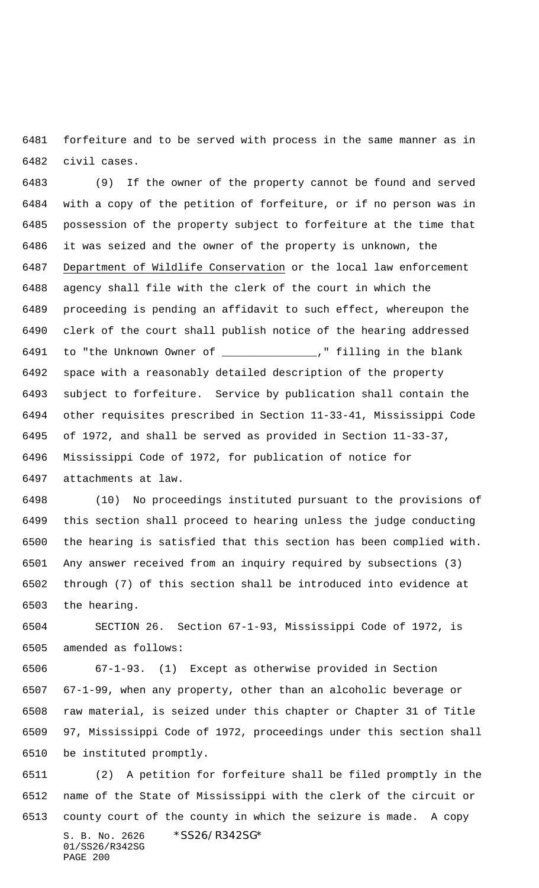forfeiture and to be served with process in the same manner as in civil cases.

(9) If the owner of the property cannot be found and served with a copy of the petition of forfeiture, or if no person was in possession of the property subject to forfeiture at the time that it was seized and the owner of the property is unknown, the Department of Wildlife Conservation or the local law enforcement agency shall file with the clerk of the court in which the proceeding is pending an affidavit to such effect, whereupon the clerk of the court shall publish notice of the hearing addressed to "the Unknown Owner of _______________," filling in the blank space with a reasonably detailed description of the property subject to forfeiture. Service by publication shall contain the other requisites prescribed in Section 11-33-41, Mississippi Code of 1972, and shall be served as provided in Section 11-33-37, Mississippi Code of 1972, for publication of notice for attachments at law.

(10) No proceedings instituted pursuant to the provisions of this section shall proceed to hearing unless the judge conducting the hearing is satisfied that this section has been complied with. Any answer received from an inquiry required by subsections (3) through (7) of this section shall be introduced into evidence at the hearing.

SECTION 26. Section 67-1-93, Mississippi Code of 1972, is amended as follows:

67-1-93. (1) Except as otherwise provided in Section 67-1-99, when any property, other than an alcoholic beverage or raw material, is seized under this chapter or Chapter 31 of Title 97, Mississippi Code of 1972, proceedings under this section shall be instituted promptly.

(2) A petition for forfeiture shall be filed promptly in the name of the State of Mississippi with the clerk of the circuit or county court of the county in which the seizure is made. A copy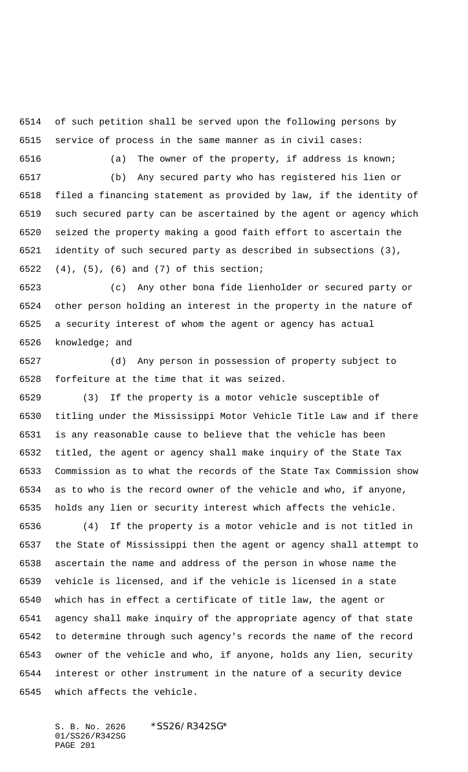of such petition shall be served upon the following persons by service of process in the same manner as in civil cases:

(a) The owner of the property, if address is known;

(b) Any secured party who has registered his lien or filed a financing statement as provided by law, if the identity of such secured party can be ascertained by the agent or agency which seized the property making a good faith effort to ascertain the identity of such secured party as described in subsections (3), (4), (5), (6) and (7) of this section;

(c) Any other bona fide lienholder or secured party or other person holding an interest in the property in the nature of a security interest of whom the agent or agency has actual knowledge; and

(d) Any person in possession of property subject to forfeiture at the time that it was seized.

(3) If the property is a motor vehicle susceptible of titling under the Mississippi Motor Vehicle Title Law and if there is any reasonable cause to believe that the vehicle has been titled, the agent or agency shall make inquiry of the State Tax Commission as to what the records of the State Tax Commission show as to who is the record owner of the vehicle and who, if anyone, holds any lien or security interest which affects the vehicle.

(4) If the property is a motor vehicle and is not titled in the State of Mississippi then the agent or agency shall attempt to ascertain the name and address of the person in whose name the vehicle is licensed, and if the vehicle is licensed in a state which has in effect a certificate of title law, the agent or agency shall make inquiry of the appropriate agency of that state to determine through such agency's records the name of the record owner of the vehicle and who, if anyone, holds any lien, security interest or other instrument in the nature of a security device which affects the vehicle.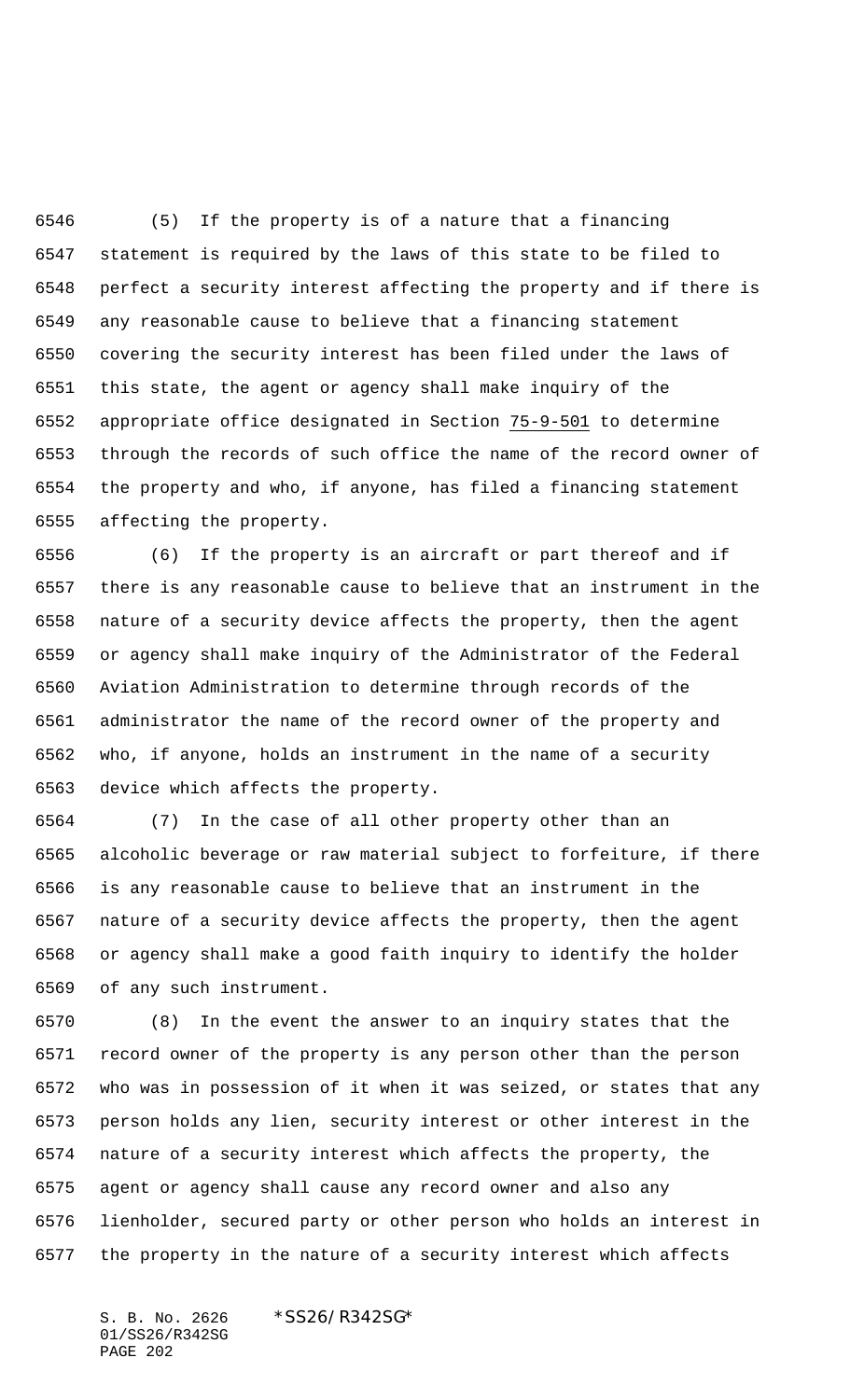(5) If the property is of a nature that a financing statement is required by the laws of this state to be filed to perfect a security interest affecting the property and if there is any reasonable cause to believe that a financing statement covering the security interest has been filed under the laws of this state, the agent or agency shall make inquiry of the appropriate office designated in Section 75-9-501 to determine through the records of such office the name of the record owner of the property and who, if anyone, has filed a financing statement affecting the property.

(6) If the property is an aircraft or part thereof and if there is any reasonable cause to believe that an instrument in the nature of a security device affects the property, then the agent or agency shall make inquiry of the Administrator of the Federal Aviation Administration to determine through records of the administrator the name of the record owner of the property and who, if anyone, holds an instrument in the name of a security device which affects the property.

(7) In the case of all other property other than an alcoholic beverage or raw material subject to forfeiture, if there is any reasonable cause to believe that an instrument in the nature of a security device affects the property, then the agent or agency shall make a good faith inquiry to identify the holder of any such instrument.

(8) In the event the answer to an inquiry states that the record owner of the property is any person other than the person who was in possession of it when it was seized, or states that any person holds any lien, security interest or other interest in the nature of a security interest which affects the property, the agent or agency shall cause any record owner and also any lienholder, secured party or other person who holds an interest in the property in the nature of a security interest which affects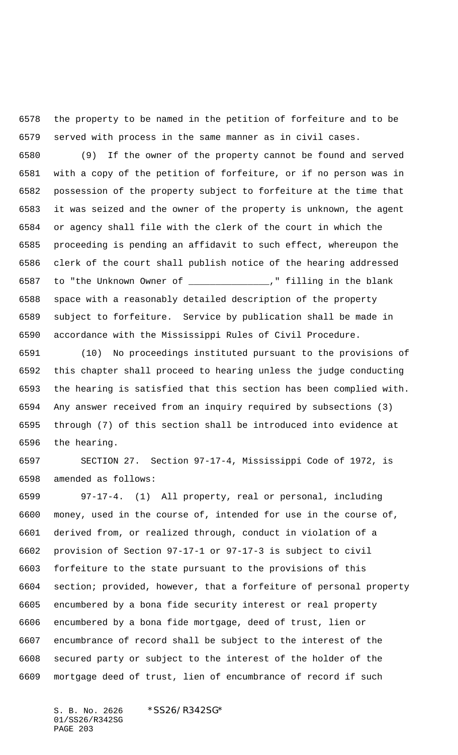the property to be named in the petition of forfeiture and to be served with process in the same manner as in civil cases.

(9) If the owner of the property cannot be found and served with a copy of the petition of forfeiture, or if no person was in possession of the property subject to forfeiture at the time that it was seized and the owner of the property is unknown, the agent or agency shall file with the clerk of the court in which the proceeding is pending an affidavit to such effect, whereupon the clerk of the court shall publish notice of the hearing addressed to "the Unknown Owner of _______________," filling in the blank space with a reasonably detailed description of the property subject to forfeiture. Service by publication shall be made in accordance with the Mississippi Rules of Civil Procedure.

(10) No proceedings instituted pursuant to the provisions of this chapter shall proceed to hearing unless the judge conducting the hearing is satisfied that this section has been complied with. Any answer received from an inquiry required by subsections (3) through (7) of this section shall be introduced into evidence at the hearing.

SECTION 27. Section 97-17-4, Mississippi Code of 1972, is amended as follows:

97-17-4. (1) All property, real or personal, including money, used in the course of, intended for use in the course of, derived from, or realized through, conduct in violation of a provision of Section 97-17-1 or 97-17-3 is subject to civil forfeiture to the state pursuant to the provisions of this section; provided, however, that a forfeiture of personal property encumbered by a bona fide security interest or real property encumbered by a bona fide mortgage, deed of trust, lien or encumbrance of record shall be subject to the interest of the secured party or subject to the interest of the holder of the mortgage deed of trust, lien of encumbrance of record if such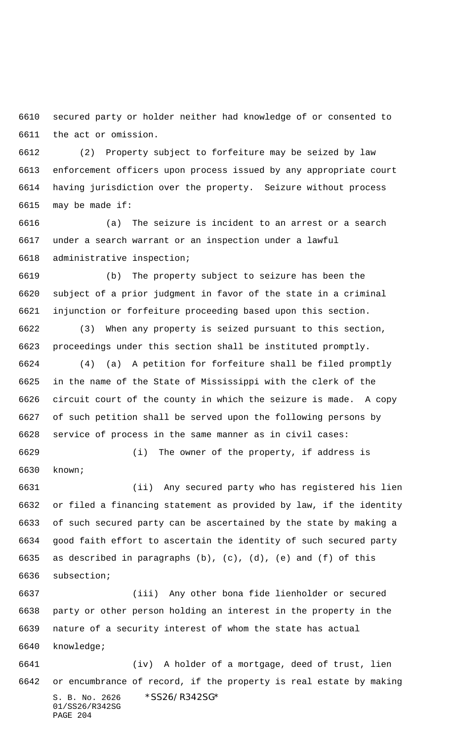secured party or holder neither had knowledge of or consented to the act or omission.

(2) Property subject to forfeiture may be seized by law enforcement officers upon process issued by any appropriate court having jurisdiction over the property. Seizure without process may be made if:

(a) The seizure is incident to an arrest or a search under a search warrant or an inspection under a lawful administrative inspection;

(b) The property subject to seizure has been the subject of a prior judgment in favor of the state in a criminal injunction or forfeiture proceeding based upon this section.

(3) When any property is seized pursuant to this section, proceedings under this section shall be instituted promptly.

(4) (a) A petition for forfeiture shall be filed promptly in the name of the State of Mississippi with the clerk of the circuit court of the county in which the seizure is made. A copy of such petition shall be served upon the following persons by service of process in the same manner as in civil cases:

(i) The owner of the property, if address is known;

(ii) Any secured party who has registered his lien or filed a financing statement as provided by law, if the identity of such secured party can be ascertained by the state by making a good faith effort to ascertain the identity of such secured party as described in paragraphs (b), (c), (d), (e) and (f) of this subsection;

(iii) Any other bona fide lienholder or secured party or other person holding an interest in the property in the nature of a security interest of whom the state has actual knowledge;

(iv) A holder of a mortgage, deed of trust, lien or encumbrance of record, if the property is real estate by making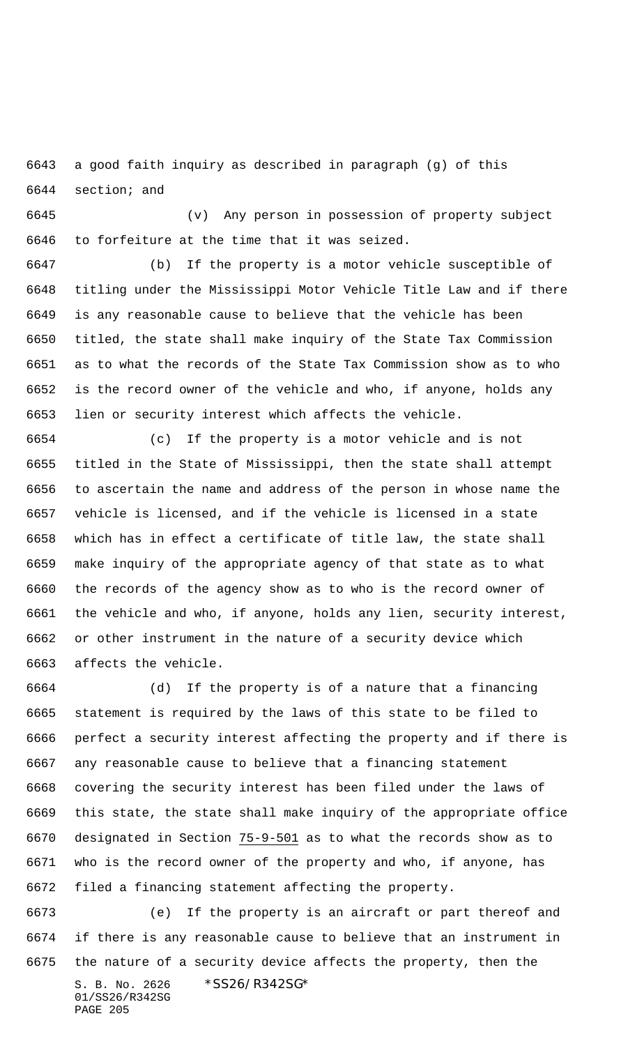a good faith inquiry as described in paragraph (g) of this section; and

(v) Any person in possession of property subject to forfeiture at the time that it was seized.

(b) If the property is a motor vehicle susceptible of titling under the Mississippi Motor Vehicle Title Law and if there is any reasonable cause to believe that the vehicle has been titled, the state shall make inquiry of the State Tax Commission as to what the records of the State Tax Commission show as to who is the record owner of the vehicle and who, if anyone, holds any lien or security interest which affects the vehicle.

(c) If the property is a motor vehicle and is not titled in the State of Mississippi, then the state shall attempt to ascertain the name and address of the person in whose name the vehicle is licensed, and if the vehicle is licensed in a state which has in effect a certificate of title law, the state shall make inquiry of the appropriate agency of that state as to what the records of the agency show as to who is the record owner of the vehicle and who, if anyone, holds any lien, security interest, or other instrument in the nature of a security device which affects the vehicle.

(d) If the property is of a nature that a financing statement is required by the laws of this state to be filed to perfect a security interest affecting the property and if there is any reasonable cause to believe that a financing statement covering the security interest has been filed under the laws of this state, the state shall make inquiry of the appropriate office designated in Section 75-9-501 as to what the records show as to who is the record owner of the property and who, if anyone, has filed a financing statement affecting the property.

(e) If the property is an aircraft or part thereof and if there is any reasonable cause to believe that an instrument in the nature of a security device affects the property, then the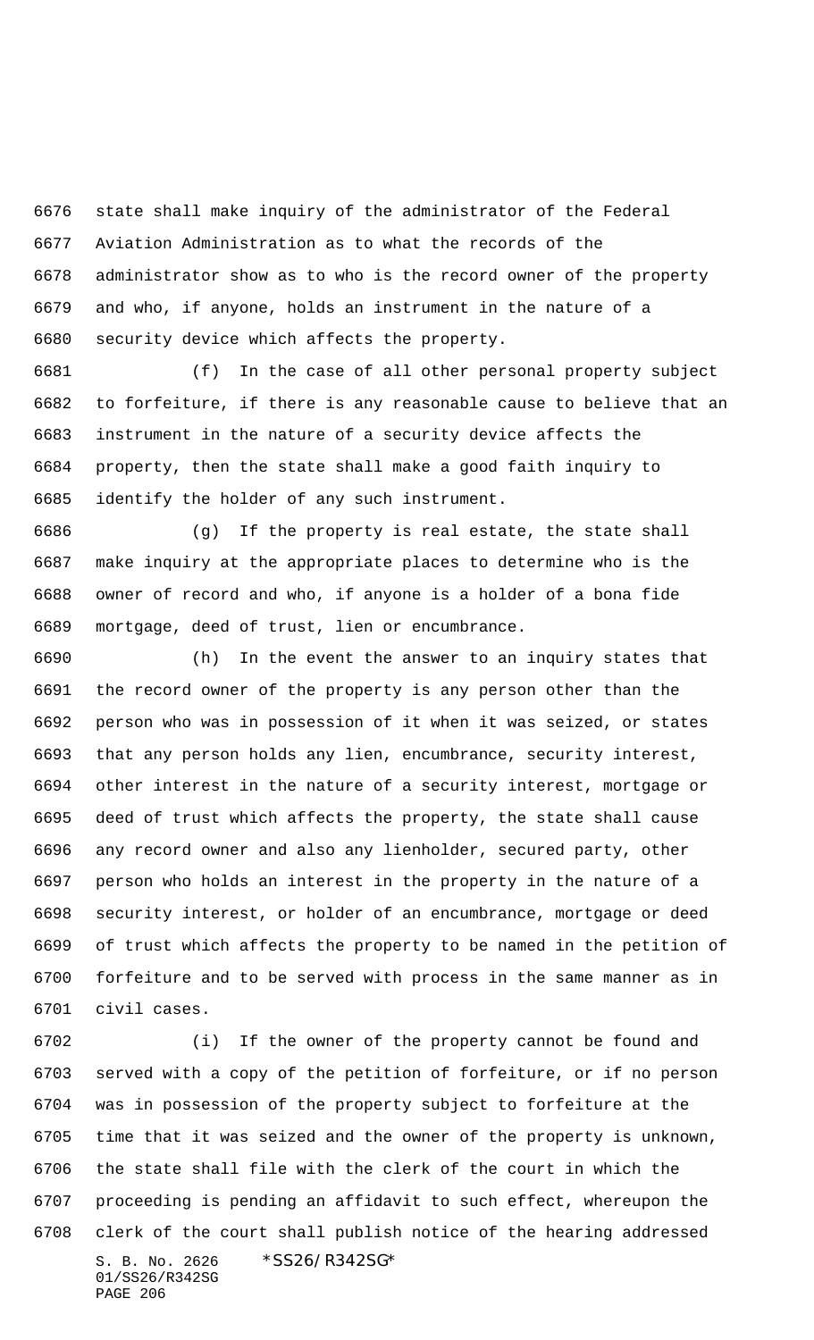state shall make inquiry of the administrator of the Federal Aviation Administration as to what the records of the administrator show as to who is the record owner of the property and who, if anyone, holds an instrument in the nature of a security device which affects the property.

(f) In the case of all other personal property subject to forfeiture, if there is any reasonable cause to believe that an instrument in the nature of a security device affects the property, then the state shall make a good faith inquiry to identify the holder of any such instrument.

(g) If the property is real estate, the state shall make inquiry at the appropriate places to determine who is the owner of record and who, if anyone is a holder of a bona fide mortgage, deed of trust, lien or encumbrance.

(h) In the event the answer to an inquiry states that the record owner of the property is any person other than the person who was in possession of it when it was seized, or states that any person holds any lien, encumbrance, security interest, other interest in the nature of a security interest, mortgage or deed of trust which affects the property, the state shall cause any record owner and also any lienholder, secured party, other person who holds an interest in the property in the nature of a security interest, or holder of an encumbrance, mortgage or deed of trust which affects the property to be named in the petition of forfeiture and to be served with process in the same manner as in civil cases.

(i) If the owner of the property cannot be found and served with a copy of the petition of forfeiture, or if no person was in possession of the property subject to forfeiture at the time that it was seized and the owner of the property is unknown, the state shall file with the clerk of the court in which the proceeding is pending an affidavit to such effect, whereupon the clerk of the court shall publish notice of the hearing addressed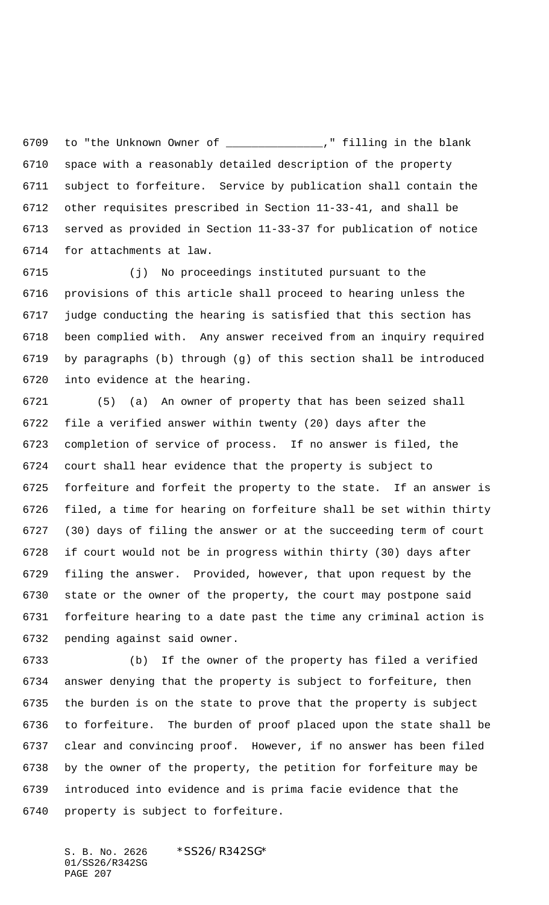to "the Unknown Owner of _______________," filling in the blank space with a reasonably detailed description of the property subject to forfeiture. Service by publication shall contain the other requisites prescribed in Section 11-33-41, and shall be served as provided in Section 11-33-37 for publication of notice for attachments at law.

(j) No proceedings instituted pursuant to the provisions of this article shall proceed to hearing unless the judge conducting the hearing is satisfied that this section has been complied with. Any answer received from an inquiry required by paragraphs (b) through (g) of this section shall be introduced into evidence at the hearing.

(5) (a) An owner of property that has been seized shall file a verified answer within twenty (20) days after the completion of service of process. If no answer is filed, the court shall hear evidence that the property is subject to forfeiture and forfeit the property to the state. If an answer is filed, a time for hearing on forfeiture shall be set within thirty (30) days of filing the answer or at the succeeding term of court if court would not be in progress within thirty (30) days after filing the answer. Provided, however, that upon request by the state or the owner of the property, the court may postpone said forfeiture hearing to a date past the time any criminal action is pending against said owner.

(b) If the owner of the property has filed a verified answer denying that the property is subject to forfeiture, then the burden is on the state to prove that the property is subject to forfeiture. The burden of proof placed upon the state shall be clear and convincing proof. However, if no answer has been filed by the owner of the property, the petition for forfeiture may be introduced into evidence and is prima facie evidence that the property is subject to forfeiture.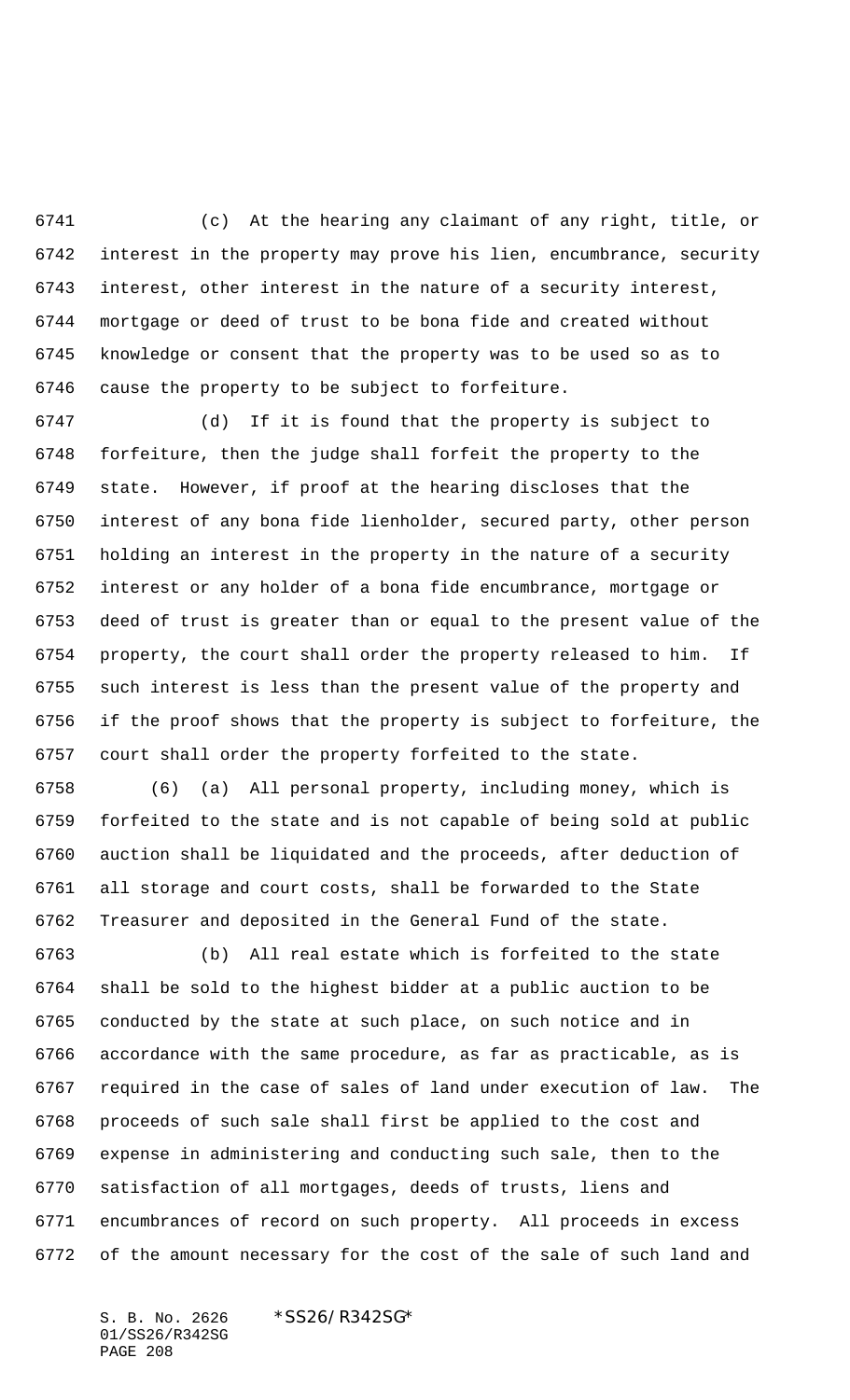(c) At the hearing any claimant of any right, title, or interest in the property may prove his lien, encumbrance, security interest, other interest in the nature of a security interest, mortgage or deed of trust to be bona fide and created without knowledge or consent that the property was to be used so as to cause the property to be subject to forfeiture.

(d) If it is found that the property is subject to forfeiture, then the judge shall forfeit the property to the state. However, if proof at the hearing discloses that the interest of any bona fide lienholder, secured party, other person holding an interest in the property in the nature of a security interest or any holder of a bona fide encumbrance, mortgage or deed of trust is greater than or equal to the present value of the property, the court shall order the property released to him. If such interest is less than the present value of the property and if the proof shows that the property is subject to forfeiture, the court shall order the property forfeited to the state.

(6) (a) All personal property, including money, which is forfeited to the state and is not capable of being sold at public auction shall be liquidated and the proceeds, after deduction of all storage and court costs, shall be forwarded to the State Treasurer and deposited in the General Fund of the state.

(b) All real estate which is forfeited to the state shall be sold to the highest bidder at a public auction to be conducted by the state at such place, on such notice and in accordance with the same procedure, as far as practicable, as is required in the case of sales of land under execution of law. The proceeds of such sale shall first be applied to the cost and expense in administering and conducting such sale, then to the satisfaction of all mortgages, deeds of trusts, liens and encumbrances of record on such property. All proceeds in excess of the amount necessary for the cost of the sale of such land and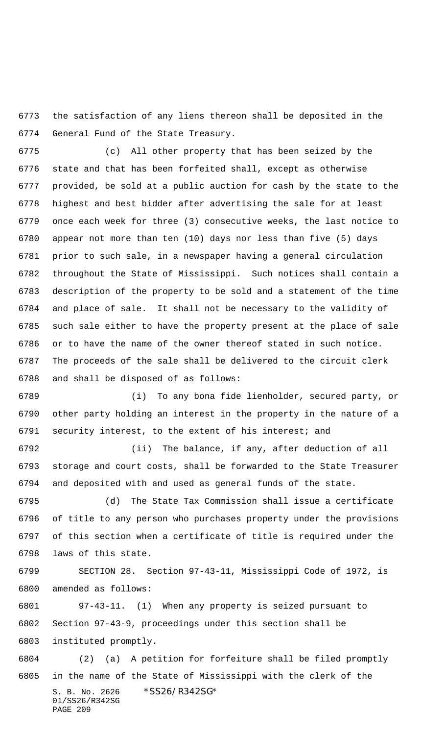the satisfaction of any liens thereon shall be deposited in the General Fund of the State Treasury.

(c) All other property that has been seized by the state and that has been forfeited shall, except as otherwise provided, be sold at a public auction for cash by the state to the highest and best bidder after advertising the sale for at least once each week for three (3) consecutive weeks, the last notice to appear not more than ten (10) days nor less than five (5) days prior to such sale, in a newspaper having a general circulation throughout the State of Mississippi. Such notices shall contain a description of the property to be sold and a statement of the time and place of sale. It shall not be necessary to the validity of such sale either to have the property present at the place of sale or to have the name of the owner thereof stated in such notice. The proceeds of the sale shall be delivered to the circuit clerk and shall be disposed of as follows:

(i) To any bona fide lienholder, secured party, or other party holding an interest in the property in the nature of a security interest, to the extent of his interest; and

(ii) The balance, if any, after deduction of all storage and court costs, shall be forwarded to the State Treasurer and deposited with and used as general funds of the state.

(d) The State Tax Commission shall issue a certificate of title to any person who purchases property under the provisions of this section when a certificate of title is required under the laws of this state.

SECTION 28. Section 97-43-11, Mississippi Code of 1972, is amended as follows:

97-43-11. (1) When any property is seized pursuant to Section 97-43-9, proceedings under this section shall be instituted promptly.

(2) (a) A petition for forfeiture shall be filed promptly in the name of the State of Mississippi with the clerk of the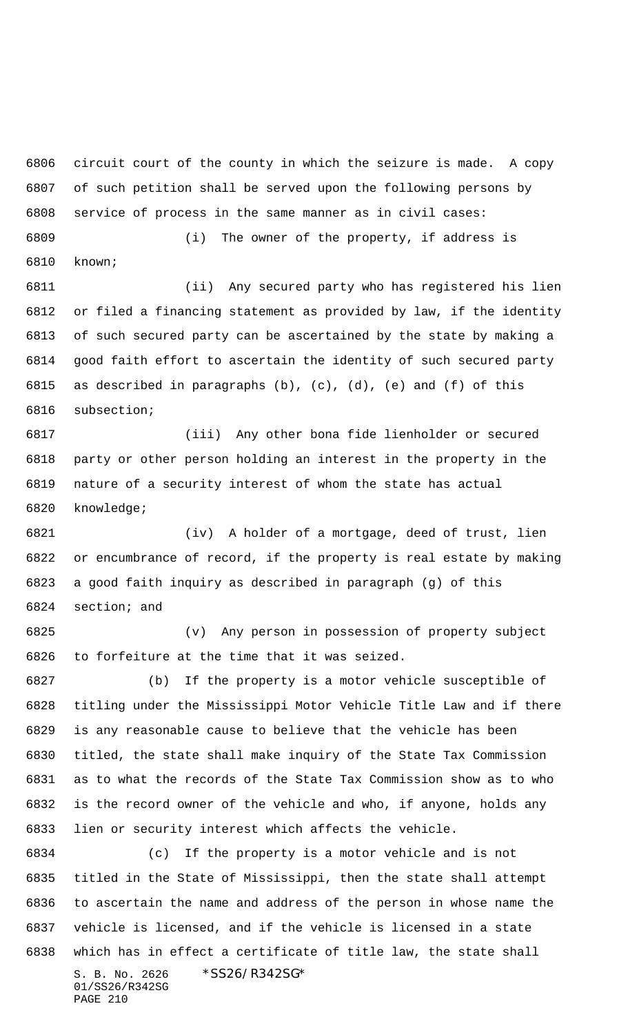circuit court of the county in which the seizure is made. A copy of such petition shall be served upon the following persons by service of process in the same manner as in civil cases:

(i) The owner of the property, if address is known;

(ii) Any secured party who has registered his lien or filed a financing statement as provided by law, if the identity of such secured party can be ascertained by the state by making a good faith effort to ascertain the identity of such secured party as described in paragraphs (b), (c), (d), (e) and (f) of this subsection;

(iii) Any other bona fide lienholder or secured party or other person holding an interest in the property in the nature of a security interest of whom the state has actual knowledge;

(iv) A holder of a mortgage, deed of trust, lien or encumbrance of record, if the property is real estate by making a good faith inquiry as described in paragraph (g) of this section; and

(v) Any person in possession of property subject to forfeiture at the time that it was seized.

(b) If the property is a motor vehicle susceptible of titling under the Mississippi Motor Vehicle Title Law and if there is any reasonable cause to believe that the vehicle has been titled, the state shall make inquiry of the State Tax Commission as to what the records of the State Tax Commission show as to who is the record owner of the vehicle and who, if anyone, holds any lien or security interest which affects the vehicle.

(c) If the property is a motor vehicle and is not titled in the State of Mississippi, then the state shall attempt to ascertain the name and address of the person in whose name the vehicle is licensed, and if the vehicle is licensed in a state which has in effect a certificate of title law, the state shall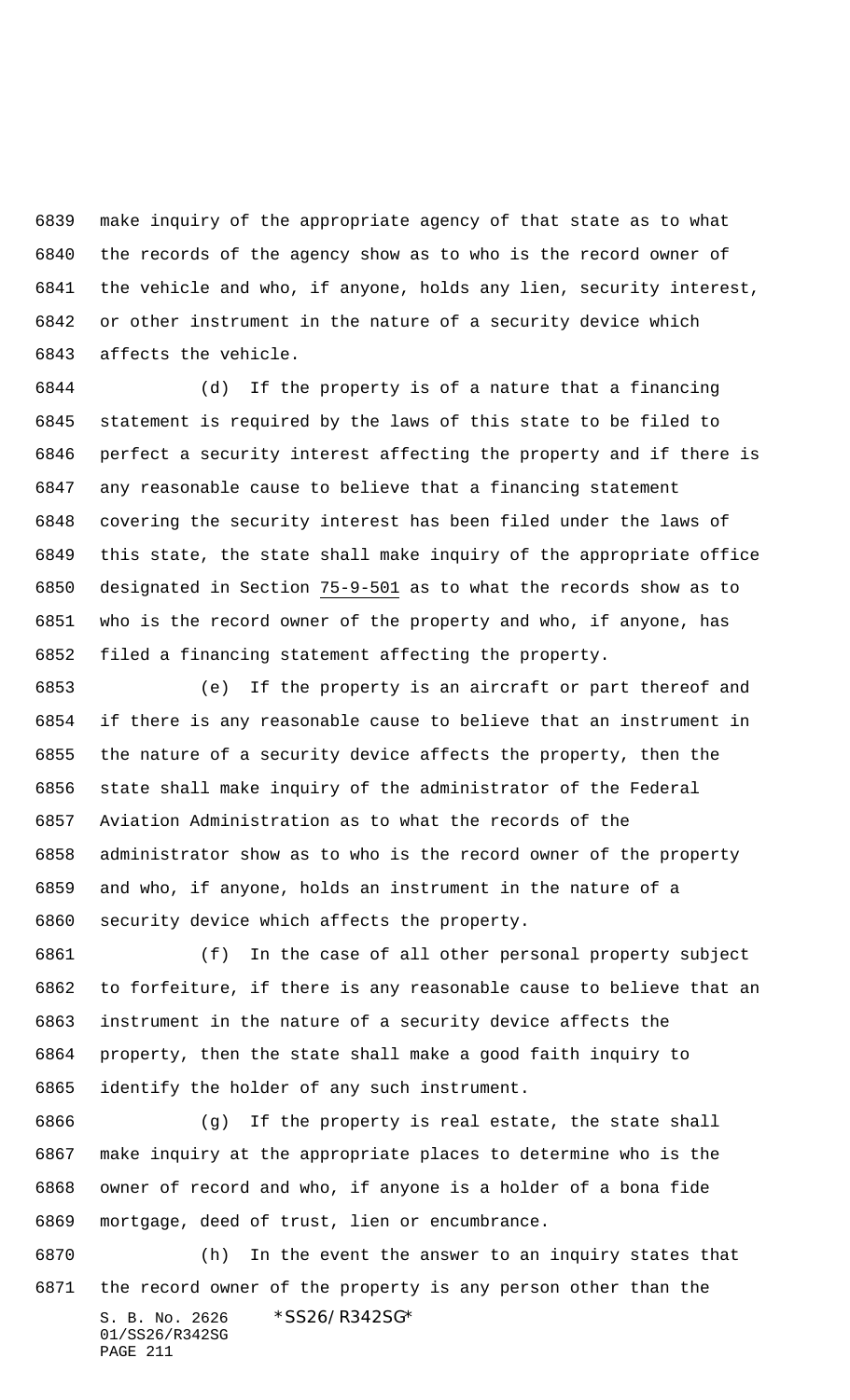make inquiry of the appropriate agency of that state as to what the records of the agency show as to who is the record owner of the vehicle and who, if anyone, holds any lien, security interest, or other instrument in the nature of a security device which affects the vehicle.

(d) If the property is of a nature that a financing statement is required by the laws of this state to be filed to perfect a security interest affecting the property and if there is any reasonable cause to believe that a financing statement covering the security interest has been filed under the laws of this state, the state shall make inquiry of the appropriate office designated in Section 75-9-501 as to what the records show as to who is the record owner of the property and who, if anyone, has filed a financing statement affecting the property.

(e) If the property is an aircraft or part thereof and if there is any reasonable cause to believe that an instrument in the nature of a security device affects the property, then the state shall make inquiry of the administrator of the Federal Aviation Administration as to what the records of the administrator show as to who is the record owner of the property and who, if anyone, holds an instrument in the nature of a security device which affects the property.

(f) In the case of all other personal property subject to forfeiture, if there is any reasonable cause to believe that an instrument in the nature of a security device affects the property, then the state shall make a good faith inquiry to identify the holder of any such instrument.

(g) If the property is real estate, the state shall make inquiry at the appropriate places to determine who is the owner of record and who, if anyone is a holder of a bona fide mortgage, deed of trust, lien or encumbrance.

(h) In the event the answer to an inquiry states that the record owner of the property is any person other than the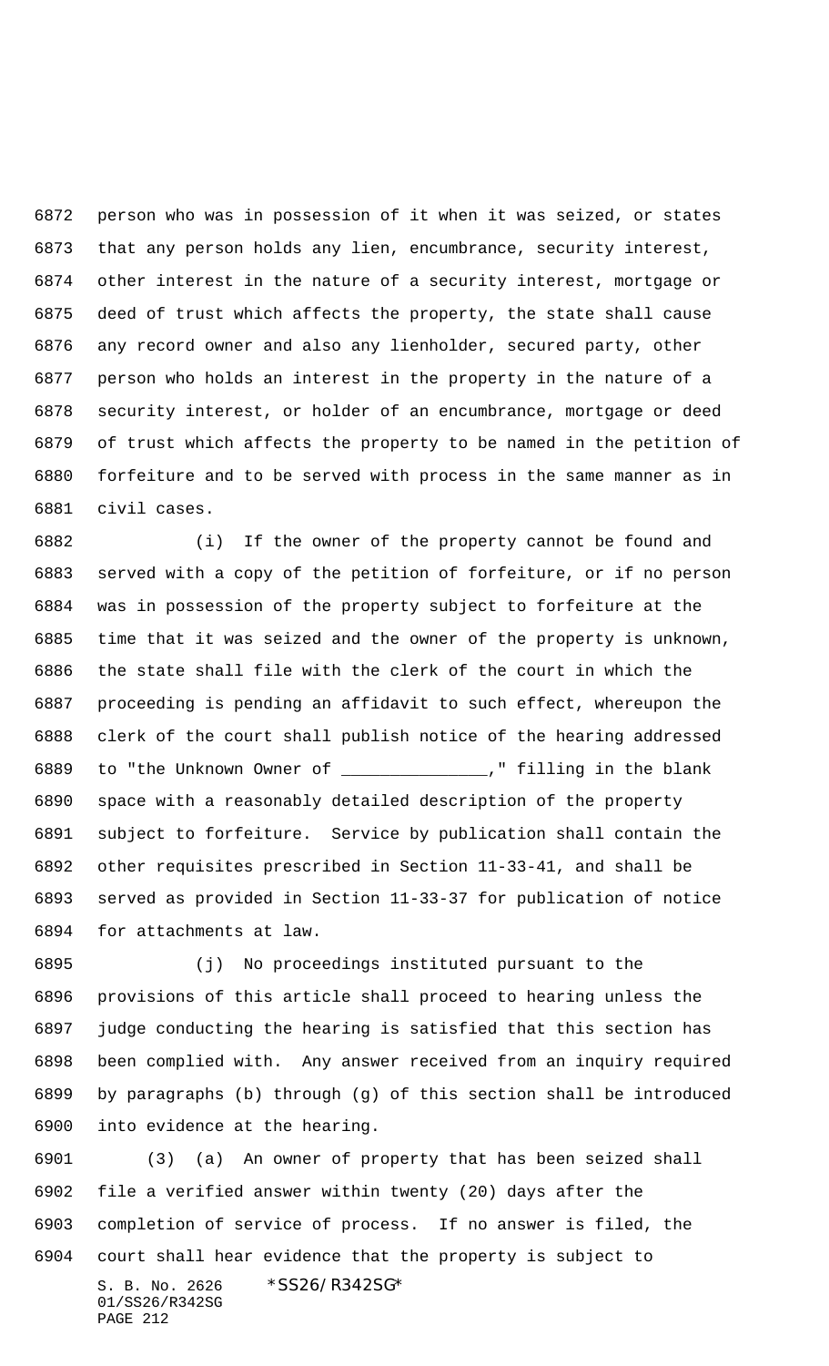person who was in possession of it when it was seized, or states that any person holds any lien, encumbrance, security interest, other interest in the nature of a security interest, mortgage or deed of trust which affects the property, the state shall cause any record owner and also any lienholder, secured party, other person who holds an interest in the property in the nature of a security interest, or holder of an encumbrance, mortgage or deed of trust which affects the property to be named in the petition of forfeiture and to be served with process in the same manner as in civil cases.

(i) If the owner of the property cannot be found and served with a copy of the petition of forfeiture, or if no person was in possession of the property subject to forfeiture at the time that it was seized and the owner of the property is unknown, the state shall file with the clerk of the court in which the proceeding is pending an affidavit to such effect, whereupon the clerk of the court shall publish notice of the hearing addressed to "the Unknown Owner of ______________," filling in the blank space with a reasonably detailed description of the property subject to forfeiture. Service by publication shall contain the other requisites prescribed in Section 11-33-41, and shall be served as provided in Section 11-33-37 for publication of notice for attachments at law.

(j) No proceedings instituted pursuant to the provisions of this article shall proceed to hearing unless the judge conducting the hearing is satisfied that this section has been complied with. Any answer received from an inquiry required by paragraphs (b) through (g) of this section shall be introduced into evidence at the hearing.

(3) (a) An owner of property that has been seized shall file a verified answer within twenty (20) days after the completion of service of process. If no answer is filed, the court shall hear evidence that the property is subject to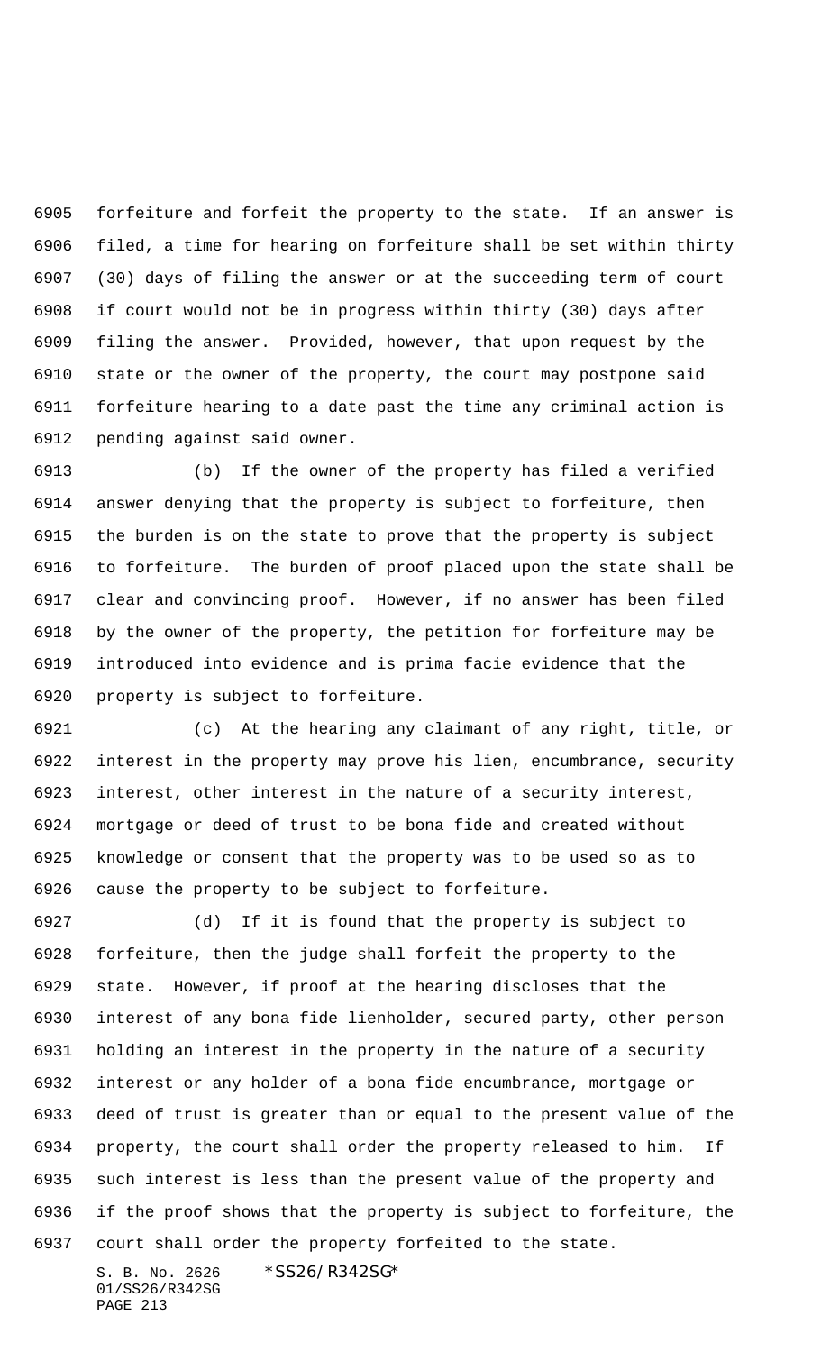forfeiture and forfeit the property to the state. If an answer is filed, a time for hearing on forfeiture shall be set within thirty (30) days of filing the answer or at the succeeding term of court if court would not be in progress within thirty (30) days after filing the answer. Provided, however, that upon request by the state or the owner of the property, the court may postpone said forfeiture hearing to a date past the time any criminal action is pending against said owner.

(b) If the owner of the property has filed a verified answer denying that the property is subject to forfeiture, then the burden is on the state to prove that the property is subject to forfeiture. The burden of proof placed upon the state shall be clear and convincing proof. However, if no answer has been filed by the owner of the property, the petition for forfeiture may be introduced into evidence and is prima facie evidence that the property is subject to forfeiture.

(c) At the hearing any claimant of any right, title, or interest in the property may prove his lien, encumbrance, security interest, other interest in the nature of a security interest, mortgage or deed of trust to be bona fide and created without knowledge or consent that the property was to be used so as to cause the property to be subject to forfeiture.

(d) If it is found that the property is subject to forfeiture, then the judge shall forfeit the property to the state. However, if proof at the hearing discloses that the interest of any bona fide lienholder, secured party, other person holding an interest in the property in the nature of a security interest or any holder of a bona fide encumbrance, mortgage or deed of trust is greater than or equal to the present value of the property, the court shall order the property released to him. If such interest is less than the present value of the property and if the proof shows that the property is subject to forfeiture, the court shall order the property forfeited to the state.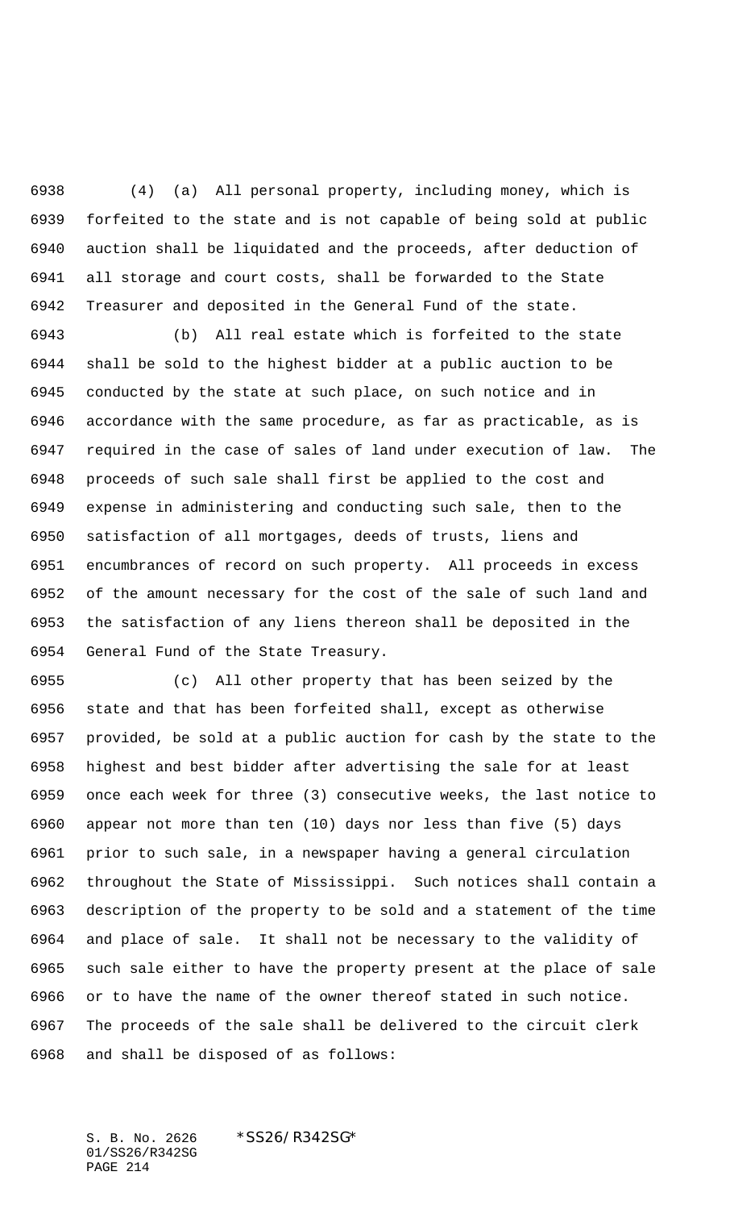(4) (a) All personal property, including money, which is forfeited to the state and is not capable of being sold at public auction shall be liquidated and the proceeds, after deduction of all storage and court costs, shall be forwarded to the State Treasurer and deposited in the General Fund of the state.

(b) All real estate which is forfeited to the state shall be sold to the highest bidder at a public auction to be conducted by the state at such place, on such notice and in accordance with the same procedure, as far as practicable, as is required in the case of sales of land under execution of law. The proceeds of such sale shall first be applied to the cost and expense in administering and conducting such sale, then to the satisfaction of all mortgages, deeds of trusts, liens and encumbrances of record on such property. All proceeds in excess of the amount necessary for the cost of the sale of such land and the satisfaction of any liens thereon shall be deposited in the General Fund of the State Treasury.

(c) All other property that has been seized by the state and that has been forfeited shall, except as otherwise provided, be sold at a public auction for cash by the state to the highest and best bidder after advertising the sale for at least once each week for three (3) consecutive weeks, the last notice to appear not more than ten (10) days nor less than five (5) days prior to such sale, in a newspaper having a general circulation throughout the State of Mississippi. Such notices shall contain a description of the property to be sold and a statement of the time and place of sale. It shall not be necessary to the validity of such sale either to have the property present at the place of sale or to have the name of the owner thereof stated in such notice. The proceeds of the sale shall be delivered to the circuit clerk and shall be disposed of as follows: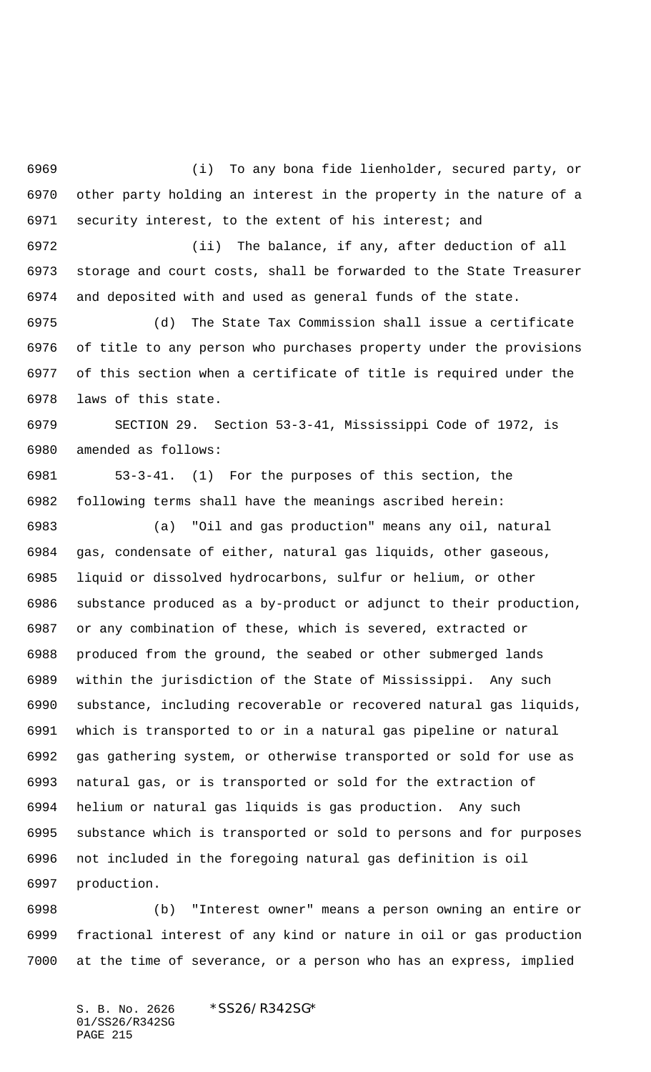(i) To any bona fide lienholder, secured party, or other party holding an interest in the property in the nature of a security interest, to the extent of his interest; and

(ii) The balance, if any, after deduction of all storage and court costs, shall be forwarded to the State Treasurer and deposited with and used as general funds of the state.

(d) The State Tax Commission shall issue a certificate of title to any person who purchases property under the provisions of this section when a certificate of title is required under the laws of this state.

SECTION 29. Section 53-3-41, Mississippi Code of 1972, is amended as follows:

53-3-41. (1) For the purposes of this section, the following terms shall have the meanings ascribed herein:

(a) "Oil and gas production" means any oil, natural gas, condensate of either, natural gas liquids, other gaseous, liquid or dissolved hydrocarbons, sulfur or helium, or other substance produced as a by-product or adjunct to their production, or any combination of these, which is severed, extracted or produced from the ground, the seabed or other submerged lands within the jurisdiction of the State of Mississippi. Any such substance, including recoverable or recovered natural gas liquids, which is transported to or in a natural gas pipeline or natural gas gathering system, or otherwise transported or sold for use as natural gas, or is transported or sold for the extraction of helium or natural gas liquids is gas production. Any such substance which is transported or sold to persons and for purposes not included in the foregoing natural gas definition is oil production.

(b) "Interest owner" means a person owning an entire or fractional interest of any kind or nature in oil or gas production at the time of severance, or a person who has an express, implied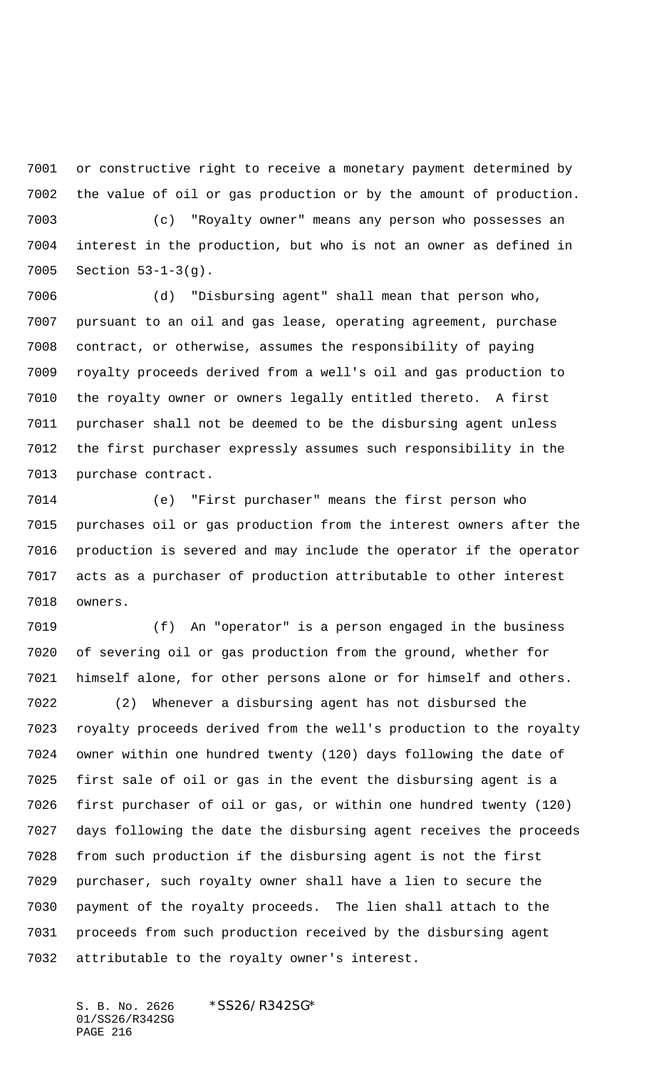or constructive right to receive a monetary payment determined by the value of oil or gas production or by the amount of production.

(c) "Royalty owner" means any person who possesses an interest in the production, but who is not an owner as defined in Section 53-1-3(g).

(d) "Disbursing agent" shall mean that person who, pursuant to an oil and gas lease, operating agreement, purchase contract, or otherwise, assumes the responsibility of paying royalty proceeds derived from a well's oil and gas production to the royalty owner or owners legally entitled thereto. A first purchaser shall not be deemed to be the disbursing agent unless the first purchaser expressly assumes such responsibility in the purchase contract.

(e) "First purchaser" means the first person who purchases oil or gas production from the interest owners after the production is severed and may include the operator if the operator acts as a purchaser of production attributable to other interest owners.

(f) An "operator" is a person engaged in the business of severing oil or gas production from the ground, whether for himself alone, for other persons alone or for himself and others.

(2) Whenever a disbursing agent has not disbursed the royalty proceeds derived from the well's production to the royalty owner within one hundred twenty (120) days following the date of first sale of oil or gas in the event the disbursing agent is a first purchaser of oil or gas, or within one hundred twenty (120) days following the date the disbursing agent receives the proceeds from such production if the disbursing agent is not the first purchaser, such royalty owner shall have a lien to secure the payment of the royalty proceeds. The lien shall attach to the proceeds from such production received by the disbursing agent attributable to the royalty owner's interest.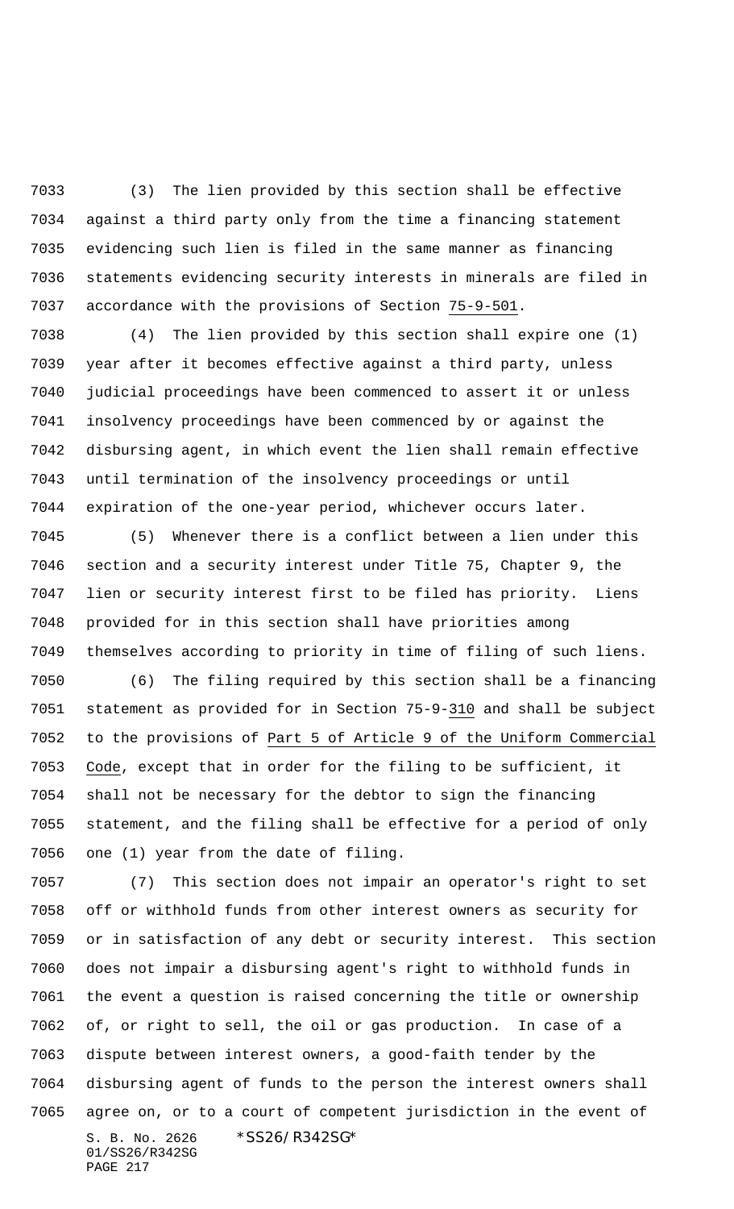(3) The lien provided by this section shall be effective against a third party only from the time a financing statement evidencing such lien is filed in the same manner as financing statements evidencing security interests in minerals are filed in accordance with the provisions of Section 75-9-501.

(4) The lien provided by this section shall expire one (1) year after it becomes effective against a third party, unless judicial proceedings have been commenced to assert it or unless insolvency proceedings have been commenced by or against the disbursing agent, in which event the lien shall remain effective until termination of the insolvency proceedings or until expiration of the one-year period, whichever occurs later.

(5) Whenever there is a conflict between a lien under this section and a security interest under Title 75, Chapter 9, the lien or security interest first to be filed has priority. Liens provided for in this section shall have priorities among themselves according to priority in time of filing of such liens.

(6) The filing required by this section shall be a financing statement as provided for in Section 75-9-310 and shall be subject to the provisions of Part 5 of Article 9 of the Uniform Commercial Code, except that in order for the filing to be sufficient, it shall not be necessary for the debtor to sign the financing statement, and the filing shall be effective for a period of only one (1) year from the date of filing.

(7) This section does not impair an operator's right to set off or withhold funds from other interest owners as security for or in satisfaction of any debt or security interest. This section does not impair a disbursing agent's right to withhold funds in the event a question is raised concerning the title or ownership of, or right to sell, the oil or gas production. In case of a dispute between interest owners, a good-faith tender by the disbursing agent of funds to the person the interest owners shall agree on, or to a court of competent jurisdiction in the event of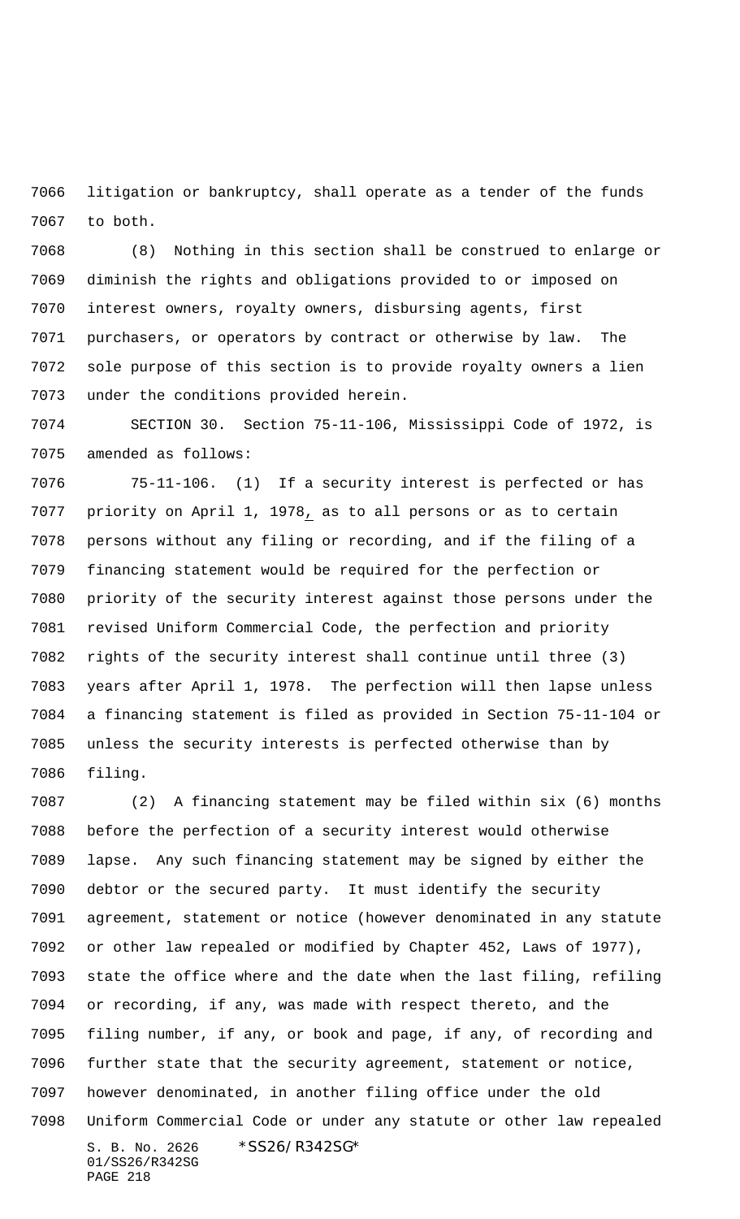litigation or bankruptcy, shall operate as a tender of the funds to both.

(8) Nothing in this section shall be construed to enlarge or diminish the rights and obligations provided to or imposed on interest owners, royalty owners, disbursing agents, first purchasers, or operators by contract or otherwise by law. The sole purpose of this section is to provide royalty owners a lien under the conditions provided herein.

SECTION 30. Section 75-11-106, Mississippi Code of 1972, is amended as follows:

75-11-106. (1) If a security interest is perfected or has priority on April 1, 1978, as to all persons or as to certain persons without any filing or recording, and if the filing of a financing statement would be required for the perfection or priority of the security interest against those persons under the revised Uniform Commercial Code, the perfection and priority rights of the security interest shall continue until three (3) years after April 1, 1978. The perfection will then lapse unless a financing statement is filed as provided in Section 75-11-104 or unless the security interests is perfected otherwise than by filing.

(2) A financing statement may be filed within six (6) months before the perfection of a security interest would otherwise lapse. Any such financing statement may be signed by either the debtor or the secured party. It must identify the security agreement, statement or notice (however denominated in any statute or other law repealed or modified by Chapter 452, Laws of 1977), state the office where and the date when the last filing, refiling or recording, if any, was made with respect thereto, and the filing number, if any, or book and page, if any, of recording and further state that the security agreement, statement or notice, however denominated, in another filing office under the old Uniform Commercial Code or under any statute or other law repealed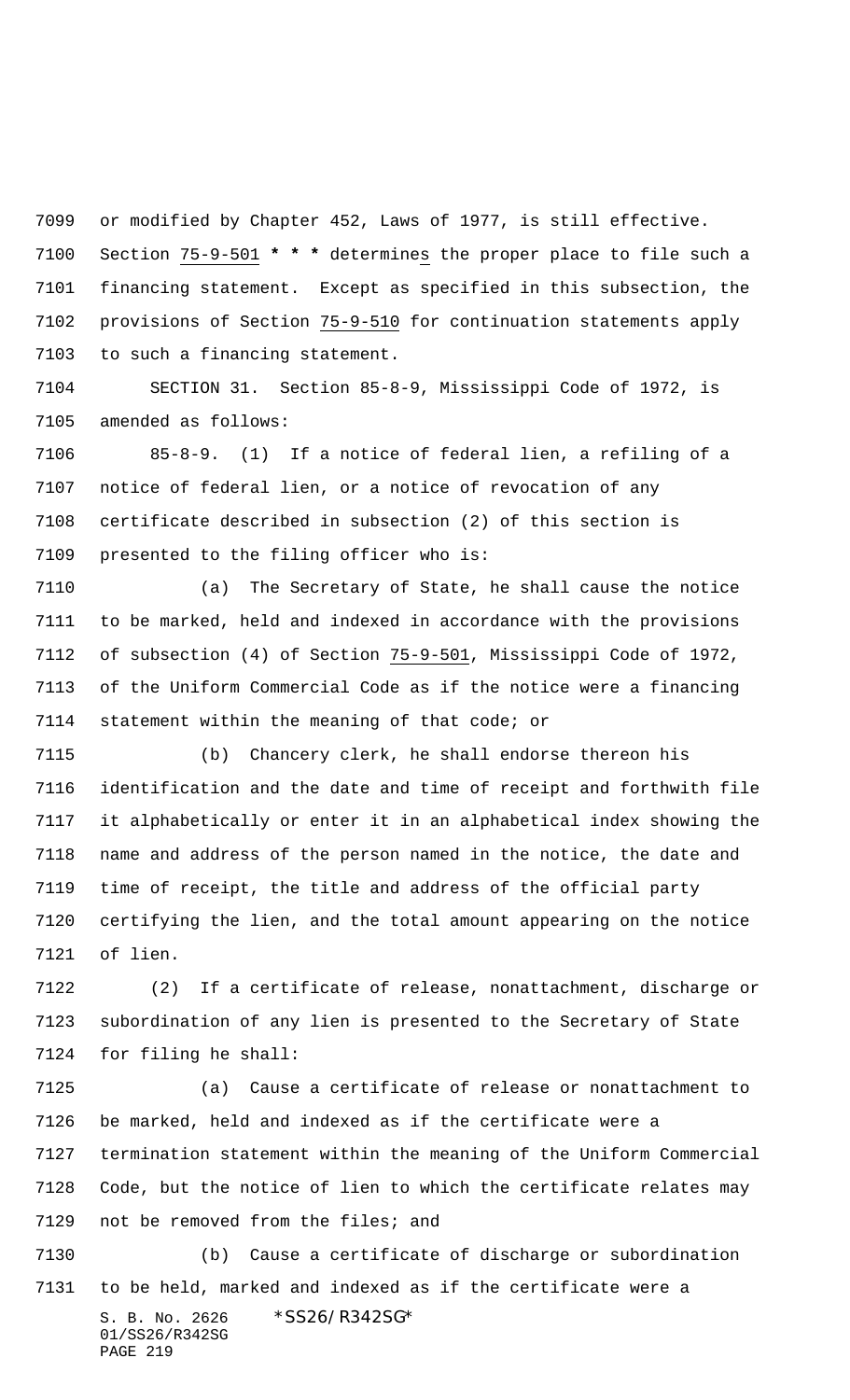or modified by Chapter 452, Laws of 1977, is still effective. Section 75-9-501 * * * determines the proper place to file such a financing statement. Except as specified in this subsection, the provisions of Section 75-9-510 for continuation statements apply to such a financing statement.

SECTION 31. Section 85-8-9, Mississippi Code of 1972, is amended as follows:

85-8-9. (1) If a notice of federal lien, a refiling of a notice of federal lien, or a notice of revocation of any certificate described in subsection (2) of this section is presented to the filing officer who is:

(a) The Secretary of State, he shall cause the notice to be marked, held and indexed in accordance with the provisions of subsection (4) of Section 75-9-501, Mississippi Code of 1972, of the Uniform Commercial Code as if the notice were a financing statement within the meaning of that code; or

(b) Chancery clerk, he shall endorse thereon his identification and the date and time of receipt and forthwith file it alphabetically or enter it in an alphabetical index showing the name and address of the person named in the notice, the date and time of receipt, the title and address of the official party certifying the lien, and the total amount appearing on the notice of lien.

(2) If a certificate of release, nonattachment, discharge or subordination of any lien is presented to the Secretary of State for filing he shall:

(a) Cause a certificate of release or nonattachment to be marked, held and indexed as if the certificate were a termination statement within the meaning of the Uniform Commercial Code, but the notice of lien to which the certificate relates may not be removed from the files; and

(b) Cause a certificate of discharge or subordination to be held, marked and indexed as if the certificate were a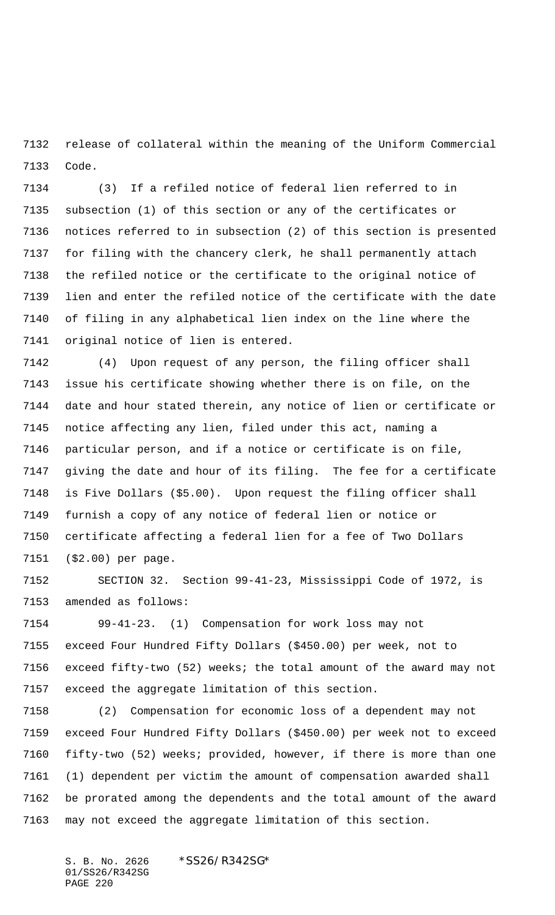release of collateral within the meaning of the Uniform Commercial Code.

(3) If a refiled notice of federal lien referred to in subsection (1) of this section or any of the certificates or notices referred to in subsection (2) of this section is presented for filing with the chancery clerk, he shall permanently attach the refiled notice or the certificate to the original notice of lien and enter the refiled notice of the certificate with the date of filing in any alphabetical lien index on the line where the original notice of lien is entered.

(4) Upon request of any person, the filing officer shall issue his certificate showing whether there is on file, on the date and hour stated therein, any notice of lien or certificate or notice affecting any lien, filed under this act, naming a particular person, and if a notice or certificate is on file, giving the date and hour of its filing. The fee for a certificate is Five Dollars ($5.00). Upon request the filing officer shall furnish a copy of any notice of federal lien or notice or certificate affecting a federal lien for a fee of Two Dollars ($2.00) per page.

SECTION 32. Section 99-41-23, Mississippi Code of 1972, is amended as follows:

99-41-23. (1) Compensation for work loss may not exceed Four Hundred Fifty Dollars ($450.00) per week, not to exceed fifty-two (52) weeks; the total amount of the award may not exceed the aggregate limitation of this section.

(2) Compensation for economic loss of a dependent may not exceed Four Hundred Fifty Dollars ($450.00) per week not to exceed fifty-two (52) weeks; provided, however, if there is more than one (1) dependent per victim the amount of compensation awarded shall be prorated among the dependents and the total amount of the award may not exceed the aggregate limitation of this section.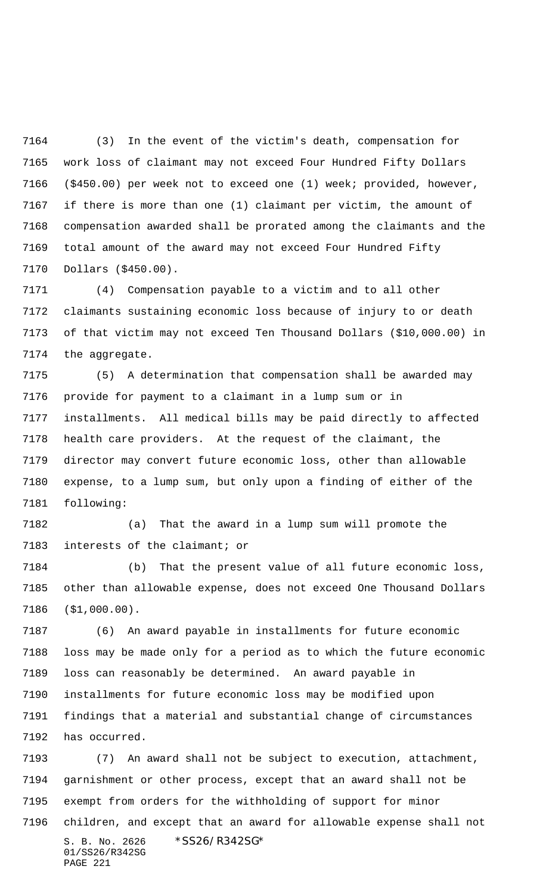(3) In the event of the victim's death, compensation for work loss of claimant may not exceed Four Hundred Fifty Dollars ($450.00) per week not to exceed one (1) week; provided, however, if there is more than one (1) claimant per victim, the amount of compensation awarded shall be prorated among the claimants and the total amount of the award may not exceed Four Hundred Fifty Dollars ($450.00).

(4) Compensation payable to a victim and to all other claimants sustaining economic loss because of injury to or death of that victim may not exceed Ten Thousand Dollars ($10,000.00) in the aggregate.

(5) A determination that compensation shall be awarded may provide for payment to a claimant in a lump sum or in installments. All medical bills may be paid directly to affected health care providers. At the request of the claimant, the director may convert future economic loss, other than allowable expense, to a lump sum, but only upon a finding of either of the following:

(a) That the award in a lump sum will promote the interests of the claimant; or

(b) That the present value of all future economic loss, other than allowable expense, does not exceed One Thousand Dollars ($1,000.00).

(6) An award payable in installments for future economic loss may be made only for a period as to which the future economic loss can reasonably be determined. An award payable in installments for future economic loss may be modified upon findings that a material and substantial change of circumstances has occurred.

(7) An award shall not be subject to execution, attachment, garnishment or other process, except that an award shall not be exempt from orders for the withholding of support for minor children, and except that an award for allowable expense shall not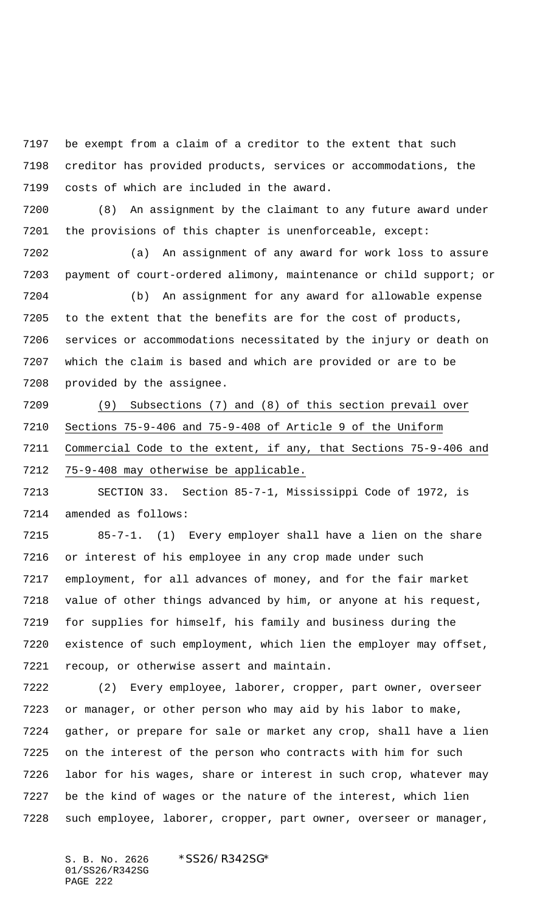be exempt from a claim of a creditor to the extent that such creditor has provided products, services or accommodations, the costs of which are included in the award.

(8) An assignment by the claimant to any future award under the provisions of this chapter is unenforceable, except:

(a) An assignment of any award for work loss to assure payment of court-ordered alimony, maintenance or child support; or

(b) An assignment for any award for allowable expense to the extent that the benefits are for the cost of products, services or accommodations necessitated by the injury or death on which the claim is based and which are provided or are to be provided by the assignee.

(9) Subsections (7) and (8) of this section prevail over Sections 75-9-406 and 75-9-408 of Article 9 of the Uniform Commercial Code to the extent, if any, that Sections 75-9-406 and 75-9-408 may otherwise be applicable.

SECTION 33. Section 85-7-1, Mississippi Code of 1972, is amended as follows:

85-7-1. (1) Every employer shall have a lien on the share or interest of his employee in any crop made under such employment, for all advances of money, and for the fair market value of other things advanced by him, or anyone at his request, for supplies for himself, his family and business during the existence of such employment, which lien the employer may offset, recoup, or otherwise assert and maintain.

(2) Every employee, laborer, cropper, part owner, overseer or manager, or other person who may aid by his labor to make, gather, or prepare for sale or market any crop, shall have a lien on the interest of the person who contracts with him for such labor for his wages, share or interest in such crop, whatever may be the kind of wages or the nature of the interest, which lien such employee, laborer, cropper, part owner, overseer or manager,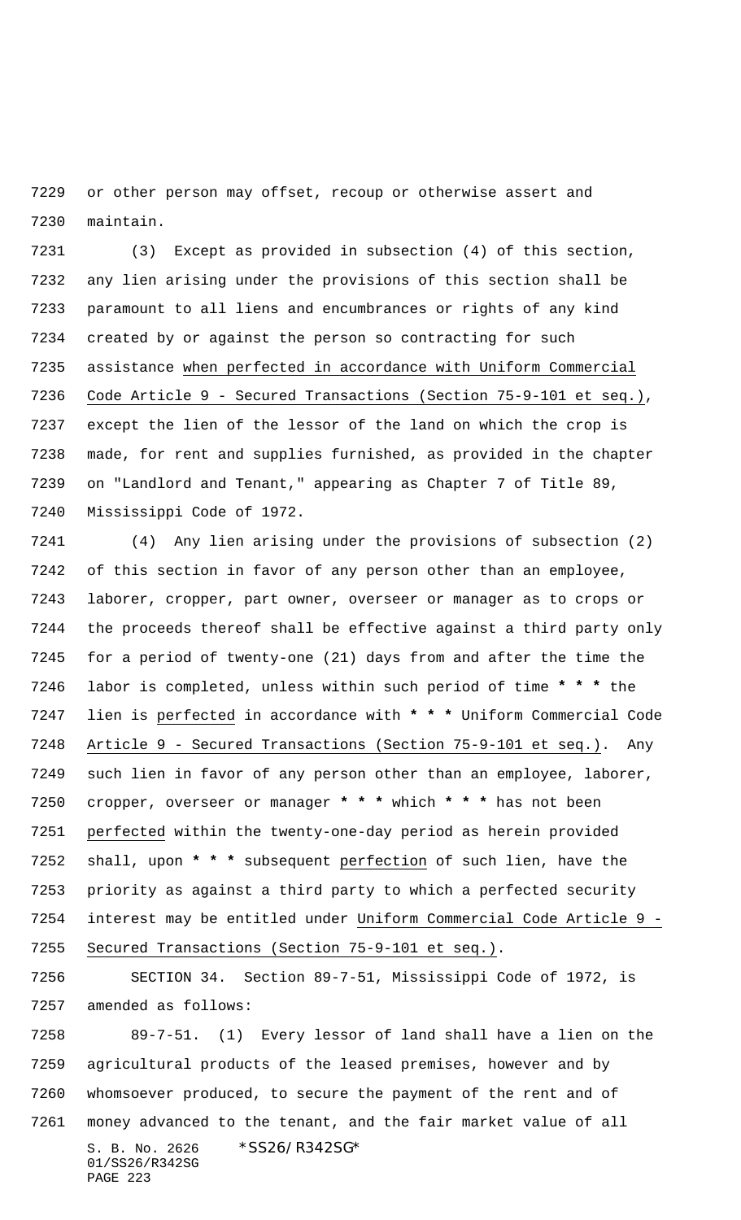or other person may offset, recoup or otherwise assert and maintain.

(3) Except as provided in subsection (4) of this section, any lien arising under the provisions of this section shall be paramount to all liens and encumbrances or rights of any kind created by or against the person so contracting for such assistance when perfected in accordance with Uniform Commercial Code Article 9 - Secured Transactions (Section 75-9-101 et seq.), except the lien of the lessor of the land on which the crop is made, for rent and supplies furnished, as provided in the chapter on "Landlord and Tenant," appearing as Chapter 7 of Title 89, Mississippi Code of 1972.

(4) Any lien arising under the provisions of subsection (2) of this section in favor of any person other than an employee, laborer, cropper, part owner, overseer or manager as to crops or the proceeds thereof shall be effective against a third party only for a period of twenty-one (21) days from and after the time the labor is completed, unless within such period of time **\* \* \*** the lien is perfected in accordance with **\* \* \*** Uniform Commercial Code Article 9 - Secured Transactions (Section 75-9-101 et seq.). Any such lien in favor of any person other than an employee, laborer, cropper, overseer or manager **\* \* \*** which **\* \* \*** has not been perfected within the twenty-one-day period as herein provided shall, upon **\* \* \*** subsequent perfection of such lien, have the priority as against a third party to which a perfected security interest may be entitled under Uniform Commercial Code Article 9 - Secured Transactions (Section 75-9-101 et seq.).

SECTION 34. Section 89-7-51, Mississippi Code of 1972, is amended as follows:

89-7-51. (1) Every lessor of land shall have a lien on the agricultural products of the leased premises, however and by whomsoever produced, to secure the payment of the rent and of money advanced to the tenant, and the fair market value of all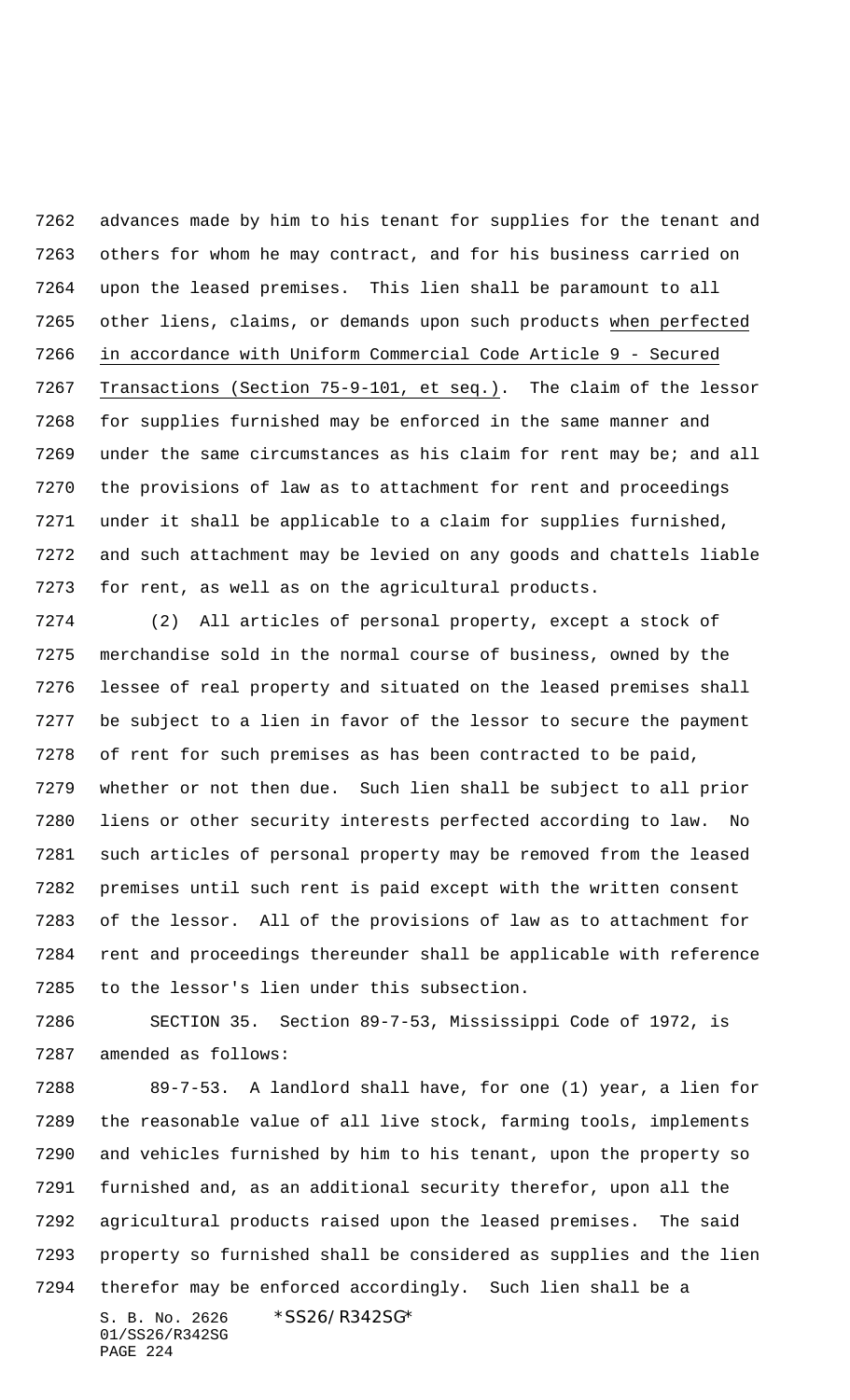advances made by him to his tenant for supplies for the tenant and others for whom he may contract, and for his business carried on upon the leased premises. This lien shall be paramount to all other liens, claims, or demands upon such products <u>when perfected in accordance with Uniform Commercial Code Article 9 - Secured Transactions (Section 75-9-101, et seq.)</u>. The claim of the lessor for supplies furnished may be enforced in the same manner and under the same circumstances as his claim for rent may be; and all the provisions of law as to attachment for rent and proceedings under it shall be applicable to a claim for supplies furnished, and such attachment may be levied on any goods and chattels liable for rent, as well as on the agricultural products.

(2) All articles of personal property, except a stock of merchandise sold in the normal course of business, owned by the lessee of real property and situated on the leased premises shall be subject to a lien in favor of the lessor to secure the payment of rent for such premises as has been contracted to be paid, whether or not then due. Such lien shall be subject to all prior liens or other security interests perfected according to law. No such articles of personal property may be removed from the leased premises until such rent is paid except with the written consent of the lessor. All of the provisions of law as to attachment for rent and proceedings thereunder shall be applicable with reference to the lessor's lien under this subsection.

SECTION 35. Section 89-7-53, Mississippi Code of 1972, is amended as follows:

89-7-53. A landlord shall have, for one (1) year, a lien for the reasonable value of all live stock, farming tools, implements and vehicles furnished by him to his tenant, upon the property so furnished and, as an additional security therefor, upon all the agricultural products raised upon the leased premises. The said property so furnished shall be considered as supplies and the lien therefor may be enforced accordingly. Such lien shall be a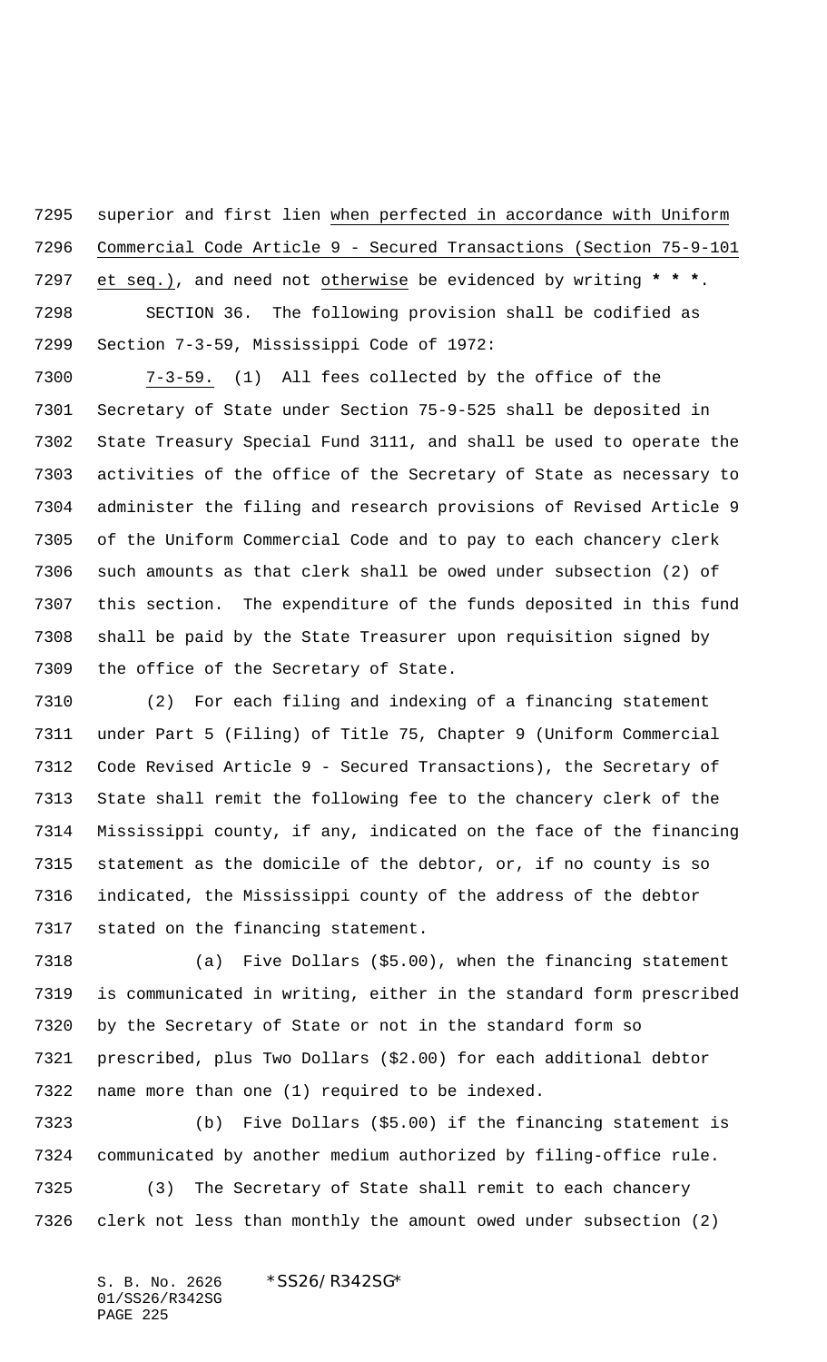superior and first lien when perfected in accordance with Uniform Commercial Code Article 9 - Secured Transactions (Section 75-9-101 et seq.), and need not otherwise be evidenced by writing * * *.

SECTION 36. The following provision shall be codified as Section 7-3-59, Mississippi Code of 1972:

7-3-59. (1) All fees collected by the office of the Secretary of State under Section 75-9-525 shall be deposited in State Treasury Special Fund 3111, and shall be used to operate the activities of the office of the Secretary of State as necessary to administer the filing and research provisions of Revised Article 9 of the Uniform Commercial Code and to pay to each chancery clerk such amounts as that clerk shall be owed under subsection (2) of this section. The expenditure of the funds deposited in this fund shall be paid by the State Treasurer upon requisition signed by the office of the Secretary of State.

(2) For each filing and indexing of a financing statement under Part 5 (Filing) of Title 75, Chapter 9 (Uniform Commercial Code Revised Article 9 - Secured Transactions), the Secretary of State shall remit the following fee to the chancery clerk of the Mississippi county, if any, indicated on the face of the financing statement as the domicile of the debtor, or, if no county is so indicated, the Mississippi county of the address of the debtor stated on the financing statement.

(a) Five Dollars ($5.00), when the financing statement is communicated in writing, either in the standard form prescribed by the Secretary of State or not in the standard form so prescribed, plus Two Dollars ($2.00) for each additional debtor name more than one (1) required to be indexed.

(b) Five Dollars ($5.00) if the financing statement is communicated by another medium authorized by filing-office rule.

(3) The Secretary of State shall remit to each chancery clerk not less than monthly the amount owed under subsection (2)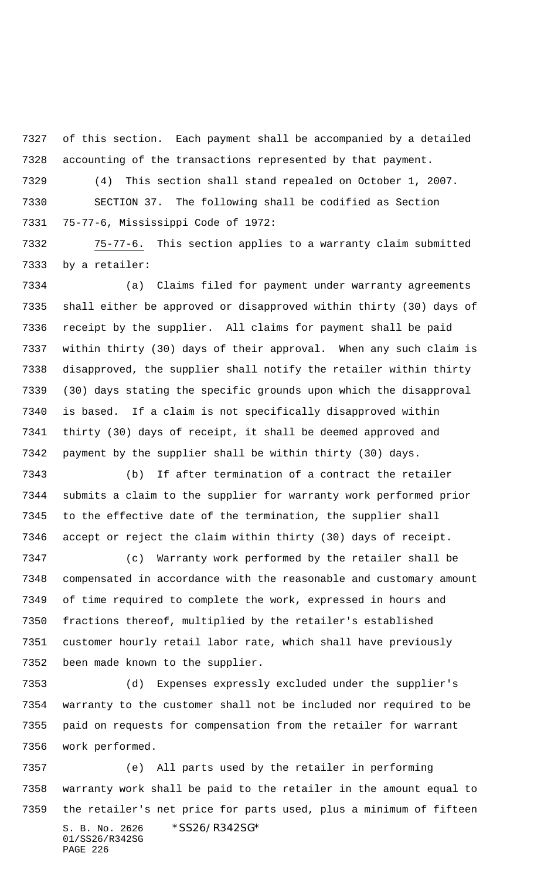of this section. Each payment shall be accompanied by a detailed accounting of the transactions represented by that payment.

(4) This section shall stand repealed on October 1, 2007.

SECTION 37. The following shall be codified as Section 75-77-6, Mississippi Code of 1972:

75-77-6. This section applies to a warranty claim submitted by a retailer:

(a) Claims filed for payment under warranty agreements shall either be approved or disapproved within thirty (30) days of receipt by the supplier. All claims for payment shall be paid within thirty (30) days of their approval. When any such claim is disapproved, the supplier shall notify the retailer within thirty (30) days stating the specific grounds upon which the disapproval is based. If a claim is not specifically disapproved within thirty (30) days of receipt, it shall be deemed approved and payment by the supplier shall be within thirty (30) days.

(b) If after termination of a contract the retailer submits a claim to the supplier for warranty work performed prior to the effective date of the termination, the supplier shall accept or reject the claim within thirty (30) days of receipt.

(c) Warranty work performed by the retailer shall be compensated in accordance with the reasonable and customary amount of time required to complete the work, expressed in hours and fractions thereof, multiplied by the retailer's established customer hourly retail labor rate, which shall have previously been made known to the supplier.

(d) Expenses expressly excluded under the supplier's warranty to the customer shall not be included nor required to be paid on requests for compensation from the retailer for warrant work performed.

(e) All parts used by the retailer in performing warranty work shall be paid to the retailer in the amount equal to the retailer's net price for parts used, plus a minimum of fifteen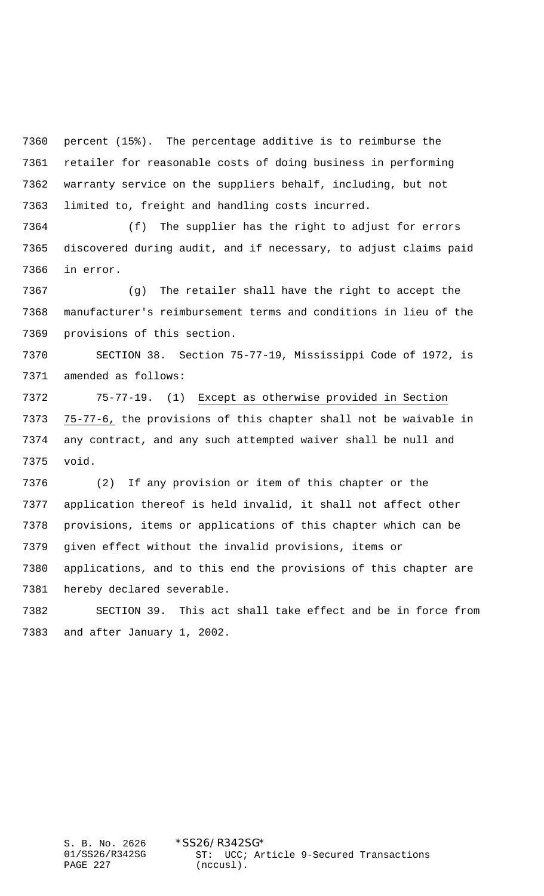percent (15%). The percentage additive is to reimburse the retailer for reasonable costs of doing business in performing warranty service on the suppliers behalf, including, but not limited to, freight and handling costs incurred.

(f) The supplier has the right to adjust for errors discovered during audit, and if necessary, to adjust claims paid in error.

(g) The retailer shall have the right to accept the manufacturer's reimbursement terms and conditions in lieu of the provisions of this section.

SECTION 38. Section 75-77-19, Mississippi Code of 1972, is amended as follows:

75-77-19. (1) Except as otherwise provided in Section 75-77-6, the provisions of this chapter shall not be waivable in any contract, and any such attempted waiver shall be null and void.

(2) If any provision or item of this chapter or the application thereof is held invalid, it shall not affect other provisions, items or applications of this chapter which can be given effect without the invalid provisions, items or applications, and to this end the provisions of this chapter are hereby declared severable.

SECTION 39. This act shall take effect and be in force from and after January 1, 2002.